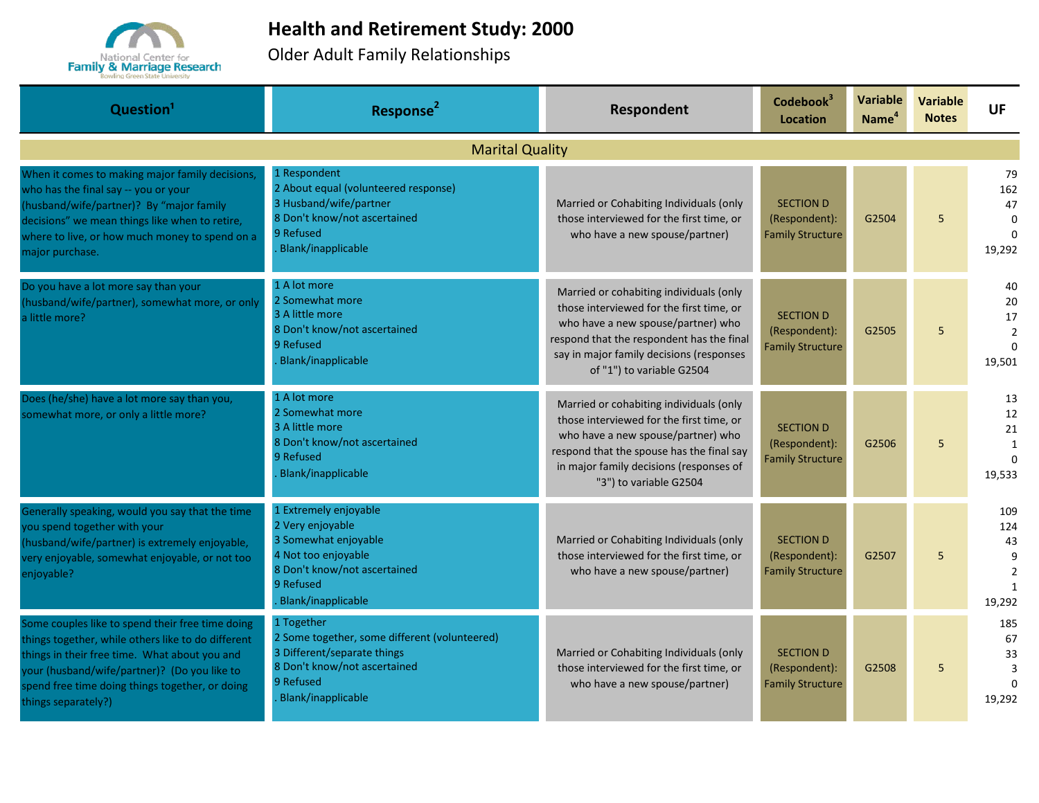# Health and Retirement Study: 2000

## Older Adult Family Relationships

| Question[1] | Response[2] | Respondent | Codebook[3] Location | Variable Name[4] | Variable Notes | UF |
|---|---|---|---|---|---|---|
| **Marital Quality** | | | | | | |
| When it comes to making major family decisions, who has the final say -- you or your (husband/wife/partner)? By "major family decisions" we mean things like when to retire, where to live, or how much money to spend on a major purchase. | 1 Respondent<br>2 About equal (volunteered response)<br>3 Husband/wife/partner<br>8 Don't know/not ascertained<br>9 Refused<br>. Blank/inapplicable | Married or Cohabiting Individuals (only those interviewed for the first time, or who have a new spouse/partner) | SECTION D (Respondent): Family Structure | G2504 | 5 | 79<br>162<br>47<br>0<br>0<br>19,292 |
| Do you have a lot more say than your (husband/wife/partner), somewhat more, or only a little more? | 1 A lot more<br>2 Somewhat more<br>3 A little more<br>8 Don't know/not ascertained<br>9 Refused<br>. Blank/inapplicable | Married or cohabiting individuals (only those interviewed for the first time, or who have a new spouse/partner) who respond that the respondent has the final say in major family decisions (responses of "1") to variable G2504 | SECTION D (Respondent): Family Structure | G2505 | 5 | 40<br>20<br>17<br>2<br>0<br>19,501 |
| Does (he/she) have a lot more say than you, somewhat more, or only a little more? | 1 A lot more<br>2 Somewhat more<br>3 A little more<br>8 Don't know/not ascertained<br>9 Refused<br>. Blank/inapplicable | Married or cohabiting individuals (only those interviewed for the first time, or who have a new spouse/partner) who respond that the spouse has the final say in major family decisions (responses of "3") to variable G2504 | SECTION D (Respondent): Family Structure | G2506 | 5 | 13<br>12<br>21<br>1<br>0<br>19,533 |
| Generally speaking, would you say that the time you spend together with your (husband/wife/partner) is extremely enjoyable, very enjoyable, somewhat enjoyable, or not too enjoyable? | 1 Extremely enjoyable<br>2 Very enjoyable<br>3 Somewhat enjoyable<br>4 Not too enjoyable<br>8 Don't know/not ascertained<br>9 Refused<br>. Blank/inapplicable | Married or Cohabiting Individuals (only those interviewed for the first time, or who have a new spouse/partner) | SECTION D (Respondent): Family Structure | G2507 | 5 | 109<br>124<br>43<br>9<br>2<br>1<br>19,292 |
| Some couples like to spend their free time doing things together, while others like to do different things in their free time. What about you and your (husband/wife/partner)? (Do you like to spend free time doing things together, or doing things separately?) | 1 Together<br>2 Some together, some different (volunteered)<br>3 Different/separate things<br>8 Don't know/not ascertained<br>9 Refused<br>. Blank/inapplicable | Married or Cohabiting Individuals (only those interviewed for the first time, or who have a new spouse/partner) | SECTION D (Respondent): Family Structure | G2508 | 5 | 185<br>67<br>33<br>3<br>0<br>19,292 |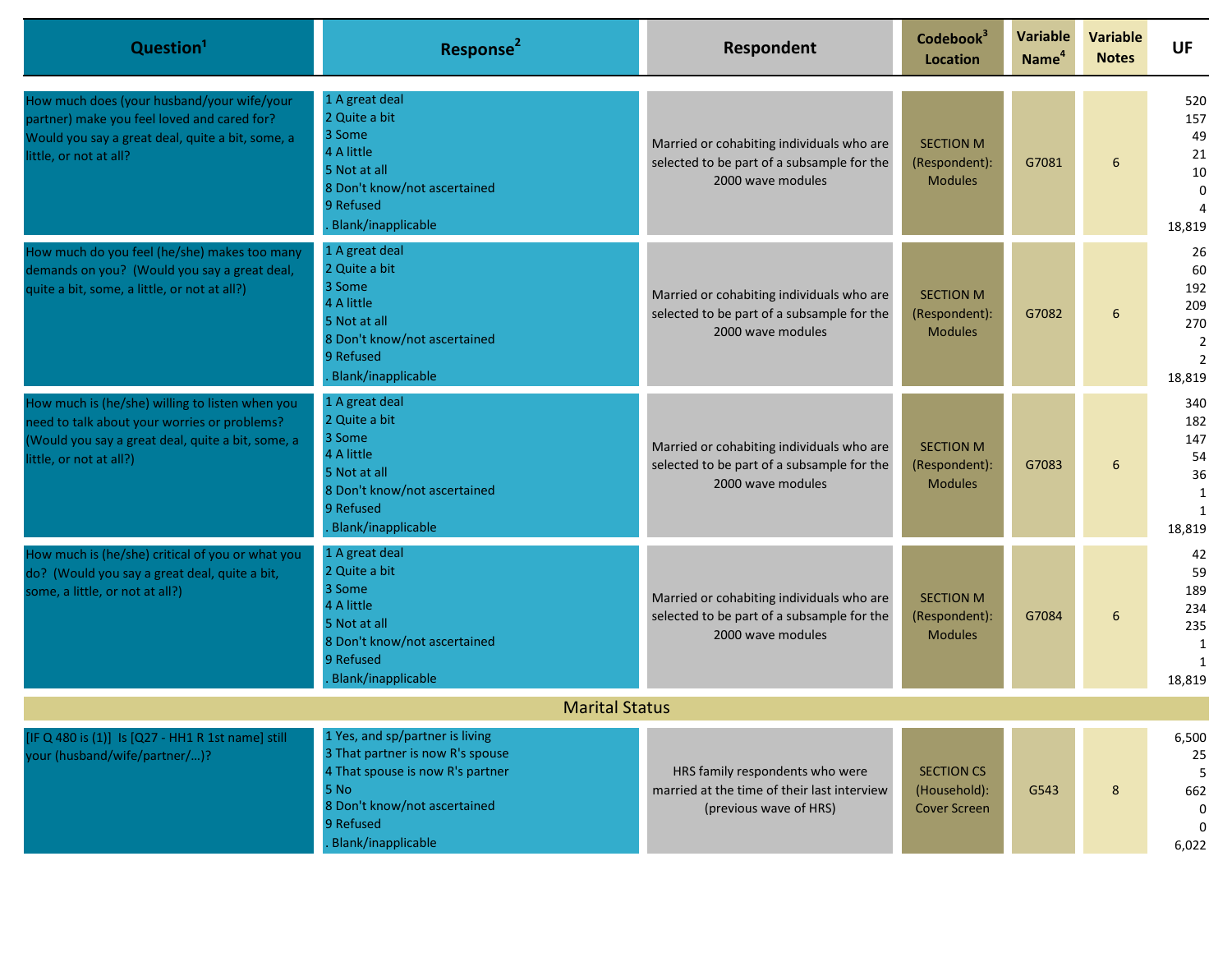| Question[1] | Response[2] | Respondent | Codebook[3] Location | Variable Name[4] | Variable Notes | UF |
|---|---|---|---|---|---|---|
| How much does (your husband/your wife/your partner) make you feel loved and cared for? Would you say a great deal, quite a bit, some, a little, or not at all? | 1 A great deal<br>2 Quite a bit<br>3 Some<br>4 A little<br>5 Not at all<br>8 Don't know/not ascertained<br>9 Refused<br>. Blank/inapplicable | Married or cohabiting individuals who are selected to be part of a subsample for the 2000 wave modules | SECTION M (Respondent): Modules | G7081 | 6 | 520<br>157<br>49<br>21<br>10<br>0<br>4<br>18,819 |
| How much do you feel (he/she) makes too many demands on you? (Would you say a great deal, quite a bit, some, a little, or not at all?) | 1 A great deal<br>2 Quite a bit<br>3 Some<br>4 A little<br>5 Not at all<br>8 Don't know/not ascertained<br>9 Refused<br>. Blank/inapplicable | Married or cohabiting individuals who are selected to be part of a subsample for the 2000 wave modules | SECTION M (Respondent): Modules | G7082 | 6 | 26<br>60<br>192<br>209<br>270<br>2<br>2<br>18,819 |
| How much is (he/she) willing to listen when you need to talk about your worries or problems? (Would you say a great deal, quite a bit, some, a little, or not at all?) | 1 A great deal<br>2 Quite a bit<br>3 Some<br>4 A little<br>5 Not at all<br>8 Don't know/not ascertained<br>9 Refused<br>. Blank/inapplicable | Married or cohabiting individuals who are selected to be part of a subsample for the 2000 wave modules | SECTION M (Respondent): Modules | G7083 | 6 | 340<br>182<br>147<br>54<br>36<br>1<br>1<br>18,819 |
| How much is (he/she) critical of you or what you do? (Would you say a great deal, quite a bit, some, a little, or not at all?) | 1 A great deal<br>2 Quite a bit<br>3 Some<br>4 A little<br>5 Not at all<br>8 Don't know/not ascertained<br>9 Refused<br>. Blank/inapplicable | Married or cohabiting individuals who are selected to be part of a subsample for the 2000 wave modules | SECTION M (Respondent): Modules | G7084 | 6 | 42<br>59<br>189<br>234<br>235<br>1<br>1<br>18,819 |
| **Marital Status** | | | | | | |
| [IF Q 480 is (1)] Is [Q27 - HH1 R 1st name] still your (husband/wife/partner/...)? | 1 Yes, and sp/partner is living<br>3 That partner is now R's spouse<br>4 That spouse is now R's partner<br>5 No<br>8 Don't know/not ascertained<br>9 Refused<br>. Blank/inapplicable | HRS family respondents who were married at the time of their last interview (previous wave of HRS) | SECTION CS (Household): Cover Screen | G543 | 8 | 6,500<br>25<br>5<br>662<br>0<br>0<br>6,022 |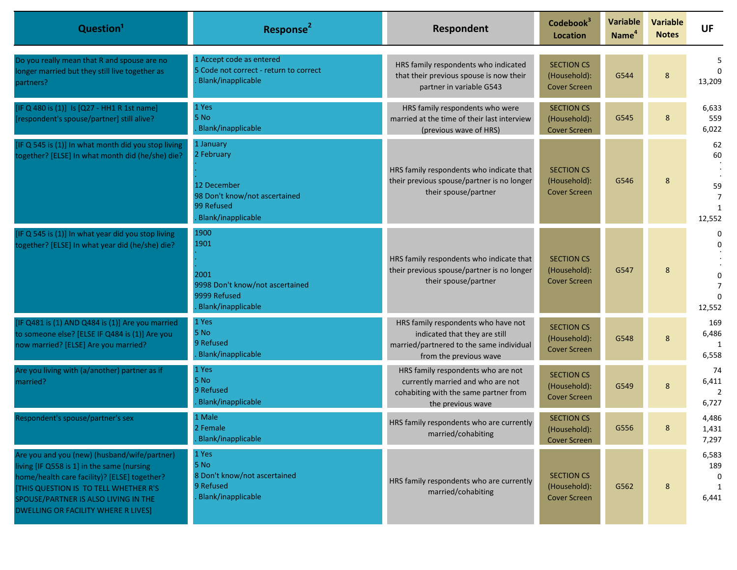| Question[1] | Response[2] | Respondent | Codebook[3] Location | Variable Name[4] | Variable Notes | UF |
|---|---|---|---|---|---|---|
| Do you really mean that R and spouse are no longer married but they still live together as partners? | 1 Accept code as entered<br>5 Code not correct - return to correct<br>. Blank/inapplicable | HRS family respondents who indicated that their previous spouse is now their partner in variable G543 | SECTION CS (Household): Cover Screen | G544 | 8 | 5<br>0<br>13,209 |
| [IF Q 480 is (1)] Is [Q27 - HH1 R 1st name] [respondent's spouse/partner] still alive? | 1 Yes<br>5 No<br>. Blank/inapplicable | HRS family respondents who were married at the time of their last interview (previous wave of HRS) | SECTION CS (Household): Cover Screen | G545 | 8 | 6,633<br>559<br>6,022 |
| [IF Q 545 is (1)] In what month did you stop living together? [ELSE] In what month did (he/she) die? | 1 January<br>2 February<br>.<br>.<br>12 December<br>98 Don't know/not ascertained<br>99 Refused<br>. Blank/inapplicable | HRS family respondents who indicate that their previous spouse/partner is no longer their spouse/partner | SECTION CS (Household): Cover Screen | G546 | 8 | 62<br>60<br>.<br>.<br>59<br>7<br>1<br>12,552 |
| [IF Q 545 is (1)] In what year did you stop living together? [ELSE] In what year did (he/she) die? | 1900<br>1901<br>.<br>.<br>2001<br>9998 Don't know/not ascertained<br>9999 Refused<br>. Blank/inapplicable | HRS family respondents who indicate that their previous spouse/partner is no longer their spouse/partner | SECTION CS (Household): Cover Screen | G547 | 8 | 0<br>0<br>.<br>.<br>0<br>7<br>0<br>12,552 |
| [IF Q481 is (1) AND Q484 is (1)] Are you married to someone else? [ELSE IF Q484 is (1)] Are you now married? [ELSE] Are you married? | 1 Yes<br>5 No<br>9 Refused<br>. Blank/inapplicable | HRS family respondents who have not indicated that they are still married/partnered to the same individual from the previous wave | SECTION CS (Household): Cover Screen | G548 | 8 | 169<br>6,486<br>1<br>6,558 |
| Are you living with (a/another) partner as if married? | 1 Yes<br>5 No<br>9 Refused<br>. Blank/inapplicable | HRS family respondents who are not currently married and who are not cohabiting with the same partner from the previous wave | SECTION CS (Household): Cover Screen | G549 | 8 | 74<br>6,411<br>2<br>6,727 |
| Respondent's spouse/partner's sex | 1 Male<br>2 Female<br>. Blank/inapplicable | HRS family respondents who are currently married/cohabiting | SECTION CS (Household): Cover Screen | G556 | 8 | 4,486<br>1,431<br>7,297 |
| Are you and you (new) (husband/wife/partner) living [IF Q558 is 1] in the same (nursing home/health care facility)? [ELSE] together? [THIS QUESTION IS TO TELL WHETHER R'S SPOUSE/PARTNER IS ALSO LIVING IN THE DWELLING OR FACILITY WHERE R LIVES] | 1 Yes<br>5 No<br>8 Don't know/not ascertained<br>9 Refused<br>. Blank/inapplicable | HRS family respondents who are currently married/cohabiting | SECTION CS (Household): Cover Screen | G562 | 8 | 6,583<br>189<br>0<br>1<br>6,441 |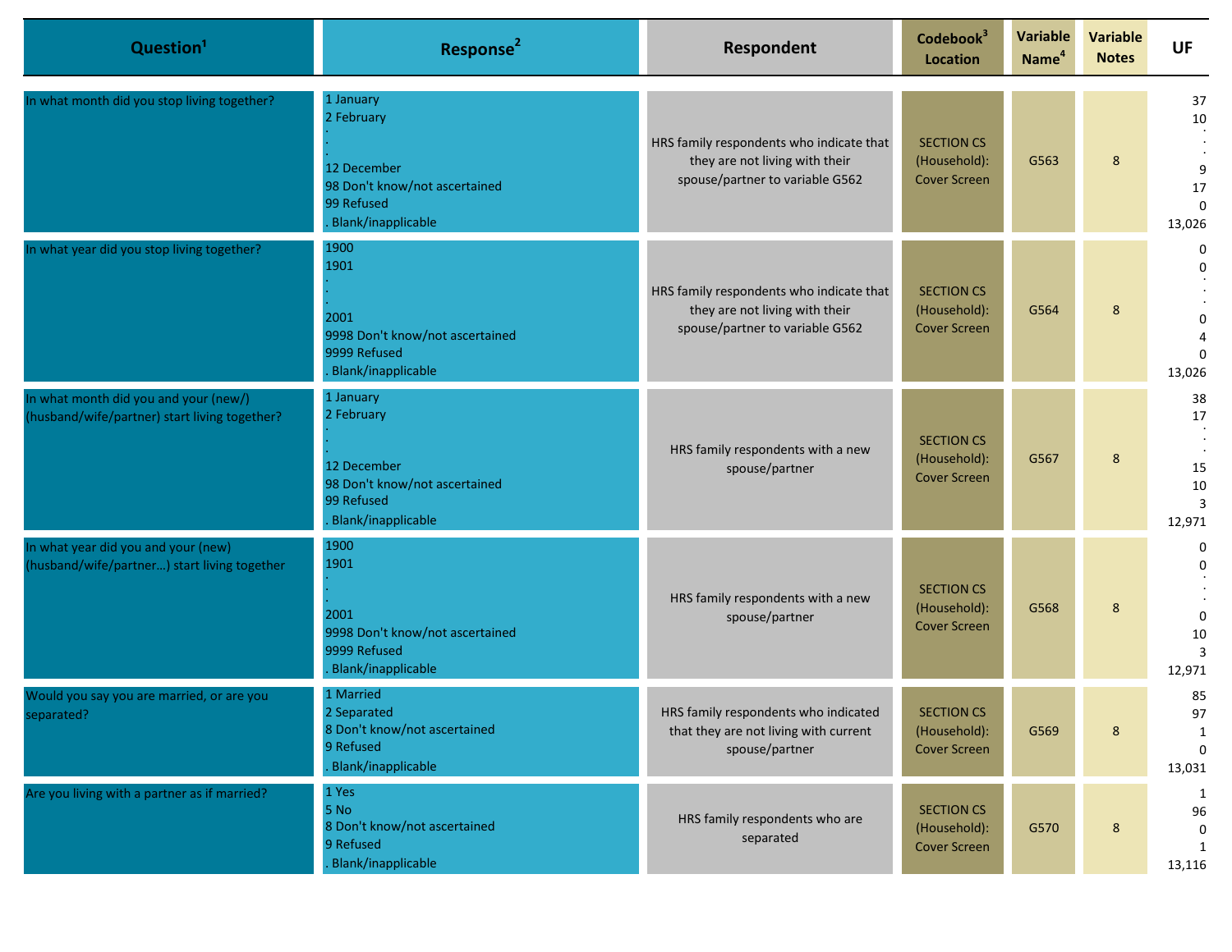| Question[1] | Response[2] | Respondent | Codebook[3] Location | Variable Name[4] | Variable Notes | UF |
|---|---|---|---|---|---|---|
| In what month did you stop living together? | 1 January<br>2 February<br>.<br>.<br>12 December<br>98 Don't know/not ascertained<br>99 Refused<br>. Blank/inapplicable | HRS family respondents who indicate that they are not living with their spouse/partner to variable G562 | SECTION CS (Household): Cover Screen | G563 | 8 | 37<br>10<br>.<br>.<br>9<br>17<br>0<br>13,026 |
| In what year did you stop living together? | 1900<br>1901<br>.<br>.<br>2001<br>9998 Don't know/not ascertained<br>9999 Refused<br>. Blank/inapplicable | HRS family respondents who indicate that they are not living with their spouse/partner to variable G562 | SECTION CS (Household): Cover Screen | G564 | 8 | 0<br>0<br>.<br>.<br>0<br>4<br>0<br>13,026 |
| In what month did you and your (new/) (husband/wife/partner) start living together? | 1 January<br>2 February<br>.<br>.<br>12 December<br>98 Don't know/not ascertained<br>99 Refused<br>. Blank/inapplicable | HRS family respondents with a new spouse/partner | SECTION CS (Household): Cover Screen | G567 | 8 | 38<br>17<br>.<br>.<br>15<br>10<br>3<br>12,971 |
| In what year did you and your (new) (husband/wife/partner...) start living together | 1900<br>1901<br>.<br>.<br>2001<br>9998 Don't know/not ascertained<br>9999 Refused<br>. Blank/inapplicable | HRS family respondents with a new spouse/partner | SECTION CS (Household): Cover Screen | G568 | 8 | 0<br>0<br>.<br>.<br>0<br>10<br>3<br>12,971 |
| Would you say you are married, or are you separated? | 1 Married<br>2 Separated<br>8 Don't know/not ascertained<br>9 Refused<br>. Blank/inapplicable | HRS family respondents who indicated that they are not living with current spouse/partner | SECTION CS (Household): Cover Screen | G569 | 8 | 85<br>97<br>1<br>0<br>13,031 |
| Are you living with a partner as if married? | 1 Yes<br>5 No<br>8 Don't know/not ascertained<br>9 Refused<br>. Blank/inapplicable | HRS family respondents who are separated | SECTION CS (Household): Cover Screen | G570 | 8 | 1<br>96<br>0<br>1<br>13,116 |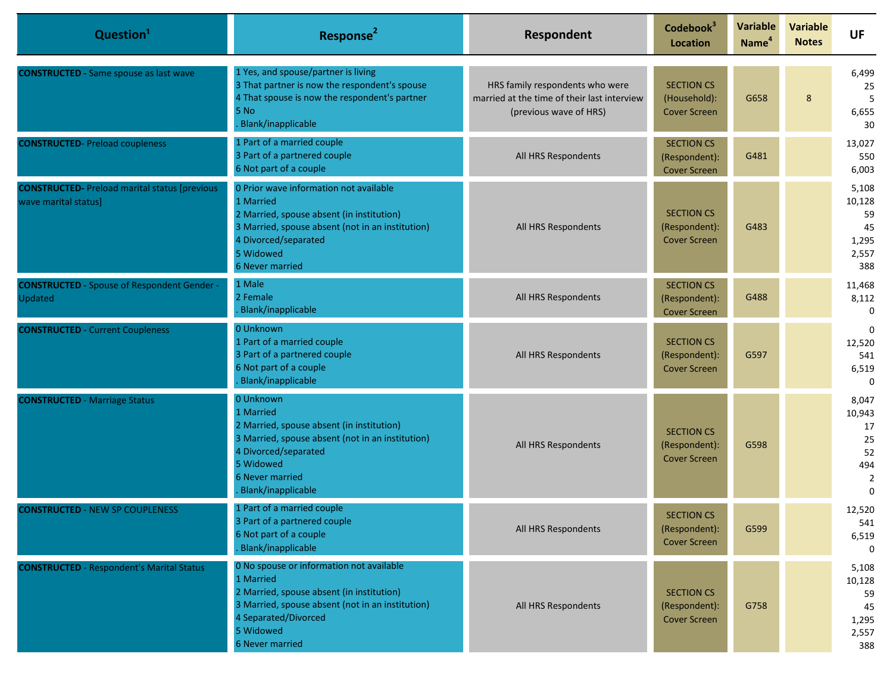| Question[1] | Response[2] | Respondent | Codebook[3] Location | Variable Name[4] | Variable Notes | UF |
|---|---|---|---|---|---|---|
| **CONSTRUCTED -** Same spouse as last wave | 1 Yes, and spouse/partner is living<br>3 That partner is now the respondent's spouse<br>4 That spouse is now the respondent's partner<br>5 No<br>. Blank/inapplicable | HRS family respondents who were married at the time of their last interview (previous wave of HRS) | SECTION CS (Household): Cover Screen | G658 | 8 | 6,499<br>25<br>5<br>6,655<br>30 |
| **CONSTRUCTED**- Preload coupleness | 1 Part of a married couple<br>3 Part of a partnered couple<br>6 Not part of a couple | All HRS Respondents | SECTION CS (Respondent): Cover Screen | G481 | | 13,027<br>550<br>6,003 |
| **CONSTRUCTED**- Preload marital status [previous wave marital status] | 0 Prior wave information not available<br>1 Married<br>2 Married, spouse absent (in institution)<br>3 Married, spouse absent (not in an institution)<br>4 Divorced/separated<br>5 Widowed<br>6 Never married | All HRS Respondents | SECTION CS (Respondent): Cover Screen | G483 | | 5,108<br>10,128<br>59<br>45<br>1,295<br>2,557<br>388 |
| **CONSTRUCTED** - Spouse of Respondent Gender - Updated | 1 Male<br>2 Female<br>. Blank/inapplicable | All HRS Respondents | SECTION CS (Respondent): Cover Screen | G488 | | 11,468<br>8,112<br>0 |
| **CONSTRUCTED** - Current Coupleness | 0 Unknown<br>1 Part of a married couple<br>3 Part of a partnered couple<br>6 Not part of a couple<br>. Blank/inapplicable | All HRS Respondents | SECTION CS (Respondent): Cover Screen | G597 | | 0<br>12,520<br>541<br>6,519<br>0 |
| **CONSTRUCTED** - Marriage Status | 0 Unknown<br>1 Married<br>2 Married, spouse absent (in institution)<br>3 Married, spouse absent (not in an institution)<br>4 Divorced/separated<br>5 Widowed<br>6 Never married<br>. Blank/inapplicable | All HRS Respondents | SECTION CS (Respondent): Cover Screen | G598 | | 8,047<br>10,943<br>17<br>25<br>52<br>494<br>2<br>0 |
| **CONSTRUCTED** - NEW SP COUPLENESS | 1 Part of a married couple<br>3 Part of a partnered couple<br>6 Not part of a couple<br>. Blank/inapplicable | All HRS Respondents | SECTION CS (Respondent): Cover Screen | G599 | | 12,520<br>541<br>6,519<br>0 |
| **CONSTRUCTED** - Respondent's Marital Status | 0 No spouse or information not available<br>1 Married<br>2 Married, spouse absent (in institution)<br>3 Married, spouse absent (not in an institution)<br>4 Separated/Divorced<br>5 Widowed<br>6 Never married | All HRS Respondents | SECTION CS (Respondent): Cover Screen | G758 | | 5,108<br>10,128<br>59<br>45<br>1,295<br>2,557<br>388 |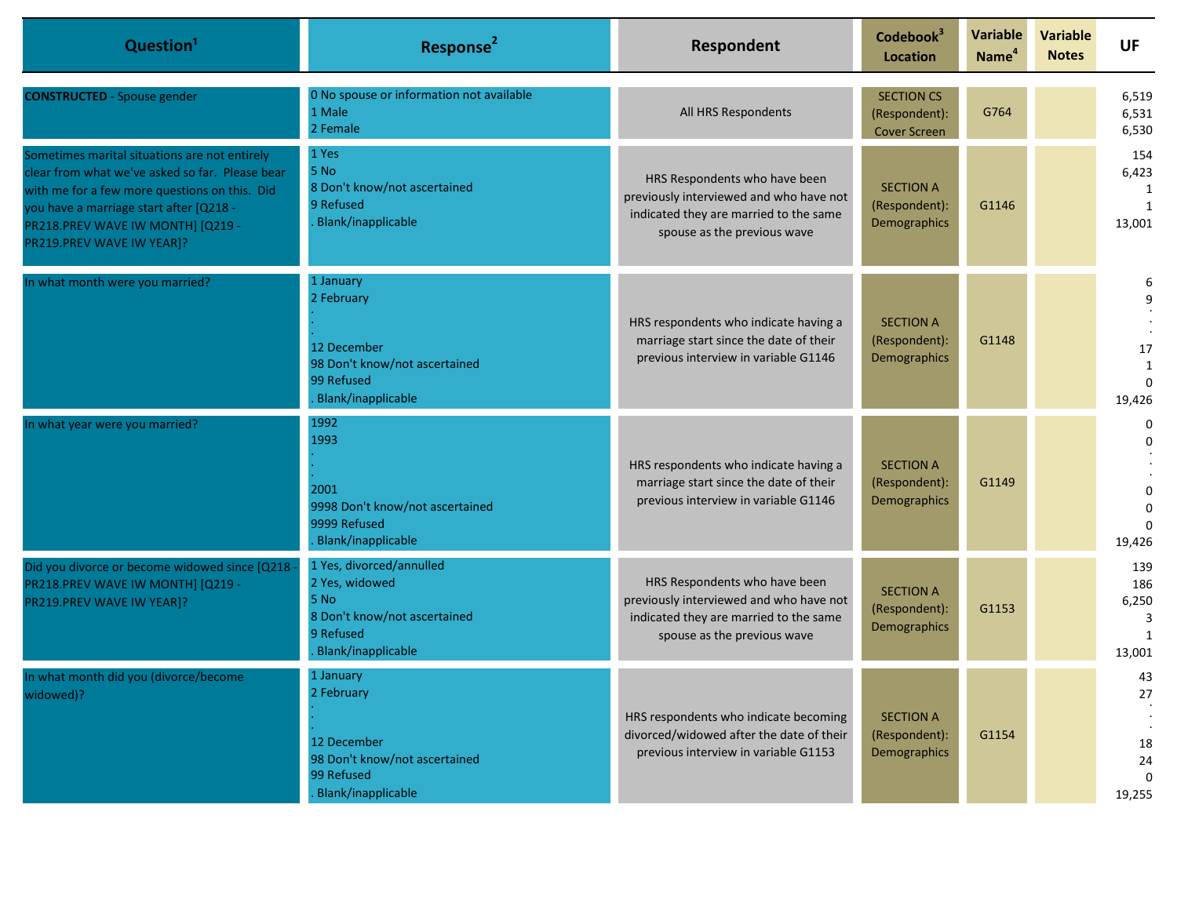| Question[1] | Response[2] | Respondent | Codebook[3] Location | Variable Name[4] | Variable Notes | UF |
|---|---|---|---|---|---|---|
| **CONSTRUCTED** - Spouse gender | 0 No spouse or information not available<br>1 Male<br>2 Female | All HRS Respondents | SECTION CS (Respondent): Cover Screen | G764 | | 6,519<br>6,531<br>6,530 |
| Sometimes marital situations are not entirely clear from what we've asked so far. Please bear with me for a few more questions on this. Did you have a marriage start after [Q218 - PR218.PREV WAVE IW MONTH] [Q219 - PR219.PREV WAVE IW YEAR]? | 1 Yes<br>5 No<br>8 Don't know/not ascertained<br>9 Refused<br>. Blank/inapplicable | HRS Respondents who have been previously interviewed and who have not indicated they are married to the same spouse as the previous wave | SECTION A (Respondent): Demographics | G1146 | | 154<br>6,423<br>1<br>1<br>13,001 |
| In what month were you married? | 1 January<br>2 February<br>.<br>.<br>12 December<br>98 Don't know/not ascertained<br>99 Refused<br>. Blank/inapplicable | HRS respondents who indicate having a marriage start since the date of their previous interview in variable G1146 | SECTION A (Respondent): Demographics | G1148 | | 6<br>9<br>.<br>.<br>17<br>1<br>0<br>19,426 |
| In what year were you married? | 1992<br>1993<br>.<br>.<br>2001<br>9998 Don't know/not ascertained<br>9999 Refused<br>. Blank/inapplicable | HRS respondents who indicate having a marriage start since the date of their previous interview in variable G1146 | SECTION A (Respondent): Demographics | G1149 | | 0<br>0<br>.<br>.<br>0<br>0<br>0<br>19,426 |
| Did you divorce or become widowed since [Q218 - PR218.PREV WAVE IW MONTH] [Q219 - PR219.PREV WAVE IW YEAR]? | 1 Yes, divorced/annulled<br>2 Yes, widowed<br>5 No<br>8 Don't know/not ascertained<br>9 Refused<br>. Blank/inapplicable | HRS Respondents who have been previously interviewed and who have not indicated they are married to the same spouse as the previous wave | SECTION A (Respondent): Demographics | G1153 | | 139<br>186<br>6,250<br>3<br>1<br>13,001 |
| In what month did you (divorce/become widowed)? | 1 January<br>2 February<br>.<br>.<br>12 December<br>98 Don't know/not ascertained<br>99 Refused<br>. Blank/inapplicable | HRS respondents who indicate becoming divorced/widowed after the date of their previous interview in variable G1153 | SECTION A (Respondent): Demographics | G1154 | | 43<br>27<br>.<br>.<br>18<br>24<br>0<br>19,255 |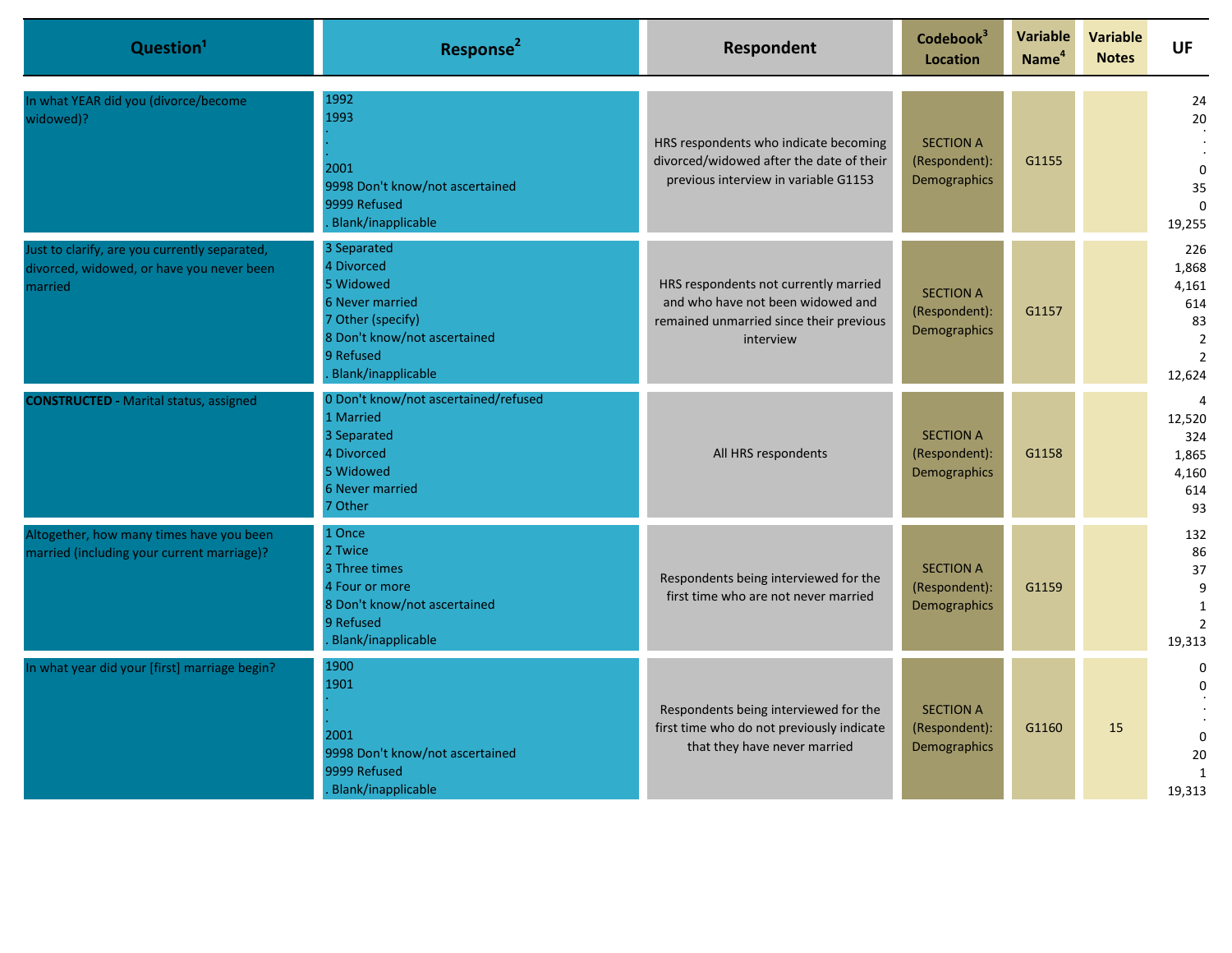| Question[1] | Response[2] | Respondent | Codebook[3] Location | Variable Name[4] | Variable Notes | UF |
|---|---|---|---|---|---|---|
| In what YEAR did you (divorce/become widowed)? | 1992<br>1993<br>.<br>.<br>2001<br>9998 Don't know/not ascertained<br>9999 Refused<br>. Blank/inapplicable | HRS respondents who indicate becoming divorced/widowed after the date of their previous interview in variable G1153 | SECTION A (Respondent): Demographics | G1155 | | 24<br>20<br>.<br>.<br>0<br>35<br>0<br>19,255 |
| Just to clarify, are you currently separated, divorced, widowed, or have you never been married | 3 Separated<br>4 Divorced<br>5 Widowed<br>6 Never married<br>7 Other (specify)<br>8 Don't know/not ascertained<br>9 Refused<br>. Blank/inapplicable | HRS respondents not currently married and who have not been widowed and remained unmarried since their previous interview | SECTION A (Respondent): Demographics | G1157 | | 226<br>1,868<br>4,161<br>614<br>83<br>2<br>2<br>12,624 |
| **CONSTRUCTED** - Marital status, assigned | 0 Don't know/not ascertained/refused<br>1 Married<br>3 Separated<br>4 Divorced<br>5 Widowed<br>6 Never married<br>7 Other | All HRS respondents | SECTION A (Respondent): Demographics | G1158 | | 4<br>12,520<br>324<br>1,865<br>4,160<br>614<br>93 |
| Altogether, how many times have you been married (including your current marriage)? | 1 Once<br>2 Twice<br>3 Three times<br>4 Four or more<br>8 Don't know/not ascertained<br>9 Refused<br>. Blank/inapplicable | Respondents being interviewed for the first time who are not never married | SECTION A (Respondent): Demographics | G1159 | | 132<br>86<br>37<br>9<br>1<br>2<br>19,313 |
| In what year did your [first] marriage begin? | 1900<br>1901<br>.<br>.<br>2001<br>9998 Don't know/not ascertained<br>9999 Refused<br>. Blank/inapplicable | Respondents being interviewed for the first time who do not previously indicate that they have never married | SECTION A (Respondent): Demographics | G1160 | 15 | 0<br>0<br>.<br>.<br>0<br>20<br>1<br>19,313 |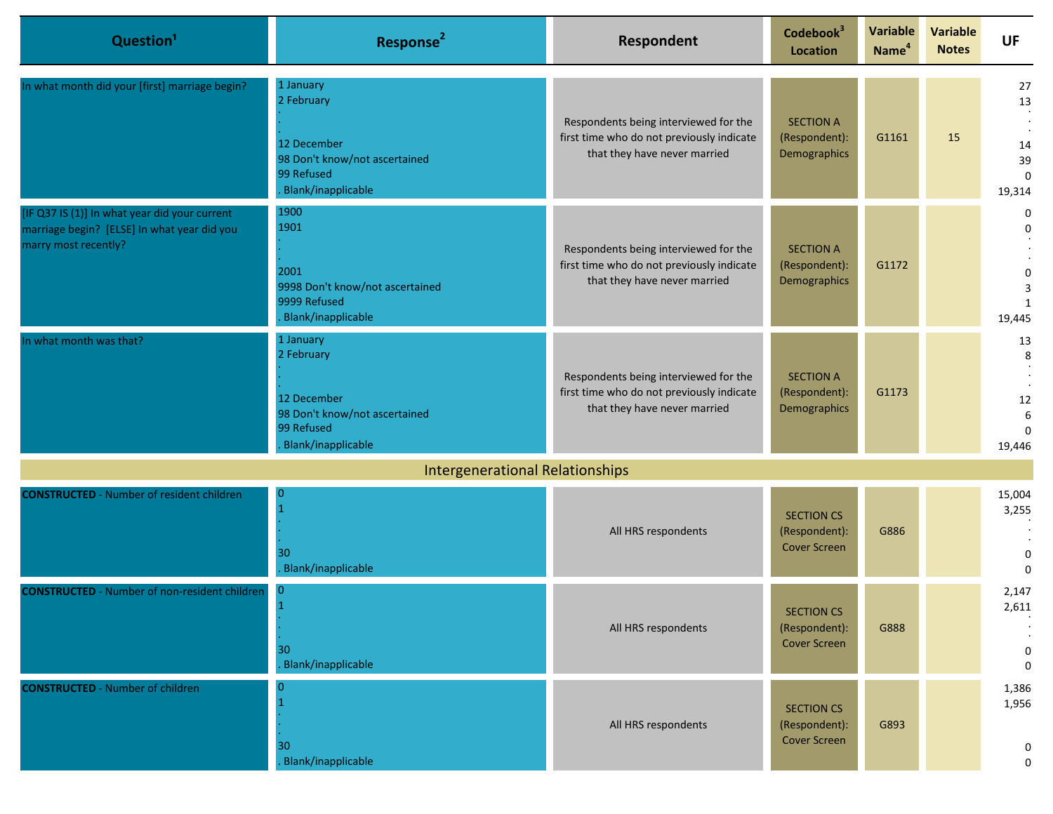| Question[1] | Response[2] | Respondent | Codebook[3] Location | Variable Name[4] | Variable Notes | UF |
|---|---|---|---|---|---|---|
| In what month did your [first] marriage begin? | 1 January<br>2 February<br>.<br>.<br>12 December<br>98 Don't know/not ascertained<br>99 Refused<br>. Blank/inapplicable | Respondents being interviewed for the first time who do not previously indicate that they have never married | SECTION A (Respondent): Demographics | G1161 | 15 | 27<br>13<br>.<br>.<br>14<br>39<br>0<br>19,314 |
| [IF Q37 IS (1)] In what year did your current marriage begin? [ELSE] In what year did you marry most recently? | 1900<br>1901<br>.<br>.<br>2001<br>9998 Don't know/not ascertained<br>9999 Refused<br>. Blank/inapplicable | Respondents being interviewed for the first time who do not previously indicate that they have never married | SECTION A (Respondent): Demographics | G1172 | | 0<br>0<br>.<br>.<br>0<br>3<br>1<br>19,445 |
| In what month was that? | 1 January<br>2 February<br>.<br>.<br>12 December<br>98 Don't know/not ascertained<br>99 Refused<br>. Blank/inapplicable | Respondents being interviewed for the first time who do not previously indicate that they have never married | SECTION A (Respondent): Demographics | G1173 | | 13<br>8<br>.<br>.<br>12<br>6<br>0<br>19,446 |
| **Intergenerational Relationships** | | | | | | |
| **CONSTRUCTED** - Number of resident children | 0<br>1<br>.<br>.<br>30<br>. Blank/inapplicable | All HRS respondents | SECTION CS (Respondent): Cover Screen | G886 | | 15,004<br>3,255<br>.<br>.<br>0<br>0 |
| **CONSTRUCTED** - Number of non-resident children | 0<br>1<br>.<br>.<br>30<br>. Blank/inapplicable | All HRS respondents | SECTION CS (Respondent): Cover Screen | G888 | | 2,147<br>2,611<br>.<br>.<br>0<br>0 |
| **CONSTRUCTED** - Number of children | 0<br>1<br>.<br>.<br>30<br>. Blank/inapplicable | All HRS respondents | SECTION CS (Respondent): Cover Screen | G893 | | 1,386<br>1,956<br><br><br>0<br>0 |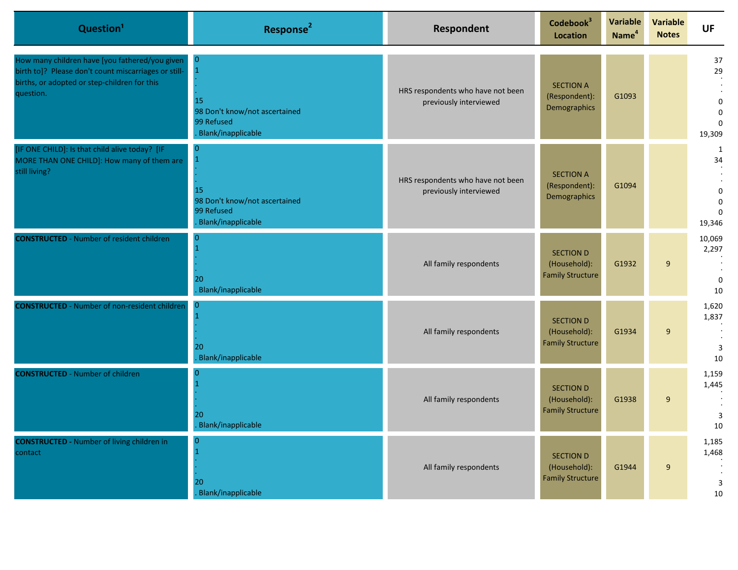| Question[1] | Response[2] | Respondent | Codebook[3] Location | Variable Name[4] | Variable Notes | UF |
|---|---|---|---|---|---|---|
| How many children have [you fathered/you given birth to]? Please don't count miscarriages or still-births, or adopted or step-children for this question. | 0<br>1<br>.<br>.<br>15<br>98 Don't know/not ascertained<br>99 Refused<br>. Blank/inapplicable | HRS respondents who have not been previously interviewed | SECTION A (Respondent): Demographics | G1093 | | 37<br>29<br>.<br>.<br>0<br>0<br>0<br>19,309 |
| [IF ONE CHILD]: Is that child alive today? [IF MORE THAN ONE CHILD]: How many of them are still living? | 0<br>1<br>.<br>.<br>15<br>98 Don't know/not ascertained<br>99 Refused<br>. Blank/inapplicable | HRS respondents who have not been previously interviewed | SECTION A (Respondent): Demographics | G1094 | | 1<br>34<br>.<br>.<br>0<br>0<br>0<br>19,346 |
| **CONSTRUCTED** - Number of resident children | 0<br>1<br>.<br>.<br>20<br>. Blank/inapplicable | All family respondents | SECTION D (Household): Family Structure | G1932 | 9 | 10,069<br>2,297<br>.<br>.<br>0<br>10 |
| **CONSTRUCTED** - Number of non-resident children | 0<br>1<br>.<br>.<br>20<br>. Blank/inapplicable | All family respondents | SECTION D (Household): Family Structure | G1934 | 9 | 1,620<br>1,837<br>.<br>.<br>3<br>10 |
| **CONSTRUCTED** - Number of children | 0<br>1<br>.<br>.<br>20<br>. Blank/inapplicable | All family respondents | SECTION D (Household): Family Structure | G1938 | 9 | 1,159<br>1,445<br>.<br>.<br>3<br>10 |
| **CONSTRUCTED** - Number of living children in contact | 0<br>1<br>.<br>.<br>20<br>. Blank/inapplicable | All family respondents | SECTION D (Household): Family Structure | G1944 | 9 | 1,185<br>1,468<br>.<br>.<br>3<br>10 |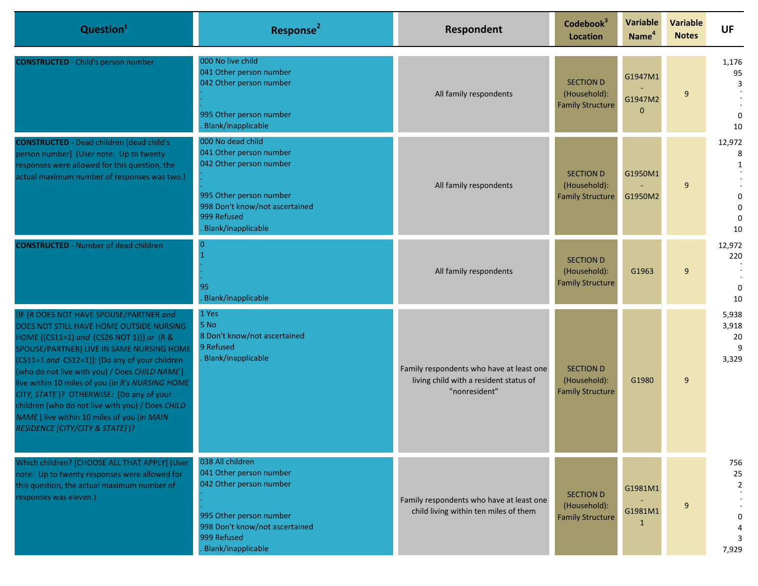| Question[1] | Response[2] | Respondent | Codebook[3] Location | Variable Name[4] | Variable Notes | UF |
|---|---|---|---|---|---|---|
| **CONSTRUCTED** - Child's person number | 000 No live child<br>041 Other person number<br>042 Other person number<br>.<br>.<br>995 Other person number<br>. Blank/inapplicable | All family respondents | SECTION D (Household): Family Structure | G1947M1 - G1947M20 | 9 | 1,176<br>95<br>3<br>.<br>.<br>0<br>10 |
| **CONSTRUCTED** - Dead children [dead child's person number] (User note: Up to twenty responses were allowed for this question, the actual maximum number of responses was two.) | 000 No dead child<br>041 Other person number<br>042 Other person number<br>.<br>.<br>995 Other person number<br>998 Don't know/not ascertained<br>999 Refused<br>. Blank/inapplicable | All family respondents | SECTION D (Household): Family Structure | G1950M1 - G1950M2 | 9 | 12,972<br>8<br>1<br>.<br>.<br>0<br>0<br>0<br>10 |
| **CONSTRUCTED** - Number of dead children | 0<br>1<br>.<br>.<br>95<br>. Blank/inapplicable | All family respondents | SECTION D (Household): Family Structure | G1963 | 9 | 12,972<br>220<br>.<br>.<br>0<br>10 |
| [IF {R DOES NOT HAVE SPOUSE/PARTNER *and* DOES NOT STILL HAVE HOME OUTSIDE NURSING HOME {(CS11=1) *and* (CS26 NOT 1)}} *or* {R & SPOUSE/PARTNER} LIVE IN SAME NURSING HOME (CS11=1 *and* CS12=1)}]: [Do any of your children (who do not live with you) / Does *CHILD NAME* ] live within 10 miles of you (in *R's NURSING HOME CITY, STATE* )? OTHERWISE: [Do any of your children (who do not live with you) / Does *CHILD NAME* ] live within 10 miles of you (in *MAIN RESIDENCE [CITY/CITY & STATE]* )? | 1 Yes<br>5 No<br>8 Don't know/not ascertained<br>9 Refused<br>. Blank/inapplicable | Family respondents who have at least one living child with a resident status of "nonresident" | SECTION D (Household): Family Structure | G1980 | 9 | 5,938<br>3,918<br>20<br>9<br>3,329 |
| Which children? [CHOOSE ALL THAT APPLY] (User note: Up to twenty responses were allowed for this question, the actual maximum number of responses was eleven.) | 038 All children<br>041 Other person number<br>042 Other person number<br>.<br>.<br>995 Other person number<br>998 Don't know/not ascertained<br>999 Refused<br>. Blank/inapplicable | Family respondents who have at least one child living within ten miles of them | SECTION D (Household): Family Structure | G1981M1 - G1981M11 | 9 | 756<br>25<br>2<br>.<br>.<br>0<br>4<br>3<br>7,929 |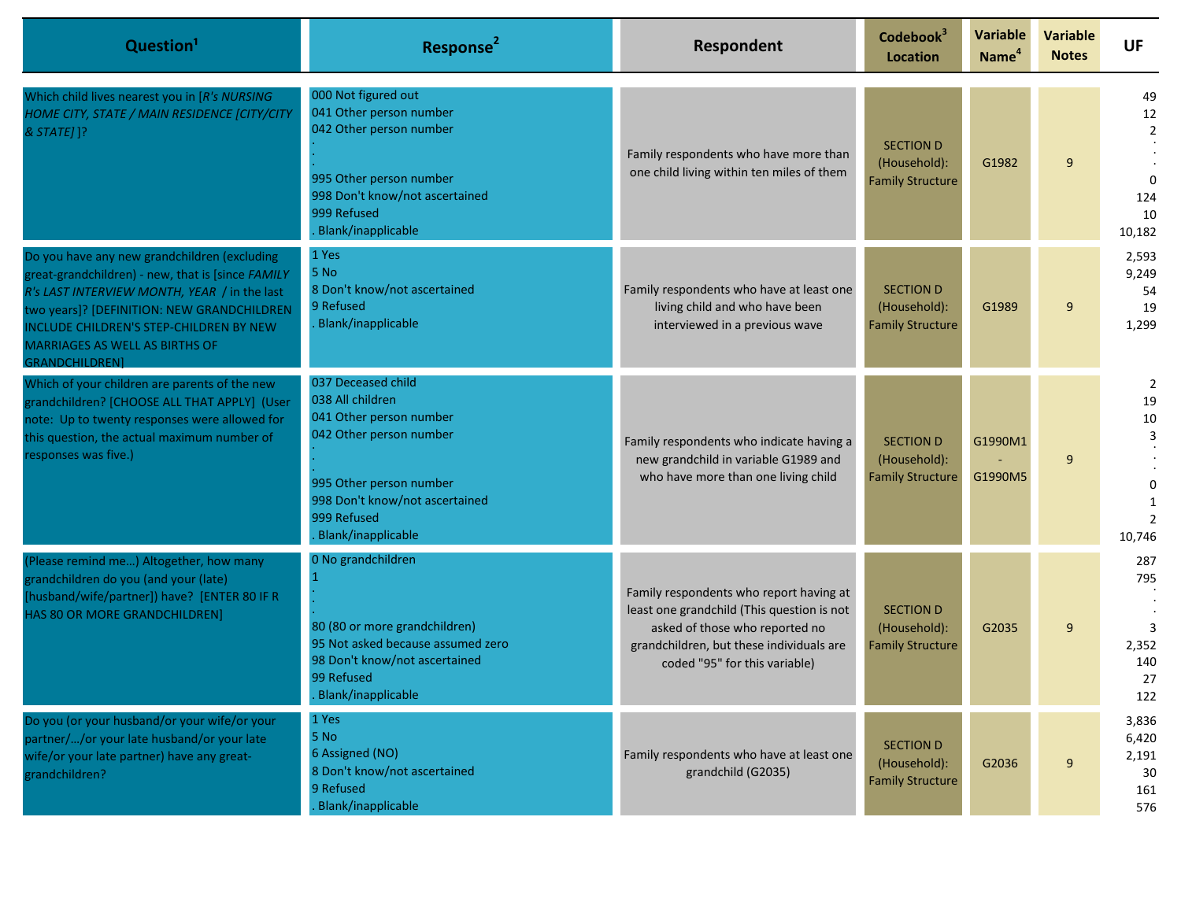| Question[1] | Response[2] | Respondent | Codebook[3] Location | Variable Name[4] | Variable Notes | UF |
|---|---|---|---|---|---|---|
| Which child lives nearest you in [*R's NURSING HOME CITY, STATE / MAIN RESIDENCE [CITY/CITY & STATE]* ]? | 000 Not figured out<br>041 Other person number<br>042 Other person number<br>.<br>.<br>995 Other person number<br>998 Don't know/not ascertained<br>999 Refused<br>. Blank/inapplicable | Family respondents who have more than one child living within ten miles of them | SECTION D (Household): Family Structure | G1982 | 9 | 49<br>12<br>2<br>.<br>.<br>0<br>124<br>10<br>10,182 |
| Do you have any new grandchildren (excluding great-grandchildren) - new, that is [since *FAMILY R's LAST INTERVIEW MONTH, YEAR* / in the last two years]? [DEFINITION: NEW GRANDCHILDREN INCLUDE CHILDREN'S STEP-CHILDREN BY NEW MARRIAGES AS WELL AS BIRTHS OF GRANDCHILDREN] | 1 Yes<br>5 No<br>8 Don't know/not ascertained<br>9 Refused<br>. Blank/inapplicable | Family respondents who have at least one living child and who have been interviewed in a previous wave | SECTION D (Household): Family Structure | G1989 | 9 | 2,593<br>9,249<br>54<br>19<br>1,299 |
| Which of your children are parents of the new grandchildren? [CHOOSE ALL THAT APPLY] (User note: Up to twenty responses were allowed for this question, the actual maximum number of responses was five.) | 037 Deceased child<br>038 All children<br>041 Other person number<br>042 Other person number<br>.<br>.<br>995 Other person number<br>998 Don't know/not ascertained<br>999 Refused<br>. Blank/inapplicable | Family respondents who indicate having a new grandchild in variable G1989 and who have more than one living child | SECTION D (Household): Family Structure | G1990M1 - G1990M5 | 9 | 2<br>19<br>10<br>3<br>.<br>.<br>0<br>1<br>2<br>10,746 |
| (Please remind me…) Altogether, how many grandchildren do you (and your (late) [husband/wife/partner]) have? [ENTER 80 IF R HAS 80 OR MORE GRANDCHILDREN] | 0 No grandchildren<br>1<br>.<br>.<br>80 (80 or more grandchildren)<br>95 Not asked because assumed zero<br>98 Don't know/not ascertained<br>99 Refused<br>. Blank/inapplicable | Family respondents who report having at least one grandchild (This question is not asked of those who reported no grandchildren, but these individuals are coded "95" for this variable) | SECTION D (Household): Family Structure | G2035 | 9 | 287<br>795<br>.<br>.<br>3<br>2,352<br>140<br>27<br>122 |
| Do you (or your husband/or your wife/or your partner/…/or your late husband/or your late wife/or your late partner) have any great-grandchildren? | 1 Yes<br>5 No<br>6 Assigned (NO)<br>8 Don't know/not ascertained<br>9 Refused<br>. Blank/inapplicable | Family respondents who have at least one grandchild (G2035) | SECTION D (Household): Family Structure | G2036 | 9 | 3,836<br>6,420<br>2,191<br>30<br>161<br>576 |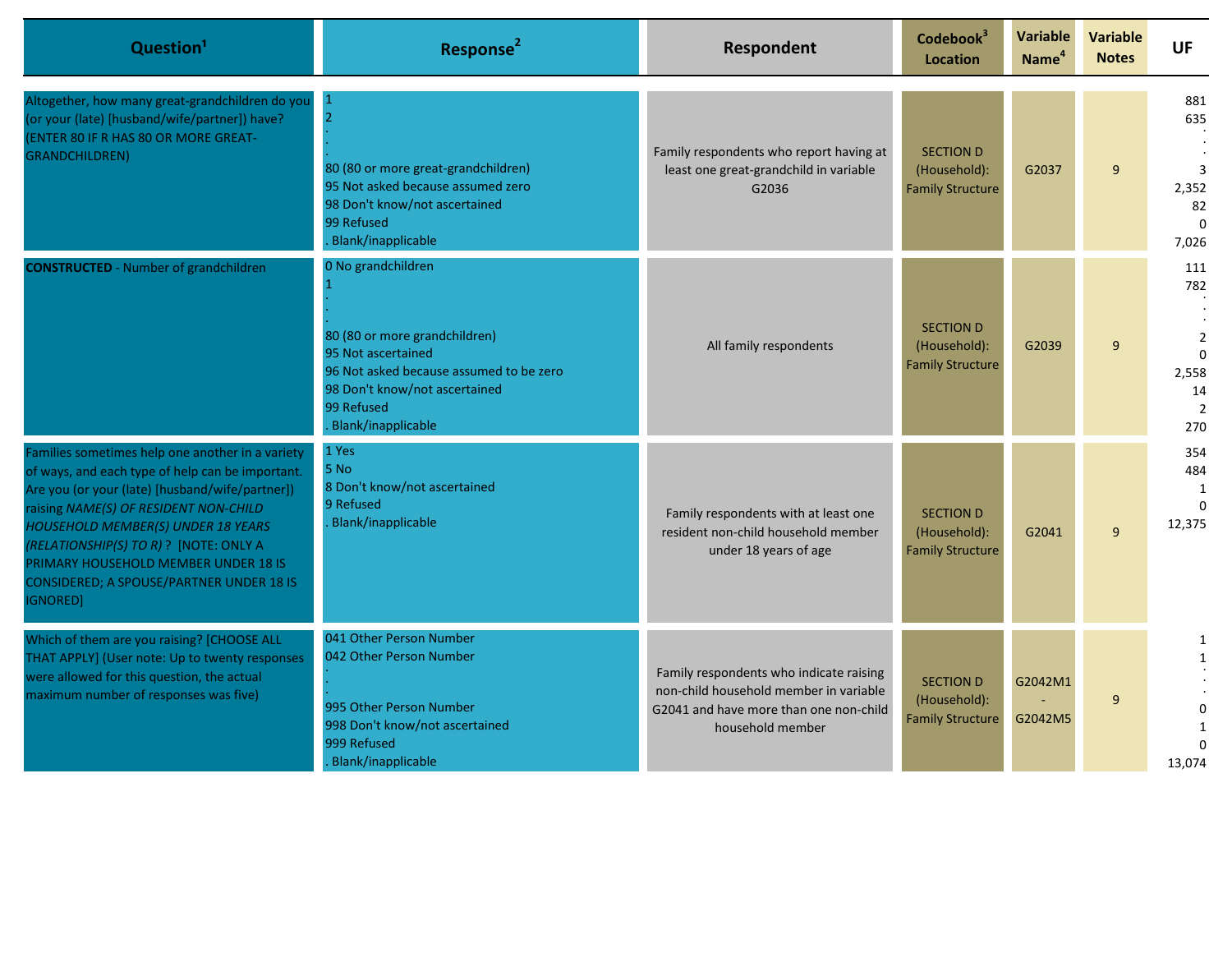| Question[1] | Response[2] | Respondent | Codebook[3] Location | Variable Name[4] | Variable Notes | UF |
|---|---|---|---|---|---|---|
| Altogether, how many great-grandchildren do you (or your (late) [husband/wife/partner]) have? (ENTER 80 IF R HAS 80 OR MORE GREAT-GRANDCHILDREN) | 1<br>2<br>.<br>.<br>80 (80 or more great-grandchildren)<br>95 Not asked because assumed zero<br>98 Don't know/not ascertained<br>99 Refused<br>. Blank/inapplicable | Family respondents who report having at least one great-grandchild in variable G2036 | SECTION D (Household): Family Structure | G2037 | 9 | 881<br>635<br>.<br>.<br>3<br>2,352<br>82<br>0<br>7,026 |
| **CONSTRUCTED** - Number of grandchildren | 0 No grandchildren<br>1<br>.<br>.<br>80 (80 or more grandchildren)<br>95 Not ascertained<br>96 Not asked because assumed to be zero<br>98 Don't know/not ascertained<br>99 Refused<br>. Blank/inapplicable | All family respondents | SECTION D (Household): Family Structure | G2039 | 9 | 111<br>782<br>.<br>.<br>2<br>0<br>2,558<br>14<br>2<br>270 |
| Families sometimes help one another in a variety of ways, and each type of help can be important. Are you (or your (late) [husband/wife/partner]) raising *NAME(S) OF RESIDENT NON-CHILD HOUSEHOLD MEMBER(S) UNDER 18 YEARS (RELATIONSHIP(S) TO R)* ? [NOTE: ONLY A PRIMARY HOUSEHOLD MEMBER UNDER 18 IS CONSIDERED; A SPOUSE/PARTNER UNDER 18 IS IGNORED] | 1 Yes<br>5 No<br>8 Don't know/not ascertained<br>9 Refused<br>. Blank/inapplicable | Family respondents with at least one resident non-child household member under 18 years of age | SECTION D (Household): Family Structure | G2041 | 9 | 354<br>484<br>1<br>0<br>12,375 |
| Which of them are you raising? [CHOOSE ALL THAT APPLY] (User note: Up to twenty responses were allowed for this question, the actual maximum number of responses was five) | 041 Other Person Number<br>042 Other Person Number<br>.<br>.<br>995 Other Person Number<br>998 Don't know/not ascertained<br>999 Refused<br>. Blank/inapplicable | Family respondents who indicate raising non-child household member in variable G2041 and have more than one non-child household member | SECTION D (Household): Family Structure | G2042M1 - G2042M5 | 9 | 1<br>1<br>.<br>.<br>0<br>1<br>0<br>13,074 |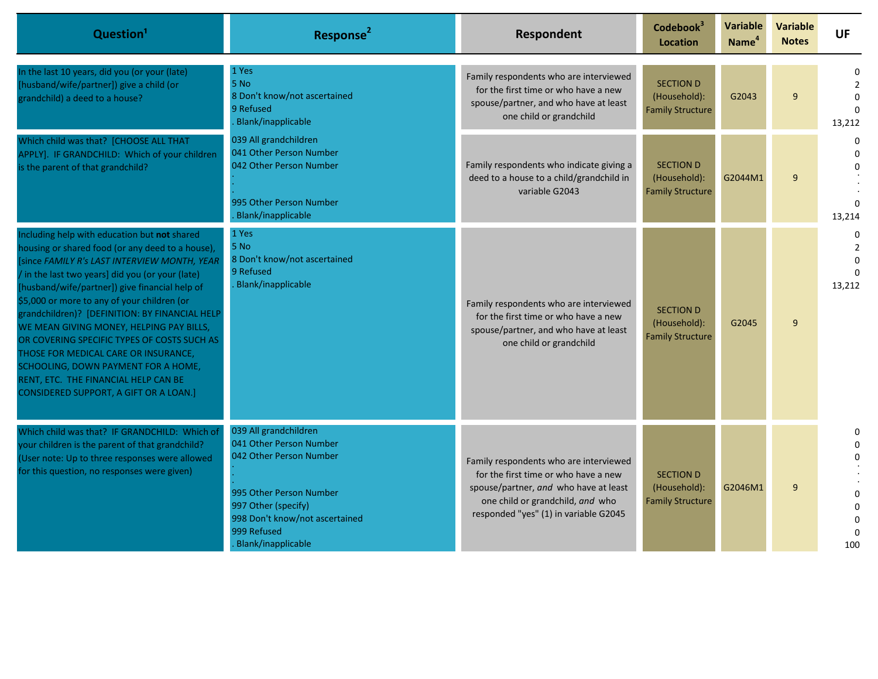| Question[1] | Response[2] | Respondent | Codebook[3] Location | Variable Name[4] | Variable Notes | UF |
|---|---|---|---|---|---|---|
| In the last 10 years, did you (or your (late) [husband/wife/partner]) give a child (or grandchild) a deed to a house? | 1 Yes<br>5 No<br>8 Don't know/not ascertained<br>9 Refused<br>. Blank/inapplicable | Family respondents who are interviewed for the first time or who have a new spouse/partner, and who have at least one child or grandchild | SECTION D (Household): Family Structure | G2043 | 9 | 0<br>2<br>0<br>0<br>13,212 |
| Which child was that? [CHOOSE ALL THAT APPLY]. IF GRANDCHILD: Which of your children is the parent of that grandchild? | 039 All grandchildren<br>041 Other Person Number<br>042 Other Person Number<br>.<br>.<br>995 Other Person Number<br>. Blank/inapplicable | Family respondents who indicate giving a deed to a house to a child/grandchild in variable G2043 | SECTION D (Household): Family Structure | G2044M1 | 9 | 0<br>0<br>0<br>.<br>.<br>0<br>13,214 |
| Including help with education but **not** shared housing or shared food (or any deed to a house), [since *FAMILY R's LAST INTERVIEW MONTH, YEAR* / in the last two years] did you (or your (late) [husband/wife/partner]) give financial help of $5,000 or more to any of your children (or grandchildren)? [DEFINITION: BY FINANCIAL HELP WE MEAN GIVING MONEY, HELPING PAY BILLS, OR COVERING SPECIFIC TYPES OF COSTS SUCH AS THOSE FOR MEDICAL CARE OR INSURANCE, SCHOOLING, DOWN PAYMENT FOR A HOME, RENT, ETC. THE FINANCIAL HELP CAN BE CONSIDERED SUPPORT, A GIFT OR A LOAN.] | 1 Yes<br>5 No<br>8 Don't know/not ascertained<br>9 Refused<br>. Blank/inapplicable | Family respondents who are interviewed for the first time or who have a new spouse/partner, and who have at least one child or grandchild | SECTION D (Household): Family Structure | G2045 | 9 | 0<br>2<br>0<br>0<br>13,212 |
| Which child was that? IF GRANDCHILD: Which of your children is the parent of that grandchild? (User note: Up to three responses were allowed for this question, no responses were given) | 039 All grandchildren<br>041 Other Person Number<br>042 Other Person Number<br>.<br>.<br>995 Other Person Number<br>997 Other (specify)<br>998 Don't know/not ascertained<br>999 Refused<br>. Blank/inapplicable | Family respondents who are interviewed for the first time or who have a new spouse/partner, *and* who have at least one child or grandchild, *and* who responded "yes" (1) in variable G2045 | SECTION D (Household): Family Structure | G2046M1 | 9 | 0<br>0<br>0<br>.<br>.<br>0<br>0<br>0<br>0<br>100 |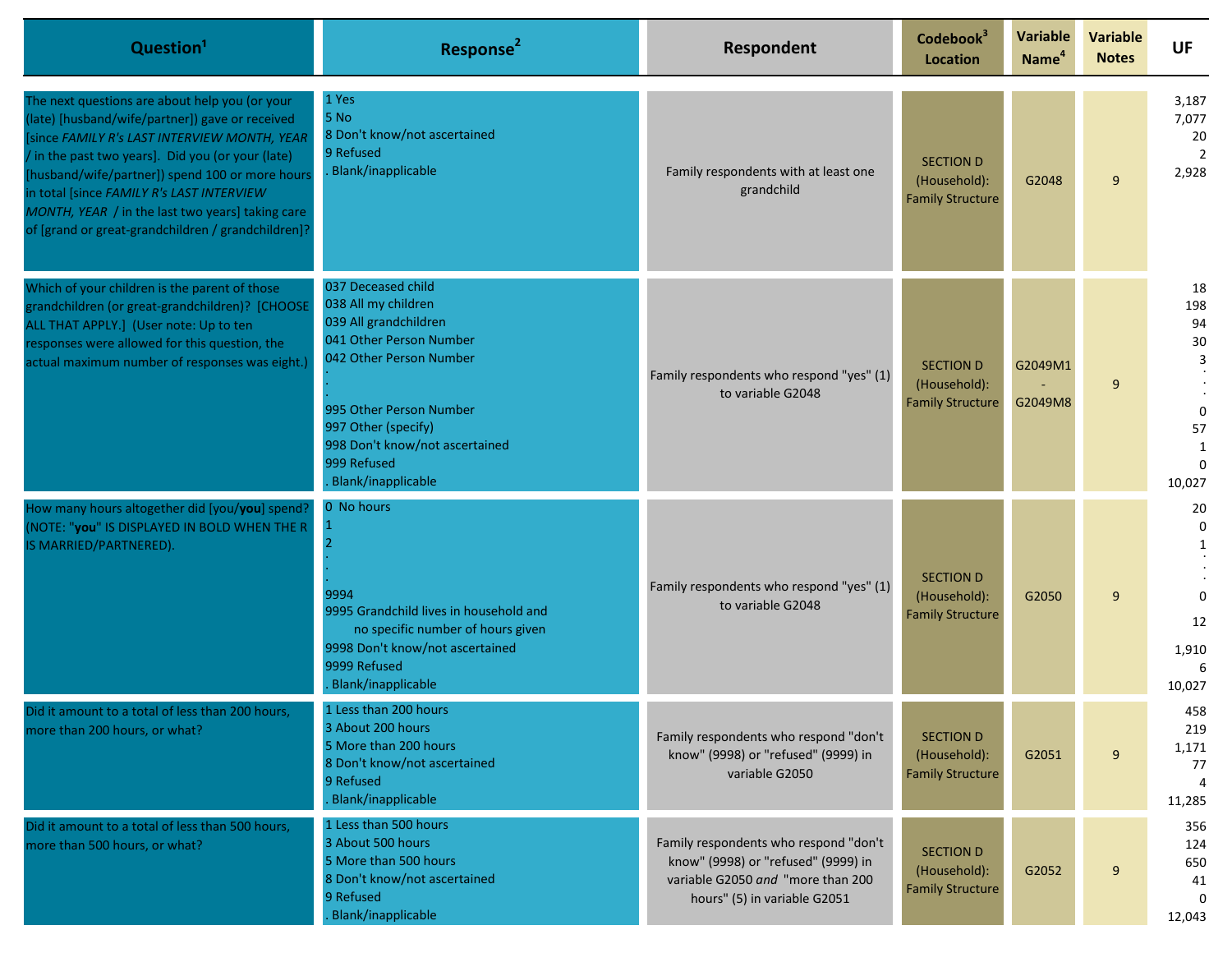| Question[1] | Response[2] | Respondent | Codebook[3] Location | Variable Name[4] | Variable Notes | UF |
|---|---|---|---|---|---|---|
| The next questions are about help you (or your (late) [husband/wife/partner]) gave or received [since *FAMILY R's LAST INTERVIEW MONTH, YEAR* / in the past two years]. Did you (or your (late) [husband/wife/partner]) spend 100 or more hours in total [since *FAMILY R's LAST INTERVIEW MONTH, YEAR* / in the last two years] taking care of [grand or great-grandchildren / grandchildren]? | 1 Yes<br>5 No<br>8 Don't know/not ascertained<br>9 Refused<br>. Blank/inapplicable | Family respondents with at least one grandchild | SECTION D (Household): Family Structure | G2048 | 9 | 3,187<br>7,077<br>20<br>2<br>2,928 |
| Which of your children is the parent of those grandchildren (or great-grandchildren)? [CHOOSE ALL THAT APPLY.] (User note: Up to ten responses were allowed for this question, the actual maximum number of responses was eight.) | 037 Deceased child<br>038 All my children<br>039 All grandchildren<br>041 Other Person Number<br>042 Other Person Number<br>.<br>.<br>995 Other Person Number<br>997 Other (specify)<br>998 Don't know/not ascertained<br>999 Refused<br>. Blank/inapplicable | Family respondents who respond "yes" (1) to variable G2048 | SECTION D (Household): Family Structure | G2049M1 - G2049M8 | 9 | 18<br>198<br>94<br>30<br>3<br>.<br>.<br>0<br>57<br>1<br>0<br>10,027 |
| How many hours altogether did [you/**you**] spend? (NOTE: "**you**" IS DISPLAYED IN BOLD WHEN THE R IS MARRIED/PARTNERED). | 0 No hours<br>1<br>2<br>.<br>.<br>9994<br>9995 Grandchild lives in household and no specific number of hours given<br>9998 Don't know/not ascertained<br>9999 Refused<br>. Blank/inapplicable | Family respondents who respond "yes" (1) to variable G2048 | SECTION D (Household): Family Structure | G2050 | 9 | 20<br>0<br>1<br>.<br>.<br>0<br>12<br>1,910<br>6<br>10,027 |
| Did it amount to a total of less than 200 hours, more than 200 hours, or what? | 1 Less than 200 hours<br>3 About 200 hours<br>5 More than 200 hours<br>8 Don't know/not ascertained<br>9 Refused<br>. Blank/inapplicable | Family respondents who respond "don't know" (9998) or "refused" (9999) in variable G2050 | SECTION D (Household): Family Structure | G2051 | 9 | 458<br>219<br>1,171<br>77<br>4<br>11,285 |
| Did it amount to a total of less than 500 hours, more than 500 hours, or what? | 1 Less than 500 hours<br>3 About 500 hours<br>5 More than 500 hours<br>8 Don't know/not ascertained<br>9 Refused<br>. Blank/inapplicable | Family respondents who respond "don't know" (9998) or "refused" (9999) in variable G2050 *and* "more than 200 hours" (5) in variable G2051 | SECTION D (Household): Family Structure | G2052 | 9 | 356<br>124<br>650<br>41<br>0<br>12,043 |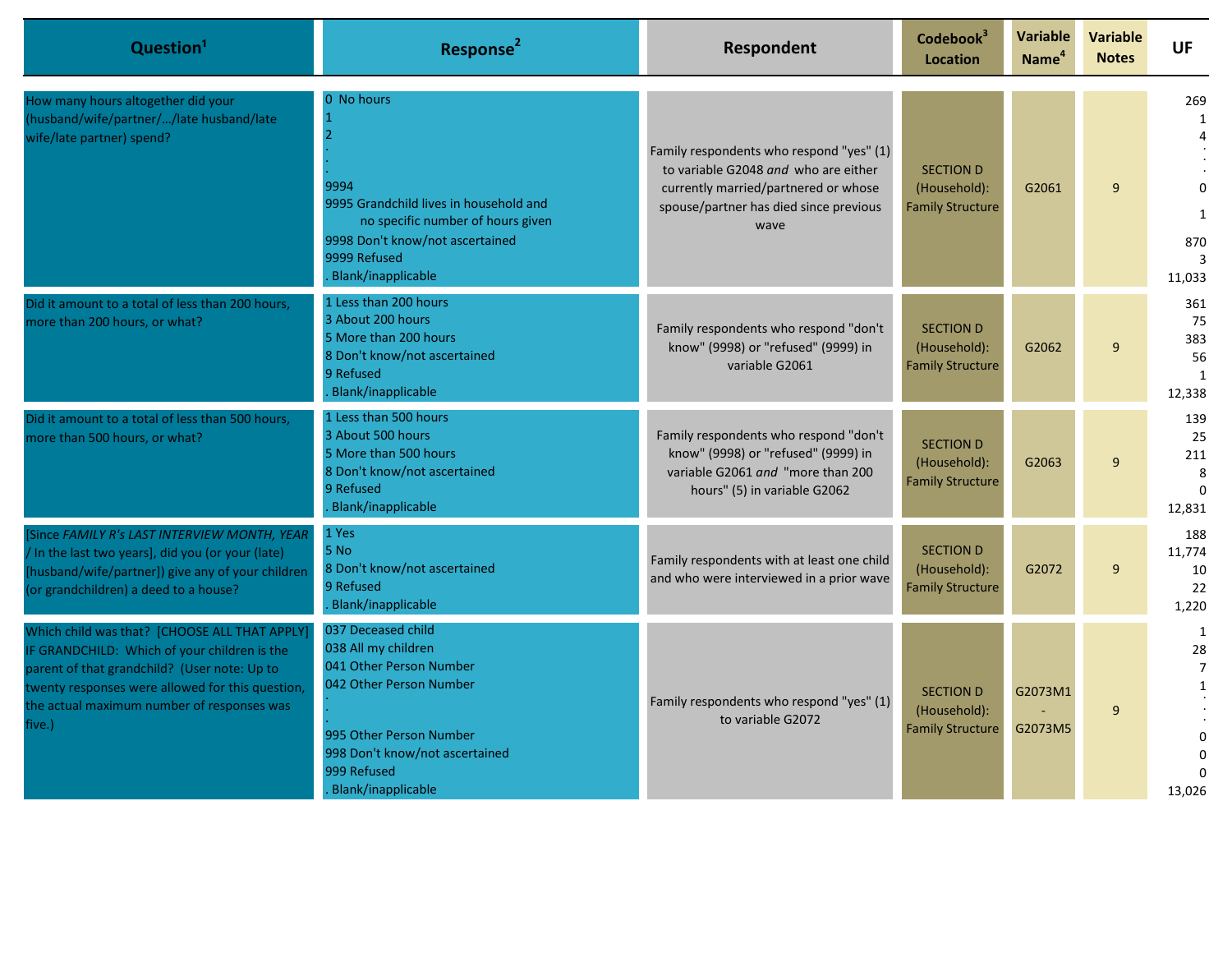| Question[1] | Response[2] | Respondent | Codebook[3] Location | Variable Name[4] | Variable Notes | UF |
|---|---|---|---|---|---|---|
| How many hours altogether did your (husband/wife/partner/…/late husband/late wife/late partner) spend? | 0 No hours<br>1<br>2<br>.<br>.<br>.<br>9994<br>9995 Grandchild lives in household and no specific number of hours given<br>9998 Don't know/not ascertained<br>9999 Refused<br>. Blank/inapplicable | Family respondents who respond "yes" (1) to variable G2048 *and* who are either currently married/partnered or whose spouse/partner has died since previous wave | SECTION D (Household): Family Structure | G2061 | 9 | 269<br>1<br>4<br>.<br>.<br>0<br>1<br>870<br>3<br>11,033 |
| Did it amount to a total of less than 200 hours, more than 200 hours, or what? | 1 Less than 200 hours<br>3 About 200 hours<br>5 More than 200 hours<br>8 Don't know/not ascertained<br>9 Refused<br>. Blank/inapplicable | Family respondents who respond "don't know" (9998) or "refused" (9999) in variable G2061 | SECTION D (Household): Family Structure | G2062 | 9 | 361<br>75<br>383<br>56<br>1<br>12,338 |
| Did it amount to a total of less than 500 hours, more than 500 hours, or what? | 1 Less than 500 hours<br>3 About 500 hours<br>5 More than 500 hours<br>8 Don't know/not ascertained<br>9 Refused<br>. Blank/inapplicable | Family respondents who respond "don't know" (9998) or "refused" (9999) in variable G2061 *and* "more than 200 hours" (5) in variable G2062 | SECTION D (Household): Family Structure | G2063 | 9 | 139<br>25<br>211<br>8<br>0<br>12,831 |
| [Since *FAMILY R's LAST INTERVIEW MONTH, YEAR* / In the last two years], did you (or your (late) [husband/wife/partner]) give any of your children (or grandchildren) a deed to a house? | 1 Yes<br>5 No<br>8 Don't know/not ascertained<br>9 Refused<br>. Blank/inapplicable | Family respondents with at least one child and who were interviewed in a prior wave | SECTION D (Household): Family Structure | G2072 | 9 | 188<br>11,774<br>10<br>22<br>1,220 |
| Which child was that? [CHOOSE ALL THAT APPLY] IF GRANDCHILD: Which of your children is the parent of that grandchild? (User note: Up to twenty responses were allowed for this question, the actual maximum number of responses was five.) | 037 Deceased child<br>038 All my children<br>041 Other Person Number<br>042 Other Person Number<br>.<br>.<br>.<br>995 Other Person Number<br>998 Don't know/not ascertained<br>999 Refused<br>. Blank/inapplicable | Family respondents who respond "yes" (1) to variable G2072 | SECTION D (Household): Family Structure | G2073M1 - G2073M5 | 9 | 1<br>28<br>7<br>1<br>.<br>.<br>.<br>0<br>0<br>0<br>13,026 |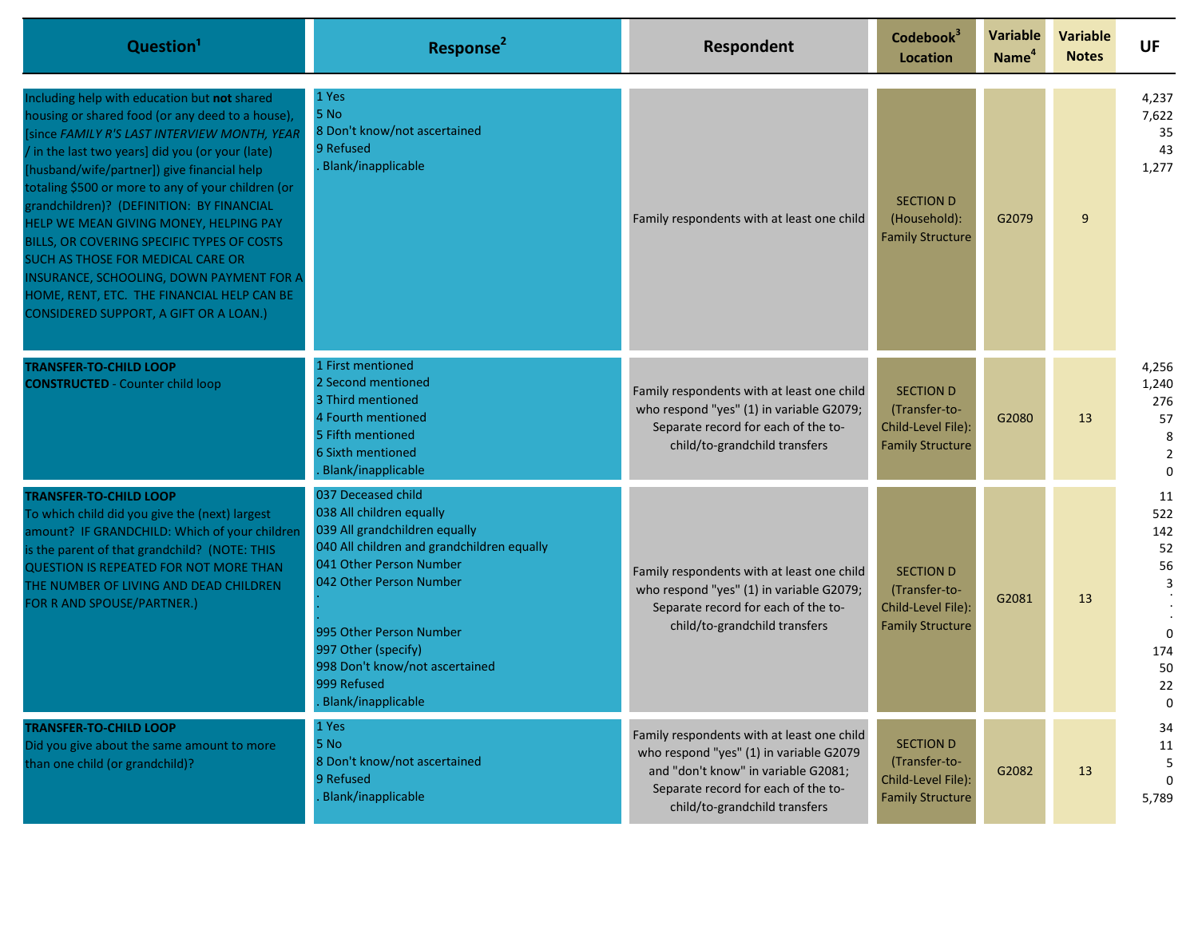| Question[1] | Response[2] | Respondent | Codebook[3] Location | Variable Name[4] | Variable Notes | UF |
|---|---|---|---|---|---|---|
| Including help with education but **not** shared housing or shared food (or any deed to a house), [since *FAMILY R'S LAST INTERVIEW MONTH, YEAR* / in the last two years] did you (or your (late) [husband/wife/partner]) give financial help totaling $500 or more to any of your children (or grandchildren)? (DEFINITION: BY FINANCIAL HELP WE MEAN GIVING MONEY, HELPING PAY BILLS, OR COVERING SPECIFIC TYPES OF COSTS SUCH AS THOSE FOR MEDICAL CARE OR INSURANCE, SCHOOLING, DOWN PAYMENT FOR A HOME, RENT, ETC. THE FINANCIAL HELP CAN BE CONSIDERED SUPPORT, A GIFT OR A LOAN.) | 1 Yes<br>5 No<br>8 Don't know/not ascertained<br>9 Refused<br>. Blank/inapplicable | Family respondents with at least one child | SECTION D (Household): Family Structure | G2079 | 9 | 4,237<br>7,622<br>35<br>43<br>1,277 |
| **TRANSFER-TO-CHILD LOOP**<br>**CONSTRUCTED** - Counter child loop | 1 First mentioned<br>2 Second mentioned<br>3 Third mentioned<br>4 Fourth mentioned<br>5 Fifth mentioned<br>6 Sixth mentioned<br>. Blank/inapplicable | Family respondents with at least one child who respond "yes" (1) in variable G2079; Separate record for each of the to-child/to-grandchild transfers | SECTION D (Transfer-to-Child-Level File): Family Structure | G2080 | 13 | 4,256<br>1,240<br>276<br>57<br>8<br>2<br>0 |
| **TRANSFER-TO-CHILD LOOP**<br>To which child did you give the (next) largest amount? IF GRANDCHILD: Which of your children is the parent of that grandchild? (NOTE: THIS QUESTION IS REPEATED FOR NOT MORE THAN THE NUMBER OF LIVING AND DEAD CHILDREN FOR R AND SPOUSE/PARTNER.) | 037 Deceased child<br>038 All children equally<br>039 All grandchildren equally<br>040 All children and grandchildren equally<br>041 Other Person Number<br>042 Other Person Number<br>.<br>.<br>995 Other Person Number<br>997 Other (specify)<br>998 Don't know/not ascertained<br>999 Refused<br>. Blank/inapplicable | Family respondents with at least one child who respond "yes" (1) in variable G2079; Separate record for each of the to-child/to-grandchild transfers | SECTION D (Transfer-to-Child-Level File): Family Structure | G2081 | 13 | 11<br>522<br>142<br>52<br>56<br>3<br>.<br>.<br>0<br>174<br>50<br>22<br>0 |
| **TRANSFER-TO-CHILD LOOP**<br>Did you give about the same amount to more than one child (or grandchild)? | 1 Yes<br>5 No<br>8 Don't know/not ascertained<br>9 Refused<br>. Blank/inapplicable | Family respondents with at least one child who respond "yes" (1) in variable G2079 and "don't know" in variable G2081; Separate record for each of the to-child/to-grandchild transfers | SECTION D (Transfer-to-Child-Level File): Family Structure | G2082 | 13 | 34<br>11<br>5<br>0<br>5,789 |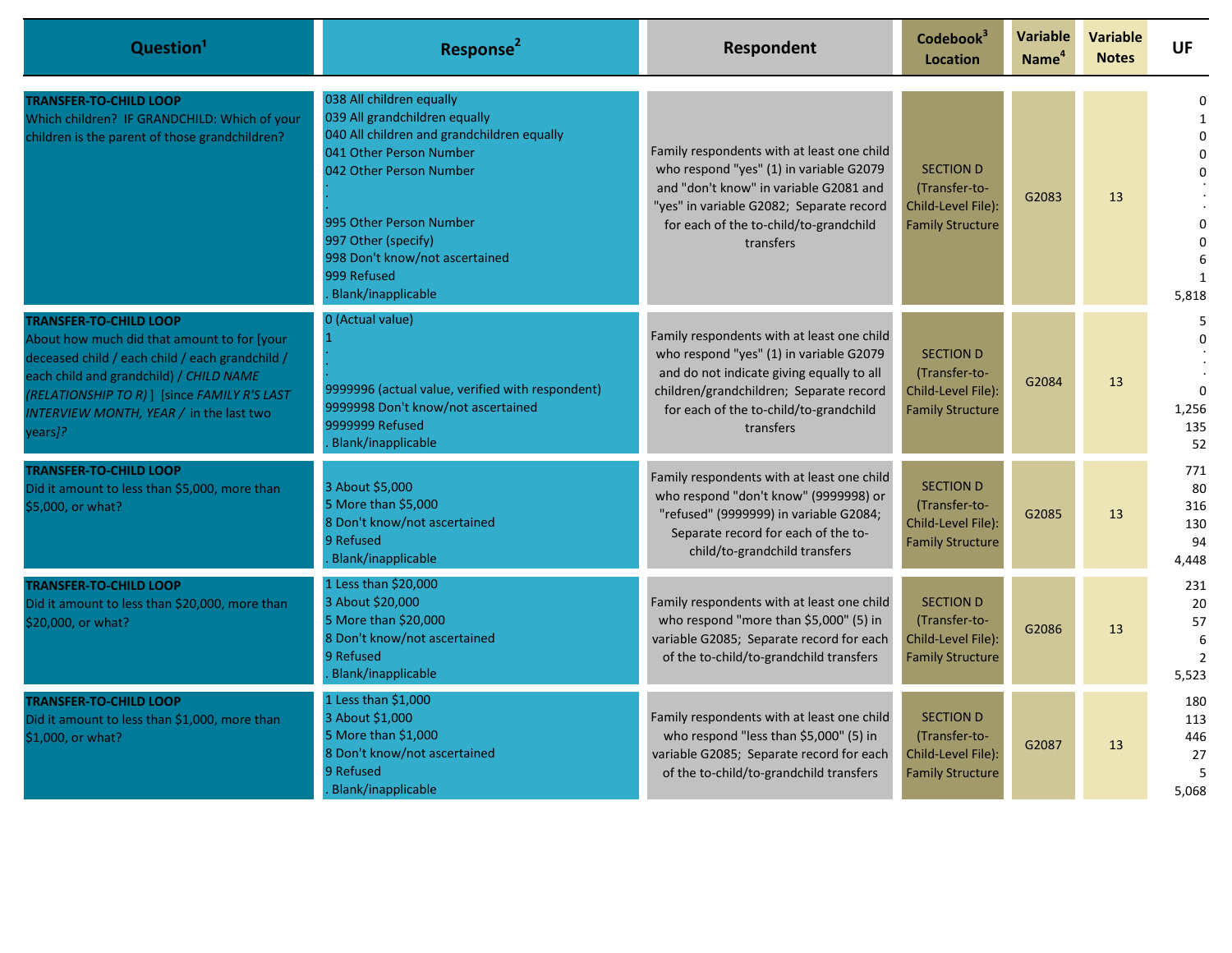| Question[1] | Response[2] | Respondent | Codebook[3] Location | Variable Name[4] | Variable Notes | UF |
|---|---|---|---|---|---|---|
| **TRANSFER-TO-CHILD LOOP**<br>Which children? IF GRANDCHILD: Which of your children is the parent of those grandchildren? | 038 All children equally<br>039 All grandchildren equally<br>040 All children and grandchildren equally<br>041 Other Person Number<br>042 Other Person Number<br>.<br>.<br>995 Other Person Number<br>997 Other (specify)<br>998 Don't know/not ascertained<br>999 Refused<br>. Blank/inapplicable | Family respondents with at least one child who respond "yes" (1) in variable G2079 and "don't know" in variable G2081 and "yes" in variable G2082; Separate record for each of the to-child/to-grandchild transfers | SECTION D (Transfer-to-Child-Level File): Family Structure | G2083 | 13 | 0<br>1<br>0<br>0<br>0<br>.<br>.<br>0<br>0<br>6<br>1<br>5,818 |
| **TRANSFER-TO-CHILD LOOP**<br>About how much did that amount to for [your deceased child / each child / each grandchild / each child and grandchild) / *CHILD NAME (RELATIONSHIP TO R)* ] [since *FAMILY R'S LAST INTERVIEW MONTH, YEAR /* in the last two years*]?* | 0 (Actual value)<br>1<br>.<br>.<br>9999996 (actual value, verified with respondent)<br>9999998 Don't know/not ascertained<br>9999999 Refused<br>. Blank/inapplicable | Family respondents with at least one child who respond "yes" (1) in variable G2079 and do not indicate giving equally to all children/grandchildren; Separate record for each of the to-child/to-grandchild transfers | SECTION D (Transfer-to-Child-Level File): Family Structure | G2084 | 13 | 5<br>0<br>.<br>.<br>0<br>1,256<br>135<br>52 |
| **TRANSFER-TO-CHILD LOOP**<br>Did it amount to less than $5,000, more than $5,000, or what? | 3 About $5,000<br>5 More than $5,000<br>8 Don't know/not ascertained<br>9 Refused<br>. Blank/inapplicable | Family respondents with at least one child who respond "don't know" (9999998) or "refused" (9999999) in variable G2084; Separate record for each of the to-child/to-grandchild transfers | SECTION D (Transfer-to-Child-Level File): Family Structure | G2085 | 13 | 771<br>80<br>316<br>130<br>94<br>4,448 |
| **TRANSFER-TO-CHILD LOOP**<br>Did it amount to less than $20,000, more than $20,000, or what? | 1 Less than $20,000<br>3 About $20,000<br>5 More than $20,000<br>8 Don't know/not ascertained<br>9 Refused<br>. Blank/inapplicable | Family respondents with at least one child who respond "more than $5,000" (5) in variable G2085; Separate record for each of the to-child/to-grandchild transfers | SECTION D (Transfer-to-Child-Level File): Family Structure | G2086 | 13 | 231<br>20<br>57<br>6<br>2<br>5,523 |
| **TRANSFER-TO-CHILD LOOP**<br>Did it amount to less than $1,000, more than $1,000, or what? | 1 Less than $1,000<br>3 About $1,000<br>5 More than $1,000<br>8 Don't know/not ascertained<br>9 Refused<br>. Blank/inapplicable | Family respondents with at least one child who respond "less than $5,000" (5) in variable G2085; Separate record for each of the to-child/to-grandchild transfers | SECTION D (Transfer-to-Child-Level File): Family Structure | G2087 | 13 | 180<br>113<br>446<br>27<br>5<br>5,068 |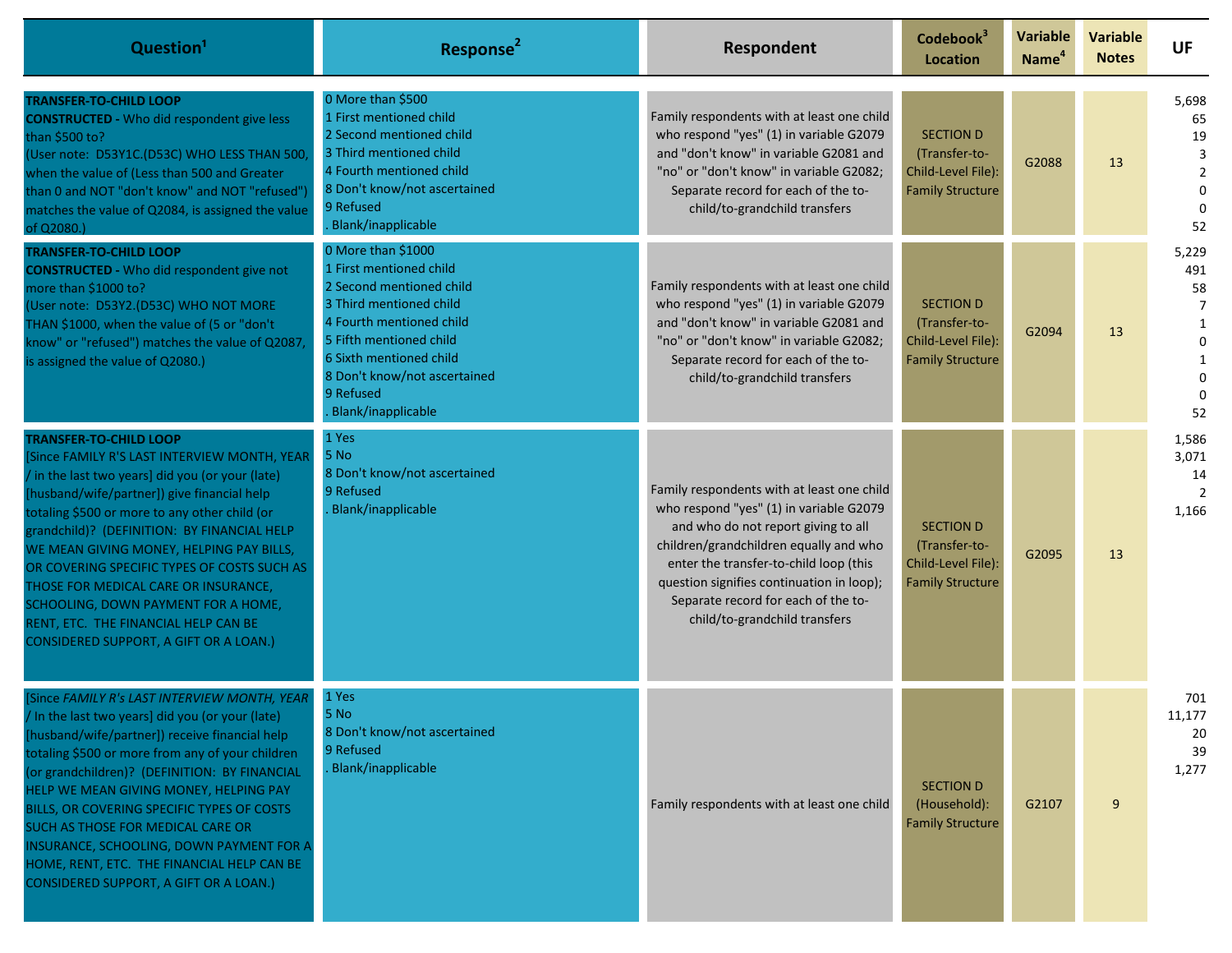| Question[1] | Response[2] | Respondent | Codebook[3] Location | Variable Name[4] | Variable Notes | UF |
|---|---|---|---|---|---|---|
| **TRANSFER-TO-CHILD LOOP**<br>**CONSTRUCTED -** Who did respondent give less than $500 to?<br>(User note: D53Y1C.(D53C) WHO LESS THAN 500, when the value of (Less than 500 and Greater than 0 and NOT "don't know" and NOT "refused") matches the value of Q2084, is assigned the value of Q2080.) | 0 More than $500<br>1 First mentioned child<br>2 Second mentioned child<br>3 Third mentioned child<br>4 Fourth mentioned child<br>8 Don't know/not ascertained<br>9 Refused<br>. Blank/inapplicable | Family respondents with at least one child who respond "yes" (1) in variable G2079 and "don't know" in variable G2081 and "no" or "don't know" in variable G2082; Separate record for each of the to-child/to-grandchild transfers | SECTION D (Transfer-to-Child-Level File): Family Structure | G2088 | 13 | 5,698<br>65<br>19<br>3<br>2<br>0<br>0<br>52 |
| **TRANSFER-TO-CHILD LOOP**<br>**CONSTRUCTED -** Who did respondent give not more than $1000 to?<br>(User note: D53Y2.(D53C) WHO NOT MORE THAN $1000, when the value of (5 or "don't know" or "refused") matches the value of Q2087, is assigned the value of Q2080.) | 0 More than $1000<br>1 First mentioned child<br>2 Second mentioned child<br>3 Third mentioned child<br>4 Fourth mentioned child<br>5 Fifth mentioned child<br>6 Sixth mentioned child<br>8 Don't know/not ascertained<br>9 Refused<br>. Blank/inapplicable | Family respondents with at least one child who respond "yes" (1) in variable G2079 and "don't know" in variable G2081 and "no" or "don't know" in variable G2082; Separate record for each of the to-child/to-grandchild transfers | SECTION D (Transfer-to-Child-Level File): Family Structure | G2094 | 13 | 5,229<br>491<br>58<br>7<br>1<br>0<br>1<br>0<br>0<br>52 |
| **TRANSFER-TO-CHILD LOOP**<br>[Since FAMILY R'S LAST INTERVIEW MONTH, YEAR / in the last two years] did you (or your (late) [husband/wife/partner]) give financial help totaling $500 or more to any other child (or grandchild)? (DEFINITION: BY FINANCIAL HELP WE MEAN GIVING MONEY, HELPING PAY BILLS, OR COVERING SPECIFIC TYPES OF COSTS SUCH AS THOSE FOR MEDICAL CARE OR INSURANCE, SCHOOLING, DOWN PAYMENT FOR A HOME, RENT, ETC. THE FINANCIAL HELP CAN BE CONSIDERED SUPPORT, A GIFT OR A LOAN.) | 1 Yes<br>5 No<br>8 Don't know/not ascertained<br>9 Refused<br>. Blank/inapplicable | Family respondents with at least one child who respond "yes" (1) in variable G2079 and who do not report giving to all children/grandchildren equally and who enter the transfer-to-child loop (this question signifies continuation in loop); Separate record for each of the to-child/to-grandchild transfers | SECTION D (Transfer-to-Child-Level File): Family Structure | G2095 | 13 | 1,586<br>3,071<br>14<br>2<br>1,166 |
| [Since *FAMILY R's LAST INTERVIEW MONTH, YEAR* / In the last two years] did you (or your (late) [husband/wife/partner]) receive financial help totaling $500 or more from any of your children (or grandchildren)? (DEFINITION: BY FINANCIAL HELP WE MEAN GIVING MONEY, HELPING PAY BILLS, OR COVERING SPECIFIC TYPES OF COSTS SUCH AS THOSE FOR MEDICAL CARE OR INSURANCE, SCHOOLING, DOWN PAYMENT FOR A HOME, RENT, ETC. THE FINANCIAL HELP CAN BE CONSIDERED SUPPORT, A GIFT OR A LOAN.) | 1 Yes<br>5 No<br>8 Don't know/not ascertained<br>9 Refused<br>. Blank/inapplicable | Family respondents with at least one child | SECTION D (Household): Family Structure | G2107 | 9 | 701<br>11,177<br>20<br>39<br>1,277 |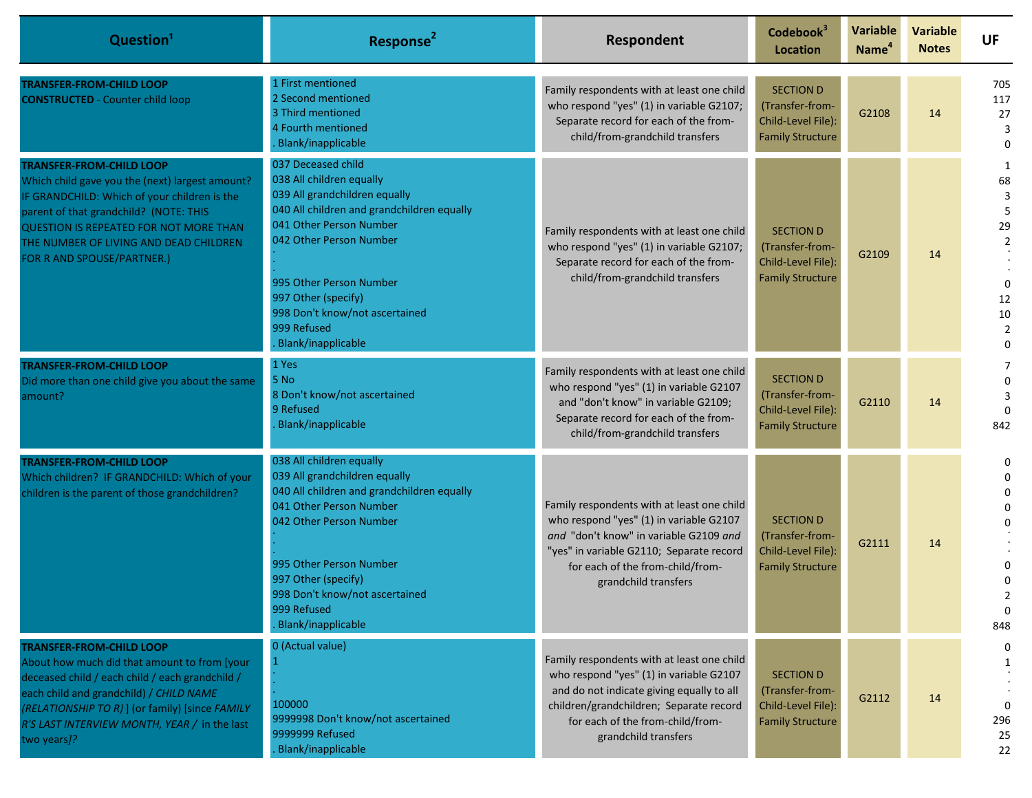| Question[1] | Response[2] | Respondent | Codebook[3] Location | Variable Name[4] | Variable Notes | UF |
|---|---|---|---|---|---|---|
| **TRANSFER-FROM-CHILD LOOP** **CONSTRUCTED** - Counter child loop | 1 First mentioned<br>2 Second mentioned<br>3 Third mentioned<br>4 Fourth mentioned<br>. Blank/inapplicable | Family respondents with at least one child who respond "yes" (1) in variable G2107; Separate record for each of the from-child/from-grandchild transfers | SECTION D (Transfer-from-Child-Level File): Family Structure | G2108 | 14 | 705<br>117<br>27<br>3<br>0 |
| **TRANSFER-FROM-CHILD LOOP** Which child gave you the (next) largest amount? IF GRANDCHILD: Which of your children is the parent of that grandchild? (NOTE: THIS QUESTION IS REPEATED FOR NOT MORE THAN THE NUMBER OF LIVING AND DEAD CHILDREN FOR R AND SPOUSE/PARTNER.) | 037 Deceased child<br>038 All children equally<br>039 All grandchildren equally<br>040 All children and grandchildren equally<br>041 Other Person Number<br>042 Other Person Number<br>.<br>.<br>.<br>995 Other Person Number<br>997 Other (specify)<br>998 Don't know/not ascertained<br>999 Refused<br>. Blank/inapplicable | Family respondents with at least one child who respond "yes" (1) in variable G2107; Separate record for each of the from-child/from-grandchild transfers | SECTION D (Transfer-from-Child-Level File): Family Structure | G2109 | 14 | 1<br>68<br>3<br>5<br>29<br>2<br>.<br>.<br>.<br>0<br>12<br>10<br>2<br>0 |
| **TRANSFER-FROM-CHILD LOOP** Did more than one child give you about the same amount? | 1 Yes<br>5 No<br>8 Don't know/not ascertained<br>9 Refused<br>. Blank/inapplicable | Family respondents with at least one child who respond "yes" (1) in variable G2107 and "don't know" in variable G2109; Separate record for each of the from-child/from-grandchild transfers | SECTION D (Transfer-from-Child-Level File): Family Structure | G2110 | 14 | 7<br>0<br>3<br>0<br>842 |
| **TRANSFER-FROM-CHILD LOOP** Which children? IF GRANDCHILD: Which of your children is the parent of those grandchildren? | 038 All children equally<br>039 All grandchildren equally<br>040 All children and grandchildren equally<br>041 Other Person Number<br>042 Other Person Number<br>.<br>.<br>.<br>995 Other Person Number<br>997 Other (specify)<br>998 Don't know/not ascertained<br>999 Refused<br>. Blank/inapplicable | Family respondents with at least one child who respond "yes" (1) in variable G2107 *and* "don't know" in variable G2109 *and* "yes" in variable G2110; Separate record for each of the from-child/from-grandchild transfers | SECTION D (Transfer-from-Child-Level File): Family Structure | G2111 | 14 | 0<br>0<br>0<br>0<br>0<br>.<br>.<br>.<br>0<br>0<br>2<br>0<br>848 |
| **TRANSFER-FROM-CHILD LOOP** About how much did that amount to from [your deceased child / each child / each grandchild / each child and grandchild) / *CHILD NAME (RELATIONSHIP TO R)* ] (or family) [since *FAMILY R'S LAST INTERVIEW MONTH, YEAR /* in the last two years*]*? | 0 (Actual value)<br>1<br>.<br>.<br>.<br>100000<br>9999998 Don't know/not ascertained<br>9999999 Refused<br>. Blank/inapplicable | Family respondents with at least one child who respond "yes" (1) in variable G2107 and do not indicate giving equally to all children/grandchildren; Separate record for each of the from-child/from-grandchild transfers | SECTION D (Transfer-from-Child-Level File): Family Structure | G2112 | 14 | 0<br>1<br>.<br>.<br>.<br>0<br>296<br>25<br>22 |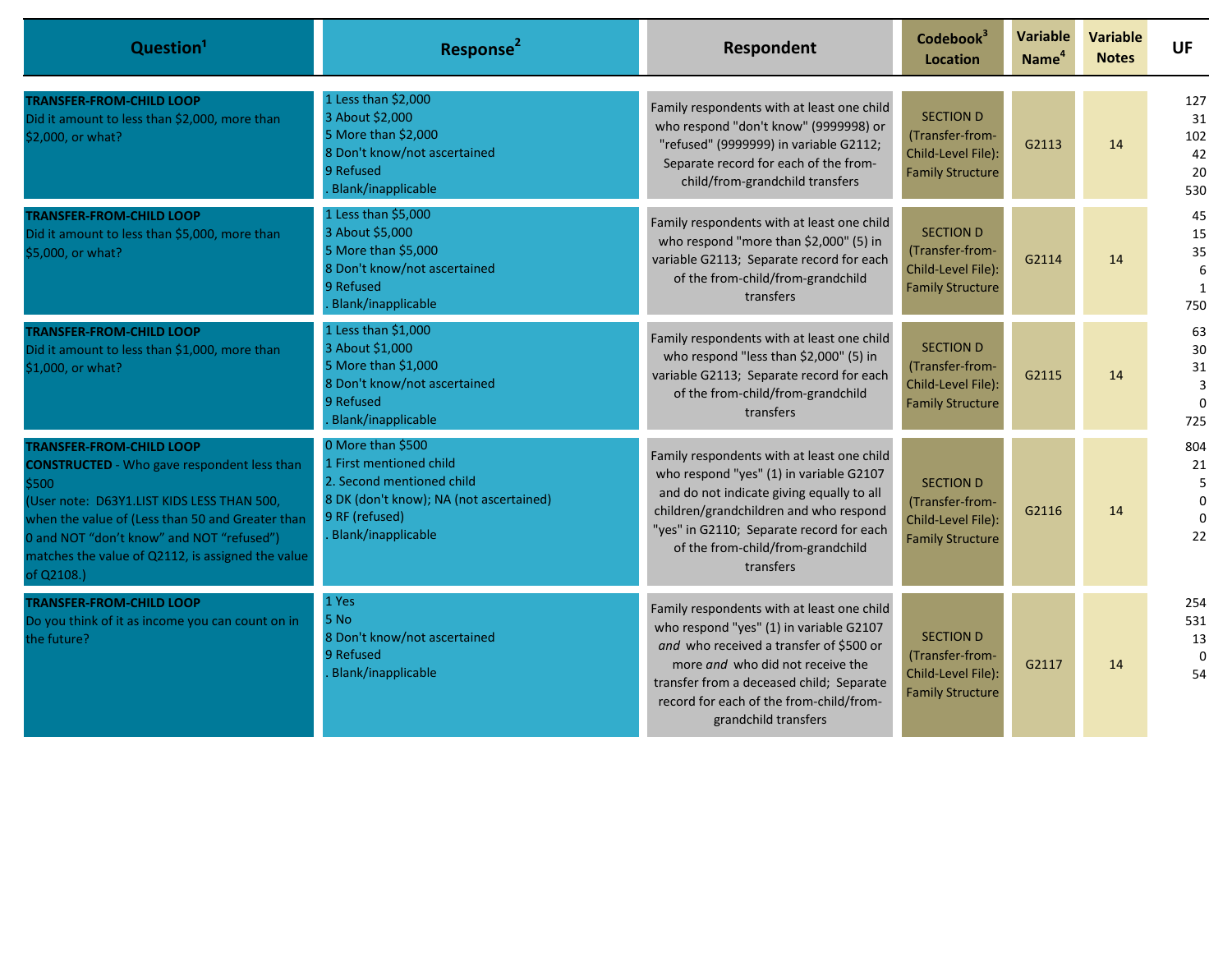| Question[1] | Response[2] | Respondent | Codebook[3] Location | Variable Name[4] | Variable Notes | UF |
|---|---|---|---|---|---|---|
| **TRANSFER-FROM-CHILD LOOP**<br>Did it amount to less than $2,000, more than $2,000, or what? | 1 Less than $2,000<br>3 About $2,000<br>5 More than $2,000<br>8 Don't know/not ascertained<br>9 Refused<br>. Blank/inapplicable | Family respondents with at least one child who respond "don't know" (9999998) or "refused" (9999999) in variable G2112; Separate record for each of the from-child/from-grandchild transfers | SECTION D (Transfer-from-Child-Level File): Family Structure | G2113 | 14 | 127<br>31<br>102<br>42<br>20<br>530 |
| **TRANSFER-FROM-CHILD LOOP**<br>Did it amount to less than $5,000, more than $5,000, or what? | 1 Less than $5,000<br>3 About $5,000<br>5 More than $5,000<br>8 Don't know/not ascertained<br>9 Refused<br>. Blank/inapplicable | Family respondents with at least one child who respond "more than $2,000" (5) in variable G2113; Separate record for each of the from-child/from-grandchild transfers | SECTION D (Transfer-from-Child-Level File): Family Structure | G2114 | 14 | 45<br>15<br>35<br>6<br>1<br>750 |
| **TRANSFER-FROM-CHILD LOOP**<br>Did it amount to less than $1,000, more than $1,000, or what? | 1 Less than $1,000<br>3 About $1,000<br>5 More than $1,000<br>8 Don't know/not ascertained<br>9 Refused<br>. Blank/inapplicable | Family respondents with at least one child who respond "less than $2,000" (5) in variable G2113; Separate record for each of the from-child/from-grandchild transfers | SECTION D (Transfer-from-Child-Level File): Family Structure | G2115 | 14 | 63<br>30<br>31<br>3<br>0<br>725 |
| **TRANSFER-FROM-CHILD LOOP**<br>**CONSTRUCTED** - Who gave respondent less than $500<br>(User note: D63Y1.LIST KIDS LESS THAN 500, when the value of (Less than 50 and Greater than 0 and NOT "don't know" and NOT "refused") matches the value of Q2112, is assigned the value of Q2108.) | 0 More than $500<br>1 First mentioned child<br>2. Second mentioned child<br>8 DK (don't know); NA (not ascertained)<br>9 RF (refused)<br>. Blank/inapplicable | Family respondents with at least one child who respond "yes" (1) in variable G2107 and do not indicate giving equally to all children/grandchildren and who respond "yes" in G2110; Separate record for each of the from-child/from-grandchild transfers | SECTION D (Transfer-from-Child-Level File): Family Structure | G2116 | 14 | 804<br>21<br>5<br>0<br>0<br>22 |
| **TRANSFER-FROM-CHILD LOOP**<br>Do you think of it as income you can count on in the future? | 1 Yes<br>5 No<br>8 Don't know/not ascertained<br>9 Refused<br>. Blank/inapplicable | Family respondents with at least one child who respond "yes" (1) in variable G2107 *and* who received a transfer of $500 or more *and* who did not receive the transfer from a deceased child; Separate record for each of the from-child/from-grandchild transfers | SECTION D (Transfer-from-Child-Level File): Family Structure | G2117 | 14 | 254<br>531<br>13<br>0<br>54 |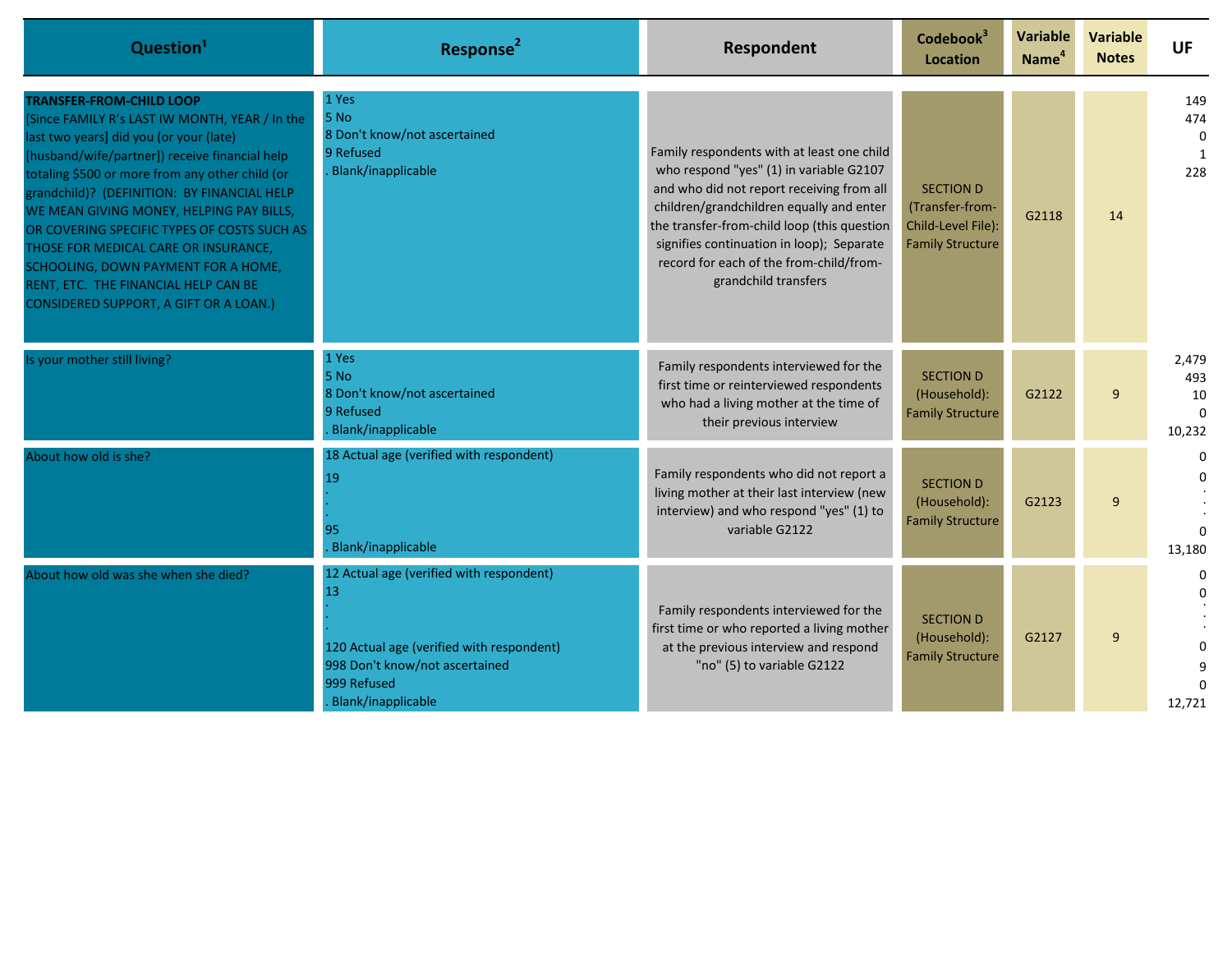| Question[1] | Response[2] | Respondent | Codebook[3] Location | Variable Name[4] | Variable Notes | UF |
|---|---|---|---|---|---|---|
| **TRANSFER-FROM-CHILD LOOP** [Since FAMILY R's LAST IW MONTH, YEAR / In the last two years] did you (or your (late) [husband/wife/partner]) receive financial help totaling $500 or more from any other child (or grandchild)? (DEFINITION: BY FINANCIAL HELP WE MEAN GIVING MONEY, HELPING PAY BILLS, OR COVERING SPECIFIC TYPES OF COSTS SUCH AS THOSE FOR MEDICAL CARE OR INSURANCE, SCHOOLING, DOWN PAYMENT FOR A HOME, RENT, ETC. THE FINANCIAL HELP CAN BE CONSIDERED SUPPORT, A GIFT OR A LOAN.) | 1 Yes<br>5 No<br>8 Don't know/not ascertained<br>9 Refused<br>. Blank/inapplicable | Family respondents with at least one child who respond "yes" (1) in variable G2107 and who did not report receiving from all children/grandchildren equally and enter the transfer-from-child loop (this question signifies continuation in loop); Separate record for each of the from-child/from-grandchild transfers | SECTION D (Transfer-from-Child-Level File): Family Structure | G2118 | 14 | 149<br>474<br>0<br>1<br>228 |
| Is your mother still living? | 1 Yes<br>5 No<br>8 Don't know/not ascertained<br>9 Refused<br>. Blank/inapplicable | Family respondents interviewed for the first time or reinterviewed respondents who had a living mother at the time of their previous interview | SECTION D (Household): Family Structure | G2122 | 9 | 2,479<br>493<br>10<br>0<br>10,232 |
| About how old is she? | 18 Actual age (verified with respondent)<br>19<br>.<br>.<br>.<br>95<br>. Blank/inapplicable | Family respondents who did not report a living mother at their last interview (new interview) and who respond "yes" (1) to variable G2122 | SECTION D (Household): Family Structure | G2123 | 9 | 0<br>0<br>.<br>.<br>.<br>0<br>13,180 |
| About how old was she when she died? | 12 Actual age (verified with respondent)<br>13<br>.<br>.<br>.<br>120 Actual age (verified with respondent)<br>998 Don't know/not ascertained<br>999 Refused<br>. Blank/inapplicable | Family respondents interviewed for the first time or who reported a living mother at the previous interview and respond "no" (5) to variable G2122 | SECTION D (Household): Family Structure | G2127 | 9 | 0<br>0<br>.<br>.<br>.<br>0<br>9<br>0<br>12,721 |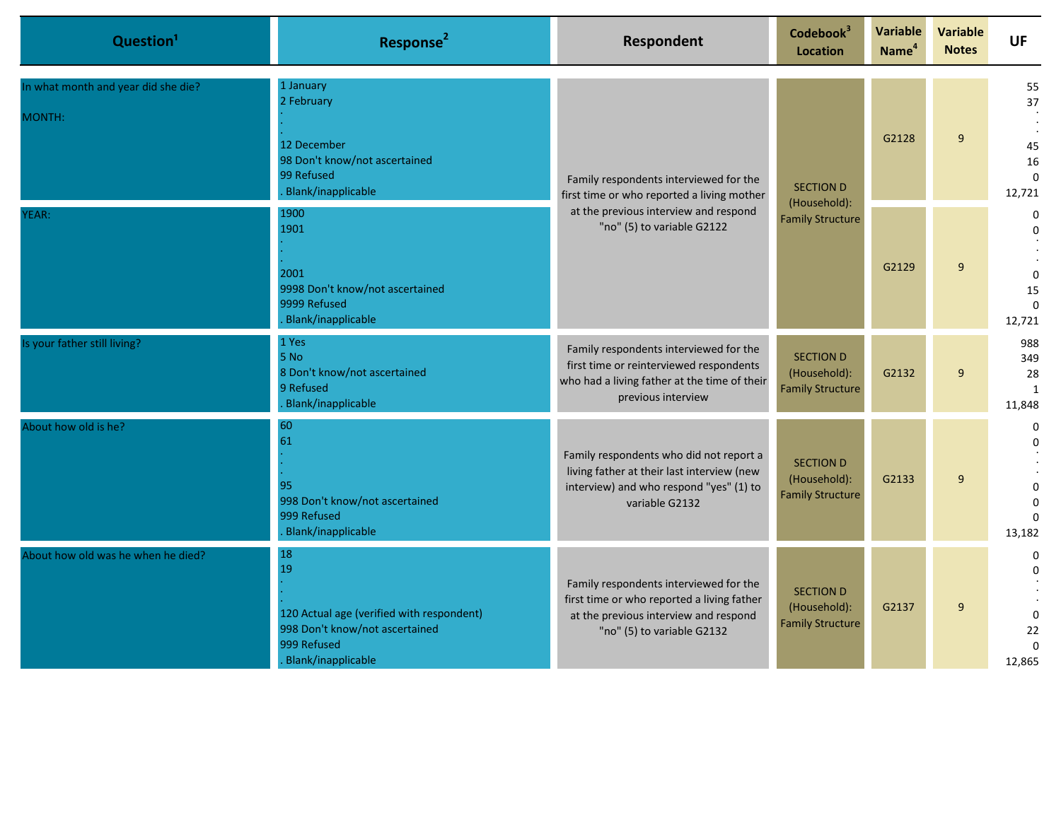| Question[1] | Response[2] | Respondent | Codebook[3] Location | Variable Name[4] | Variable Notes | UF |
|---|---|---|---|---|---|---|
| In what month and year did she die?<br><br>MONTH: | 1 January<br>2 February<br>.<br>.<br>12 December<br>98 Don't know/not ascertained<br>99 Refused<br>. Blank/inapplicable | Family respondents interviewed for the first time or who reported a living mother at the previous interview and respond "no" (5) to variable G2122 | SECTION D (Household): Family Structure | G2128 | 9 | 55<br>37<br>.<br>.<br>45<br>16<br>0<br>12,721 |
| YEAR: | 1900<br>1901<br>.<br>.<br>2001<br>9998 Don't know/not ascertained<br>9999 Refused<br>. Blank/inapplicable | | | G2129 | 9 | 0<br>0<br>.<br>.<br>0<br>15<br>0<br>12,721 |
| Is your father still living? | 1 Yes<br>5 No<br>8 Don't know/not ascertained<br>9 Refused<br>. Blank/inapplicable | Family respondents interviewed for the first time or reinterviewed respondents who had a living father at the time of their previous interview | SECTION D (Household): Family Structure | G2132 | 9 | 988<br>349<br>28<br>1<br>11,848 |
| About how old is he? | 60<br>61<br>.<br>.<br>95<br>998 Don't know/not ascertained<br>999 Refused<br>. Blank/inapplicable | Family respondents who did not report a living father at their last interview (new interview) and who respond "yes" (1) to variable G2132 | SECTION D (Household): Family Structure | G2133 | 9 | 0<br>0<br>.<br>.<br>0<br>0<br>0<br>13,182 |
| About how old was he when he died? | 18<br>19<br>.<br>.<br>120 Actual age (verified with respondent)<br>998 Don't know/not ascertained<br>999 Refused<br>. Blank/inapplicable | Family respondents interviewed for the first time or who reported a living father at the previous interview and respond "no" (5) to variable G2132 | SECTION D (Household): Family Structure | G2137 | 9 | 0<br>0<br>.<br>.<br>0<br>22<br>0<br>12,865 |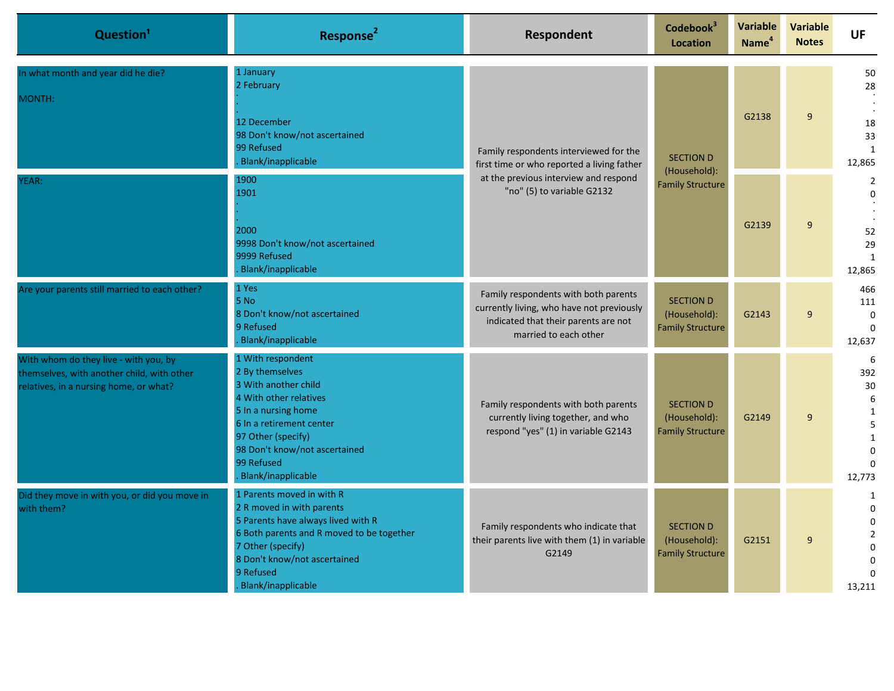| Question[1] | Response[2] | Respondent | Codebook[3] Location | Variable Name[4] | Variable Notes | UF |
|---|---|---|---|---|---|---|
| In what month and year did he die?<br><br>MONTH: | 1 January<br>2 February<br>.<br>.<br>.<br>12 December<br>98 Don't know/not ascertained<br>99 Refused<br>. Blank/inapplicable | Family respondents interviewed for the first time or who reported a living father at the previous interview and respond "no" (5) to variable G2132 | SECTION D (Household): Family Structure | G2138 | 9 | 50<br>28<br>.<br>.<br>.<br>18<br>33<br>1<br>12,865 |
| YEAR: | 1900<br>1901<br>.<br>.<br>.<br>2000<br>9998 Don't know/not ascertained<br>9999 Refused<br>. Blank/inapplicable | | | G2139 | 9 | 2<br>0<br>.<br>.<br>.<br>52<br>29<br>1<br>12,865 |
| Are your parents still married to each other? | 1 Yes<br>5 No<br>8 Don't know/not ascertained<br>9 Refused<br>. Blank/inapplicable | Family respondents with both parents currently living, who have not previously indicated that their parents are not married to each other | SECTION D (Household): Family Structure | G2143 | 9 | 466<br>111<br>0<br>0<br>12,637 |
| With whom do they live - with you, by themselves, with another child, with other relatives, in a nursing home, or what? | 1 With respondent<br>2 By themselves<br>3 With another child<br>4 With other relatives<br>5 In a nursing home<br>6 In a retirement center<br>97 Other (specify)<br>98 Don't know/not ascertained<br>99 Refused<br>. Blank/inapplicable | Family respondents with both parents currently living together, and who respond "yes" (1) in variable G2143 | SECTION D (Household): Family Structure | G2149 | 9 | 6<br>392<br>30<br>6<br>1<br>5<br>1<br>0<br>0<br>12,773 |
| Did they move in with you, or did you move in with them? | 1 Parents moved in with R<br>2 R moved in with parents<br>5 Parents have always lived with R<br>6 Both parents and R moved to be together<br>7 Other (specify)<br>8 Don't know/not ascertained<br>9 Refused<br>. Blank/inapplicable | Family respondents who indicate that their parents live with them (1) in variable G2149 | SECTION D (Household): Family Structure | G2151 | 9 | 1<br>0<br>0<br>2<br>0<br>0<br>0<br>13,211 |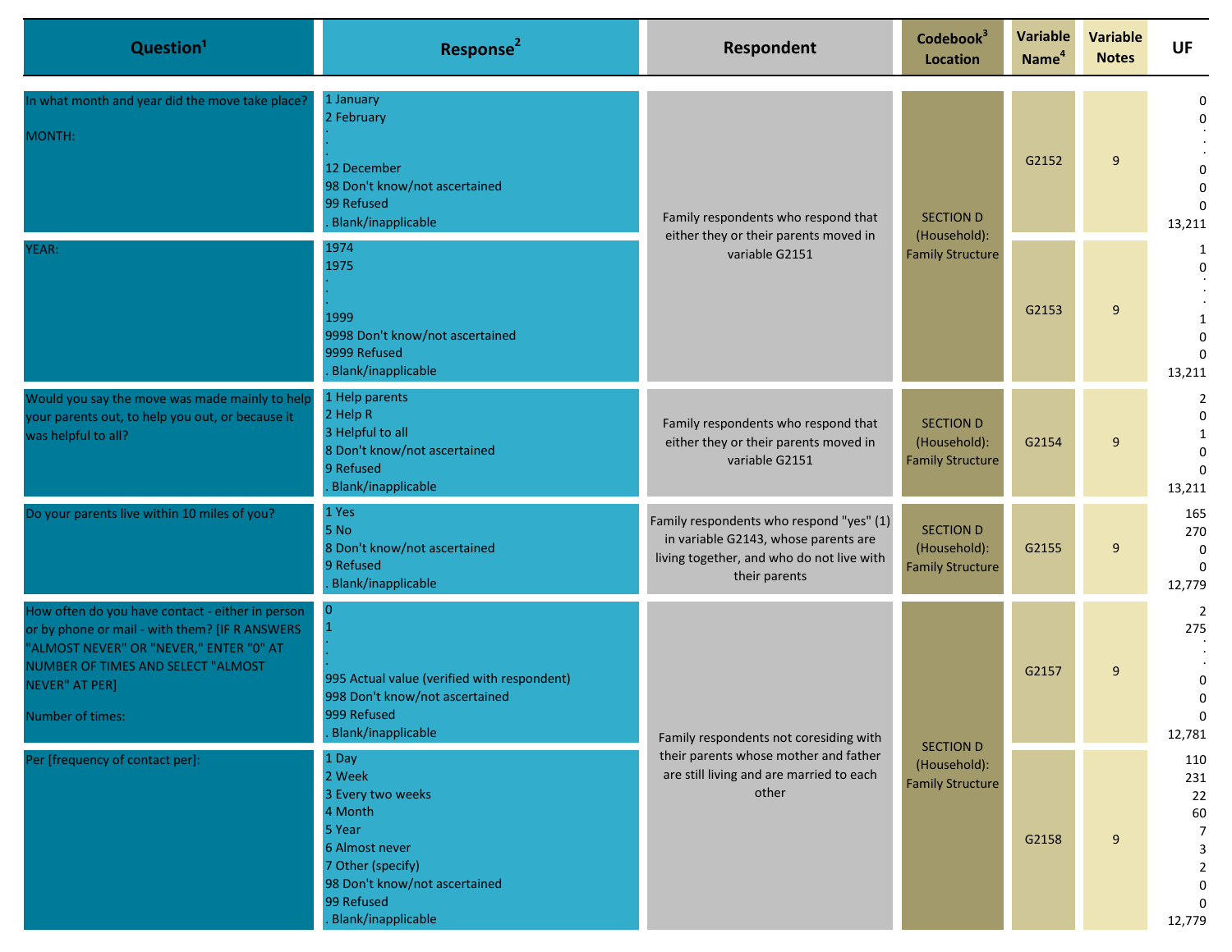| Question[1] | Response[2] | Respondent | Codebook[3] Location | Variable Name[4] | Variable Notes | UF |
|---|---|---|---|---|---|---|
| In what month and year did the move take place?<br><br>MONTH: | 1 January<br>2 February<br>.<br>.<br>12 December<br>98 Don't know/not ascertained<br>99 Refused<br>. Blank/inapplicable | Family respondents who respond that either they or their parents moved in variable G2151 | SECTION D (Household): Family Structure | G2152 | 9 | 0<br>0<br>.<br>.<br>0<br>0<br>0<br>13,211 |
| YEAR: | 1974<br>1975<br>.<br>.<br>1999<br>9998 Don't know/not ascertained<br>9999 Refused<br>. Blank/inapplicable | | | G2153 | 9 | 1<br>0<br>.<br>.<br>1<br>0<br>0<br>13,211 |
| Would you say the move was made mainly to help your parents out, to help you out, or because it was helpful to all? | 1 Help parents<br>2 Help R<br>3 Helpful to all<br>8 Don't know/not ascertained<br>9 Refused<br>. Blank/inapplicable | Family respondents who respond that either they or their parents moved in variable G2151 | SECTION D (Household): Family Structure | G2154 | 9 | 2<br>0<br>1<br>0<br>0<br>13,211 |
| Do your parents live within 10 miles of you? | 1 Yes<br>5 No<br>8 Don't know/not ascertained<br>9 Refused<br>. Blank/inapplicable | Family respondents who respond "yes" (1) in variable G2143, whose parents are living together, and who do not live with their parents | SECTION D (Household): Family Structure | G2155 | 9 | 165<br>270<br>0<br>0<br>12,779 |
| How often do you have contact - either in person or by phone or mail - with them? [IF R ANSWERS "ALMOST NEVER" OR "NEVER," ENTER "0" AT NUMBER OF TIMES AND SELECT "ALMOST NEVER" AT PER]<br><br>Number of times: | 0<br>1<br>.<br>.<br>995 Actual value (verified with respondent)<br>998 Don't know/not ascertained<br>999 Refused<br>. Blank/inapplicable | Family respondents not coresiding with their parents whose mother and father are still living and are married to each other | SECTION D (Household): Family Structure | G2157 | 9 | 2<br>275<br>.<br>.<br>0<br>0<br>0<br>12,781 |
| Per [frequency of contact per]: | 1 Day<br>2 Week<br>3 Every two weeks<br>4 Month<br>5 Year<br>6 Almost never<br>7 Other (specify)<br>98 Don't know/not ascertained<br>99 Refused<br>. Blank/inapplicable | | | G2158 | 9 | 110<br>231<br>22<br>60<br>7<br>3<br>2<br>0<br>0<br>12,779 |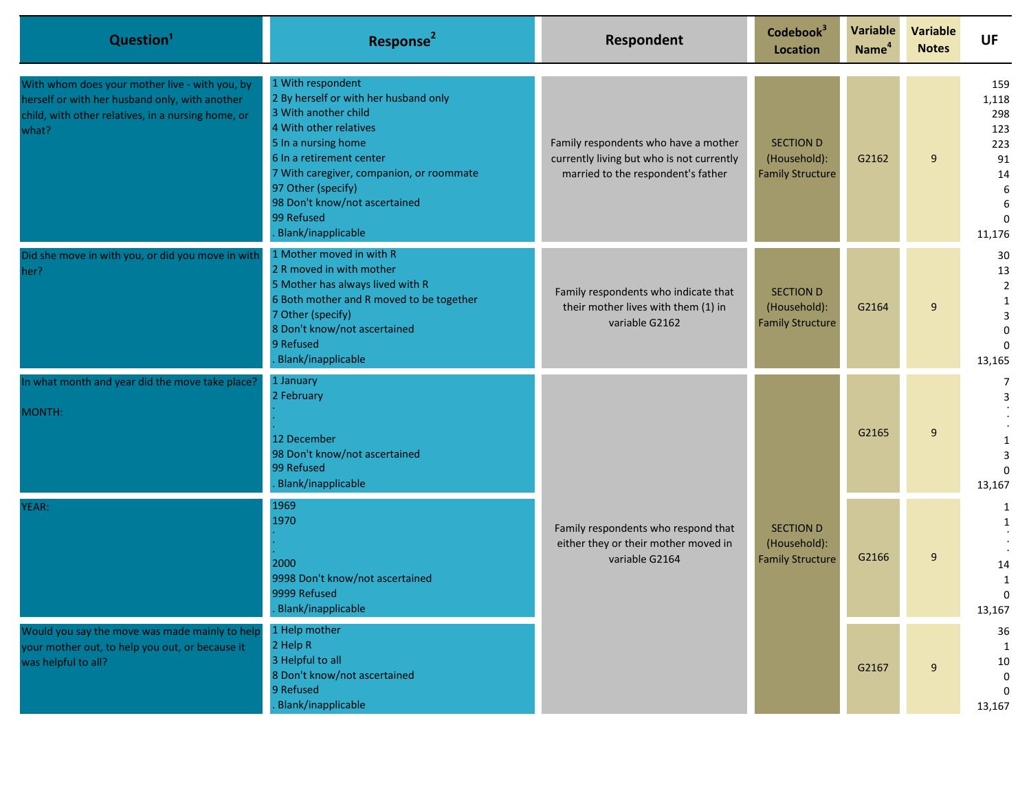| Question[1] | Response[2] | Respondent | Codebook[3] Location | Variable Name[4] | Variable Notes | UF |
|---|---|---|---|---|---|---|
| With whom does your mother live - with you, by herself or with her husband only, with another child, with other relatives, in a nursing home, or what? | 1 With respondent<br>2 By herself or with her husband only<br>3 With another child<br>4 With other relatives<br>5 In a nursing home<br>6 In a retirement center<br>7 With caregiver, companion, or roommate<br>97 Other (specify)<br>98 Don't know/not ascertained<br>99 Refused<br>. Blank/inapplicable | Family respondents who have a mother currently living but who is not currently married to the respondent's father | SECTION D (Household): Family Structure | G2162 | 9 | 159<br>1,118<br>298<br>123<br>223<br>91<br>14<br>6<br>6<br>0<br>11,176 |
| Did she move in with you, or did you move in with her? | 1 Mother moved in with R<br>2 R moved in with mother<br>5 Mother has always lived with R<br>6 Both mother and R moved to be together<br>7 Other (specify)<br>8 Don't know/not ascertained<br>9 Refused<br>. Blank/inapplicable | Family respondents who indicate that their mother lives with them (1) in variable G2162 | SECTION D (Household): Family Structure | G2164 | 9 | 30<br>13<br>2<br>1<br>3<br>0<br>0<br>13,165 |
| In what month and year did the move take place?<br><br>MONTH: | 1 January<br>2 February<br>.<br>.<br>.<br>12 December<br>98 Don't know/not ascertained<br>99 Refused<br>. Blank/inapplicable | Family respondents who respond that either they or their mother moved in variable G2164 | SECTION D (Household): Family Structure | G2165 | 9 | 7<br>3<br>.<br>.<br>.<br>1<br>3<br>0<br>13,167 |
| YEAR: | 1969<br>1970<br>.<br>.<br>.<br>2000<br>9998 Don't know/not ascertained<br>9999 Refused<br>. Blank/inapplicable | | | G2166 | 9 | 1<br>1<br>.<br>.<br>14<br>1<br>0<br>13,167 |
| Would you say the move was made mainly to help your mother out, to help you out, or because it was helpful to all? | 1 Help mother<br>2 Help R<br>3 Helpful to all<br>8 Don't know/not ascertained<br>9 Refused<br>. Blank/inapplicable | | | G2167 | 9 | 36<br>1<br>10<br>0<br>0<br>13,167 |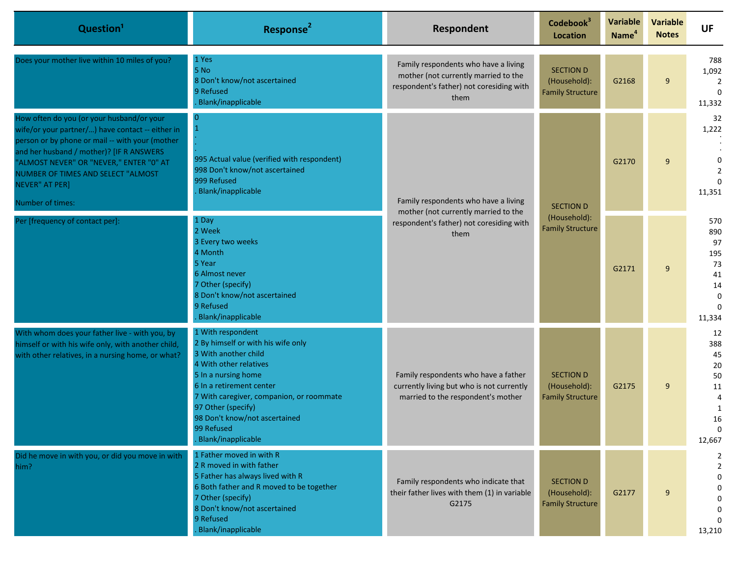| Question[1] | Response[2] | Respondent | Codebook[3] Location | Variable Name[4] | Variable Notes | UF |
|---|---|---|---|---|---|---|
| Does your mother live within 10 miles of you? | 1 Yes<br>5 No<br>8 Don't know/not ascertained<br>9 Refused<br>. Blank/inapplicable | Family respondents who have a living mother (not currently married to the respondent's father) not coresiding with them | SECTION D (Household): Family Structure | G2168 | 9 | 788<br>1,092<br>2<br>0<br>11,332 |
| How often do you (or your husband/or your wife/or your partner/...) have contact -- either in person or by phone or mail -- with your (mother and her husband / mother)? [IF R ANSWERS "ALMOST NEVER" OR "NEVER," ENTER "0" AT NUMBER OF TIMES AND SELECT "ALMOST NEVER" AT PER]<br><br>Number of times: | 0<br>1<br>.<br>.<br>995 Actual value (verified with respondent)<br>998 Don't know/not ascertained<br>999 Refused<br>. Blank/inapplicable | Family respondents who have a living mother (not currently married to the respondent's father) not coresiding with them | SECTION D (Household): Family Structure | G2170 | 9 | 32<br>1,222<br>.<br>.<br>0<br>2<br>0<br>11,351 |
| Per [frequency of contact per]: | 1 Day<br>2 Week<br>3 Every two weeks<br>4 Month<br>5 Year<br>6 Almost never<br>7 Other (specify)<br>8 Don't know/not ascertained<br>9 Refused<br>. Blank/inapplicable | | | G2171 | 9 | 570<br>890<br>97<br>195<br>73<br>41<br>14<br>0<br>0<br>11,334 |
| With whom does your father live - with you, by himself or with his wife only, with another child, with other relatives, in a nursing home, or what? | 1 With respondent<br>2 By himself or with his wife only<br>3 With another child<br>4 With other relatives<br>5 In a nursing home<br>6 In a retirement center<br>7 With caregiver, companion, or roommate<br>97 Other (specify)<br>98 Don't know/not ascertained<br>99 Refused<br>. Blank/inapplicable | Family respondents who have a father currently living but who is not currently married to the respondent's mother | SECTION D (Household): Family Structure | G2175 | 9 | 12<br>388<br>45<br>20<br>50<br>11<br>4<br>1<br>16<br>0<br>12,667 |
| Did he move in with you, or did you move in with him? | 1 Father moved in with R<br>2 R moved in with father<br>5 Father has always lived with R<br>6 Both father and R moved to be together<br>7 Other (specify)<br>8 Don't know/not ascertained<br>9 Refused<br>. Blank/inapplicable | Family respondents who indicate that their father lives with them (1) in variable G2175 | SECTION D (Household): Family Structure | G2177 | 9 | 2<br>2<br>0<br>0<br>0<br>0<br>0<br>13,210 |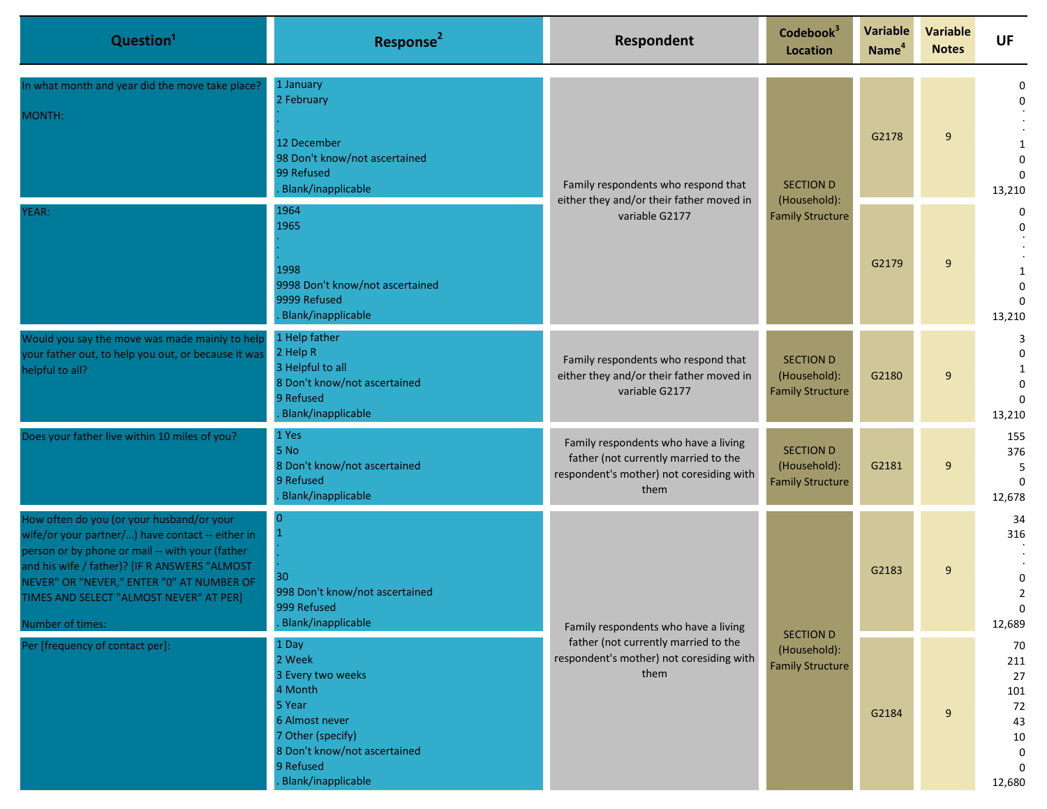| Question[1] | Response[2] | Respondent | Codebook[3] Location | Variable Name[4] | Variable Notes | UF |
|---|---|---|---|---|---|---|
| In what month and year did the move take place?<br><br>MONTH: | 1 January<br>2 February<br>.<br>.<br>12 December<br>98 Don't know/not ascertained<br>99 Refused<br>. Blank/inapplicable | Family respondents who respond that either they and/or their father moved in variable G2177 | SECTION D (Household): Family Structure | G2178 | 9 | 0<br>0<br>.<br>.<br>1<br>0<br>0<br>13,210 |
| YEAR: | 1964<br>1965<br>.<br>.<br>1998<br>9998 Don't know/not ascertained<br>9999 Refused<br>. Blank/inapplicable | | | G2179 | 9 | 0<br>0<br>.<br>.<br>1<br>0<br>0<br>13,210 |
| Would you say the move was made mainly to help your father out, to help you out, or because it was helpful to all? | 1 Help father<br>2 Help R<br>3 Helpful to all<br>8 Don't know/not ascertained<br>9 Refused<br>. Blank/inapplicable | Family respondents who respond that either they and/or their father moved in variable G2177 | SECTION D (Household): Family Structure | G2180 | 9 | 3<br>0<br>1<br>0<br>0<br>13,210 |
| Does your father live within 10 miles of you? | 1 Yes<br>5 No<br>8 Don't know/not ascertained<br>9 Refused<br>. Blank/inapplicable | Family respondents who have a living father (not currently married to the respondent's mother) not coresiding with them | SECTION D (Household): Family Structure | G2181 | 9 | 155<br>376<br>5<br>0<br>12,678 |
| How often do you (or your husband/or your wife/or your partner/...) have contact -- either in person or by phone or mail -- with your (father and his wife / father)? [IF R ANSWERS "ALMOST NEVER" OR "NEVER," ENTER "0" AT NUMBER OF TIMES AND SELECT "ALMOST NEVER" AT PER]<br><br>Number of times: | 0<br>1<br>.<br>.<br>30<br>998 Don't know/not ascertained<br>999 Refused<br>. Blank/inapplicable | Family respondents who have a living father (not currently married to the respondent's mother) not coresiding with them | SECTION D (Household): Family Structure | G2183 | 9 | 34<br>316<br>.<br>.<br>0<br>2<br>0<br>12,689 |
| Per [frequency of contact per]: | 1 Day<br>2 Week<br>3 Every two weeks<br>4 Month<br>5 Year<br>6 Almost never<br>7 Other (specify)<br>8 Don't know/not ascertained<br>9 Refused<br>. Blank/inapplicable | | | G2184 | 9 | 70<br>211<br>27<br>101<br>72<br>43<br>10<br>0<br>0<br>12,680 |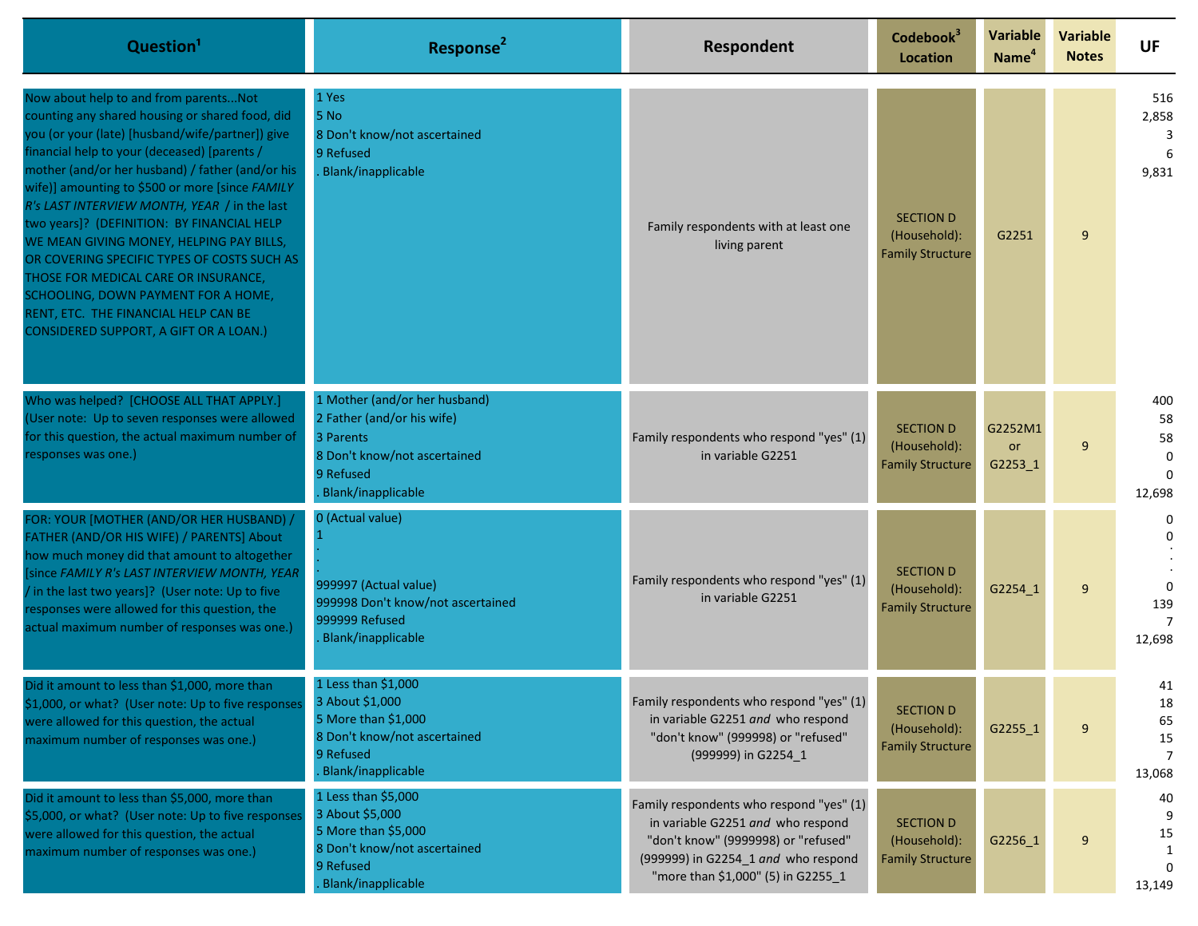| Question[1] | Response[2] | Respondent | Codebook[3] Location | Variable Name[4] | Variable Notes | UF |
|---|---|---|---|---|---|---|
| Now about help to and from parents...Not counting any shared housing or shared food, did you (or your (late) [husband/wife/partner]) give financial help to your (deceased) [parents / mother (and/or her husband) / father (and/or his wife)] amounting to $500 or more [since *FAMILY R's LAST INTERVIEW MONTH, YEAR* / in the last two years]? (DEFINITION: BY FINANCIAL HELP WE MEAN GIVING MONEY, HELPING PAY BILLS, OR COVERING SPECIFIC TYPES OF COSTS SUCH AS THOSE FOR MEDICAL CARE OR INSURANCE, SCHOOLING, DOWN PAYMENT FOR A HOME, RENT, ETC. THE FINANCIAL HELP CAN BE CONSIDERED SUPPORT, A GIFT OR A LOAN.) | 1 Yes<br>5 No<br>8 Don't know/not ascertained<br>9 Refused<br>. Blank/inapplicable | Family respondents with at least one living parent | SECTION D (Household): Family Structure | G2251 | 9 | 516<br>2,858<br>3<br>6<br>9,831 |
| Who was helped? [CHOOSE ALL THAT APPLY.] (User note: Up to seven responses were allowed for this question, the actual maximum number of responses was one.) | 1 Mother (and/or her husband)<br>2 Father (and/or his wife)<br>3 Parents<br>8 Don't know/not ascertained<br>9 Refused<br>. Blank/inapplicable | Family respondents who respond "yes" (1) in variable G2251 | SECTION D (Household): Family Structure | G2252M1 or G2253_1 | 9 | 400<br>58<br>58<br>0<br>0<br>12,698 |
| FOR: YOUR [MOTHER (AND/OR HER HUSBAND) / FATHER (AND/OR HIS WIFE) / PARENTS] About how much money did that amount to altogether [since *FAMILY R's LAST INTERVIEW MONTH, YEAR* / in the last two years]? (User note: Up to five responses were allowed for this question, the actual maximum number of responses was one.) | 0 (Actual value)<br>1<br>.<br>.<br>.<br>999997 (Actual value)<br>999998 Don't know/not ascertained<br>999999 Refused<br>. Blank/inapplicable | Family respondents who respond "yes" (1) in variable G2251 | SECTION D (Household): Family Structure | G2254_1 | 9 | 0<br>0<br>.<br>.<br>0<br>139<br>7<br>12,698 |
| Did it amount to less than $1,000, more than $1,000, or what? (User note: Up to five responses were allowed for this question, the actual maximum number of responses was one.) | 1 Less than $1,000<br>3 About $1,000<br>5 More than $1,000<br>8 Don't know/not ascertained<br>9 Refused<br>. Blank/inapplicable | Family respondents who respond "yes" (1) in variable G2251 *and* who respond "don't know" (999998) or "refused" (999999) in G2254_1 | SECTION D (Household): Family Structure | G2255_1 | 9 | 41<br>18<br>65<br>15<br>7<br>13,068 |
| Did it amount to less than $5,000, more than $5,000, or what? (User note: Up to five responses were allowed for this question, the actual maximum number of responses was one.) | 1 Less than $5,000<br>3 About $5,000<br>5 More than $5,000<br>8 Don't know/not ascertained<br>9 Refused<br>. Blank/inapplicable | Family respondents who respond "yes" (1) in variable G2251 *and* who respond "don't know" (9999998) or "refused" (999999) in G2254_1 *and* who respond "more than $1,000" (5) in G2255_1 | SECTION D (Household): Family Structure | G2256_1 | 9 | 40<br>9<br>15<br>1<br>0<br>13,149 |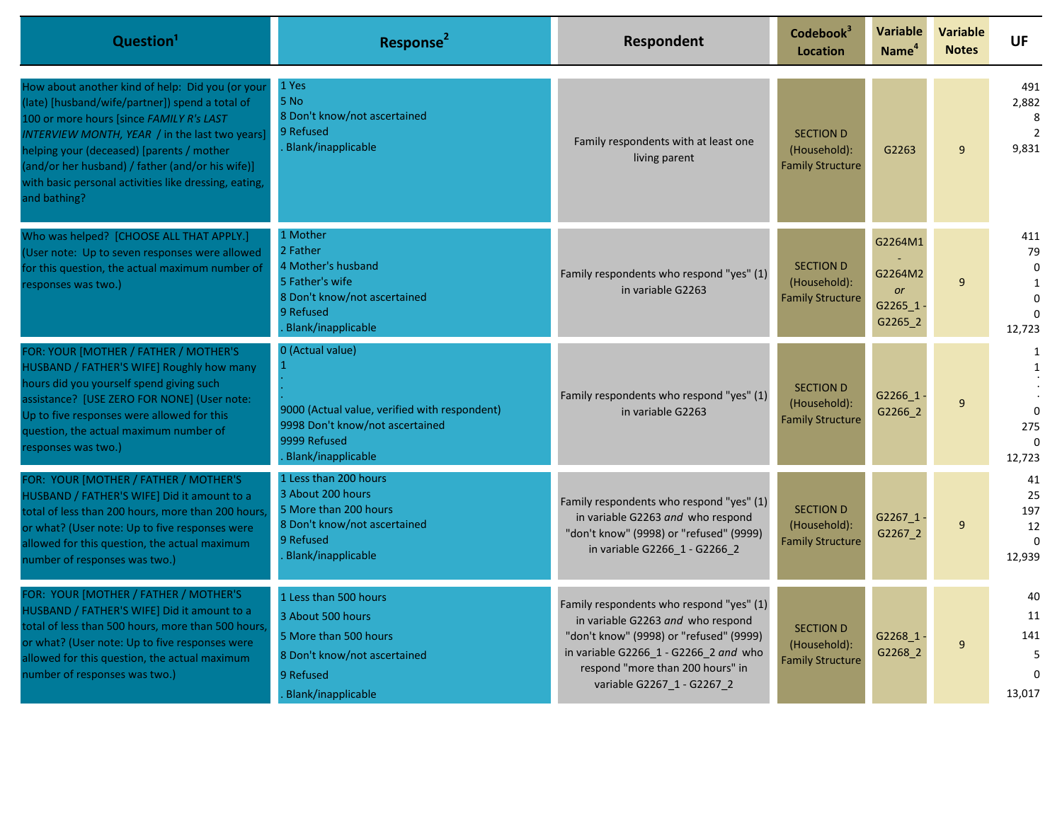| Question[1] | Response[2] | Respondent | Codebook[3] Location | Variable Name[4] | Variable Notes | UF |
|---|---|---|---|---|---|---|
| How about another kind of help: Did you (or your (late) [husband/wife/partner]) spend a total of 100 or more hours [since *FAMILY R's LAST INTERVIEW MONTH, YEAR* / in the last two years] helping your (deceased) [parents / mother (and/or her husband) / father (and/or his wife)] with basic personal activities like dressing, eating, and bathing? | 1 Yes<br>5 No<br>8 Don't know/not ascertained<br>9 Refused<br>. Blank/inapplicable | Family respondents with at least one living parent | SECTION D (Household): Family Structure | G2263 | 9 | 491<br>2,882<br>8<br>2<br>9,831 |
| Who was helped? [CHOOSE ALL THAT APPLY.] (User note: Up to seven responses were allowed for this question, the actual maximum number of responses was two.) | 1 Mother<br>2 Father<br>4 Mother's husband<br>5 Father's wife<br>8 Don't know/not ascertained<br>9 Refused<br>. Blank/inapplicable | Family respondents who respond "yes" (1) in variable G2263 | SECTION D (Household): Family Structure | G2264M1 - G2264M2 *or* G2265_1 - G2265_2 | 9 | 411<br>79<br>0<br>1<br>0<br>0<br>12,723 |
| FOR: YOUR [MOTHER / FATHER / MOTHER'S HUSBAND / FATHER'S WIFE] Roughly how many hours did you yourself spend giving such assistance? [USE ZERO FOR NONE] (User note: Up to five responses were allowed for this question, the actual maximum number of responses was two.) | 0 (Actual value)<br>1<br>.<br>.<br>9000 (Actual value, verified with respondent)<br>9998 Don't know/not ascertained<br>9999 Refused<br>. Blank/inapplicable | Family respondents who respond "yes" (1) in variable G2263 | SECTION D (Household): Family Structure | G2266_1 - G2266_2 | 9 | 1<br>1<br>.<br>.<br>0<br>275<br>0<br>12,723 |
| FOR: YOUR [MOTHER / FATHER / MOTHER'S HUSBAND / FATHER'S WIFE] Did it amount to a total of less than 200 hours, more than 200 hours, or what? (User note: Up to five responses were allowed for this question, the actual maximum number of responses was two.) | 1 Less than 200 hours<br>3 About 200 hours<br>5 More than 200 hours<br>8 Don't know/not ascertained<br>9 Refused<br>. Blank/inapplicable | Family respondents who respond "yes" (1) in variable G2263 *and* who respond "don't know" (9998) or "refused" (9999) in variable G2266_1 - G2266_2 | SECTION D (Household): Family Structure | G2267_1 - G2267_2 | 9 | 41<br>25<br>197<br>12<br>0<br>12,939 |
| FOR: YOUR [MOTHER / FATHER / MOTHER'S HUSBAND / FATHER'S WIFE] Did it amount to a total of less than 500 hours, more than 500 hours, or what? (User note: Up to five responses were allowed for this question, the actual maximum number of responses was two.) | 1 Less than 500 hours<br>3 About 500 hours<br>5 More than 500 hours<br>8 Don't know/not ascertained<br>9 Refused<br>. Blank/inapplicable | Family respondents who respond "yes" (1) in variable G2263 *and* who respond "don't know" (9998) or "refused" (9999) in variable G2266_1 - G2266_2 *and* who respond "more than 200 hours" in variable G2267_1 - G2267_2 | SECTION D (Household): Family Structure | G2268_1 - G2268_2 | 9 | 40<br>11<br>141<br>5<br>0<br>13,017 |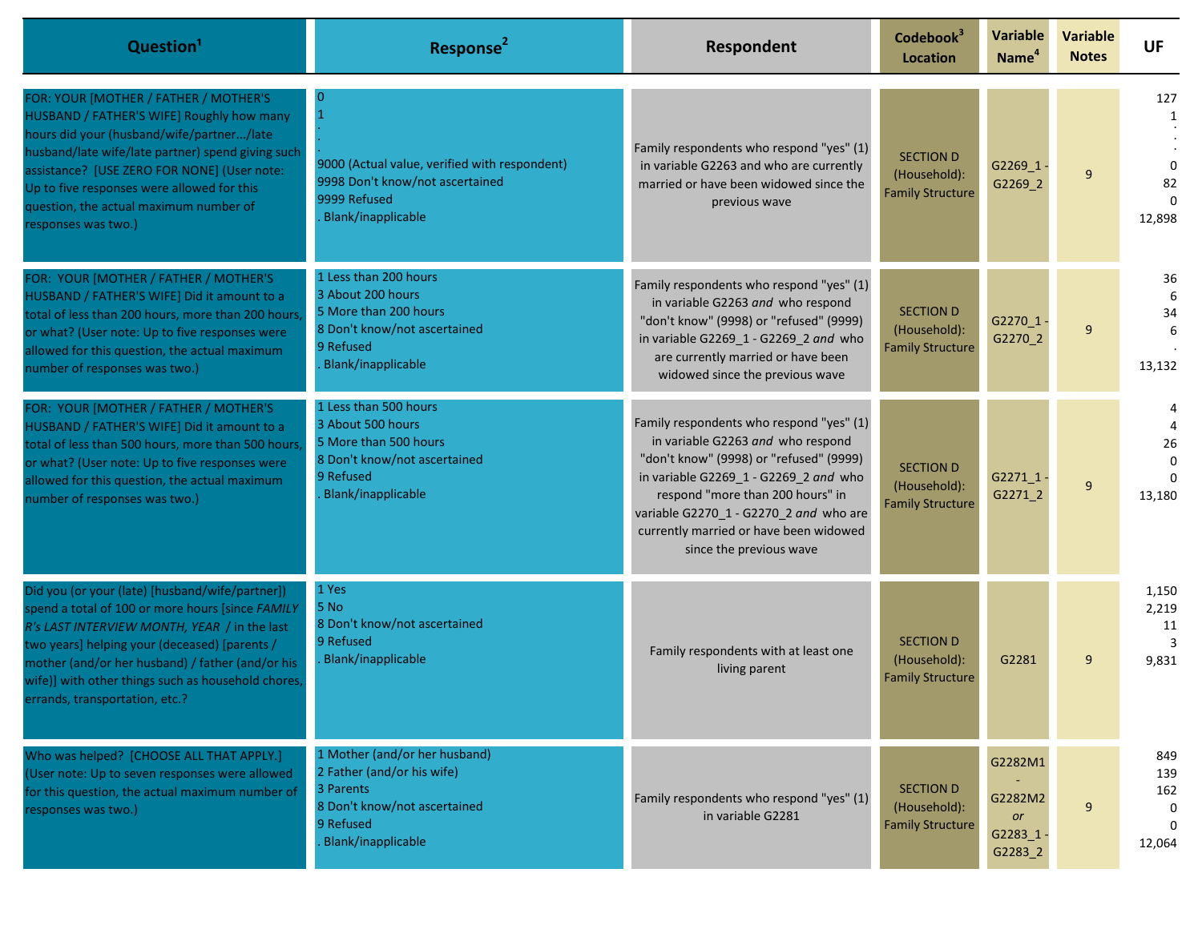| Question[1] | Response[2] | Respondent | Codebook[3] Location | Variable Name[4] | Variable Notes | UF |
|---|---|---|---|---|---|---|
| FOR: YOUR [MOTHER / FATHER / MOTHER'S HUSBAND / FATHER'S WIFE] Roughly how many hours did your (husband/wife/partner.../late husband/late wife/late partner) spend giving such assistance? [USE ZERO FOR NONE] (User note: Up to five responses were allowed for this question, the actual maximum number of responses was two.) | 0<br>1<br>.<br>.<br>9000 (Actual value, verified with respondent)<br>9998 Don't know/not ascertained<br>9999 Refused<br>. Blank/inapplicable | Family respondents who respond "yes" (1) in variable G2263 and who are currently married or have been widowed since the previous wave | SECTION D (Household): Family Structure | G2269_1 - G2269_2 | 9 | 127<br>1<br>.<br>.<br>0<br>82<br>0<br>12,898 |
| FOR: YOUR [MOTHER / FATHER / MOTHER'S HUSBAND / FATHER'S WIFE] Did it amount to a total of less than 200 hours, more than 200 hours, or what? (User note: Up to five responses were allowed for this question, the actual maximum number of responses was two.) | 1 Less than 200 hours<br>3 About 200 hours<br>5 More than 200 hours<br>8 Don't know/not ascertained<br>9 Refused<br>. Blank/inapplicable | Family respondents who respond "yes" (1) in variable G2263 *and* who respond "don't know" (9998) or "refused" (9999) in variable G2269_1 - G2269_2 *and* who are currently married or have been widowed since the previous wave | SECTION D (Household): Family Structure | G2270_1 - G2270_2 | 9 | 36<br>6<br>34<br>6<br>.<br>13,132 |
| FOR: YOUR [MOTHER / FATHER / MOTHER'S HUSBAND / FATHER'S WIFE] Did it amount to a total of less than 500 hours, more than 500 hours, or what? (User note: Up to five responses were allowed for this question, the actual maximum number of responses was two.) | 1 Less than 500 hours<br>3 About 500 hours<br>5 More than 500 hours<br>8 Don't know/not ascertained<br>9 Refused<br>. Blank/inapplicable | Family respondents who respond "yes" (1) in variable G2263 *and* who respond "don't know" (9998) or "refused" (9999) in variable G2269_1 - G2269_2 *and* who respond "more than 200 hours" in variable G2270_1 - G2270_2 *and* who are currently married or have been widowed since the previous wave | SECTION D (Household): Family Structure | G2271_1 - G2271_2 | 9 | 4<br>4<br>26<br>0<br>0<br>13,180 |
| Did you (or your (late) [husband/wife/partner]) spend a total of 100 or more hours [since *FAMILY R's LAST INTERVIEW MONTH, YEAR* / in the last two years] helping your (deceased) [parents / mother (and/or her husband) / father (and/or his wife)] with other things such as household chores, errands, transportation, etc.? | 1 Yes<br>5 No<br>8 Don't know/not ascertained<br>9 Refused<br>. Blank/inapplicable | Family respondents with at least one living parent | SECTION D (Household): Family Structure | G2281 | 9 | 1,150<br>2,219<br>11<br>3<br>9,831 |
| Who was helped? [CHOOSE ALL THAT APPLY.] (User note: Up to seven responses were allowed for this question, the actual maximum number of responses was two.) | 1 Mother (and/or her husband)<br>2 Father (and/or his wife)<br>3 Parents<br>8 Don't know/not ascertained<br>9 Refused<br>. Blank/inapplicable | Family respondents who respond "yes" (1) in variable G2281 | SECTION D (Household): Family Structure | G2282M1 - G2282M2 *or* G2283_1 - G2283_2 | 9 | 849<br>139<br>162<br>0<br>0<br>12,064 |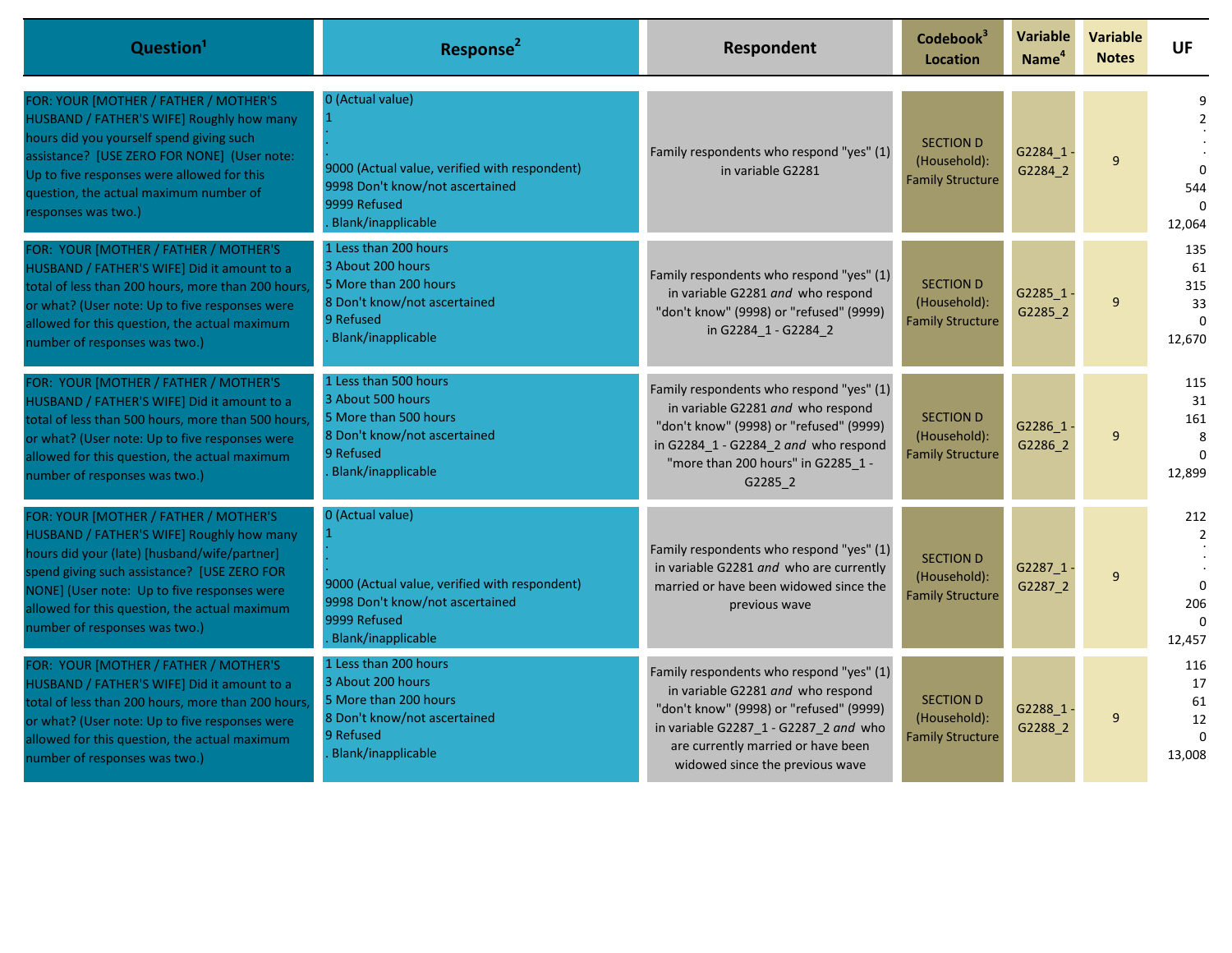| Question[1] | Response[2] | Respondent | Codebook[3] Location | Variable Name[4] | Variable Notes | UF |
|---|---|---|---|---|---|---|
| FOR: YOUR [MOTHER / FATHER / MOTHER'S HUSBAND / FATHER'S WIFE] Roughly how many hours did you yourself spend giving such assistance? [USE ZERO FOR NONE] (User note: Up to five responses were allowed for this question, the actual maximum number of responses was two.) | 0 (Actual value)<br>1<br>.<br>.<br>9000 (Actual value, verified with respondent)<br>9998 Don't know/not ascertained<br>9999 Refused<br>. Blank/inapplicable | Family respondents who respond "yes" (1) in variable G2281 | SECTION D (Household): Family Structure | G2284_1 - G2284_2 | 9 | 9<br>2<br>.<br>.<br>0<br>544<br>0<br>12,064 |
| FOR: YOUR [MOTHER / FATHER / MOTHER'S HUSBAND / FATHER'S WIFE] Did it amount to a total of less than 200 hours, more than 200 hours, or what? (User note: Up to five responses were allowed for this question, the actual maximum number of responses was two.) | 1 Less than 200 hours<br>3 About 200 hours<br>5 More than 200 hours<br>8 Don't know/not ascertained<br>9 Refused<br>. Blank/inapplicable | Family respondents who respond "yes" (1) in variable G2281 *and* who respond "don't know" (9998) or "refused" (9999) in G2284_1 - G2284_2 | SECTION D (Household): Family Structure | G2285_1 - G2285_2 | 9 | 135<br>61<br>315<br>33<br>0<br>12,670 |
| FOR: YOUR [MOTHER / FATHER / MOTHER'S HUSBAND / FATHER'S WIFE] Did it amount to a total of less than 500 hours, more than 500 hours, or what? (User note: Up to five responses were allowed for this question, the actual maximum number of responses was two.) | 1 Less than 500 hours<br>3 About 500 hours<br>5 More than 500 hours<br>8 Don't know/not ascertained<br>9 Refused<br>. Blank/inapplicable | Family respondents who respond "yes" (1) in variable G2281 *and* who respond "don't know" (9998) or "refused" (9999) in G2284_1 - G2284_2 *and* who respond "more than 200 hours" in G2285_1 - G2285_2 | SECTION D (Household): Family Structure | G2286_1 - G2286_2 | 9 | 115<br>31<br>161<br>8<br>0<br>12,899 |
| FOR: YOUR [MOTHER / FATHER / MOTHER'S HUSBAND / FATHER'S WIFE] Roughly how many hours did your (late) [husband/wife/partner] spend giving such assistance? [USE ZERO FOR NONE] (User note: Up to five responses were allowed for this question, the actual maximum number of responses was two.) | 0 (Actual value)<br>1<br>.<br>.<br>9000 (Actual value, verified with respondent)<br>9998 Don't know/not ascertained<br>9999 Refused<br>. Blank/inapplicable | Family respondents who respond "yes" (1) in variable G2281 *and* who are currently married or have been widowed since the previous wave | SECTION D (Household): Family Structure | G2287_1 - G2287_2 | 9 | 212<br>2<br>.<br>.<br>0<br>206<br>0<br>12,457 |
| FOR: YOUR [MOTHER / FATHER / MOTHER'S HUSBAND / FATHER'S WIFE] Did it amount to a total of less than 200 hours, more than 200 hours, or what? (User note: Up to five responses were allowed for this question, the actual maximum number of responses was two.) | 1 Less than 200 hours<br>3 About 200 hours<br>5 More than 200 hours<br>8 Don't know/not ascertained<br>9 Refused<br>. Blank/inapplicable | Family respondents who respond "yes" (1) in variable G2281 *and* who respond "don't know" (9998) or "refused" (9999) in variable G2287_1 - G2287_2 *and* who are currently married or have been widowed since the previous wave | SECTION D (Household): Family Structure | G2288_1 - G2288_2 | 9 | 116<br>17<br>61<br>12<br>0<br>13,008 |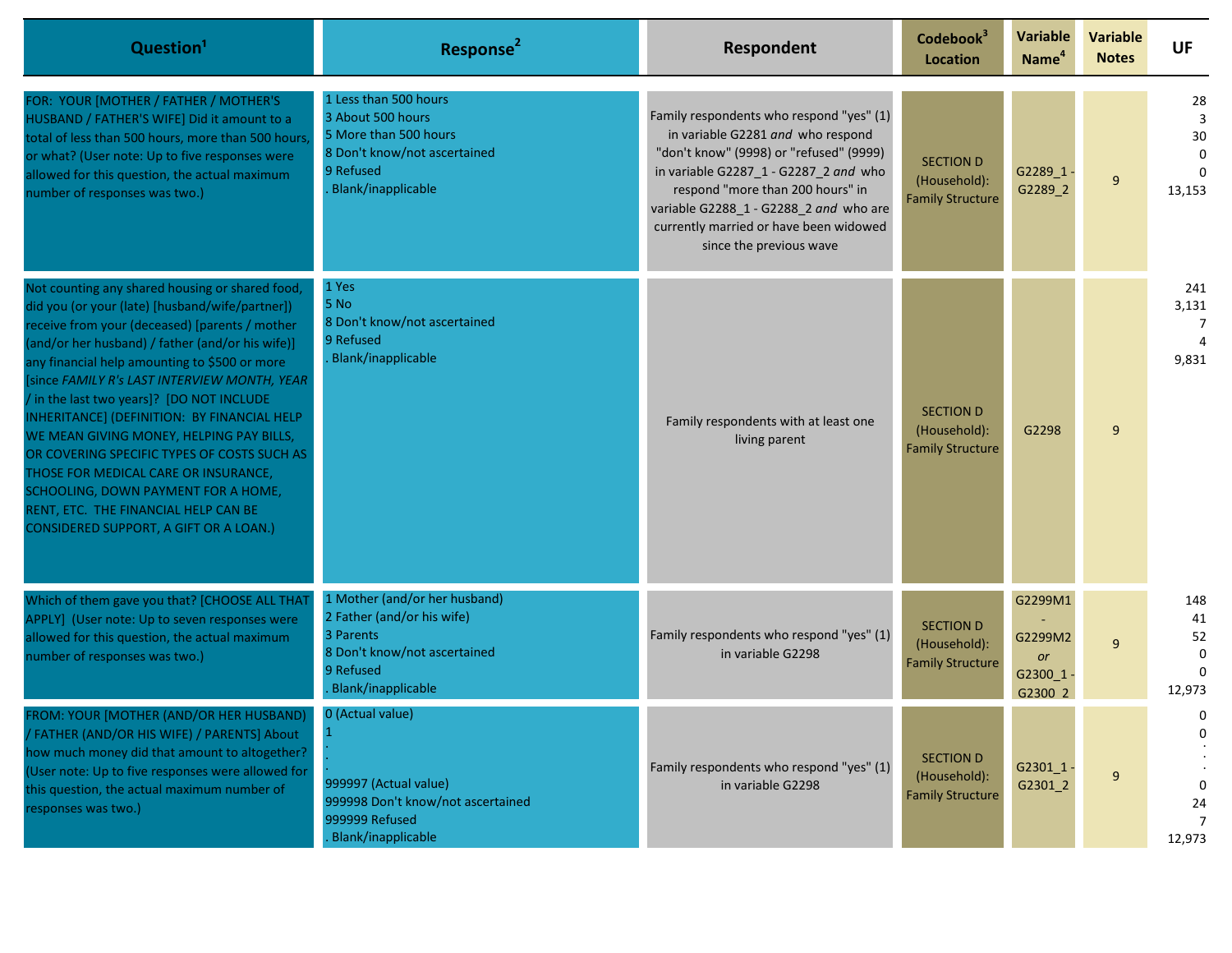| Question[1] | Response[2] | Respondent | Codebook[3] Location | Variable Name[4] | Variable Notes | UF |
|---|---|---|---|---|---|---|
| FOR: YOUR [MOTHER / FATHER / MOTHER'S HUSBAND / FATHER'S WIFE] Did it amount to a total of less than 500 hours, more than 500 hours, or what? (User note: Up to five responses were allowed for this question, the actual maximum number of responses was two.) | 1 Less than 500 hours<br>3 About 500 hours<br>5 More than 500 hours<br>8 Don't know/not ascertained<br>9 Refused<br>. Blank/inapplicable | Family respondents who respond "yes" (1) in variable G2281 *and* who respond "don't know" (9998) or "refused" (9999) in variable G2287_1 - G2287_2 *and* who respond "more than 200 hours" in variable G2288_1 - G2288_2 *and* who are currently married or have been widowed since the previous wave | SECTION D (Household): Family Structure | G2289_1 - G2289_2 | 9 | 28<br>3<br>30<br>0<br>0<br>13,153 |
| Not counting any shared housing or shared food, did you (or your (late) [husband/wife/partner]) receive from your (deceased) [parents / mother (and/or her husband) / father (and/or his wife)] any financial help amounting to $500 or more [since *FAMILY R's LAST INTERVIEW MONTH, YEAR* / in the last two years]? [DO NOT INCLUDE INHERITANCE] (DEFINITION: BY FINANCIAL HELP WE MEAN GIVING MONEY, HELPING PAY BILLS, OR COVERING SPECIFIC TYPES OF COSTS SUCH AS THOSE FOR MEDICAL CARE OR INSURANCE, SCHOOLING, DOWN PAYMENT FOR A HOME, RENT, ETC. THE FINANCIAL HELP CAN BE CONSIDERED SUPPORT, A GIFT OR A LOAN.) | 1 Yes<br>5 No<br>8 Don't know/not ascertained<br>9 Refused<br>. Blank/inapplicable | Family respondents with at least one living parent | SECTION D (Household): Family Structure | G2298 | 9 | 241<br>3,131<br>7<br>4<br>9,831 |
| Which of them gave you that? [CHOOSE ALL THAT APPLY] (User note: Up to seven responses were allowed for this question, the actual maximum number of responses was two.) | 1 Mother (and/or her husband)<br>2 Father (and/or his wife)<br>3 Parents<br>8 Don't know/not ascertained<br>9 Refused<br>. Blank/inapplicable | Family respondents who respond "yes" (1) in variable G2298 | SECTION D (Household): Family Structure | G2299M1 - G2299M2 *or* G2300_1 - G2300_2 | 9 | 148<br>41<br>52<br>0<br>0<br>12,973 |
| FROM: YOUR [MOTHER (AND/OR HER HUSBAND) / FATHER (AND/OR HIS WIFE) / PARENTS] About how much money did that amount to altogether? (User note: Up to five responses were allowed for this question, the actual maximum number of responses was two.) | 0 (Actual value)<br>1<br>.<br>.<br>.<br>999997 (Actual value)<br>999998 Don't know/not ascertained<br>999999 Refused<br>. Blank/inapplicable | Family respondents who respond "yes" (1) in variable G2298 | SECTION D (Household): Family Structure | G2301_1 - G2301_2 | 9 | 0<br>0<br>.<br>.<br>0<br>24<br>7<br>12,973 |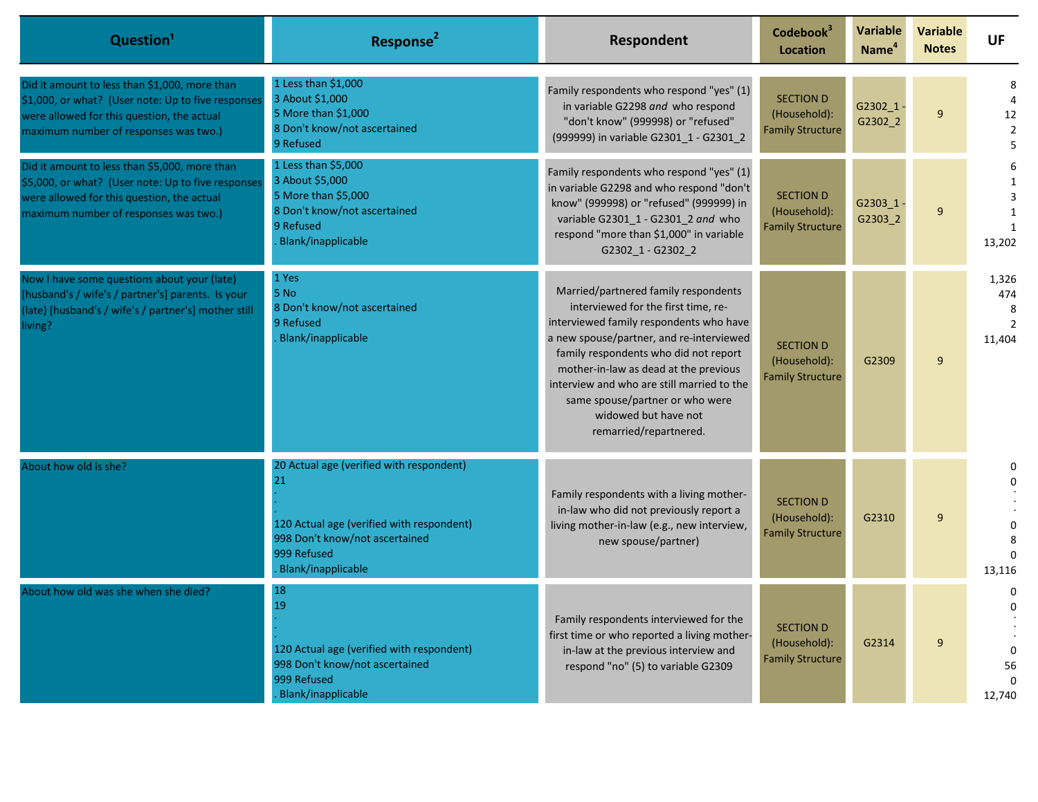| Question[1] | Response[2] | Respondent | Codebook[3] Location | Variable Name[4] | Variable Notes | UF |
|---|---|---|---|---|---|---|
| Did it amount to less than $1,000, more than $1,000, or what? (User note: Up to five responses were allowed for this question, the actual maximum number of responses was two.) | 1 Less than $1,000<br>3 About $1,000<br>5 More than $1,000<br>8 Don't know/not ascertained<br>9 Refused | Family respondents who respond "yes" (1) in variable G2298 *and* who respond "don't know" (999998) or "refused" (999999) in variable G2301_1 - G2301_2 | SECTION D (Household): Family Structure | G2302_1 - G2302_2 | 9 | 8<br>4<br>12<br>2<br>5 |
| Did it amount to less than $5,000, more than $5,000, or what? (User note: Up to five responses were allowed for this question, the actual maximum number of responses was two.) | 1 Less than $5,000<br>3 About $5,000<br>5 More than $5,000<br>8 Don't know/not ascertained<br>9 Refused<br>. Blank/inapplicable | Family respondents who respond "yes" (1) in variable G2298 and who respond "don't know" (999998) or "refused" (999999) in variable G2301_1 - G2301_2 *and* who respond "more than $1,000" in variable G2302_1 - G2302_2 | SECTION D (Household): Family Structure | G2303_1 - G2303_2 | 9 | 6<br>1<br>3<br>1<br>1<br>13,202 |
| Now I have some questions about your (late) [husband's / wife's / partner's] parents. Is your (late) [husband's / wife's / partner's] mother still living? | 1 Yes<br>5 No<br>8 Don't know/not ascertained<br>9 Refused<br>. Blank/inapplicable | Married/partnered family respondents interviewed for the first time, re-interviewed family respondents who have a new spouse/partner, and re-interviewed family respondents who did not report mother-in-law as dead at the previous interview and who are still married to the same spouse/partner or who were widowed but have not remarried/repartnered. | SECTION D (Household): Family Structure | G2309 | 9 | 1,326<br>474<br>8<br>2<br>11,404 |
| About how old is she? | 20 Actual age (verified with respondent)<br>21<br>.<br>.<br>120 Actual age (verified with respondent)<br>998 Don't know/not ascertained<br>999 Refused<br>. Blank/inapplicable | Family respondents with a living mother-in-law who did not previously report a living mother-in-law (e.g., new interview, new spouse/partner) | SECTION D (Household): Family Structure | G2310 | 9 | 0<br>0<br>.<br>.<br>0<br>8<br>0<br>13,116 |
| About how old was she when she died? | 18<br>19<br>.<br>.<br>120 Actual age (verified with respondent)<br>998 Don't know/not ascertained<br>999 Refused<br>. Blank/inapplicable | Family respondents interviewed for the first time or who reported a living mother-in-law at the previous interview and respond "no" (5) to variable G2309 | SECTION D (Household): Family Structure | G2314 | 9 | 0<br>0<br>.<br>.<br>0<br>56<br>0<br>12,740 |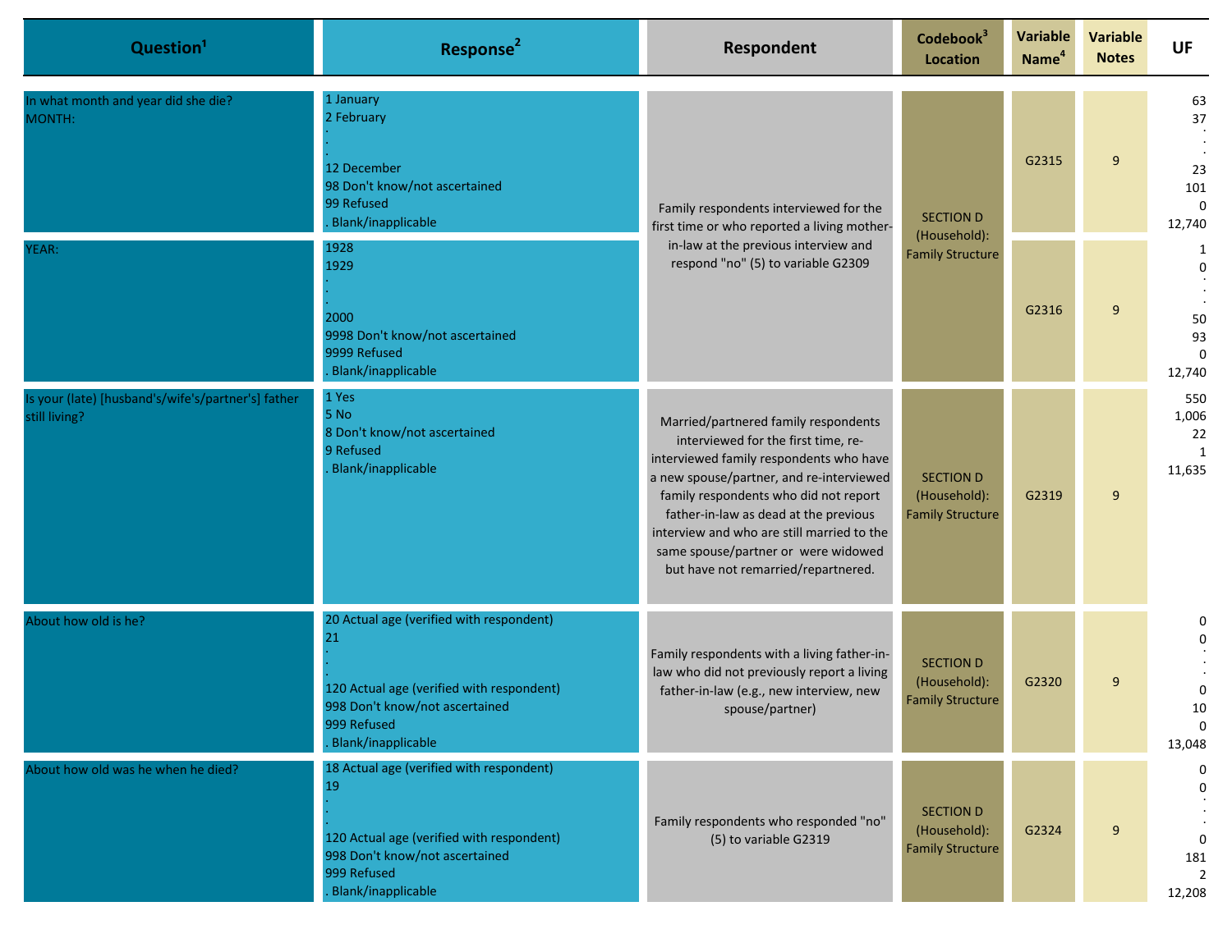| Question[1] | Response[2] | Respondent | Codebook[3] Location | Variable Name[4] | Variable Notes | UF |
|---|---|---|---|---|---|---|
| In what month and year did she die?<br>MONTH: | 1 January<br>2 February<br>.<br>.<br>12 December<br>98 Don't know/not ascertained<br>99 Refused<br>. Blank/inapplicable | Family respondents interviewed for the first time or who reported a living mother-in-law at the previous interview and respond "no" (5) to variable G2309 | SECTION D (Household): Family Structure | G2315 | 9 | 63<br>37<br>.<br>.<br>23<br>101<br>0<br>12,740 |
| YEAR: | 1928<br>1929<br>.<br>.<br>.<br>2000<br>9998 Don't know/not ascertained<br>9999 Refused<br>. Blank/inapplicable | | | G2316 | 9 | 1<br>0<br>.<br>.<br>50<br>93<br>0<br>12,740 |
| Is your (late) [husband's/wife's/partner's] father still living? | 1 Yes<br>5 No<br>8 Don't know/not ascertained<br>9 Refused<br>. Blank/inapplicable | Married/partnered family respondents interviewed for the first time, re-interviewed family respondents who have a new spouse/partner, and re-interviewed family respondents who did not report father-in-law as dead at the previous interview and who are still married to the same spouse/partner or were widowed but have not remarried/repartnered. | SECTION D (Household): Family Structure | G2319 | 9 | 550<br>1,006<br>22<br>1<br>11,635 |
| About how old is he? | 20 Actual age (verified with respondent)<br>21<br>.<br>.<br>.<br>120 Actual age (verified with respondent)<br>998 Don't know/not ascertained<br>999 Refused<br>. Blank/inapplicable | Family respondents with a living father-in-law who did not previously report a living father-in-law (e.g., new interview, new spouse/partner) | SECTION D (Household): Family Structure | G2320 | 9 | 0<br>0<br>.<br>.<br>0<br>10<br>0<br>13,048 |
| About how old was he when he died? | 18 Actual age (verified with respondent)<br>19<br>.<br>.<br>.<br>120 Actual age (verified with respondent)<br>998 Don't know/not ascertained<br>999 Refused<br>. Blank/inapplicable | Family respondents who responded "no" (5) to variable G2319 | SECTION D (Household): Family Structure | G2324 | 9 | 0<br>0<br>.<br>.<br>0<br>181<br>2<br>12,208 |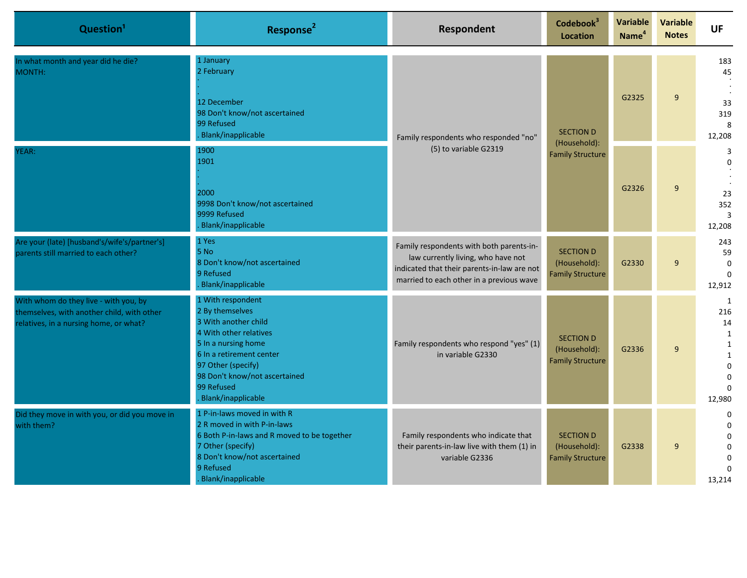| Question[1] | Response[2] | Respondent | Codebook[3] Location | Variable Name[4] | Variable Notes | UF |
|---|---|---|---|---|---|---|
| In what month and year did he die?<br>MONTH: | 1 January<br>2 February<br>.<br>.<br>12 December<br>98 Don't know/not ascertained<br>99 Refused<br>. Blank/inapplicable | Family respondents who responded "no" (5) to variable G2319 | SECTION D (Household): Family Structure | G2325 | 9 | 183<br>45<br>.<br>.<br>33<br>319<br>8<br>12,208 |
| YEAR: | 1900<br>1901<br>.<br>.<br>2000<br>9998 Don't know/not ascertained<br>9999 Refused<br>. Blank/inapplicable | | | G2326 | 9 | 3<br>0<br>.<br>.<br>23<br>352<br>3<br>12,208 |
| Are your (late) [husband's/wife's/partner's] parents still married to each other? | 1 Yes<br>5 No<br>8 Don't know/not ascertained<br>9 Refused<br>. Blank/inapplicable | Family respondents with both parents-in-law currently living, who have not indicated that their parents-in-law are not married to each other in a previous wave | SECTION D (Household): Family Structure | G2330 | 9 | 243<br>59<br>0<br>0<br>12,912 |
| With whom do they live - with you, by themselves, with another child, with other relatives, in a nursing home, or what? | 1 With respondent<br>2 By themselves<br>3 With another child<br>4 With other relatives<br>5 In a nursing home<br>6 In a retirement center<br>97 Other (specify)<br>98 Don't know/not ascertained<br>99 Refused<br>. Blank/inapplicable | Family respondents who respond "yes" (1) in variable G2330 | SECTION D (Household): Family Structure | G2336 | 9 | 1<br>216<br>14<br>1<br>1<br>1<br>0<br>0<br>0<br>12,980 |
| Did they move in with you, or did you move in with them? | 1 P-in-laws moved in with R<br>2 R moved in with P-in-laws<br>6 Both P-in-laws and R moved to be together<br>7 Other (specify)<br>8 Don't know/not ascertained<br>9 Refused<br>. Blank/inapplicable | Family respondents who indicate that their parents-in-law live with them (1) in variable G2336 | SECTION D (Household): Family Structure | G2338 | 9 | 0<br>0<br>0<br>0<br>0<br>0<br>13,214 |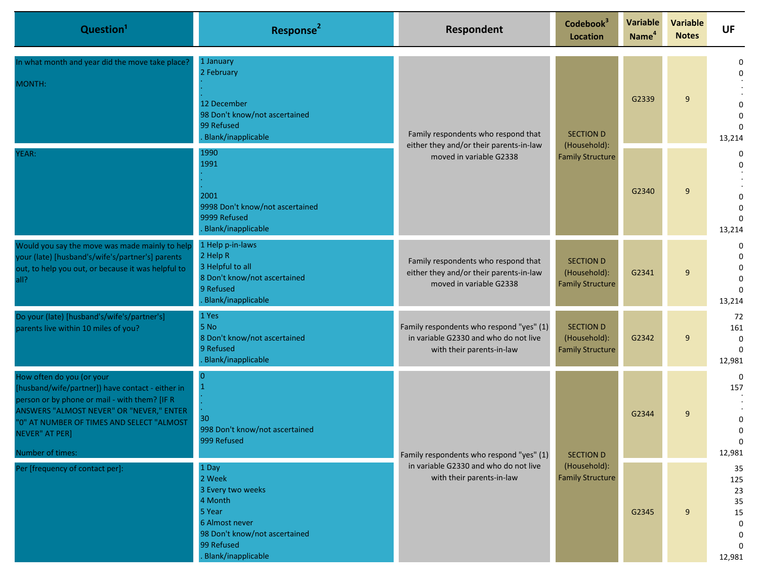| Question[1] | Response[2] | Respondent | Codebook[3] Location | Variable Name[4] | Variable Notes | UF |
|---|---|---|---|---|---|---|
| In what month and year did the move take place?<br><br>MONTH: | 1 January<br>2 February<br>.<br>.<br>12 December<br>98 Don't know/not ascertained<br>99 Refused<br>. Blank/inapplicable | Family respondents who respond that either they and/or their parents-in-law moved in variable G2338 | SECTION D (Household): Family Structure | G2339 | 9 | 0<br>0<br>.<br>.<br>0<br>0<br>0<br>13,214 |
| YEAR: | 1990<br>1991<br>.<br>.<br>2001<br>9998 Don't know/not ascertained<br>9999 Refused<br>. Blank/inapplicable | | | G2340 | 9 | 0<br>0<br>.<br>.<br>0<br>0<br>0<br>13,214 |
| Would you say the move was made mainly to help your (late) [husband's/wife's/partner's] parents out, to help you out, or because it was helpful to all? | 1 Help p-in-laws<br>2 Help R<br>3 Helpful to all<br>8 Don't know/not ascertained<br>9 Refused<br>. Blank/inapplicable | Family respondents who respond that either they and/or their parents-in-law moved in variable G2338 | SECTION D (Household): Family Structure | G2341 | 9 | 0<br>0<br>0<br>0<br>0<br>13,214 |
| Do your (late) [husband's/wife's/partner's] parents live within 10 miles of you? | 1 Yes<br>5 No<br>8 Don't know/not ascertained<br>9 Refused<br>. Blank/inapplicable | Family respondents who respond "yes" (1) in variable G2330 and who do not live with their parents-in-law | SECTION D (Household): Family Structure | G2342 | 9 | 72<br>161<br>0<br>0<br>12,981 |
| How often do you (or your [husband/wife/partner]) have contact - either in person or by phone or mail - with them? [IF R ANSWERS "ALMOST NEVER" OR "NEVER," ENTER "0" AT NUMBER OF TIMES AND SELECT "ALMOST NEVER" AT PER]<br><br>Number of times: | 0<br>1<br>.<br>.<br>30<br>998 Don't know/not ascertained<br>999 Refused | Family respondents who respond "yes" (1) in variable G2330 and who do not live with their parents-in-law | SECTION D (Household): Family Structure | G2344 | 9 | 0<br>157<br>.<br>.<br>0<br>0<br>0<br>12,981 |
| Per [frequency of contact per]: | 1 Day<br>2 Week<br>3 Every two weeks<br>4 Month<br>5 Year<br>6 Almost never<br>98 Don't know/not ascertained<br>99 Refused<br>. Blank/inapplicable | | | G2345 | 9 | 35<br>125<br>23<br>35<br>15<br>0<br>0<br>0<br>12,981 |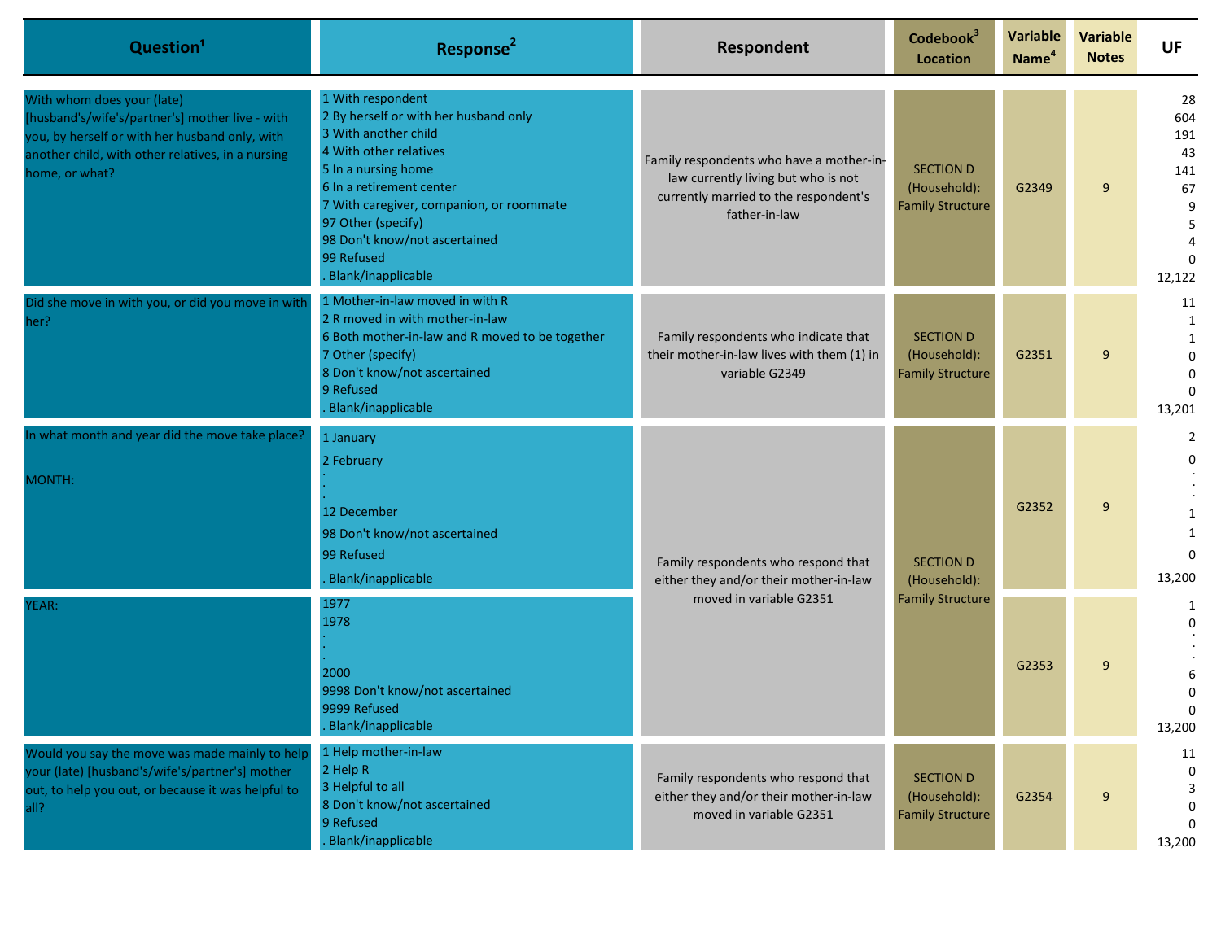| Question[1] | Response[2] | Respondent | Codebook[3] Location | Variable Name[4] | Variable Notes | UF |
|---|---|---|---|---|---|---|
| With whom does your (late) [husband's/wife's/partner's] mother live - with you, by herself or with her husband only, with another child, with other relatives, in a nursing home, or what? | 1 With respondent<br>2 By herself or with her husband only<br>3 With another child<br>4 With other relatives<br>5 In a nursing home<br>6 In a retirement center<br>7 With caregiver, companion, or roommate<br>97 Other (specify)<br>98 Don't know/not ascertained<br>99 Refused<br>. Blank/inapplicable | Family respondents who have a mother-in-law currently living but who is not currently married to the respondent's father-in-law | SECTION D (Household): Family Structure | G2349 | 9 | 28<br>604<br>191<br>43<br>141<br>67<br>9<br>5<br>4<br>0<br>12,122 |
| Did she move in with you, or did you move in with her? | 1 Mother-in-law moved in with R<br>2 R moved in with mother-in-law<br>6 Both mother-in-law and R moved to be together<br>7 Other (specify)<br>8 Don't know/not ascertained<br>9 Refused<br>. Blank/inapplicable | Family respondents who indicate that their mother-in-law lives with them (1) in variable G2349 | SECTION D (Household): Family Structure | G2351 | 9 | 11<br>1<br>1<br>0<br>0<br>0<br>13,201 |
| In what month and year did the move take place?<br><br>MONTH: | 1 January<br>2 February<br>.<br>.<br>12 December<br>98 Don't know/not ascertained<br>99 Refused<br>. Blank/inapplicable | Family respondents who respond that either they and/or their mother-in-law moved in variable G2351 | SECTION D (Household): Family Structure | G2352 | 9 | 2<br>0<br>.<br>.<br>1<br>1<br>0<br>13,200 |
| YEAR: | 1977<br>1978<br>.<br>.<br>2000<br>9998 Don't know/not ascertained<br>9999 Refused<br>. Blank/inapplicable | | | G2353 | 9 | 1<br>0<br>.<br>.<br>6<br>0<br>0<br>13,200 |
| Would you say the move was made mainly to help your (late) [husband's/wife's/partner's] mother out, to help you out, or because it was helpful to all? | 1 Help mother-in-law<br>2 Help R<br>3 Helpful to all<br>8 Don't know/not ascertained<br>9 Refused<br>. Blank/inapplicable | Family respondents who respond that either they and/or their mother-in-law moved in variable G2351 | SECTION D (Household): Family Structure | G2354 | 9 | 11<br>0<br>3<br>0<br>0<br>13,200 |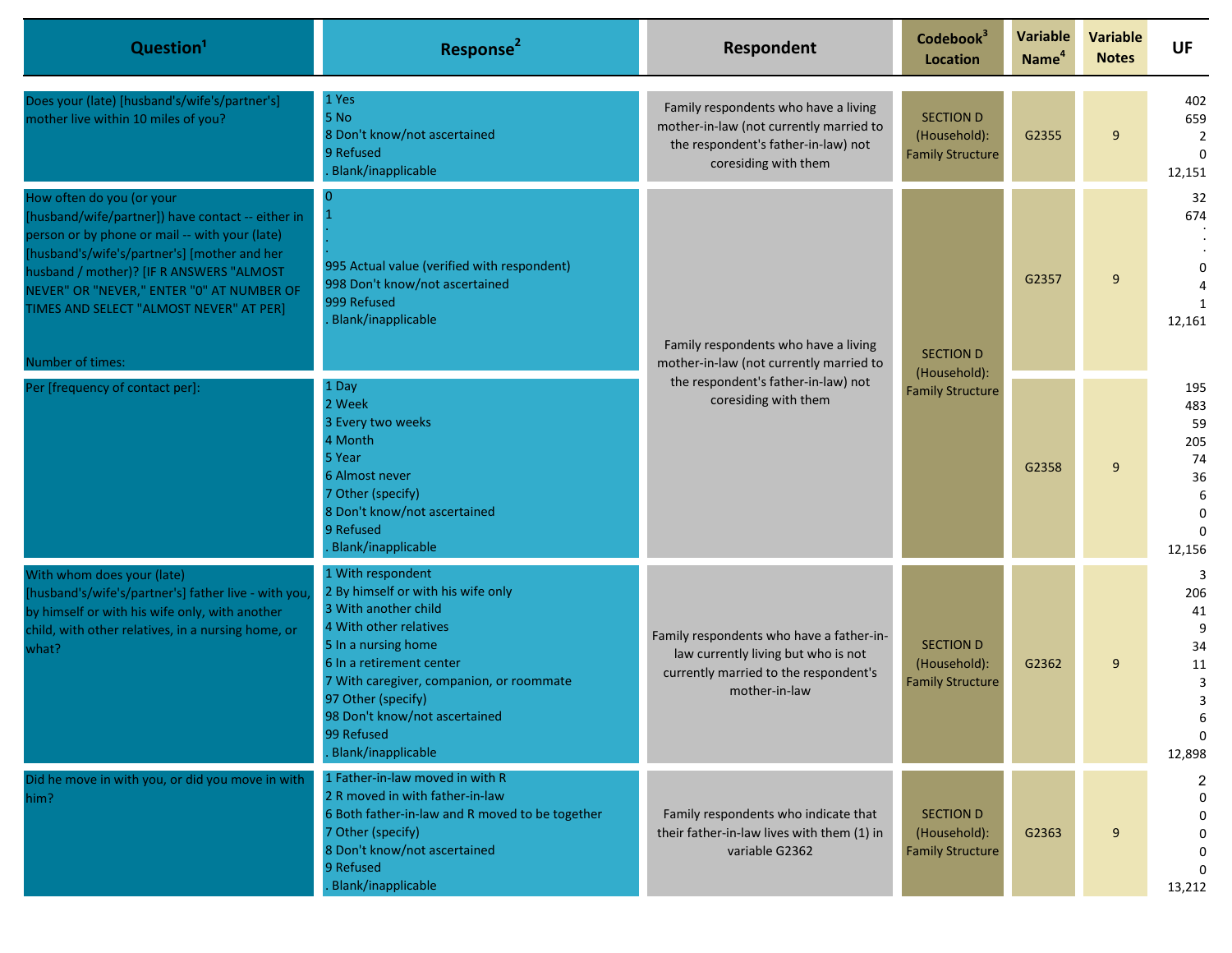| Question[1] | Response[2] | Respondent | Codebook[3] Location | Variable Name[4] | Variable Notes | UF |
|---|---|---|---|---|---|---|
| Does your (late) [husband's/wife's/partner's] mother live within 10 miles of you? | 1 Yes<br>5 No<br>8 Don't know/not ascertained<br>9 Refused<br>. Blank/inapplicable | Family respondents who have a living mother-in-law (not currently married to the respondent's father-in-law) not coresiding with them | SECTION D (Household): Family Structure | G2355 | 9 | 402<br>659<br>2<br>0<br>12,151 |
| How often do you (or your [husband/wife/partner]) have contact -- either in person or by phone or mail -- with your (late) [husband's/wife's/partner's] [mother and her husband / mother)? [IF R ANSWERS "ALMOST NEVER" OR "NEVER," ENTER "0" AT NUMBER OF TIMES AND SELECT "ALMOST NEVER" AT PER]<br><br>Number of times: | 0<br>1<br>.<br>.<br>995 Actual value (verified with respondent)<br>998 Don't know/not ascertained<br>999 Refused<br>. Blank/inapplicable | Family respondents who have a living mother-in-law (not currently married to the respondent's father-in-law) not coresiding with them | SECTION D (Household): Family Structure | G2357 | 9 | 32<br>674<br>.<br>.<br>0<br>4<br>1<br>12,161 |
| Per [frequency of contact per]: | 1 Day<br>2 Week<br>3 Every two weeks<br>4 Month<br>5 Year<br>6 Almost never<br>7 Other (specify)<br>8 Don't know/not ascertained<br>9 Refused<br>. Blank/inapplicable | | | G2358 | 9 | 195<br>483<br>59<br>205<br>74<br>36<br>6<br>0<br>0<br>12,156 |
| With whom does your (late) [husband's/wife's/partner's] father live - with you, by himself or with his wife only, with another child, with other relatives, in a nursing home, or what? | 1 With respondent<br>2 By himself or with his wife only<br>3 With another child<br>4 With other relatives<br>5 In a nursing home<br>6 In a retirement center<br>7 With caregiver, companion, or roommate<br>97 Other (specify)<br>98 Don't know/not ascertained<br>99 Refused<br>. Blank/inapplicable | Family respondents who have a father-in-law currently living but who is not currently married to the respondent's mother-in-law | SECTION D (Household): Family Structure | G2362 | 9 | 3<br>206<br>41<br>9<br>34<br>11<br>3<br>3<br>6<br>0<br>12,898 |
| Did he move in with you, or did you move in with him? | 1 Father-in-law moved in with R<br>2 R moved in with father-in-law<br>6 Both father-in-law and R moved to be together<br>7 Other (specify)<br>8 Don't know/not ascertained<br>9 Refused<br>. Blank/inapplicable | Family respondents who indicate that their father-in-law lives with them (1) in variable G2362 | SECTION D (Household): Family Structure | G2363 | 9 | 2<br>0<br>0<br>0<br>0<br>0<br>13,212 |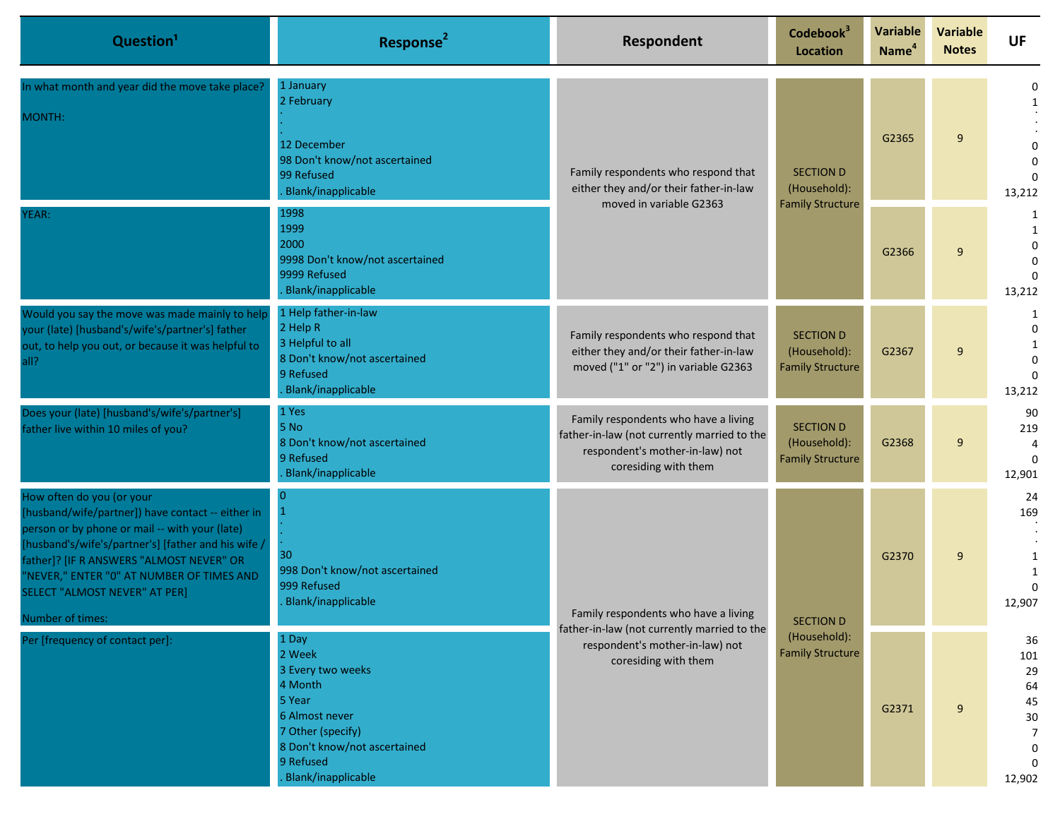| Question[1] | Response[2] | Respondent | Codebook[3] Location | Variable Name[4] | Variable Notes | UF |
|---|---|---|---|---|---|---|
| In what month and year did the move take place?<br><br>MONTH: | 1 January<br>2 February<br>.<br>.<br>12 December<br>98 Don't know/not ascertained<br>99 Refused<br>. Blank/inapplicable | Family respondents who respond that either they and/or their father-in-law moved in variable G2363 | SECTION D (Household): Family Structure | G2365 | 9 | 0<br>1<br>.<br>.<br>0<br>0<br>0<br>13,212 |
| YEAR: | 1998<br>1999<br>2000<br>9998 Don't know/not ascertained<br>9999 Refused<br>. Blank/inapplicable | | | G2366 | 9 | 1<br>1<br>0<br>0<br>0<br>13,212 |
| Would you say the move was made mainly to help your (late) [husband's/wife's/partner's] father out, to help you out, or because it was helpful to all? | 1 Help father-in-law<br>2 Help R<br>3 Helpful to all<br>8 Don't know/not ascertained<br>9 Refused<br>. Blank/inapplicable | Family respondents who respond that either they and/or their father-in-law moved ("1" or "2") in variable G2363 | SECTION D (Household): Family Structure | G2367 | 9 | 1<br>0<br>1<br>0<br>0<br>13,212 |
| Does your (late) [husband's/wife's/partner's] father live within 10 miles of you? | 1 Yes<br>5 No<br>8 Don't know/not ascertained<br>9 Refused<br>. Blank/inapplicable | Family respondents who have a living father-in-law (not currently married to the respondent's mother-in-law) not coresiding with them | SECTION D (Household): Family Structure | G2368 | 9 | 90<br>219<br>4<br>0<br>12,901 |
| How often do you (or your [husband/wife/partner]) have contact -- either in person or by phone or mail -- with your (late) [husband's/wife's/partner's] [father and his wife / father]? [IF R ANSWERS "ALMOST NEVER" OR "NEVER," ENTER "0" AT NUMBER OF TIMES AND SELECT "ALMOST NEVER" AT PER]<br><br>Number of times: | 0<br>1<br>.<br>.<br>30<br>998 Don't know/not ascertained<br>999 Refused<br>. Blank/inapplicable | Family respondents who have a living father-in-law (not currently married to the respondent's mother-in-law) not coresiding with them | SECTION D (Household): Family Structure | G2370 | 9 | 24<br>169<br>.<br>.<br>1<br>1<br>0<br>12,907 |
| Per [frequency of contact per]: | 1 Day<br>2 Week<br>3 Every two weeks<br>4 Month<br>5 Year<br>6 Almost never<br>7 Other (specify)<br>8 Don't know/not ascertained<br>9 Refused<br>. Blank/inapplicable | | | G2371 | 9 | 36<br>101<br>29<br>64<br>45<br>30<br>7<br>0<br>0<br>12,902 |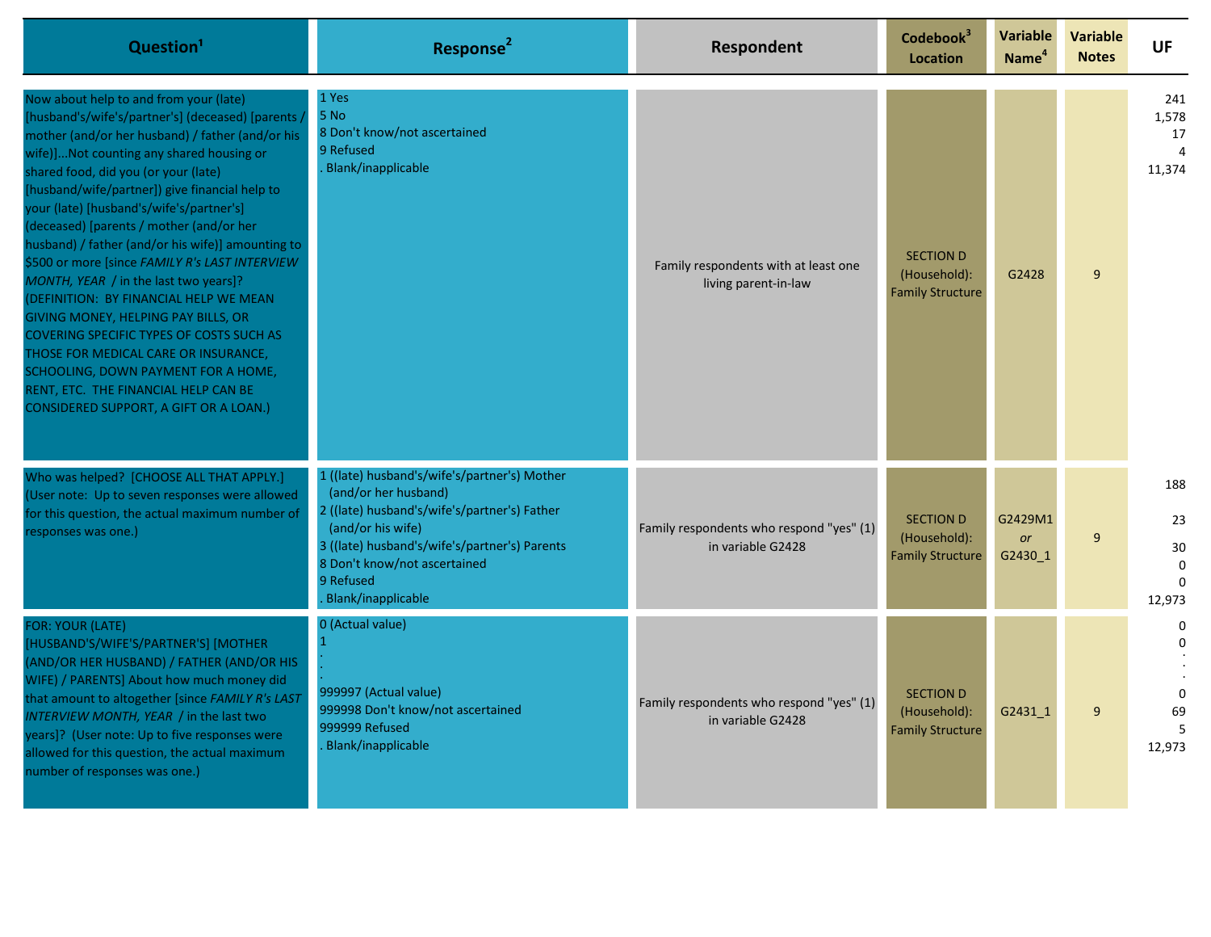| Question[1] | Response[2] | Respondent | Codebook[3] Location | Variable Name[4] | Variable Notes | UF |
|---|---|---|---|---|---|---|
| Now about help to and from your (late) [husband's/wife's/partner's] (deceased) [parents / mother (and/or her husband) / father (and/or his wife)]...Not counting any shared housing or shared food, did you (or your (late) [husband/wife/partner]) give financial help to your (late) [husband's/wife's/partner's] (deceased) [parents / mother (and/or her husband) / father (and/or his wife)] amounting to $500 or more [since *FAMILY R's LAST INTERVIEW MONTH, YEAR* / in the last two years]? (DEFINITION: BY FINANCIAL HELP WE MEAN GIVING MONEY, HELPING PAY BILLS, OR COVERING SPECIFIC TYPES OF COSTS SUCH AS THOSE FOR MEDICAL CARE OR INSURANCE, SCHOOLING, DOWN PAYMENT FOR A HOME, RENT, ETC. THE FINANCIAL HELP CAN BE CONSIDERED SUPPORT, A GIFT OR A LOAN.) | 1 Yes<br>5 No<br>8 Don't know/not ascertained<br>9 Refused<br>. Blank/inapplicable | Family respondents with at least one living parent-in-law | SECTION D (Household): Family Structure | G2428 | 9 | 241<br>1,578<br>17<br>4<br>11,374 |
| Who was helped? [CHOOSE ALL THAT APPLY.] (User note: Up to seven responses were allowed for this question, the actual maximum number of responses was one.) | 1 ((late) husband's/wife's/partner's) Mother (and/or her husband)<br>2 ((late) husband's/wife's/partner's) Father (and/or his wife)<br>3 ((late) husband's/wife's/partner's) Parents<br>8 Don't know/not ascertained<br>9 Refused<br>. Blank/inapplicable | Family respondents who respond "yes" (1) in variable G2428 | SECTION D (Household): Family Structure | G2429M1 *or* G2430_1 | 9 | 188<br>23<br>30<br>0<br>0<br>12,973 |
| FOR: YOUR (LATE) [HUSBAND'S/WIFE'S/PARTNER'S] [MOTHER (AND/OR HER HUSBAND) / FATHER (AND/OR HIS WIFE) / PARENTS] About how much money did that amount to altogether [since *FAMILY R's LAST INTERVIEW MONTH, YEAR* / in the last two years]? (User note: Up to five responses were allowed for this question, the actual maximum number of responses was one.) | 0 (Actual value)<br>1<br>.<br>.<br>999997 (Actual value)<br>999998 Don't know/not ascertained<br>999999 Refused<br>. Blank/inapplicable | Family respondents who respond "yes" (1) in variable G2428 | SECTION D (Household): Family Structure | G2431_1 | 9 | 0<br>0<br>.<br>.<br>0<br>69<br>5<br>12,973 |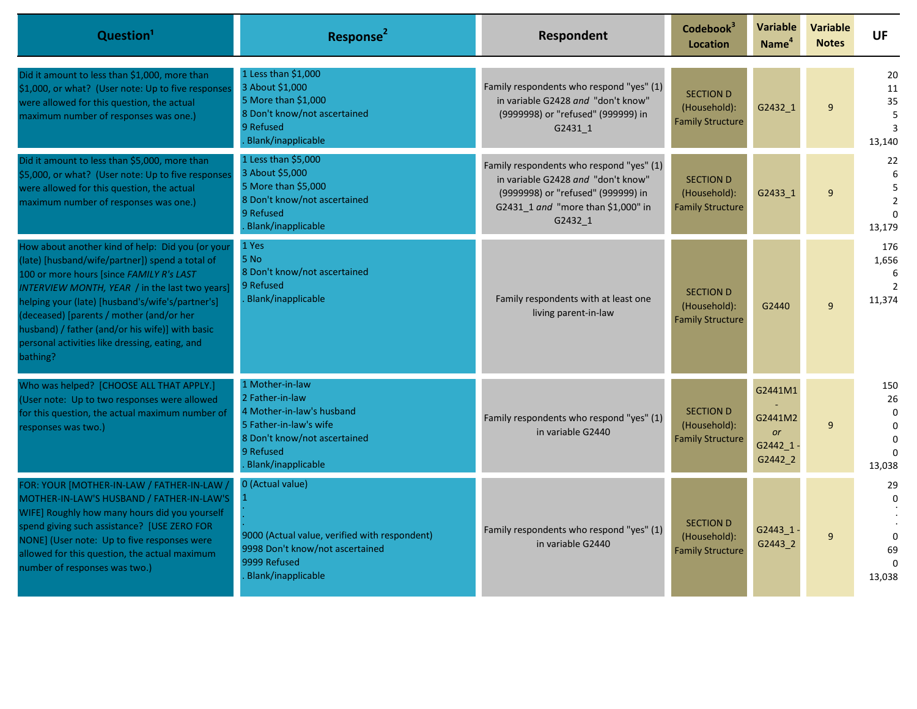| Question[1] | Response[2] | Respondent | Codebook[3] Location | Variable Name[4] | Variable Notes | UF |
|---|---|---|---|---|---|---|
| Did it amount to less than $1,000, more than $1,000, or what? (User note: Up to five responses were allowed for this question, the actual maximum number of responses was one.) | 1 Less than $1,000<br>3 About $1,000<br>5 More than $1,000<br>8 Don't know/not ascertained<br>9 Refused<br>. Blank/inapplicable | Family respondents who respond "yes" (1) in variable G2428 *and* "don't know" (9999998) or "refused" (999999) in G2431_1 | SECTION D (Household): Family Structure | G2432_1 | 9 | 20<br>11<br>35<br>5<br>3<br>13,140 |
| Did it amount to less than $5,000, more than $5,000, or what? (User note: Up to five responses were allowed for this question, the actual maximum number of responses was one.) | 1 Less than $5,000<br>3 About $5,000<br>5 More than $5,000<br>8 Don't know/not ascertained<br>9 Refused<br>. Blank/inapplicable | Family respondents who respond "yes" (1) in variable G2428 *and* "don't know" (9999998) or "refused" (999999) in G2431_1 *and* "more than $1,000" in G2432_1 | SECTION D (Household): Family Structure | G2433_1 | 9 | 22<br>6<br>5<br>2<br>0<br>13,179 |
| How about another kind of help: Did you (or your (late) [husband/wife/partner]) spend a total of 100 or more hours [since *FAMILY R's LAST INTERVIEW MONTH, YEAR* / in the last two years] helping your (late) [husband's/wife's/partner's] (deceased) [parents / mother (and/or her husband) / father (and/or his wife)] with basic personal activities like dressing, eating, and bathing? | 1 Yes<br>5 No<br>8 Don't know/not ascertained<br>9 Refused<br>. Blank/inapplicable | Family respondents with at least one living parent-in-law | SECTION D (Household): Family Structure | G2440 | 9 | 176<br>1,656<br>6<br>2<br>11,374 |
| Who was helped? [CHOOSE ALL THAT APPLY.] (User note: Up to two responses were allowed for this question, the actual maximum number of responses was two.) | 1 Mother-in-law<br>2 Father-in-law<br>4 Mother-in-law's husband<br>5 Father-in-law's wife<br>8 Don't know/not ascertained<br>9 Refused<br>. Blank/inapplicable | Family respondents who respond "yes" (1) in variable G2440 | SECTION D (Household): Family Structure | G2441M1 - G2441M2 *or* G2442_1 - G2442_2 | 9 | 150<br>26<br>0<br>0<br>0<br>0<br>13,038 |
| FOR: YOUR [MOTHER-IN-LAW / FATHER-IN-LAW / MOTHER-IN-LAW'S HUSBAND / FATHER-IN-LAW'S WIFE] Roughly how many hours did you yourself spend giving such assistance? [USE ZERO FOR NONE] (User note: Up to five responses were allowed for this question, the actual maximum number of responses was two.) | 0 (Actual value)<br>1<br>.<br>.<br>9000 (Actual value, verified with respondent)<br>9998 Don't know/not ascertained<br>9999 Refused<br>. Blank/inapplicable | Family respondents who respond "yes" (1) in variable G2440 | SECTION D (Household): Family Structure | G2443_1 - G2443_2 | 9 | 29<br>0<br>.<br>.<br>0<br>69<br>0<br>13,038 |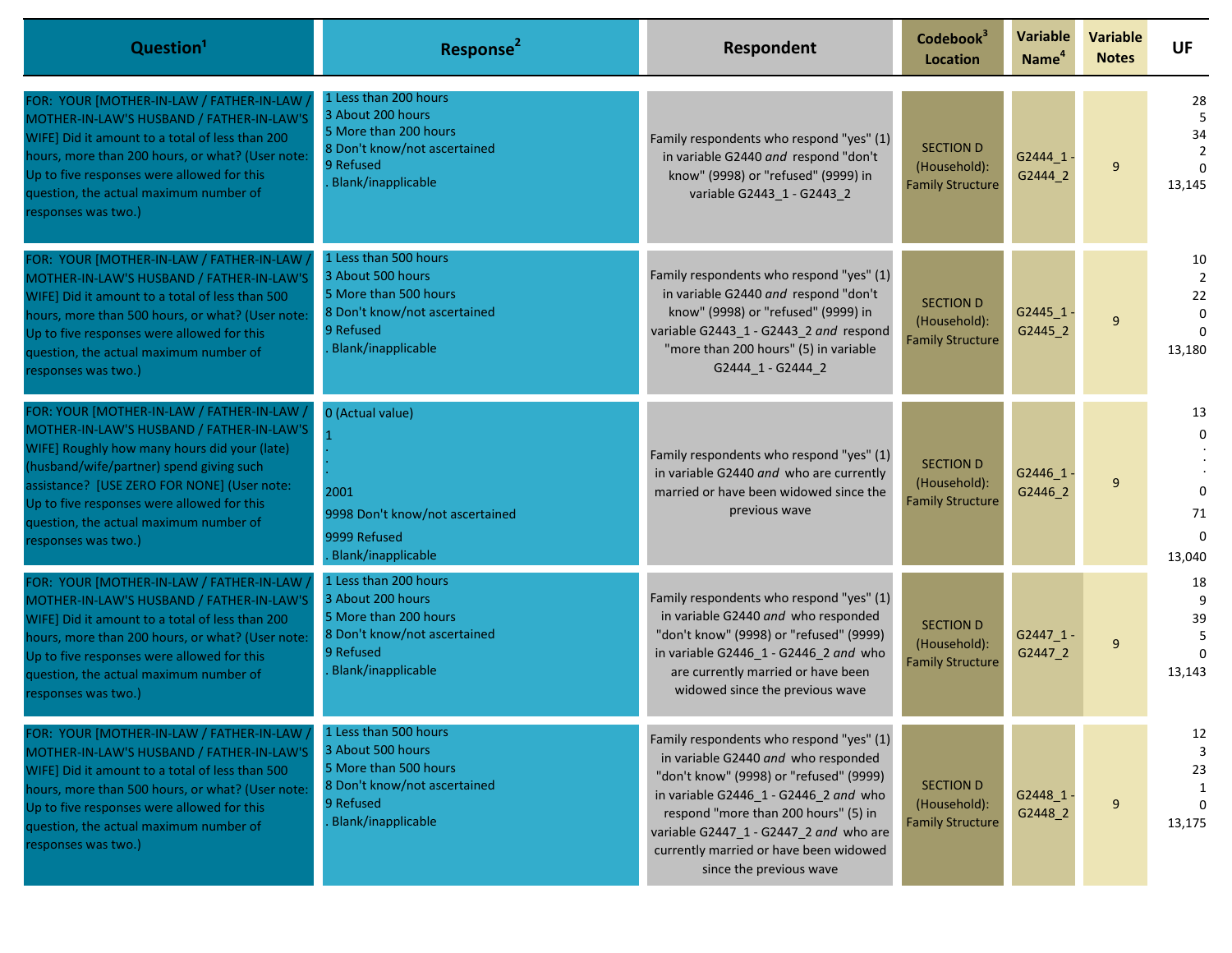| Question[1] | Response[2] | Respondent | Codebook[3] Location | Variable Name[4] | Variable Notes | UF |
|---|---|---|---|---|---|---|
| FOR: YOUR [MOTHER-IN-LAW / FATHER-IN-LAW / MOTHER-IN-LAW'S HUSBAND / FATHER-IN-LAW'S WIFE] Did it amount to a total of less than 200 hours, more than 200 hours, or what? (User note: Up to five responses were allowed for this question, the actual maximum number of responses was two.) | 1 Less than 200 hours<br>3 About 200 hours<br>5 More than 200 hours<br>8 Don't know/not ascertained<br>9 Refused<br>. Blank/inapplicable | Family respondents who respond "yes" (1) in variable G2440 *and* respond "don't know" (9998) or "refused" (9999) in variable G2443_1 - G2443_2 | SECTION D (Household): Family Structure | G2444_1 - G2444_2 | 9 | 28<br>5<br>34<br>2<br>0<br>13,145 |
| FOR: YOUR [MOTHER-IN-LAW / FATHER-IN-LAW / MOTHER-IN-LAW'S HUSBAND / FATHER-IN-LAW'S WIFE] Did it amount to a total of less than 500 hours, more than 500 hours, or what? (User note: Up to five responses were allowed for this question, the actual maximum number of responses was two.) | 1 Less than 500 hours<br>3 About 500 hours<br>5 More than 500 hours<br>8 Don't know/not ascertained<br>9 Refused<br>. Blank/inapplicable | Family respondents who respond "yes" (1) in variable G2440 *and* respond "don't know" (9998) or "refused" (9999) in variable G2443_1 - G2443_2 *and* respond "more than 200 hours" (5) in variable G2444_1 - G2444_2 | SECTION D (Household): Family Structure | G2445_1 - G2445_2 | 9 | 10<br>2<br>22<br>0<br>0<br>13,180 |
| FOR: YOUR [MOTHER-IN-LAW / FATHER-IN-LAW / MOTHER-IN-LAW'S HUSBAND / FATHER-IN-LAW'S WIFE] Roughly how many hours did your (late) (husband/wife/partner) spend giving such assistance? [USE ZERO FOR NONE] (User note: Up to five responses were allowed for this question, the actual maximum number of responses was two.) | 0 (Actual value)<br>1<br>.<br>.<br>2001<br>9998 Don't know/not ascertained<br>9999 Refused<br>. Blank/inapplicable | Family respondents who respond "yes" (1) in variable G2440 *and* who are currently married or have been widowed since the previous wave | SECTION D (Household): Family Structure | G2446_1 - G2446_2 | 9 | 13<br>0<br>.<br>.<br>0<br>71<br>0<br>13,040 |
| FOR: YOUR [MOTHER-IN-LAW / FATHER-IN-LAW / MOTHER-IN-LAW'S HUSBAND / FATHER-IN-LAW'S WIFE] Did it amount to a total of less than 200 hours, more than 200 hours, or what? (User note: Up to five responses were allowed for this question, the actual maximum number of responses was two.) | 1 Less than 200 hours<br>3 About 200 hours<br>5 More than 200 hours<br>8 Don't know/not ascertained<br>9 Refused<br>. Blank/inapplicable | Family respondents who respond "yes" (1) in variable G2440 *and* who responded "don't know" (9998) or "refused" (9999) in variable G2446_1 - G2446_2 *and* who are currently married or have been widowed since the previous wave | SECTION D (Household): Family Structure | G2447_1 - G2447_2 | 9 | 18<br>9<br>39<br>5<br>0<br>13,143 |
| FOR: YOUR [MOTHER-IN-LAW / FATHER-IN-LAW / MOTHER-IN-LAW'S HUSBAND / FATHER-IN-LAW'S WIFE] Did it amount to a total of less than 500 hours, more than 500 hours, or what? (User note: Up to five responses were allowed for this question, the actual maximum number of responses was two.) | 1 Less than 500 hours<br>3 About 500 hours<br>5 More than 500 hours<br>8 Don't know/not ascertained<br>9 Refused<br>. Blank/inapplicable | Family respondents who respond "yes" (1) in variable G2440 *and* who responded "don't know" (9998) or "refused" (9999) in variable G2446_1 - G2446_2 *and* who respond "more than 200 hours" (5) in variable G2447_1 - G2447_2 *and* who are currently married or have been widowed since the previous wave | SECTION D (Household): Family Structure | G2448_1 - G2448_2 | 9 | 12<br>3<br>23<br>1<br>0<br>13,175 |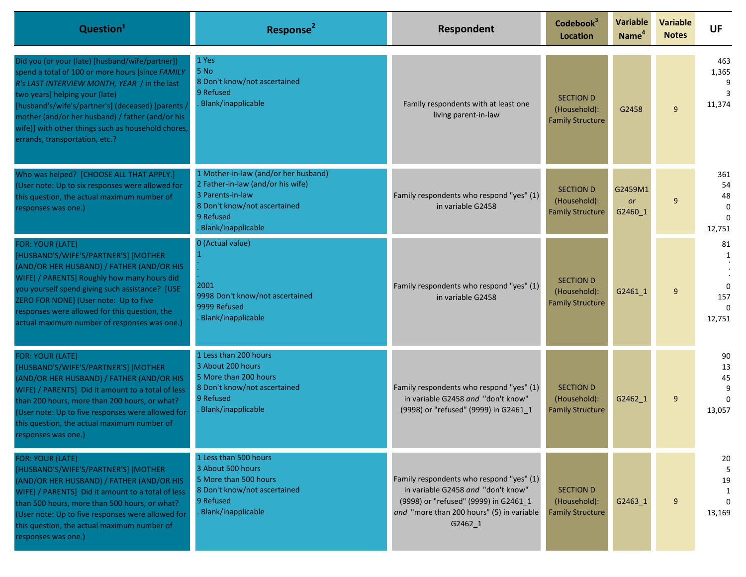| Question[1] | Response[2] | Respondent | Codebook[3] Location | Variable Name[4] | Variable Notes | UF |
|---|---|---|---|---|---|---|
| Did you (or your (late) [husband/wife/partner]) spend a total of 100 or more hours [since *FAMILY R's LAST INTERVIEW MONTH, YEAR* / in the last two years] helping your (late) [husband's/wife's/partner's] (deceased) [parents / mother (and/or her husband) / father (and/or his wife)] with other things such as household chores, errands, transportation, etc.? | 1 Yes<br>5 No<br>8 Don't know/not ascertained<br>9 Refused<br>. Blank/inapplicable | Family respondents with at least one living parent-in-law | SECTION D (Household): Family Structure | G2458 | 9 | 463<br>1,365<br>9<br>3<br>11,374 |
| Who was helped? [CHOOSE ALL THAT APPLY.] (User note: Up to six responses were allowed for this question, the actual maximum number of responses was one.) | 1 Mother-in-law (and/or her husband)<br>2 Father-in-law (and/or his wife)<br>3 Parents-in-law<br>8 Don't know/not ascertained<br>9 Refused<br>. Blank/inapplicable | Family respondents who respond "yes" (1) in variable G2458 | SECTION D (Household): Family Structure | G2459M1 *or* G2460_1 | 9 | 361<br>54<br>48<br>0<br>0<br>12,751 |
| FOR: YOUR (LATE) [HUSBAND'S/WIFE'S/PARTNER'S] [MOTHER (AND/OR HER HUSBAND) / FATHER (AND/OR HIS WIFE) / PARENTS] Roughly how many hours did you yourself spend giving such assistance? [USE ZERO FOR NONE] (User note: Up to five responses were allowed for this question, the actual maximum number of responses was one.) | 0 (Actual value)<br>1<br>.<br>.<br>2001<br>9998 Don't know/not ascertained<br>9999 Refused<br>. Blank/inapplicable | Family respondents who respond "yes" (1) in variable G2458 | SECTION D (Household): Family Structure | G2461_1 | 9 | 81<br>1<br>.<br>.<br>0<br>157<br>0<br>12,751 |
| FOR: YOUR (LATE) [HUSBAND'S/WIFE'S/PARTNER'S] [MOTHER (AND/OR HER HUSBAND) / FATHER (AND/OR HIS WIFE) / PARENTS] Did it amount to a total of less than 200 hours, more than 200 hours, or what? (User note: Up to five responses were allowed for this question, the actual maximum number of responses was one.) | 1 Less than 200 hours<br>3 About 200 hours<br>5 More than 200 hours<br>8 Don't know/not ascertained<br>9 Refused<br>. Blank/inapplicable | Family respondents who respond "yes" (1) in variable G2458 *and* "don't know" (9998) or "refused" (9999) in G2461_1 | SECTION D (Household): Family Structure | G2462_1 | 9 | 90<br>13<br>45<br>9<br>0<br>13,057 |
| FOR: YOUR (LATE) [HUSBAND'S/WIFE'S/PARTNER'S] [MOTHER (AND/OR HER HUSBAND) / FATHER (AND/OR HIS WIFE) / PARENTS] Did it amount to a total of less than 500 hours, more than 500 hours, or what? (User note: Up to five responses were allowed for this question, the actual maximum number of responses was one.) | 1 Less than 500 hours<br>3 About 500 hours<br>5 More than 500 hours<br>8 Don't know/not ascertained<br>9 Refused<br>. Blank/inapplicable | Family respondents who respond "yes" (1) in variable G2458 *and* "don't know" (9998) or "refused" (9999) in G2461_1 *and* "more than 200 hours" (5) in variable G2462_1 | SECTION D (Household): Family Structure | G2463_1 | 9 | 20<br>5<br>19<br>1<br>0<br>13,169 |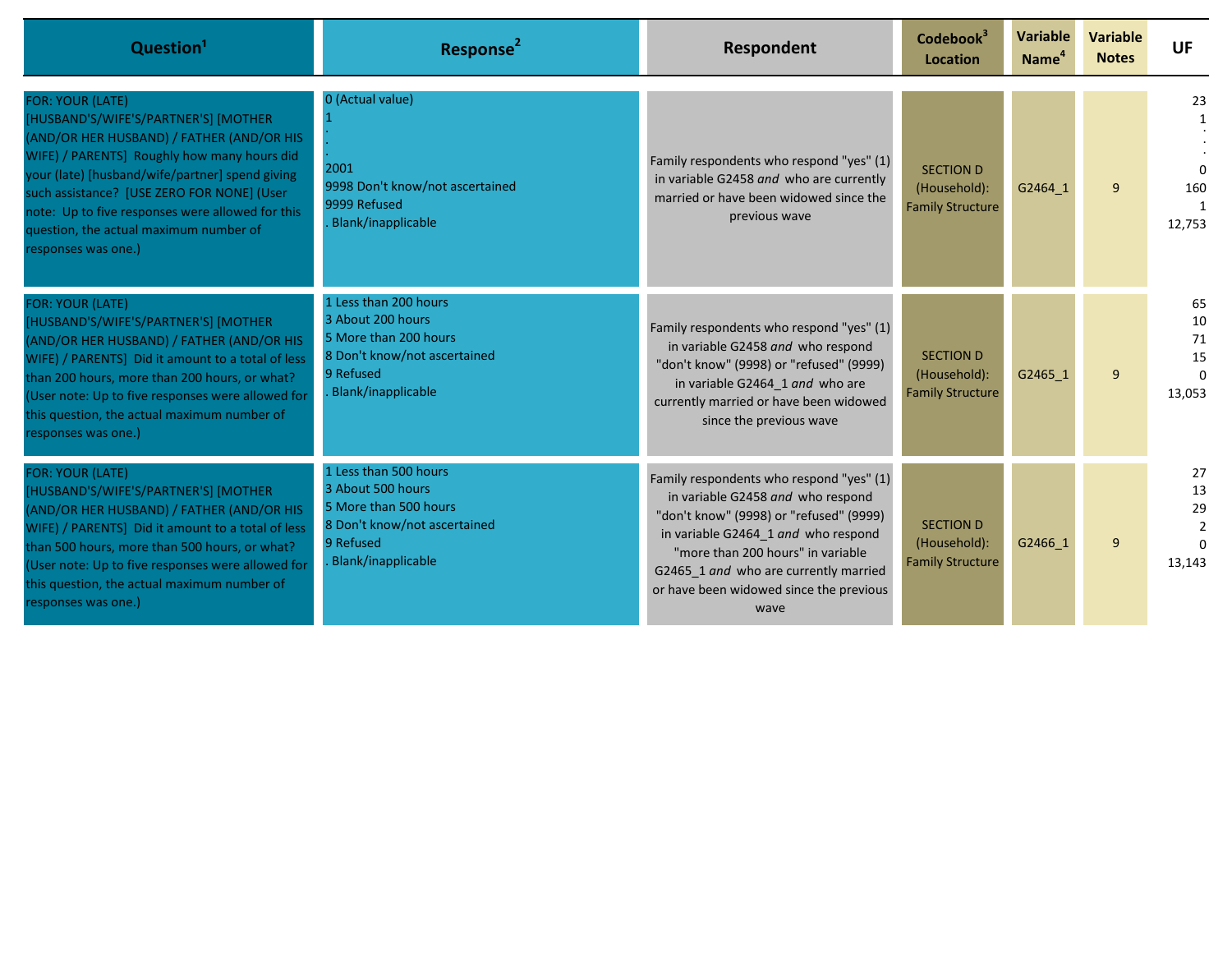| Question[1] | Response[2] | Respondent | Codebook[3] Location | Variable Name[4] | Variable Notes | UF |
|---|---|---|---|---|---|---|
| FOR: YOUR (LATE) [HUSBAND'S/WIFE'S/PARTNER'S] [MOTHER (AND/OR HER HUSBAND) / FATHER (AND/OR HIS WIFE) / PARENTS] Roughly how many hours did your (late) [husband/wife/partner] spend giving such assistance? [USE ZERO FOR NONE] (User note: Up to five responses were allowed for this question, the actual maximum number of responses was one.) | 0 (Actual value)<br>1<br>.<br>.<br>.<br>2001<br>9998 Don't know/not ascertained<br>9999 Refused<br>. Blank/inapplicable | Family respondents who respond "yes" (1) in variable G2458 *and* who are currently married or have been widowed since the previous wave | SECTION D (Household): Family Structure | G2464_1 | 9 | 23<br>1<br>.<br>.<br>.<br>0<br>160<br>1<br>12,753 |
| FOR: YOUR (LATE) [HUSBAND'S/WIFE'S/PARTNER'S] [MOTHER (AND/OR HER HUSBAND) / FATHER (AND/OR HIS WIFE) / PARENTS] Did it amount to a total of less than 200 hours, more than 200 hours, or what? (User note: Up to five responses were allowed for this question, the actual maximum number of responses was one.) | 1 Less than 200 hours<br>3 About 200 hours<br>5 More than 200 hours<br>8 Don't know/not ascertained<br>9 Refused<br>. Blank/inapplicable | Family respondents who respond "yes" (1) in variable G2458 *and* who respond "don't know" (9998) or "refused" (9999) in variable G2464_1 *and* who are currently married or have been widowed since the previous wave | SECTION D (Household): Family Structure | G2465_1 | 9 | 65<br>10<br>71<br>15<br>0<br>13,053 |
| FOR: YOUR (LATE) [HUSBAND'S/WIFE'S/PARTNER'S] [MOTHER (AND/OR HER HUSBAND) / FATHER (AND/OR HIS WIFE) / PARENTS] Did it amount to a total of less than 500 hours, more than 500 hours, or what? (User note: Up to five responses were allowed for this question, the actual maximum number of responses was one.) | 1 Less than 500 hours<br>3 About 500 hours<br>5 More than 500 hours<br>8 Don't know/not ascertained<br>9 Refused<br>. Blank/inapplicable | Family respondents who respond "yes" (1) in variable G2458 *and* who respond "don't know" (9998) or "refused" (9999) in variable G2464_1 *and* who respond "more than 200 hours" in variable G2465_1 *and* who are currently married or have been widowed since the previous wave | SECTION D (Household): Family Structure | G2466_1 | 9 | 27<br>13<br>29<br>2<br>0<br>13,143 |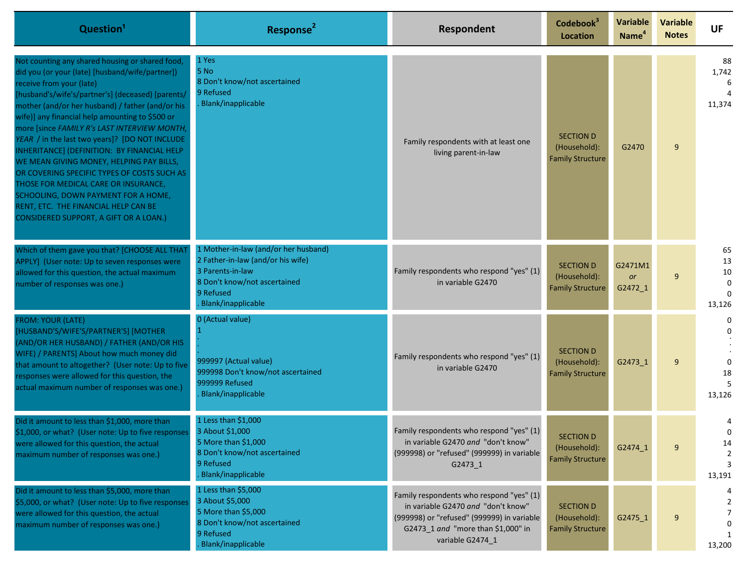| Question[1] | Response[2] | Respondent | Codebook[3] Location | Variable Name[4] | Variable Notes | UF |
|---|---|---|---|---|---|---|
| Not counting any shared housing or shared food, did you (or your (late) [husband/wife/partner]) receive from your (late) [husband's/wife's/partner's] (deceased) [parents/ mother (and/or her husband) / father (and/or his wife)] any financial help amounting to $500 or more [since *FAMILY R's LAST INTERVIEW MONTH, YEAR* / in the last two years]? [DO NOT INCLUDE INHERITANCE] (DEFINITION: BY FINANCIAL HELP WE MEAN GIVING MONEY, HELPING PAY BILLS, OR COVERING SPECIFIC TYPES OF COSTS SUCH AS THOSE FOR MEDICAL CARE OR INSURANCE, SCHOOLING, DOWN PAYMENT FOR A HOME, RENT, ETC. THE FINANCIAL HELP CAN BE CONSIDERED SUPPORT, A GIFT OR A LOAN.) | 1 Yes<br>5 No<br>8 Don't know/not ascertained<br>9 Refused<br>. Blank/inapplicable | Family respondents with at least one living parent-in-law | SECTION D (Household): Family Structure | G2470 | 9 | 88<br>1,742<br>6<br>4<br>11,374 |
| Which of them gave you that? [CHOOSE ALL THAT APPLY] (User note: Up to seven responses were allowed for this question, the actual maximum number of responses was one.) | 1 Mother-in-law (and/or her husband)<br>2 Father-in-law (and/or his wife)<br>3 Parents-in-law<br>8 Don't know/not ascertained<br>9 Refused<br>. Blank/inapplicable | Family respondents who respond "yes" (1) in variable G2470 | SECTION D (Household): Family Structure | G2471M1 *or* G2472_1 | 9 | 65<br>13<br>10<br>0<br>0<br>13,126 |
| FROM: YOUR (LATE) [HUSBAND'S/WIFE'S/PARTNER'S] [MOTHER (AND/OR HER HUSBAND) / FATHER (AND/OR HIS WIFE) / PARENTS] About how much money did that amount to altogether? (User note: Up to five responses were allowed for this question, the actual maximum number of responses was one.) | 0 (Actual value)<br>1<br>.<br>.<br>.<br>999997 (Actual value)<br>999998 Don't know/not ascertained<br>999999 Refused<br>. Blank/inapplicable | Family respondents who respond "yes" (1) in variable G2470 | SECTION D (Household): Family Structure | G2473_1 | 9 | 0<br>0<br>.<br>.<br>.<br>0<br>18<br>5<br>13,126 |
| Did it amount to less than $1,000, more than $1,000, or what? (User note: Up to five responses were allowed for this question, the actual maximum number of responses was one.) | 1 Less than $1,000<br>3 About $1,000<br>5 More than $1,000<br>8 Don't know/not ascertained<br>9 Refused<br>. Blank/inapplicable | Family respondents who respond "yes" (1) in variable G2470 *and* "don't know" (999998) or "refused" (999999) in variable G2473_1 | SECTION D (Household): Family Structure | G2474_1 | 9 | 4<br>0<br>14<br>2<br>3<br>13,191 |
| Did it amount to less than $5,000, more than $5,000, or what? (User note: Up to five responses were allowed for this question, the actual maximum number of responses was one.) | 1 Less than $5,000<br>3 About $5,000<br>5 More than $5,000<br>8 Don't know/not ascertained<br>9 Refused<br>. Blank/inapplicable | Family respondents who respond "yes" (1) in variable G2470 *and* "don't know" (999998) or "refused" (999999) in variable G2473_1 *and* "more than $1,000" in variable G2474_1 | SECTION D (Household): Family Structure | G2475_1 | 9 | 4<br>2<br>7<br>0<br>1<br>13,200 |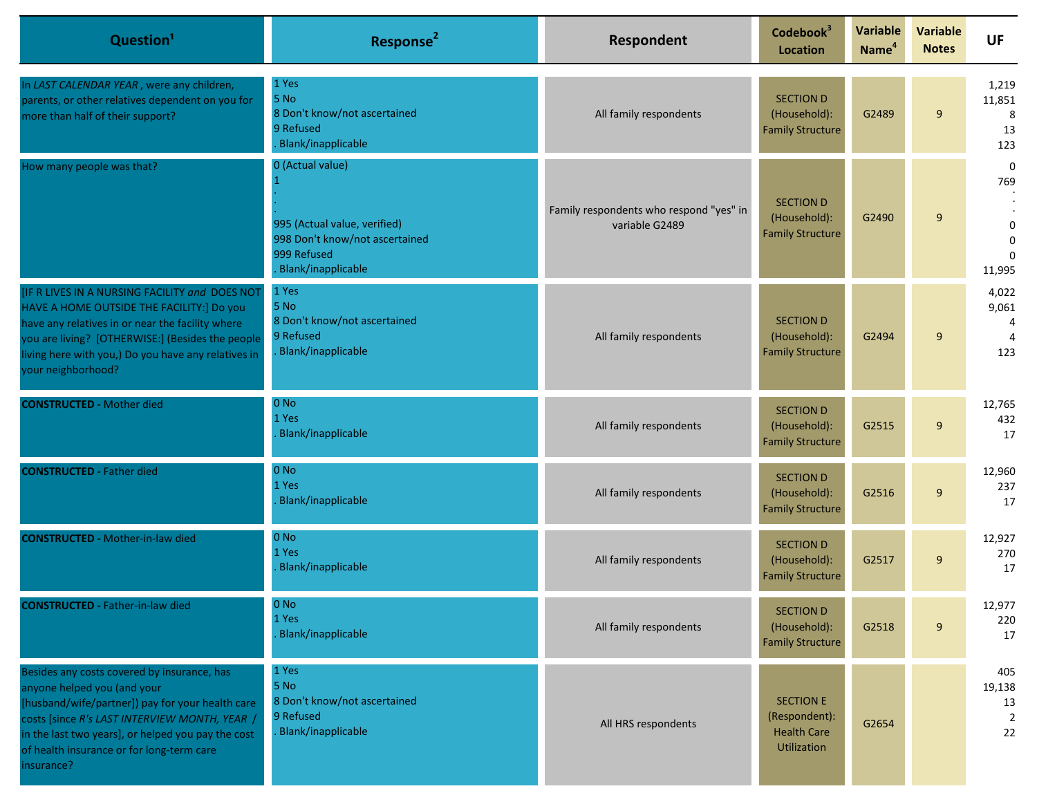| Question[1] | Response[2] | Respondent | Codebook[3] Location | Variable Name[4] | Variable Notes | UF |
|---|---|---|---|---|---|---|
| In *LAST CALENDAR YEAR* , were any children, parents, or other relatives dependent on you for more than half of their support? | 1 Yes<br>5 No<br>8 Don't know/not ascertained<br>9 Refused<br>. Blank/inapplicable | All family respondents | SECTION D (Household): Family Structure | G2489 | 9 | 1,219<br>11,851<br>8<br>13<br>123 |
| How many people was that? | 0 (Actual value)<br>1<br>.<br>.<br>.<br>995 (Actual value, verified)<br>998 Don't know/not ascertained<br>999 Refused<br>. Blank/inapplicable | Family respondents who respond "yes" in variable G2489 | SECTION D (Household): Family Structure | G2490 | 9 | 0<br>769<br>.<br>.<br>.<br>0<br>0<br>0<br>11,995 |
| [IF R LIVES IN A NURSING FACILITY *and* DOES NOT HAVE A HOME OUTSIDE THE FACILITY:] Do you have any relatives in or near the facility where you are living? [OTHERWISE:] (Besides the people living here with you,) Do you have any relatives in your neighborhood? | 1 Yes<br>5 No<br>8 Don't know/not ascertained<br>9 Refused<br>. Blank/inapplicable | All family respondents | SECTION D (Household): Family Structure | G2494 | 9 | 4,022<br>9,061<br>4<br>4<br>123 |
| **CONSTRUCTED -** Mother died | 0 No<br>1 Yes<br>. Blank/inapplicable | All family respondents | SECTION D (Household): Family Structure | G2515 | 9 | 12,765<br>432<br>17 |
| **CONSTRUCTED -** Father died | 0 No<br>1 Yes<br>. Blank/inapplicable | All family respondents | SECTION D (Household): Family Structure | G2516 | 9 | 12,960<br>237<br>17 |
| **CONSTRUCTED -** Mother-in-law died | 0 No<br>1 Yes<br>. Blank/inapplicable | All family respondents | SECTION D (Household): Family Structure | G2517 | 9 | 12,927<br>270<br>17 |
| **CONSTRUCTED -** Father-in-law died | 0 No<br>1 Yes<br>. Blank/inapplicable | All family respondents | SECTION D (Household): Family Structure | G2518 | 9 | 12,977<br>220<br>17 |
| Besides any costs covered by insurance, has anyone helped you (and your [husband/wife/partner]) pay for your health care costs [since *R's LAST INTERVIEW MONTH, YEAR* / in the last two years], or helped you pay the cost of health insurance or for long-term care insurance? | 1 Yes<br>5 No<br>8 Don't know/not ascertained<br>9 Refused<br>. Blank/inapplicable | All HRS respondents | SECTION E (Respondent): Health Care Utilization | G2654 | | 405<br>19,138<br>13<br>2<br>22 |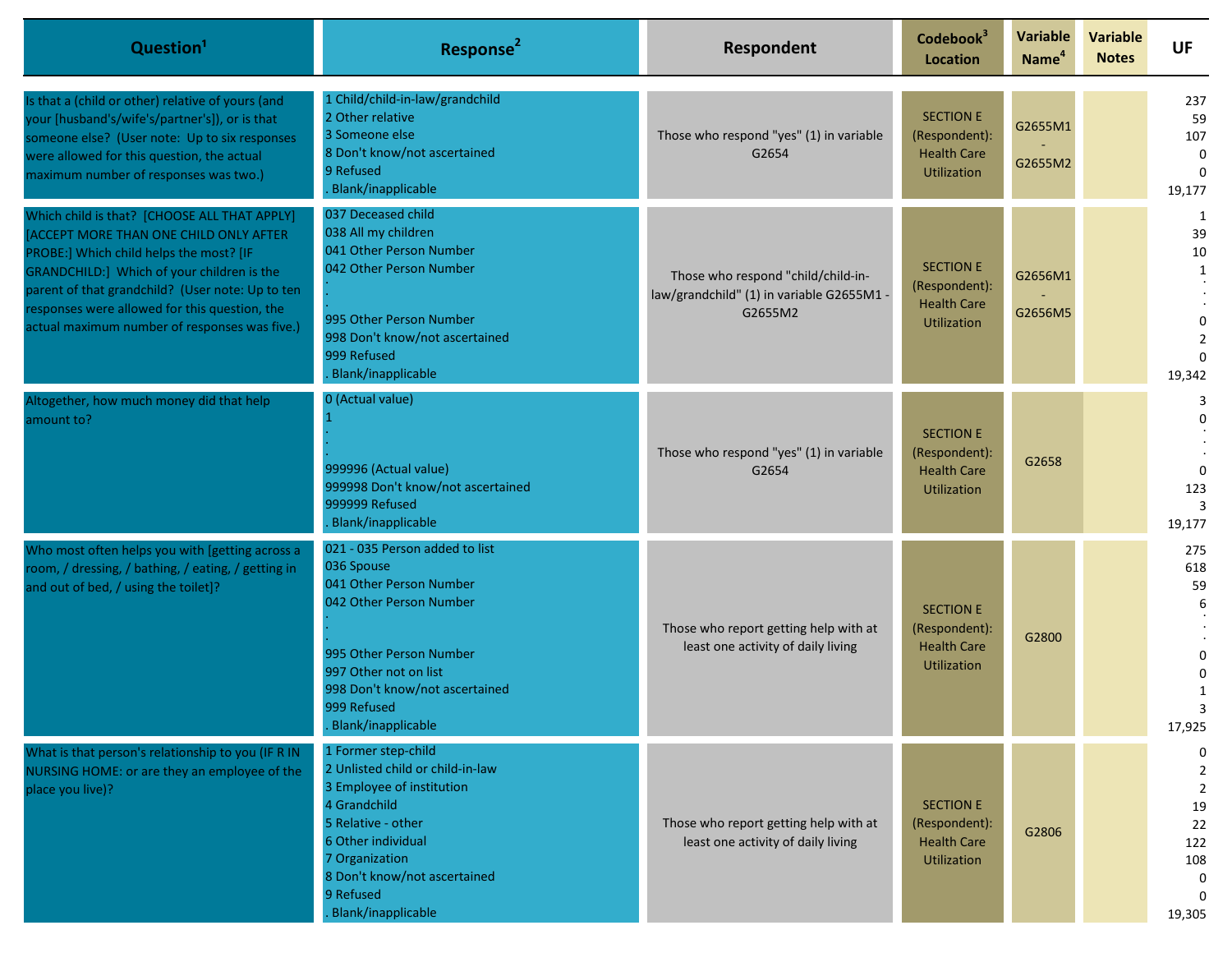| Question[1] | Response[2] | Respondent | Codebook[3] Location | Variable Name[4] | Variable Notes | UF |
|---|---|---|---|---|---|---|
| Is that a (child or other) relative of yours (and your [husband's/wife's/partner's]), or is that someone else? (User note: Up to six responses were allowed for this question, the actual maximum number of responses was two.) | 1 Child/child-in-law/grandchild<br>2 Other relative<br>3 Someone else<br>8 Don't know/not ascertained<br>9 Refused<br>. Blank/inapplicable | Those who respond "yes" (1) in variable G2654 | SECTION E (Respondent): Health Care Utilization | G2655M1 - G2655M2 | | 237<br>59<br>107<br>0<br>0<br>19,177 |
| Which child is that? [CHOOSE ALL THAT APPLY] [ACCEPT MORE THAN ONE CHILD ONLY AFTER PROBE:] Which child helps the most? [IF GRANDCHILD:] Which of your children is the parent of that grandchild? (User note: Up to ten responses were allowed for this question, the actual maximum number of responses was five.) | 037 Deceased child<br>038 All my children<br>041 Other Person Number<br>042 Other Person Number<br>.<br>.<br>995 Other Person Number<br>998 Don't know/not ascertained<br>999 Refused<br>. Blank/inapplicable | Those who respond "child/child-in-law/grandchild" (1) in variable G2655M1 - G2655M2 | SECTION E (Respondent): Health Care Utilization | G2656M1 - G2656M5 | | 1<br>39<br>10<br>1<br>.<br>.<br>0<br>2<br>0<br>19,342 |
| Altogether, how much money did that help amount to? | 0 (Actual value)<br>1<br>.<br>.<br>999996 (Actual value)<br>999998 Don't know/not ascertained<br>999999 Refused<br>. Blank/inapplicable | Those who respond "yes" (1) in variable G2654 | SECTION E (Respondent): Health Care Utilization | G2658 | | 3<br>0<br>.<br>.<br>0<br>123<br>3<br>19,177 |
| Who most often helps you with [getting across a room, / dressing, / bathing, / eating, / getting in and out of bed, / using the toilet]? | 021 - 035 Person added to list<br>036 Spouse<br>041 Other Person Number<br>042 Other Person Number<br>.<br>.<br>995 Other Person Number<br>997 Other not on list<br>998 Don't know/not ascertained<br>999 Refused<br>. Blank/inapplicable | Those who report getting help with at least one activity of daily living | SECTION E (Respondent): Health Care Utilization | G2800 | | 275<br>618<br>59<br>6<br>.<br>.<br>0<br>0<br>1<br>3<br>17,925 |
| What is that person's relationship to you (IF R IN NURSING HOME: or are they an employee of the place you live)? | 1 Former step-child<br>2 Unlisted child or child-in-law<br>3 Employee of institution<br>4 Grandchild<br>5 Relative - other<br>6 Other individual<br>7 Organization<br>8 Don't know/not ascertained<br>9 Refused<br>. Blank/inapplicable | Those who report getting help with at least one activity of daily living | SECTION E (Respondent): Health Care Utilization | G2806 | | 0<br>2<br>2<br>19<br>22<br>122<br>108<br>0<br>0<br>19,305 |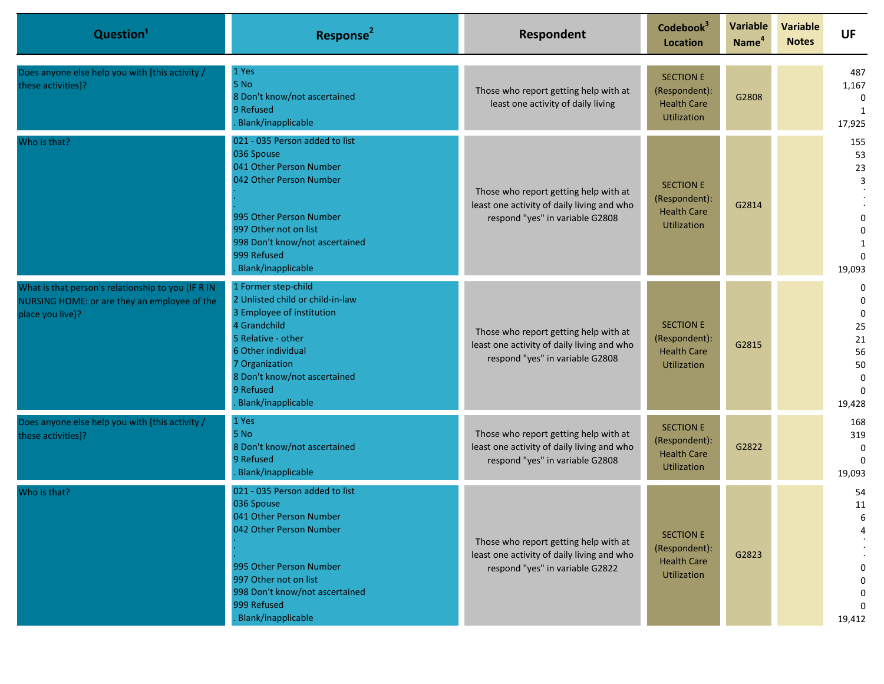| Question[1] | Response[2] | Respondent | Codebook[3] Location | Variable Name[4] | Variable Notes | UF |
|---|---|---|---|---|---|---|
| Does anyone else help you with [this activity / these activities]? | 1 Yes<br>5 No<br>8 Don't know/not ascertained<br>9 Refused<br>. Blank/inapplicable | Those who report getting help with at least one activity of daily living | SECTION E (Respondent): Health Care Utilization | G2808 | | 487<br>1,167<br>0<br>1<br>17,925 |
| Who is that? | 021 - 035 Person added to list<br>036 Spouse<br>041 Other Person Number<br>042 Other Person Number<br>.<br>.<br>995 Other Person Number<br>997 Other not on list<br>998 Don't know/not ascertained<br>999 Refused<br>. Blank/inapplicable | Those who report getting help with at least one activity of daily living and who respond "yes" in variable G2808 | SECTION E (Respondent): Health Care Utilization | G2814 | | 155<br>53<br>23<br>3<br>.<br>.<br>0<br>0<br>1<br>0<br>19,093 |
| What is that person's relationship to you (IF R IN NURSING HOME: or are they an employee of the place you live)? | 1 Former step-child<br>2 Unlisted child or child-in-law<br>3 Employee of institution<br>4 Grandchild<br>5 Relative - other<br>6 Other individual<br>7 Organization<br>8 Don't know/not ascertained<br>9 Refused<br>. Blank/inapplicable | Those who report getting help with at least one activity of daily living and who respond "yes" in variable G2808 | SECTION E (Respondent): Health Care Utilization | G2815 | | 0<br>0<br>0<br>25<br>21<br>56<br>50<br>0<br>0<br>19,428 |
| Does anyone else help you with [this activity / these activities]? | 1 Yes<br>5 No<br>8 Don't know/not ascertained<br>9 Refused<br>. Blank/inapplicable | Those who report getting help with at least one activity of daily living and who respond "yes" in variable G2808 | SECTION E (Respondent): Health Care Utilization | G2822 | | 168<br>319<br>0<br>0<br>19,093 |
| Who is that? | 021 - 035 Person added to list<br>036 Spouse<br>041 Other Person Number<br>042 Other Person Number<br>.<br>.<br>995 Other Person Number<br>997 Other not on list<br>998 Don't know/not ascertained<br>999 Refused<br>. Blank/inapplicable | Those who report getting help with at least one activity of daily living and who respond "yes" in variable G2822 | SECTION E (Respondent): Health Care Utilization | G2823 | | 54<br>11<br>6<br>4<br>.<br>.<br>0<br>0<br>0<br>0<br>19,412 |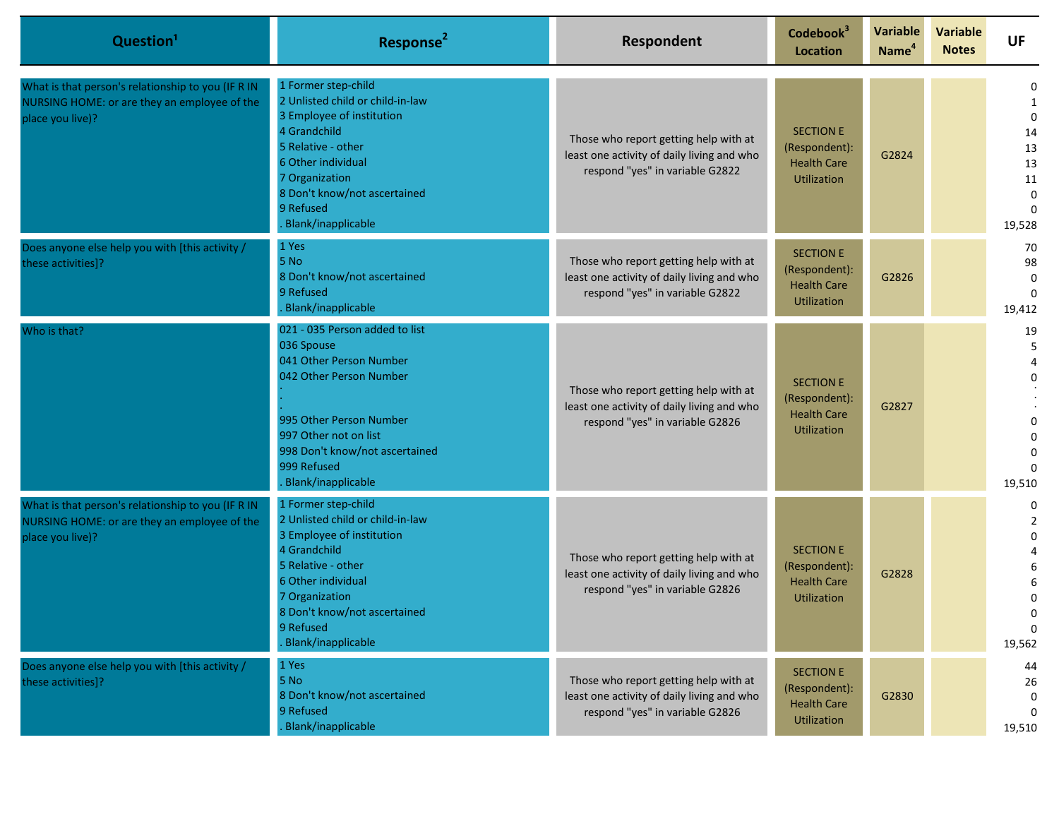| Question[1] | Response[2] | Respondent | Codebook[3] Location | Variable Name[4] | Variable Notes | UF |
|---|---|---|---|---|---|---|
| What is that person's relationship to you (IF R IN NURSING HOME: or are they an employee of the place you live)? | 1 Former step-child<br>2 Unlisted child or child-in-law<br>3 Employee of institution<br>4 Grandchild<br>5 Relative - other<br>6 Other individual<br>7 Organization<br>8 Don't know/not ascertained<br>9 Refused<br>. Blank/inapplicable | Those who report getting help with at least one activity of daily living and who respond "yes" in variable G2822 | SECTION E (Respondent): Health Care Utilization | G2824 | | 0<br>1<br>0<br>14<br>13<br>13<br>11<br>0<br>0<br>19,528 |
| Does anyone else help you with [this activity / these activities]? | 1 Yes<br>5 No<br>8 Don't know/not ascertained<br>9 Refused<br>. Blank/inapplicable | Those who report getting help with at least one activity of daily living and who respond "yes" in variable G2822 | SECTION E (Respondent): Health Care Utilization | G2826 | | 70<br>98<br>0<br>0<br>19,412 |
| Who is that? | 021 - 035 Person added to list<br>036 Spouse<br>041 Other Person Number<br>042 Other Person Number<br>.<br>.<br>.<br>995 Other Person Number<br>997 Other not on list<br>998 Don't know/not ascertained<br>999 Refused<br>. Blank/inapplicable | Those who report getting help with at least one activity of daily living and who respond "yes" in variable G2826 | SECTION E (Respondent): Health Care Utilization | G2827 | | 19<br>5<br>4<br>0<br>.<br>.<br>.<br>0<br>0<br>0<br>0<br>19,510 |
| What is that person's relationship to you (IF R IN NURSING HOME: or are they an employee of the place you live)? | 1 Former step-child<br>2 Unlisted child or child-in-law<br>3 Employee of institution<br>4 Grandchild<br>5 Relative - other<br>6 Other individual<br>7 Organization<br>8 Don't know/not ascertained<br>9 Refused<br>. Blank/inapplicable | Those who report getting help with at least one activity of daily living and who respond "yes" in variable G2826 | SECTION E (Respondent): Health Care Utilization | G2828 | | 0<br>2<br>0<br>4<br>6<br>6<br>0<br>0<br>0<br>19,562 |
| Does anyone else help you with [this activity / these activities]? | 1 Yes<br>5 No<br>8 Don't know/not ascertained<br>9 Refused<br>. Blank/inapplicable | Those who report getting help with at least one activity of daily living and who respond "yes" in variable G2826 | SECTION E (Respondent): Health Care Utilization | G2830 | | 44<br>26<br>0<br>0<br>19,510 |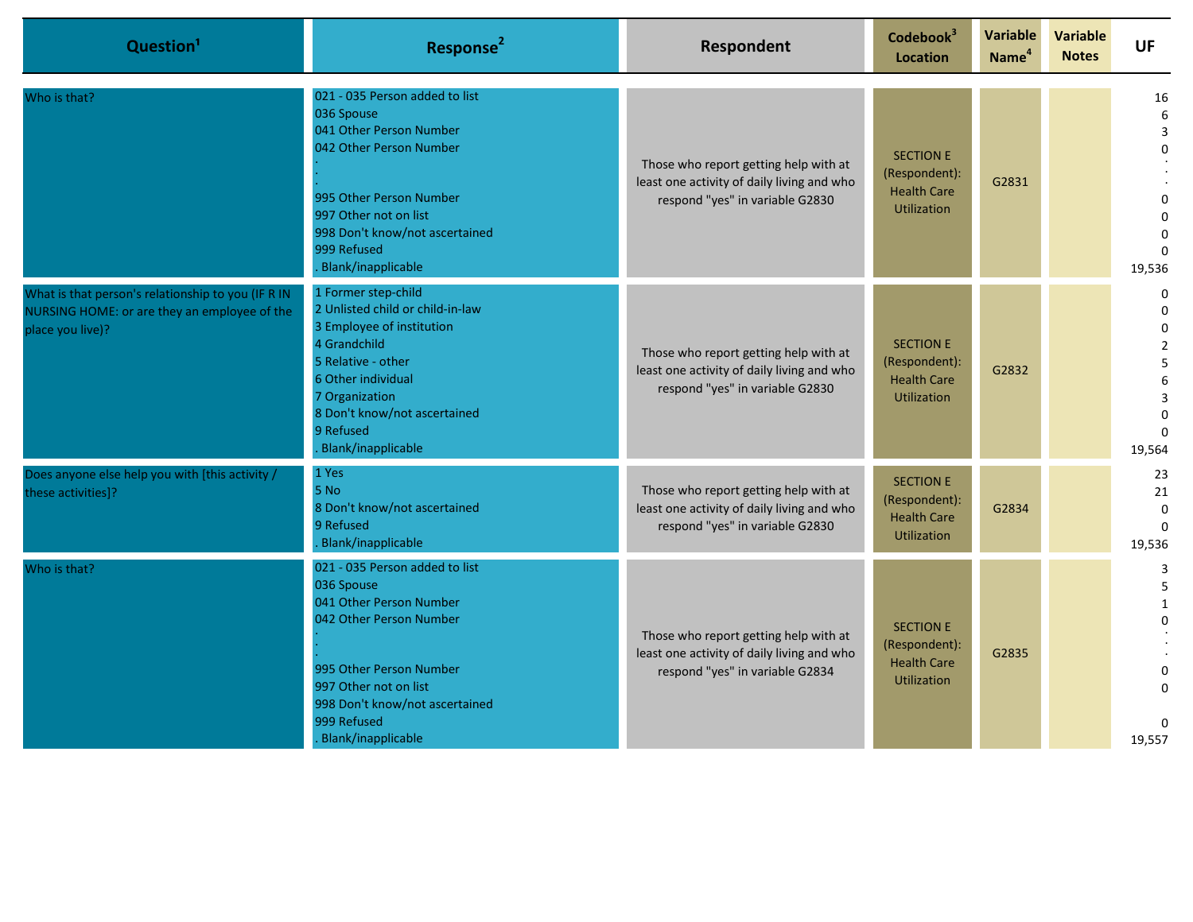| Question[1] | Response[2] | Respondent | Codebook[3] Location | Variable Name[4] | Variable Notes | UF |
|---|---|---|---|---|---|---|
| Who is that? | 021 - 035 Person added to list<br>036 Spouse<br>041 Other Person Number<br>042 Other Person Number<br>.<br>.<br>.<br>995 Other Person Number<br>997 Other not on list<br>998 Don't know/not ascertained<br>999 Refused<br>. Blank/inapplicable | Those who report getting help with at least one activity of daily living and who respond "yes" in variable G2830 | SECTION E (Respondent): Health Care Utilization | G2831 | | 16<br>6<br>3<br>0<br>.<br>.<br>.<br>0<br>0<br>0<br>0<br>19,536 |
| What is that person's relationship to you (IF R IN NURSING HOME: or are they an employee of the place you live)? | 1 Former step-child<br>2 Unlisted child or child-in-law<br>3 Employee of institution<br>4 Grandchild<br>5 Relative - other<br>6 Other individual<br>7 Organization<br>8 Don't know/not ascertained<br>9 Refused<br>. Blank/inapplicable | Those who report getting help with at least one activity of daily living and who respond "yes" in variable G2830 | SECTION E (Respondent): Health Care Utilization | G2832 | | 0<br>0<br>0<br>2<br>5<br>6<br>3<br>0<br>0<br>19,564 |
| Does anyone else help you with [this activity / these activities]? | 1 Yes<br>5 No<br>8 Don't know/not ascertained<br>9 Refused<br>. Blank/inapplicable | Those who report getting help with at least one activity of daily living and who respond "yes" in variable G2830 | SECTION E (Respondent): Health Care Utilization | G2834 | | 23<br>21<br>0<br>0<br>19,536 |
| Who is that? | 021 - 035 Person added to list<br>036 Spouse<br>041 Other Person Number<br>042 Other Person Number<br>.<br>.<br>.<br>995 Other Person Number<br>997 Other not on list<br>998 Don't know/not ascertained<br>999 Refused<br>. Blank/inapplicable | Those who report getting help with at least one activity of daily living and who respond "yes" in variable G2834 | SECTION E (Respondent): Health Care Utilization | G2835 | | 3<br>5<br>1<br>0<br>.<br>.<br>.<br>0<br>0<br><br>0<br>19,557 |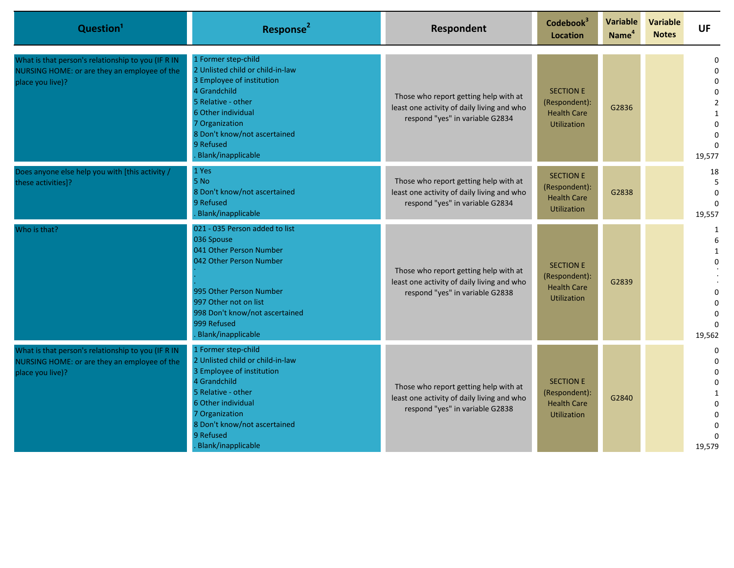| Question[1] | Response[2] | Respondent | Codebook[3] Location | Variable Name[4] | Variable Notes | UF |
|---|---|---|---|---|---|---|
| What is that person's relationship to you (IF R IN NURSING HOME: or are they an employee of the place you live)? | 1 Former step-child<br>2 Unlisted child or child-in-law<br>3 Employee of institution<br>4 Grandchild<br>5 Relative - other<br>6 Other individual<br>7 Organization<br>8 Don't know/not ascertained<br>9 Refused<br>. Blank/inapplicable | Those who report getting help with at least one activity of daily living and who respond "yes" in variable G2834 | SECTION E (Respondent): Health Care Utilization | G2836 | | 0<br>0<br>0<br>0<br>2<br>1<br>0<br>0<br>0<br>19,577 |
| Does anyone else help you with [this activity / these activities]? | 1 Yes<br>5 No<br>8 Don't know/not ascertained<br>9 Refused<br>. Blank/inapplicable | Those who report getting help with at least one activity of daily living and who respond "yes" in variable G2834 | SECTION E (Respondent): Health Care Utilization | G2838 | | 18<br>5<br>0<br>0<br>19,557 |
| Who is that? | 021 - 035 Person added to list<br>036 Spouse<br>041 Other Person Number<br>042 Other Person Number<br>.<br>.<br>.<br>995 Other Person Number<br>997 Other not on list<br>998 Don't know/not ascertained<br>999 Refused<br>. Blank/inapplicable | Those who report getting help with at least one activity of daily living and who respond "yes" in variable G2838 | SECTION E (Respondent): Health Care Utilization | G2839 | | 1<br>6<br>1<br>0<br>.<br>.<br>.<br>0<br>0<br>0<br>0<br>19,562 |
| What is that person's relationship to you (IF R IN NURSING HOME: or are they an employee of the place you live)? | 1 Former step-child<br>2 Unlisted child or child-in-law<br>3 Employee of institution<br>4 Grandchild<br>5 Relative - other<br>6 Other individual<br>7 Organization<br>8 Don't know/not ascertained<br>9 Refused<br>. Blank/inapplicable | Those who report getting help with at least one activity of daily living and who respond "yes" in variable G2838 | SECTION E (Respondent): Health Care Utilization | G2840 | | 0<br>0<br>0<br>0<br>1<br>0<br>0<br>0<br>0<br>19,579 |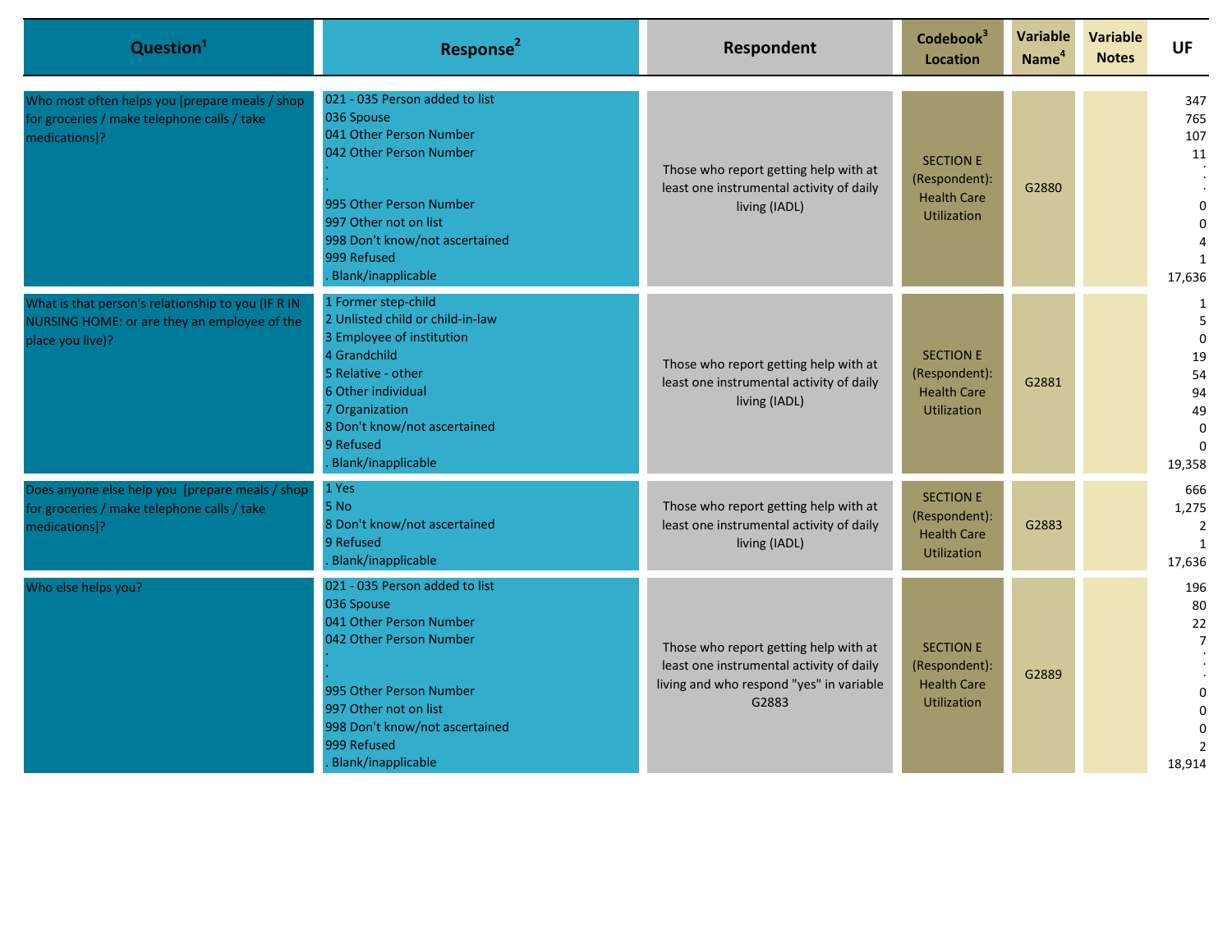| Question[1] | Response[2] | Respondent | Codebook[3] Location | Variable Name[4] | Variable Notes | UF |
|---|---|---|---|---|---|---|
| Who most often helps you [prepare meals / shop for groceries / make telephone calls / take medications]? | 021 - 035 Person added to list<br>036 Spouse<br>041 Other Person Number<br>042 Other Person Number<br>.<br>.<br>.<br>995 Other Person Number<br>997 Other not on list<br>998 Don't know/not ascertained<br>999 Refused<br>. Blank/inapplicable | Those who report getting help with at least one instrumental activity of daily living (IADL) | SECTION E (Respondent): Health Care Utilization | G2880 | | 347<br>765<br>107<br>11<br>.<br>.<br>.<br>0<br>0<br>4<br>1<br>17,636 |
| What is that person's relationship to you (IF R IN NURSING HOME: or are they an employee of the place you live)? | 1 Former step-child<br>2 Unlisted child or child-in-law<br>3 Employee of institution<br>4 Grandchild<br>5 Relative - other<br>6 Other individual<br>7 Organization<br>8 Don't know/not ascertained<br>9 Refused<br>. Blank/inapplicable | Those who report getting help with at least one instrumental activity of daily living (IADL) | SECTION E (Respondent): Health Care Utilization | G2881 | | 1<br>5<br>0<br>19<br>54<br>94<br>49<br>0<br>0<br>19,358 |
| Does anyone else help you [prepare meals / shop for groceries / make telephone calls / take medications]? | 1 Yes<br>5 No<br>8 Don't know/not ascertained<br>9 Refused<br>. Blank/inapplicable | Those who report getting help with at least one instrumental activity of daily living (IADL) | SECTION E (Respondent): Health Care Utilization | G2883 | | 666<br>1,275<br>2<br>1<br>17,636 |
| Who else helps you? | 021 - 035 Person added to list<br>036 Spouse<br>041 Other Person Number<br>042 Other Person Number<br>.<br>.<br>.<br>995 Other Person Number<br>997 Other not on list<br>998 Don't know/not ascertained<br>999 Refused<br>. Blank/inapplicable | Those who report getting help with at least one instrumental activity of daily living and who respond "yes" in variable G2883 | SECTION E (Respondent): Health Care Utilization | G2889 | | 196<br>80<br>22<br>7<br>.<br>.<br>.<br>0<br>0<br>0<br>2<br>18,914 |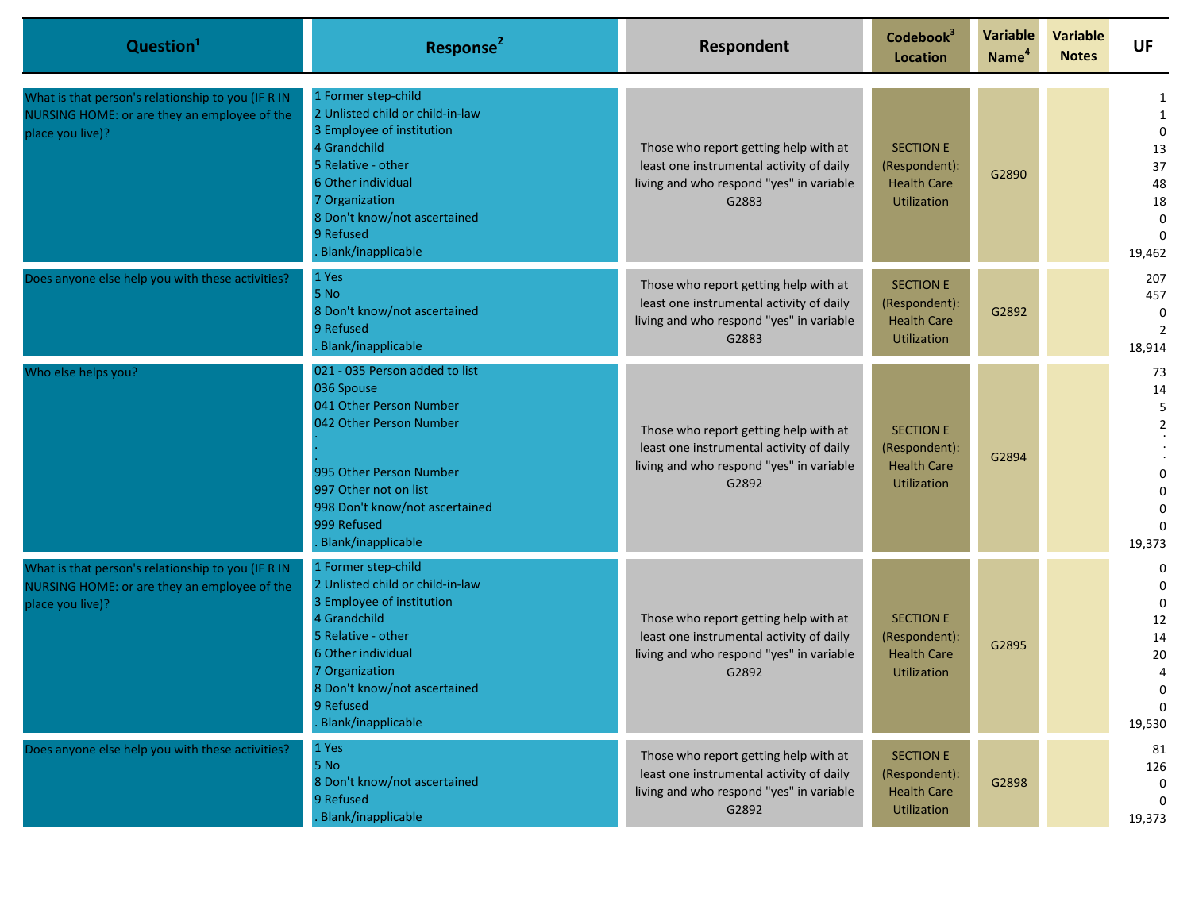| Question[1] | Response[2] | Respondent | Codebook[3] Location | Variable Name[4] | Variable Notes | UF |
|---|---|---|---|---|---|---|
| What is that person's relationship to you (IF R IN NURSING HOME: or are they an employee of the place you live)? | 1 Former step-child<br>2 Unlisted child or child-in-law<br>3 Employee of institution<br>4 Grandchild<br>5 Relative - other<br>6 Other individual<br>7 Organization<br>8 Don't know/not ascertained<br>9 Refused<br>. Blank/inapplicable | Those who report getting help with at least one instrumental activity of daily living and who respond "yes" in variable G2883 | SECTION E (Respondent): Health Care Utilization | G2890 | | 1<br>1<br>0<br>13<br>37<br>48<br>18<br>0<br>0<br>19,462 |
| Does anyone else help you with these activities? | 1 Yes<br>5 No<br>8 Don't know/not ascertained<br>9 Refused<br>. Blank/inapplicable | Those who report getting help with at least one instrumental activity of daily living and who respond "yes" in variable G2883 | SECTION E (Respondent): Health Care Utilization | G2892 | | 207<br>457<br>0<br>2<br>18,914 |
| Who else helps you? | 021 - 035 Person added to list<br>036 Spouse<br>041 Other Person Number<br>042 Other Person Number<br>.<br>.<br>995 Other Person Number<br>997 Other not on list<br>998 Don't know/not ascertained<br>999 Refused<br>. Blank/inapplicable | Those who report getting help with at least one instrumental activity of daily living and who respond "yes" in variable G2892 | SECTION E (Respondent): Health Care Utilization | G2894 | | 73<br>14<br>5<br>2<br>.<br>.<br>0<br>0<br>0<br>0<br>19,373 |
| What is that person's relationship to you (IF R IN NURSING HOME: or are they an employee of the place you live)? | 1 Former step-child<br>2 Unlisted child or child-in-law<br>3 Employee of institution<br>4 Grandchild<br>5 Relative - other<br>6 Other individual<br>7 Organization<br>8 Don't know/not ascertained<br>9 Refused<br>. Blank/inapplicable | Those who report getting help with at least one instrumental activity of daily living and who respond "yes" in variable G2892 | SECTION E (Respondent): Health Care Utilization | G2895 | | 0<br>0<br>0<br>12<br>14<br>20<br>4<br>0<br>0<br>19,530 |
| Does anyone else help you with these activities? | 1 Yes<br>5 No<br>8 Don't know/not ascertained<br>9 Refused<br>. Blank/inapplicable | Those who report getting help with at least one instrumental activity of daily living and who respond "yes" in variable G2892 | SECTION E (Respondent): Health Care Utilization | G2898 | | 81<br>126<br>0<br>0<br>19,373 |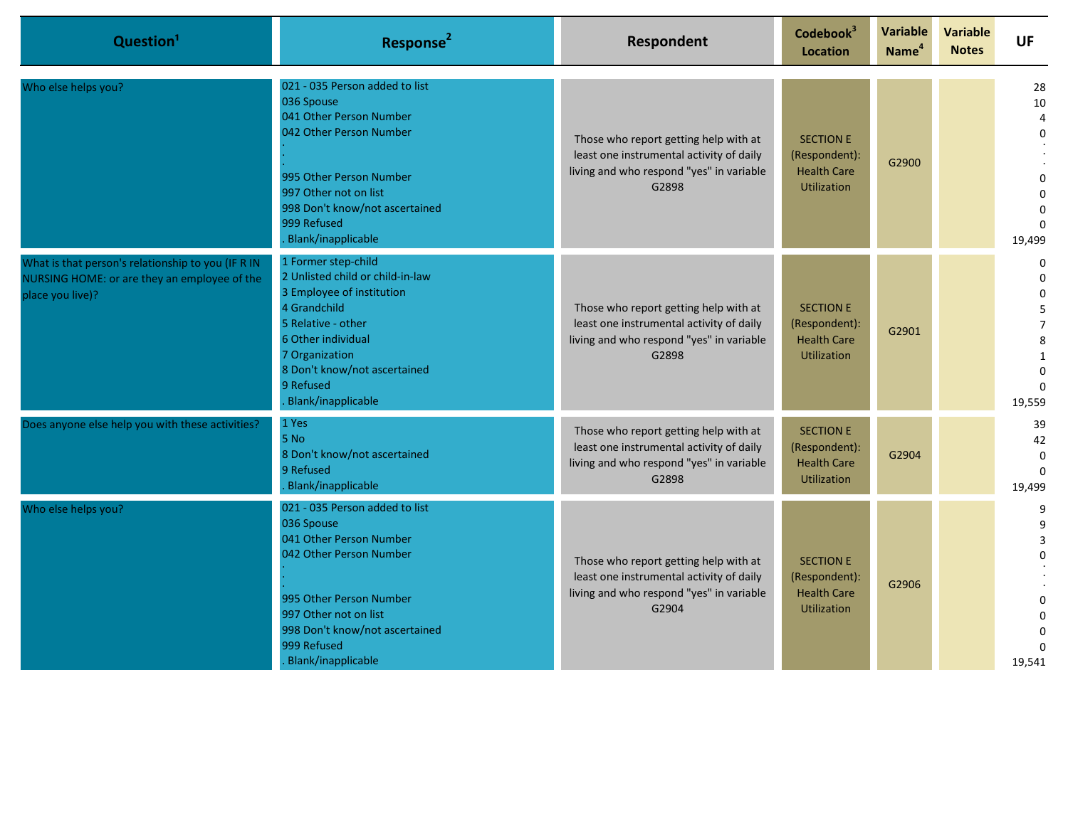| Question[1] | Response[2] | Respondent | Codebook[3] Location | Variable Name[4] | Variable Notes | UF |
|---|---|---|---|---|---|---|
| Who else helps you? | 021 - 035 Person added to list<br>036 Spouse<br>041 Other Person Number<br>042 Other Person Number<br>.<br>.<br>.<br>995 Other Person Number<br>997 Other not on list<br>998 Don't know/not ascertained<br>999 Refused<br>. Blank/inapplicable | Those who report getting help with at least one instrumental activity of daily living and who respond "yes" in variable G2898 | SECTION E (Respondent): Health Care Utilization | G2900 | | 28<br>10<br>4<br>0<br>.<br>.<br>.<br>0<br>0<br>0<br>0<br>19,499 |
| What is that person's relationship to you (IF R IN NURSING HOME: or are they an employee of the place you live)? | 1 Former step-child<br>2 Unlisted child or child-in-law<br>3 Employee of institution<br>4 Grandchild<br>5 Relative - other<br>6 Other individual<br>7 Organization<br>8 Don't know/not ascertained<br>9 Refused<br>. Blank/inapplicable | Those who report getting help with at least one instrumental activity of daily living and who respond "yes" in variable G2898 | SECTION E (Respondent): Health Care Utilization | G2901 | | 0<br>0<br>0<br>5<br>7<br>8<br>1<br>0<br>0<br>19,559 |
| Does anyone else help you with these activities? | 1 Yes<br>5 No<br>8 Don't know/not ascertained<br>9 Refused<br>. Blank/inapplicable | Those who report getting help with at least one instrumental activity of daily living and who respond "yes" in variable G2898 | SECTION E (Respondent): Health Care Utilization | G2904 | | 39<br>42<br>0<br>0<br>19,499 |
| Who else helps you? | 021 - 035 Person added to list<br>036 Spouse<br>041 Other Person Number<br>042 Other Person Number<br>.<br>.<br>.<br>995 Other Person Number<br>997 Other not on list<br>998 Don't know/not ascertained<br>999 Refused<br>. Blank/inapplicable | Those who report getting help with at least one instrumental activity of daily living and who respond "yes" in variable G2904 | SECTION E (Respondent): Health Care Utilization | G2906 | | 9<br>9<br>3<br>0<br>.<br>.<br>.<br>0<br>0<br>0<br>0<br>19,541 |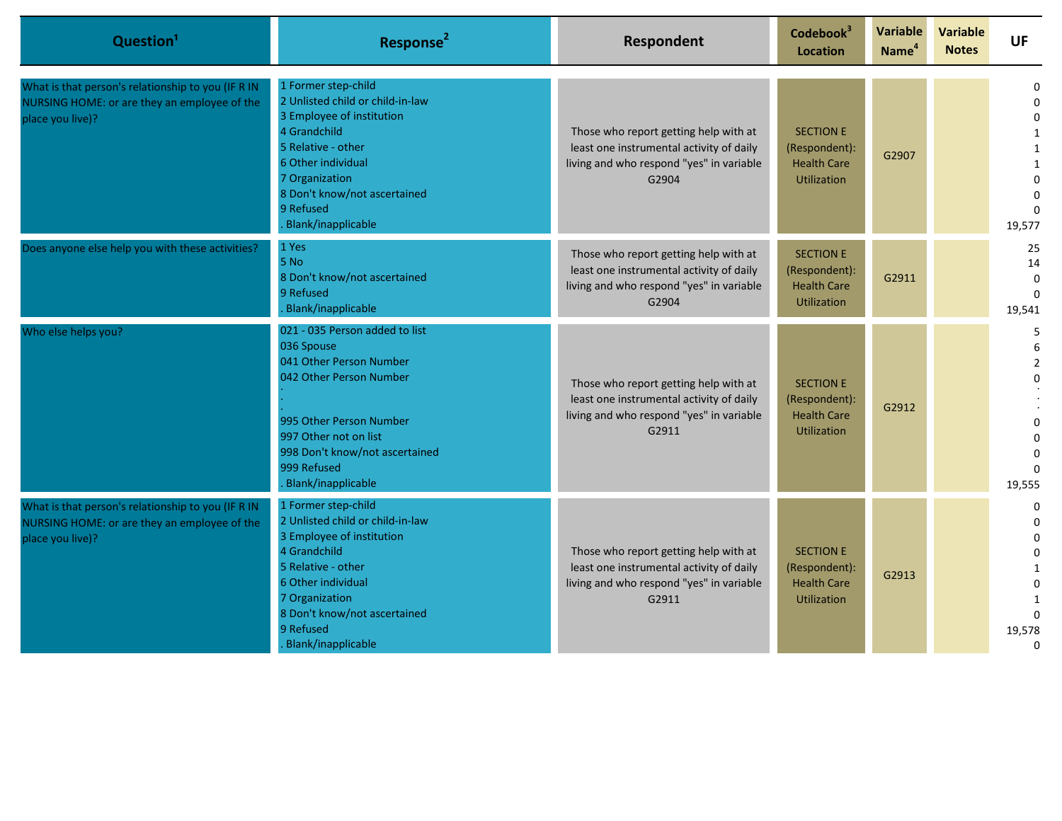| Question[1] | Response[2] | Respondent | Codebook[3] Location | Variable Name[4] | Variable Notes | UF |
|---|---|---|---|---|---|---|
| What is that person's relationship to you (IF R IN NURSING HOME: or are they an employee of the place you live)? | 1 Former step-child<br>2 Unlisted child or child-in-law<br>3 Employee of institution<br>4 Grandchild<br>5 Relative - other<br>6 Other individual<br>7 Organization<br>8 Don't know/not ascertained<br>9 Refused<br>. Blank/inapplicable | Those who report getting help with at least one instrumental activity of daily living and who respond "yes" in variable G2904 | SECTION E (Respondent): Health Care Utilization | G2907 | | 0<br>0<br>0<br>1<br>1<br>1<br>0<br>0<br>0<br>19,577 |
| Does anyone else help you with these activities? | 1 Yes<br>5 No<br>8 Don't know/not ascertained<br>9 Refused<br>. Blank/inapplicable | Those who report getting help with at least one instrumental activity of daily living and who respond "yes" in variable G2904 | SECTION E (Respondent): Health Care Utilization | G2911 | | 25<br>14<br>0<br>0<br>19,541 |
| Who else helps you? | 021 - 035 Person added to list<br>036 Spouse<br>041 Other Person Number<br>042 Other Person Number<br>.<br>.<br>.<br>995 Other Person Number<br>997 Other not on list<br>998 Don't know/not ascertained<br>999 Refused<br>. Blank/inapplicable | Those who report getting help with at least one instrumental activity of daily living and who respond "yes" in variable G2911 | SECTION E (Respondent): Health Care Utilization | G2912 | | 5<br>6<br>2<br>0<br>.<br>.<br>0<br>0<br>0<br>0<br>19,555 |
| What is that person's relationship to you (IF R IN NURSING HOME: or are they an employee of the place you live)? | 1 Former step-child<br>2 Unlisted child or child-in-law<br>3 Employee of institution<br>4 Grandchild<br>5 Relative - other<br>6 Other individual<br>7 Organization<br>8 Don't know/not ascertained<br>9 Refused<br>. Blank/inapplicable | Those who report getting help with at least one instrumental activity of daily living and who respond "yes" in variable G2911 | SECTION E (Respondent): Health Care Utilization | G2913 | | 0<br>0<br>0<br>0<br>1<br>0<br>1<br>0<br>19,578<br>0 |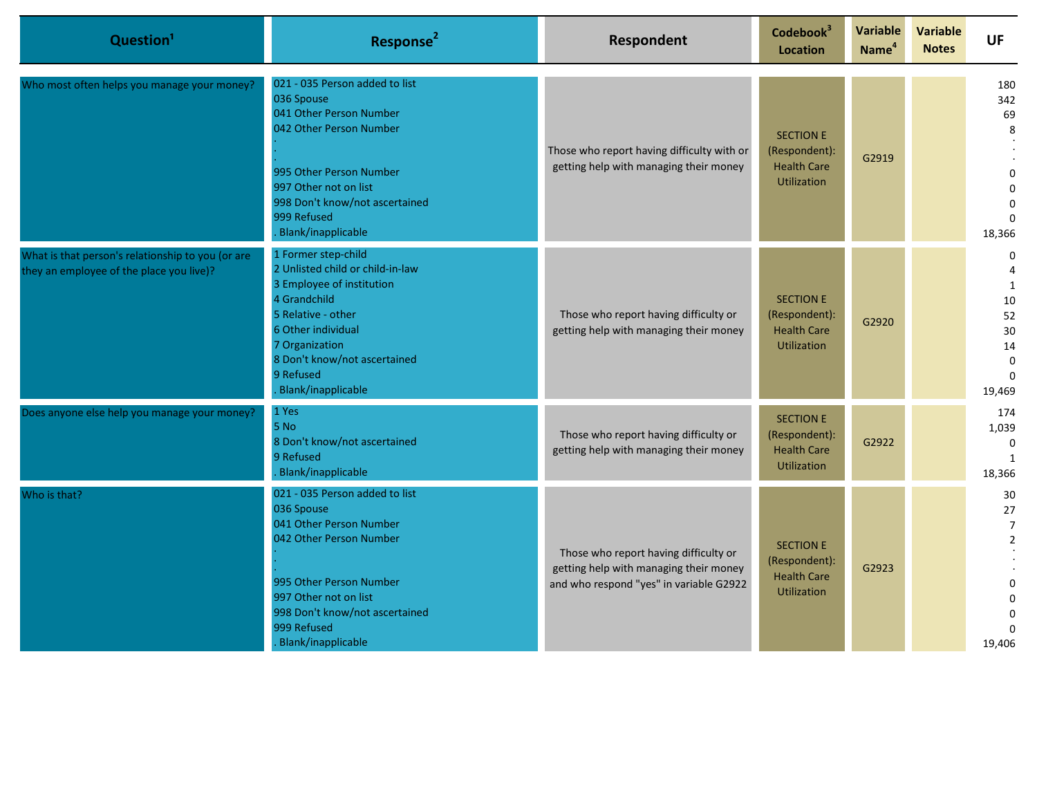| Question[1] | Response[2] | Respondent | Codebook[3] Location | Variable Name[4] | Variable Notes | UF |
|---|---|---|---|---|---|---|
| Who most often helps you manage your money? | 021 - 035 Person added to list<br>036 Spouse<br>041 Other Person Number<br>042 Other Person Number<br>.<br>.<br>.<br>995 Other Person Number<br>997 Other not on list<br>998 Don't know/not ascertained<br>999 Refused<br>. Blank/inapplicable | Those who report having difficulty with or getting help with managing their money | SECTION E (Respondent): Health Care Utilization | G2919 | | 180<br>342<br>69<br>8<br>.<br>.<br>.<br>0<br>0<br>0<br>0<br>18,366 |
| What is that person's relationship to you (or are they an employee of the place you live)? | 1 Former step-child<br>2 Unlisted child or child-in-law<br>3 Employee of institution<br>4 Grandchild<br>5 Relative - other<br>6 Other individual<br>7 Organization<br>8 Don't know/not ascertained<br>9 Refused<br>. Blank/inapplicable | Those who report having difficulty or getting help with managing their money | SECTION E (Respondent): Health Care Utilization | G2920 | | 0<br>4<br>1<br>10<br>52<br>30<br>14<br>0<br>0<br>19,469 |
| Does anyone else help you manage your money? | 1 Yes<br>5 No<br>8 Don't know/not ascertained<br>9 Refused<br>. Blank/inapplicable | Those who report having difficulty or getting help with managing their money | SECTION E (Respondent): Health Care Utilization | G2922 | | 174<br>1,039<br>0<br>1<br>18,366 |
| Who is that? | 021 - 035 Person added to list<br>036 Spouse<br>041 Other Person Number<br>042 Other Person Number<br>.<br>.<br>.<br>995 Other Person Number<br>997 Other not on list<br>998 Don't know/not ascertained<br>999 Refused<br>. Blank/inapplicable | Those who report having difficulty or getting help with managing their money and who respond "yes" in variable G2922 | SECTION E (Respondent): Health Care Utilization | G2923 | | 30<br>27<br>7<br>2<br>.<br>.<br>.<br>0<br>0<br>0<br>0<br>19,406 |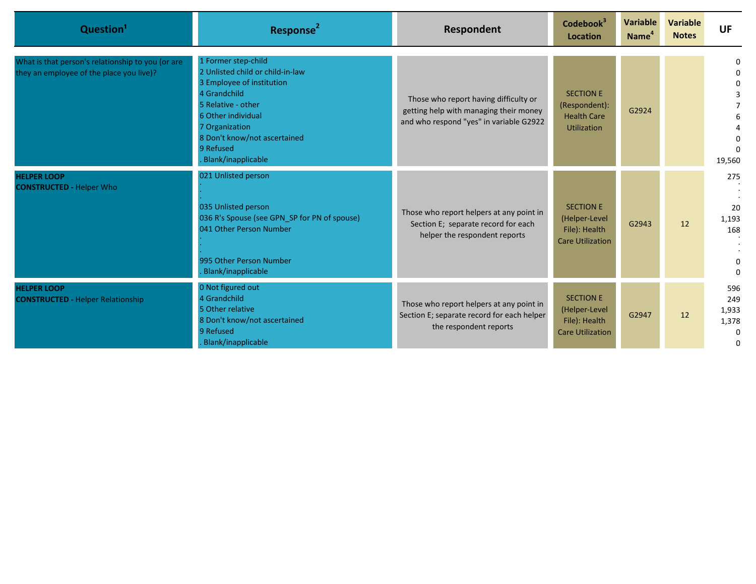| Question[1] | Response[2] | Respondent | Codebook[3] Location | Variable Name[4] | Variable Notes | UF |
|---|---|---|---|---|---|---|
| What is that person's relationship to you (or are they an employee of the place you live)? | 1 Former step-child<br>2 Unlisted child or child-in-law<br>3 Employee of institution<br>4 Grandchild<br>5 Relative - other<br>6 Other individual<br>7 Organization<br>8 Don't know/not ascertained<br>9 Refused<br>. Blank/inapplicable | Those who report having difficulty or getting help with managing their money and who respond "yes" in variable G2922 | SECTION E (Respondent): Health Care Utilization | G2924 | | 0<br>0<br>0<br>3<br>7<br>6<br>4<br>0<br>0<br>19,560 |
| **HELPER LOOP**<br>**CONSTRUCTED -** Helper Who | 021 Unlisted person<br>.<br>.<br>035 Unlisted person<br>036 R's Spouse (see GPN_SP for PN of spouse)<br>041 Other Person Number<br>.<br>.<br>995 Other Person Number<br>. Blank/inapplicable | Those who report helpers at any point in Section E; separate record for each helper the respondent reports | SECTION E (Helper-Level File): Health Care Utilization | G2943 | 12 | 275<br>.<br>.<br>20<br>1,193<br>168<br>.<br>.<br>0<br>0 |
| **HELPER LOOP**<br>**CONSTRUCTED -** Helper Relationship | 0 Not figured out<br>4 Grandchild<br>5 Other relative<br>8 Don't know/not ascertained<br>9 Refused<br>. Blank/inapplicable | Those who report helpers at any point in Section E; separate record for each helper the respondent reports | SECTION E (Helper-Level File): Health Care Utilization | G2947 | 12 | 596<br>249<br>1,933<br>1,378<br>0<br>0 |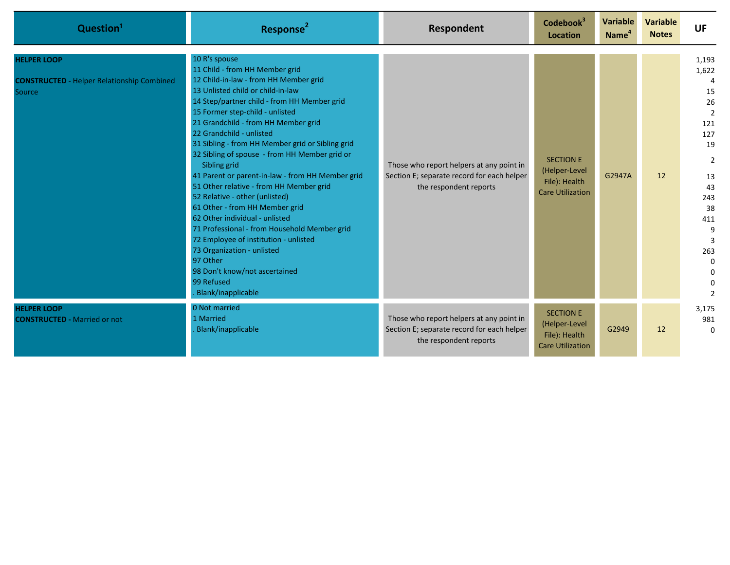| Question[1] | Response[2] | Respondent | Codebook[3] Location | Variable Name[4] | Variable Notes | UF |
|---|---|---|---|---|---|---|
| **HELPER LOOP**<br><br>**CONSTRUCTED -** Helper Relationship Combined Source | 10 R's spouse<br>11 Child - from HH Member grid<br>12 Child-in-law - from HH Member grid<br>13 Unlisted child or child-in-law<br>14 Step/partner child - from HH Member grid<br>15 Former step-child - unlisted<br>21 Grandchild - from HH Member grid<br>22 Grandchild - unlisted<br>31 Sibling - from HH Member grid or Sibling grid<br>32 Sibling of spouse - from HH Member grid or Sibling grid<br>41 Parent or parent-in-law - from HH Member grid<br>51 Other relative - from HH Member grid<br>52 Relative - other (unlisted)<br>61 Other - from HH Member grid<br>62 Other individual - unlisted<br>71 Professional - from Household Member grid<br>72 Employee of institution - unlisted<br>73 Organization - unlisted<br>97 Other<br>98 Don't know/not ascertained<br>99 Refused<br>. Blank/inapplicable | Those who report helpers at any point in Section E; separate record for each helper the respondent reports | SECTION E (Helper-Level File): Health Care Utilization | G2947A | 12 | 1,193<br>1,622<br>4<br>15<br>26<br>2<br>121<br>127<br>19<br>2<br>13<br>43<br>243<br>38<br>411<br>9<br>3<br>263<br>0<br>0<br>0<br>2 |
| **HELPER LOOP**<br>**CONSTRUCTED -** Married or not | 0 Not married<br>1 Married<br>. Blank/inapplicable | Those who report helpers at any point in Section E; separate record for each helper the respondent reports | SECTION E (Helper-Level File): Health Care Utilization | G2949 | 12 | 3,175<br>981<br>0 |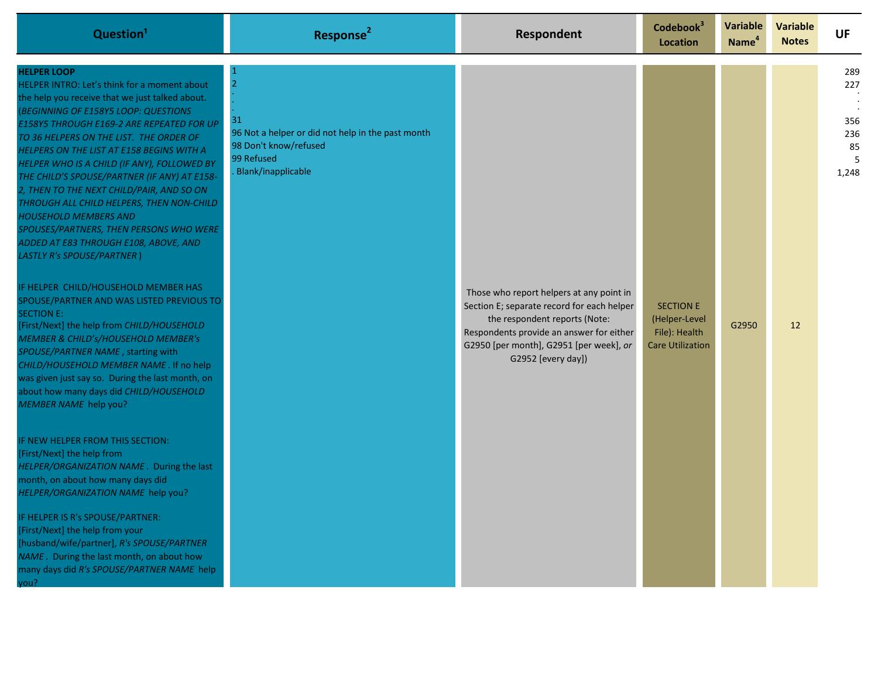| Question[1] | Response[2] | Respondent | Codebook[3] Location | Variable Name[4] | Variable Notes | UF |
|---|---|---|---|---|---|---|
| **HELPER LOOP**<br>HELPER INTRO: Let's think for a moment about the help you receive that we just talked about. (*BEGINNING OF E158Y5 LOOP: QUESTIONS E158Y5 THROUGH E169-2 ARE REPEATED FOR UP TO 36 HELPERS ON THE LIST. THE ORDER OF HELPERS ON THE LIST AT E158 BEGINS WITH A HELPER WHO IS A CHILD (IF ANY), FOLLOWED BY THE CHILD'S SPOUSE/PARTNER (IF ANY) AT E158-2, THEN TO THE NEXT CHILD/PAIR, AND SO ON THROUGH ALL CHILD HELPERS, THEN NON-CHILD HOUSEHOLD MEMBERS AND SPOUSES/PARTNERS, THEN PERSONS WHO WERE ADDED AT E83 THROUGH E108, ABOVE, AND LASTLY R's SPOUSE/PARTNER* )<br><br>IF HELPER CHILD/HOUSEHOLD MEMBER HAS SPOUSE/PARTNER AND WAS LISTED PREVIOUS TO SECTION E:<br>[First/Next] the help from *CHILD/HOUSEHOLD MEMBER & CHILD's/HOUSEHOLD MEMBER's SPOUSE/PARTNER NAME* , starting with *CHILD/HOUSEHOLD MEMBER NAME* . If no help was given just say so. During the last month, on about how many days did *CHILD/HOUSEHOLD MEMBER NAME* help you?<br><br>IF NEW HELPER FROM THIS SECTION:<br>[First/Next] the help from *HELPER/ORGANIZATION NAME* . During the last month, on about how many days did *HELPER/ORGANIZATION NAME* help you?<br><br>IF HELPER IS R's SPOUSE/PARTNER:<br>[First/Next] the help from your [husband/wife/partner], *R's SPOUSE/PARTNER NAME* . During the last month, on about how many days did *R's SPOUSE/PARTNER NAME* help you? | 1<br>2<br>.<br>.<br>.<br>31<br>96 Not a helper or did not help in the past month<br>98 Don't know/refused<br>99 Refused<br>. Blank/inapplicable | Those who report helpers at any point in Section E; separate record for each helper the respondent reports (Note: Respondents provide an answer for either G2950 [per month], G2951 [per week], *or* G2952 [every day]) | SECTION E (Helper-Level File): Health Care Utilization | G2950 | 12 | 289<br>227<br>.<br>.<br>.<br>356<br>236<br>85<br>5<br>1,248 |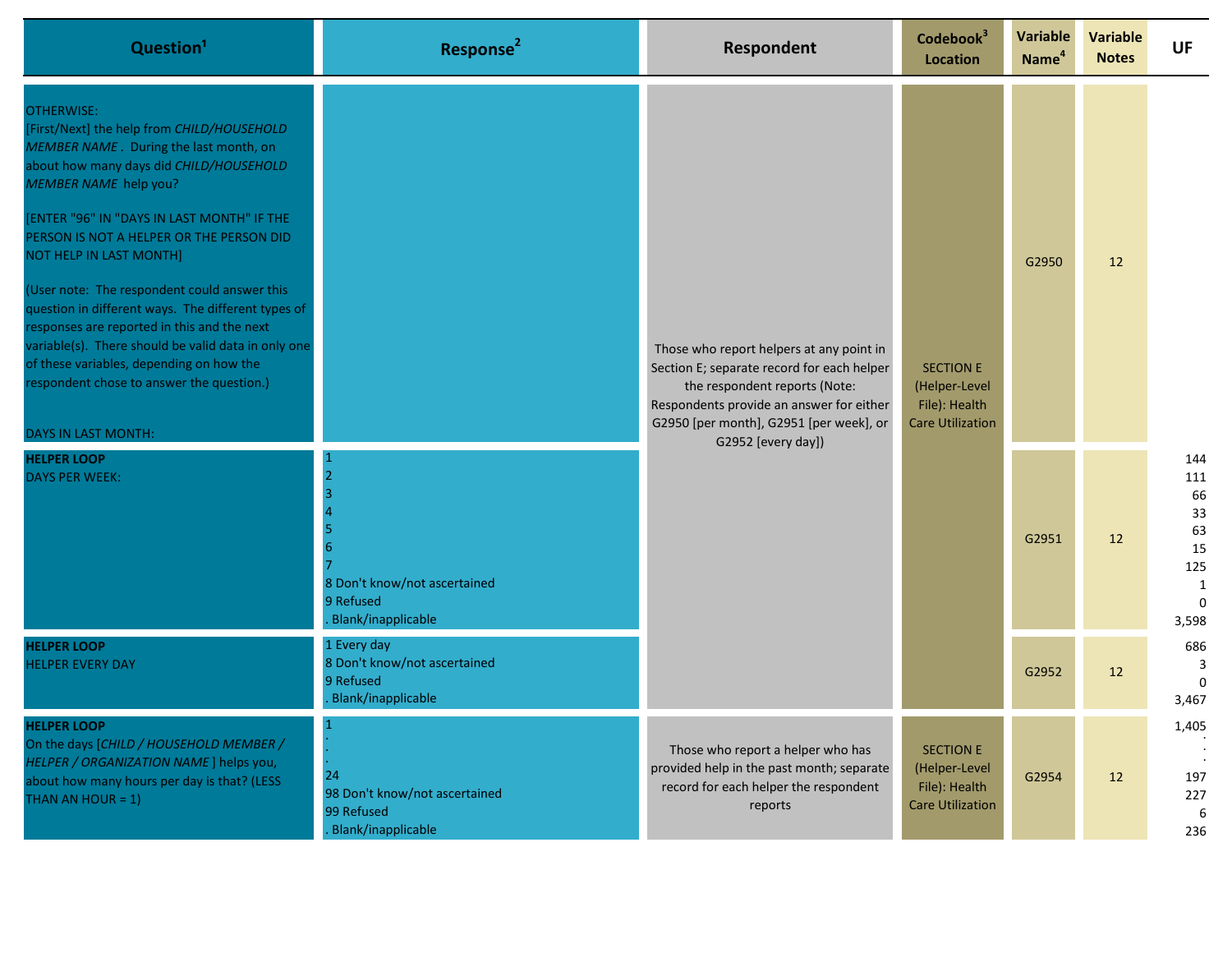| Question[1] | Response[2] | Respondent | Codebook[3] Location | Variable Name[4] | Variable Notes | UF |
|---|---|---|---|---|---|---|
| OTHERWISE:<br>[First/Next] the help from *CHILD/HOUSEHOLD MEMBER NAME* . During the last month, on about how many days did *CHILD/HOUSEHOLD MEMBER NAME* help you?<br>[ENTER "96" IN "DAYS IN LAST MONTH" IF THE PERSON IS NOT A HELPER OR THE PERSON DID NOT HELP IN LAST MONTH]<br>(User note: The respondent could answer this question in different ways. The different types of responses are reported in this and the next variable(s). There should be valid data in only one of these variables, depending on how the respondent chose to answer the question.)<br>DAYS IN LAST MONTH: | | Those who report helpers at any point in Section E; separate record for each helper the respondent reports (Note: Respondents provide an answer for either G2950 [per month], G2951 [per week], or G2952 [every day]) | SECTION E (Helper-Level File): Health Care Utilization | G2950 | 12 | |
| **HELPER LOOP**<br>DAYS PER WEEK: | 1<br>2<br>3<br>4<br>5<br>6<br>7<br>8 Don't know/not ascertained<br>9 Refused<br>. Blank/inapplicable | | | G2951 | 12 | 144<br>111<br>66<br>33<br>63<br>15<br>125<br>1<br>0<br>3,598 |
| **HELPER LOOP**<br>HELPER EVERY DAY | 1 Every day<br>8 Don't know/not ascertained<br>9 Refused<br>. Blank/inapplicable | | | G2952 | 12 | 686<br>3<br>0<br>3,467 |
| **HELPER LOOP**<br>On the days [*CHILD / HOUSEHOLD MEMBER / HELPER / ORGANIZATION NAME* ] helps you, about how many hours per day is that? (LESS THAN AN HOUR = 1) | 1<br>.<br>.<br>.<br>24<br>98 Don't know/not ascertained<br>99 Refused<br>. Blank/inapplicable | Those who report a helper who has provided help in the past month; separate record for each helper the respondent reports | SECTION E (Helper-Level File): Health Care Utilization | G2954 | 12 | 1,405<br>.<br>.<br>.<br>197<br>227<br>6<br>236 |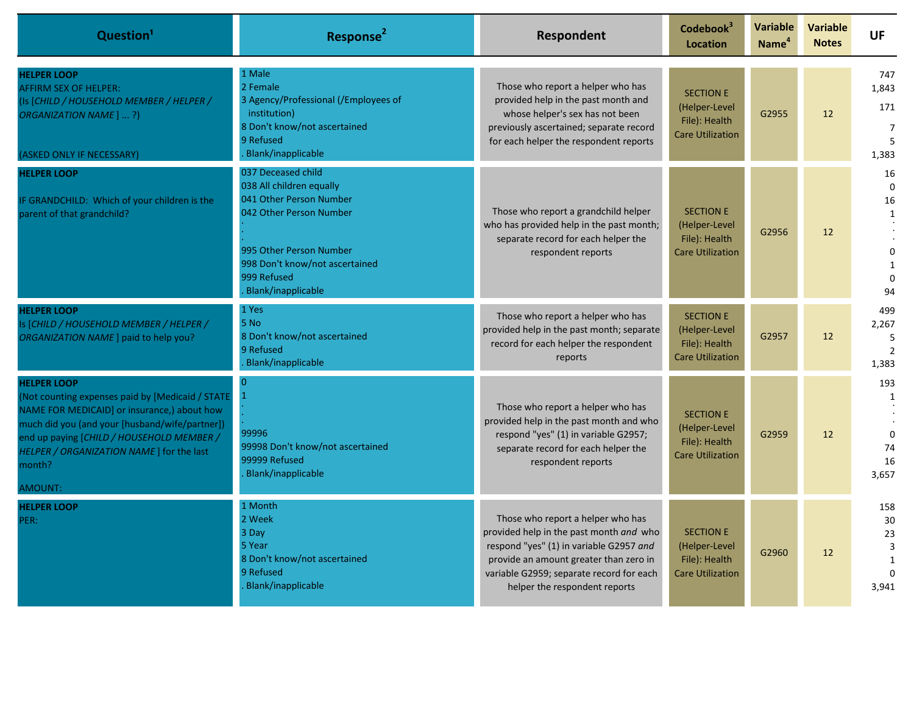| Question[1] | Response[2] | Respondent | Codebook[3] Location | Variable Name[4] | Variable Notes | UF |
|---|---|---|---|---|---|---|
| **HELPER LOOP**<br>AFFIRM SEX OF HELPER:<br>(Is [*CHILD / HOUSEHOLD MEMBER / HELPER / ORGANIZATION NAME* ] ... ?)<br><br>(ASKED ONLY IF NECESSARY) | 1 Male<br>2 Female<br>3 Agency/Professional (/Employees of institution)<br>8 Don't know/not ascertained<br>9 Refused<br>. Blank/inapplicable | Those who report a helper who has provided help in the past month and whose helper's sex has not been previously ascertained; separate record for each helper the respondent reports | SECTION E (Helper-Level File): Health Care Utilization | G2955 | 12 | 747<br>1,843<br>171<br>7<br>5<br>1,383 |
| **HELPER LOOP**<br><br>IF GRANDCHILD: Which of your children is the parent of that grandchild? | 037 Deceased child<br>038 All children equally<br>041 Other Person Number<br>042 Other Person Number<br>.<br>.<br>.<br>995 Other Person Number<br>998 Don't know/not ascertained<br>999 Refused<br>. Blank/inapplicable | Those who report a grandchild helper who has provided help in the past month; separate record for each helper the respondent reports | SECTION E (Helper-Level File): Health Care Utilization | G2956 | 12 | 16<br>0<br>16<br>1<br>.<br>.<br>.<br>0<br>1<br>0<br>94 |
| **HELPER LOOP**<br>Is [*CHILD / HOUSEHOLD MEMBER / HELPER / ORGANIZATION NAME* ] paid to help you? | 1 Yes<br>5 No<br>8 Don't know/not ascertained<br>9 Refused<br>. Blank/inapplicable | Those who report a helper who has provided help in the past month; separate record for each helper the respondent reports | SECTION E (Helper-Level File): Health Care Utilization | G2957 | 12 | 499<br>2,267<br>5<br>2<br>1,383 |
| **HELPER LOOP**<br>(Not counting expenses paid by [Medicaid / STATE NAME FOR MEDICAID] or insurance,) about how much did you (and your [husband/wife/partner]) end up paying [*CHILD / HOUSEHOLD MEMBER / HELPER / ORGANIZATION NAME* ] for the last month?<br><br>AMOUNT: | 0<br>1<br>.<br>.<br>.<br>99996<br>99998 Don't know/not ascertained<br>99999 Refused<br>. Blank/inapplicable | Those who report a helper who has provided help in the past month and who respond "yes" (1) in variable G2957; separate record for each helper the respondent reports | SECTION E (Helper-Level File): Health Care Utilization | G2959 | 12 | 193<br>1<br>.<br>.<br>.<br>0<br>74<br>16<br>3,657 |
| **HELPER LOOP**<br>PER: | 1 Month<br>2 Week<br>3 Day<br>5 Year<br>8 Don't know/not ascertained<br>9 Refused<br>. Blank/inapplicable | Those who report a helper who has provided help in the past month *and* who respond "yes" (1) in variable G2957 *and* provide an amount greater than zero in variable G2959; separate record for each helper the respondent reports | SECTION E (Helper-Level File): Health Care Utilization | G2960 | 12 | 158<br>30<br>23<br>3<br>1<br>0<br>3,941 |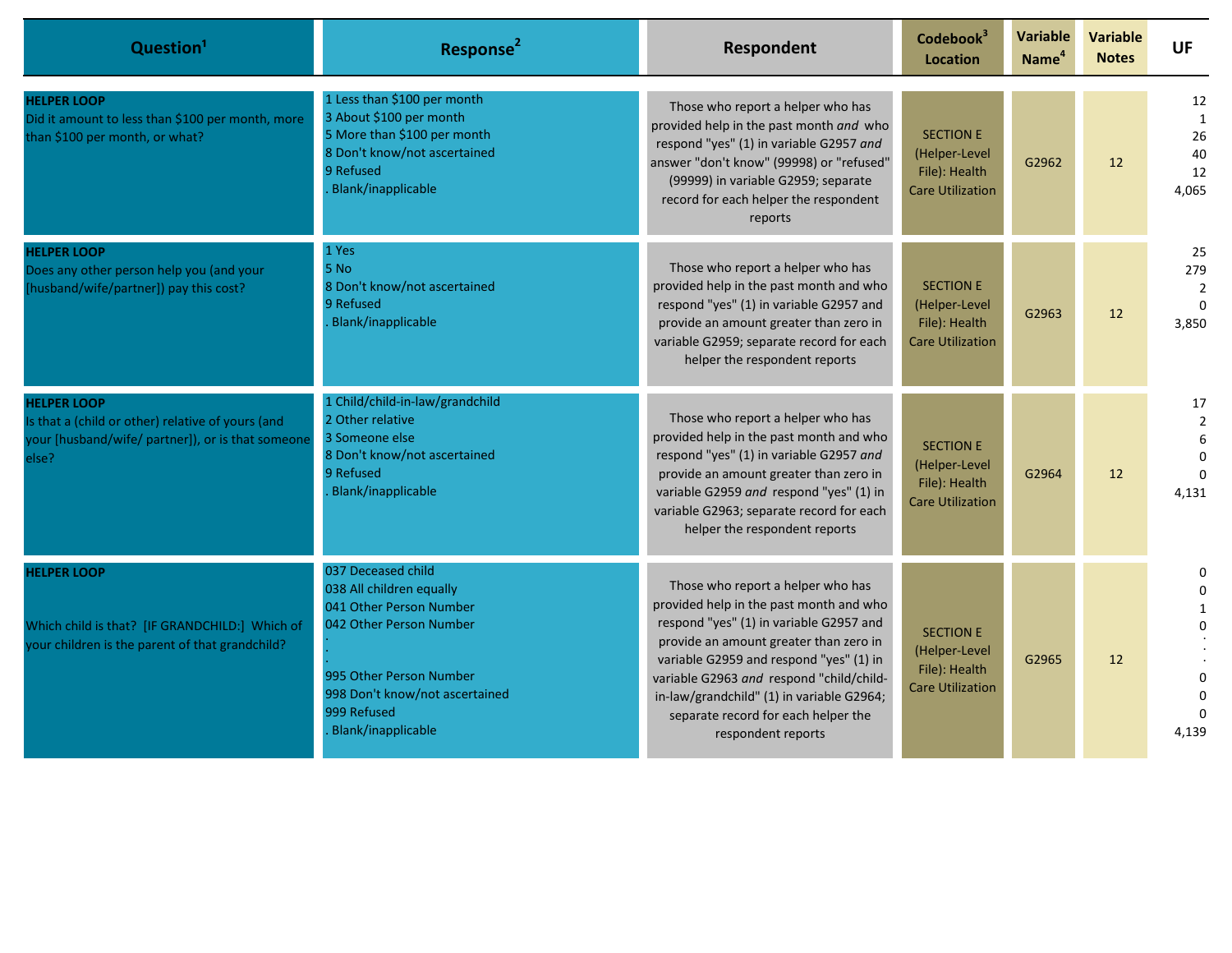| Question[1] | Response[2] | Respondent | Codebook[3] Location | Variable Name[4] | Variable Notes | UF |
|---|---|---|---|---|---|---|
| **HELPER LOOP**<br>Did it amount to less than $100 per month, more than $100 per month, or what? | 1 Less than $100 per month<br>3 About $100 per month<br>5 More than $100 per month<br>8 Don't know/not ascertained<br>9 Refused<br>. Blank/inapplicable | Those who report a helper who has provided help in the past month *and* who respond "yes" (1) in variable G2957 *and* answer "don't know" (99998) or "refused" (99999) in variable G2959; separate record for each helper the respondent reports | SECTION E (Helper-Level File): Health Care Utilization | G2962 | 12 | 12<br>1<br>26<br>40<br>12<br>4,065 |
| **HELPER LOOP**<br>Does any other person help you (and your [husband/wife/partner]) pay this cost? | 1 Yes<br>5 No<br>8 Don't know/not ascertained<br>9 Refused<br>. Blank/inapplicable | Those who report a helper who has provided help in the past month and who respond "yes" (1) in variable G2957 and provide an amount greater than zero in variable G2959; separate record for each helper the respondent reports | SECTION E (Helper-Level File): Health Care Utilization | G2963 | 12 | 25<br>279<br>2<br>0<br>3,850 |
| **HELPER LOOP**<br>Is that a (child or other) relative of yours (and your [husband/wife/ partner]), or is that someone else? | 1 Child/child-in-law/grandchild<br>2 Other relative<br>3 Someone else<br>8 Don't know/not ascertained<br>9 Refused<br>. Blank/inapplicable | Those who report a helper who has provided help in the past month and who respond "yes" (1) in variable G2957 *and* provide an amount greater than zero in variable G2959 *and* respond "yes" (1) in variable G2963; separate record for each helper the respondent reports | SECTION E (Helper-Level File): Health Care Utilization | G2964 | 12 | 17<br>2<br>6<br>0<br>0<br>4,131 |
| **HELPER LOOP**<br><br>Which child is that? [IF GRANDCHILD:] Which of your children is the parent of that grandchild? | 037 Deceased child<br>038 All children equally<br>041 Other Person Number<br>042 Other Person Number<br>.<br>.<br>.<br>995 Other Person Number<br>998 Don't know/not ascertained<br>999 Refused<br>. Blank/inapplicable | Those who report a helper who has provided help in the past month and who respond "yes" (1) in variable G2957 and provide an amount greater than zero in variable G2959 and respond "yes" (1) in variable G2963 *and* respond "child/child-in-law/grandchild" (1) in variable G2964; separate record for each helper the respondent reports | SECTION E (Helper-Level File): Health Care Utilization | G2965 | 12 | 0<br>0<br>1<br>0<br>.<br>.<br>.<br>0<br>0<br>0<br>4,139 |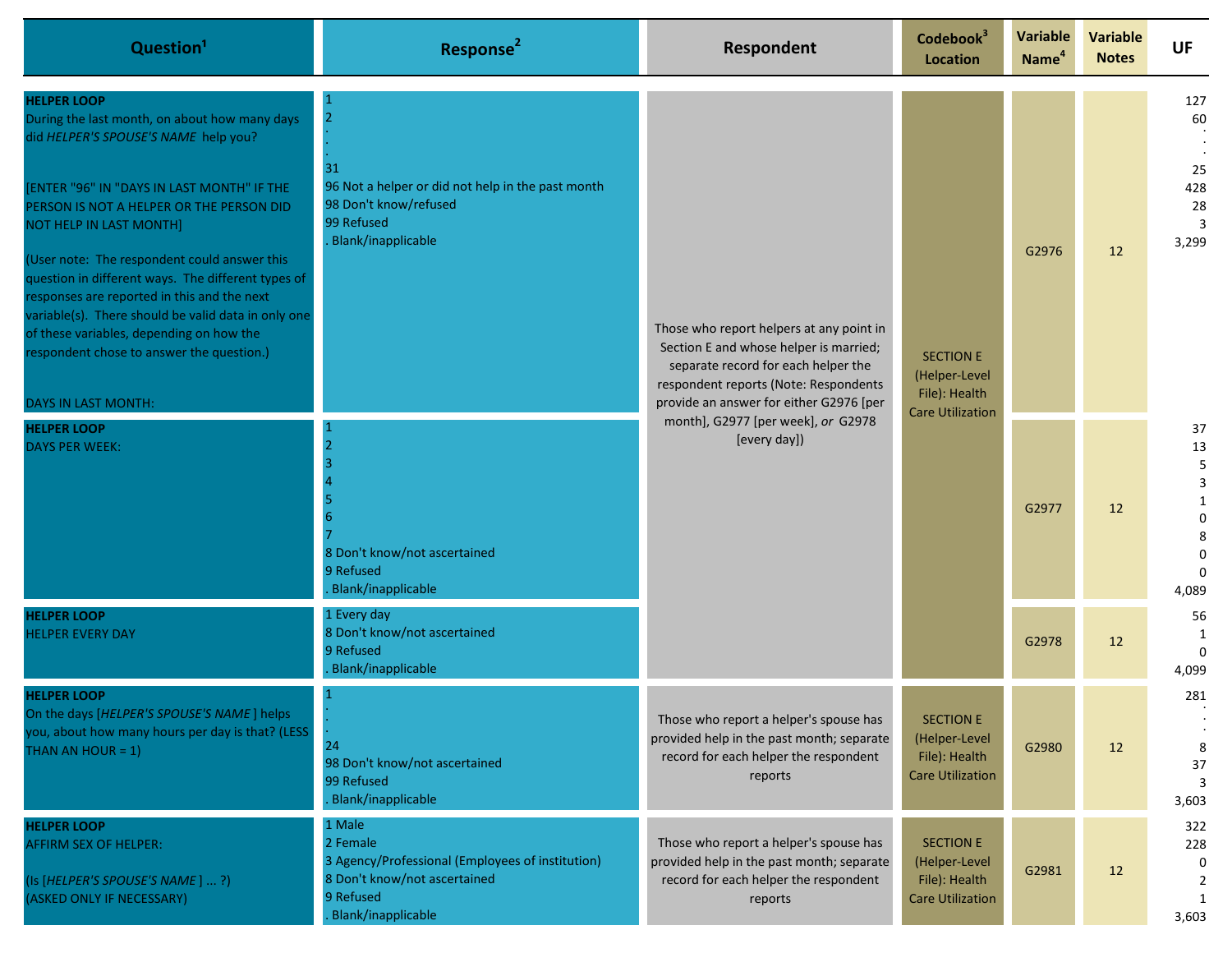| Question[1] | Response[2] | Respondent | Codebook[3] Location | Variable Name[4] | Variable Notes | UF |
|---|---|---|---|---|---|---|
| **HELPER LOOP**<br>During the last month, on about how many days did *HELPER'S SPOUSE'S NAME* help you?<br><br>[ENTER "96" IN "DAYS IN LAST MONTH" IF THE PERSON IS NOT A HELPER OR THE PERSON DID NOT HELP IN LAST MONTH]<br><br>(User note: The respondent could answer this question in different ways. The different types of responses are reported in this and the next variable(s). There should be valid data in only one of these variables, depending on how the respondent chose to answer the question.)<br><br>DAYS IN LAST MONTH: | 1<br>2<br>.<br>.<br>31<br>96 Not a helper or did not help in the past month<br>98 Don't know/refused<br>99 Refused<br>. Blank/inapplicable | Those who report helpers at any point in Section E and whose helper is married; separate record for each helper the respondent reports (Note: Respondents provide an answer for either G2976 [per month], G2977 [per week], *or* G2978 [every day]) | SECTION E (Helper-Level File): Health Care Utilization | G2976 | 12 | 127<br>60<br>.<br>.<br>25<br>428<br>28<br>3<br>3,299 |
| **HELPER LOOP**<br>DAYS PER WEEK: | 1<br>2<br>3<br>4<br>5<br>6<br>7<br>8 Don't know/not ascertained<br>9 Refused<br>. Blank/inapplicable | | | G2977 | 12 | 37<br>13<br>5<br>3<br>1<br>0<br>8<br>0<br>0<br>4,089 |
| **HELPER LOOP**<br>HELPER EVERY DAY | 1 Every day<br>8 Don't know/not ascertained<br>9 Refused<br>. Blank/inapplicable | | | G2978 | 12 | 56<br>1<br>0<br>4,099 |
| **HELPER LOOP**<br>On the days [*HELPER'S SPOUSE'S NAME*] helps you, about how many hours per day is that? (LESS THAN AN HOUR = 1) | 1<br>.<br>.<br>24<br>98 Don't know/not ascertained<br>99 Refused<br>. Blank/inapplicable | Those who report a helper's spouse has provided help in the past month; separate record for each helper the respondent reports | SECTION E (Helper-Level File): Health Care Utilization | G2980 | 12 | 281<br>.<br>.<br>8<br>37<br>3<br>3,603 |
| **HELPER LOOP**<br>AFFIRM SEX OF HELPER:<br><br>(Is [*HELPER'S SPOUSE'S NAME*] ... ?)<br>(ASKED ONLY IF NECESSARY) | 1 Male<br>2 Female<br>3 Agency/Professional (Employees of institution)<br>8 Don't know/not ascertained<br>9 Refused<br>. Blank/inapplicable | Those who report a helper's spouse has provided help in the past month; separate record for each helper the respondent reports | SECTION E (Helper-Level File): Health Care Utilization | G2981 | 12 | 322<br>228<br>0<br>2<br>1<br>3,603 |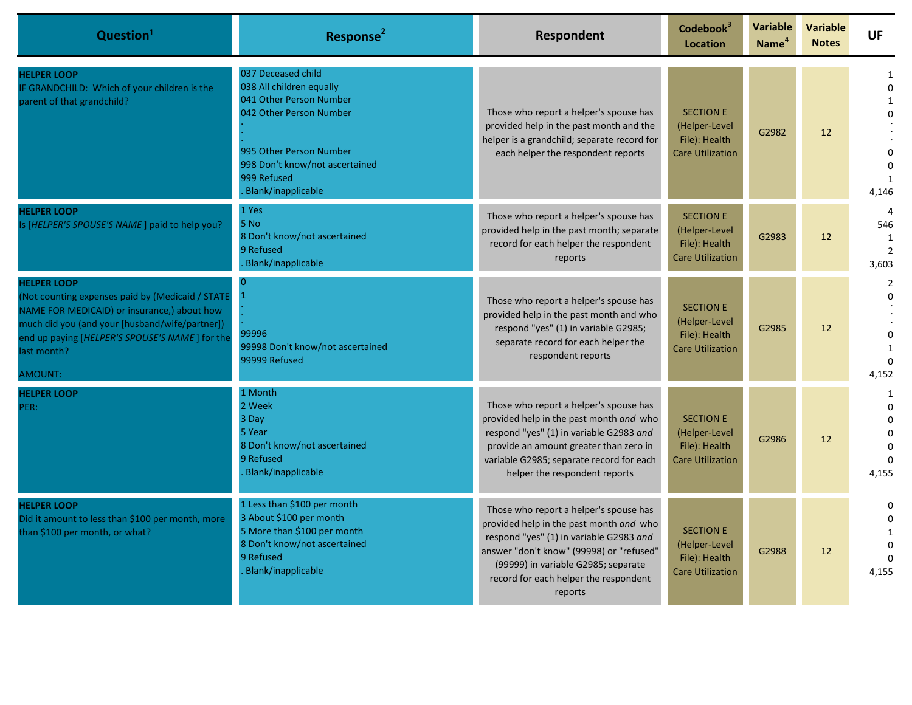| Question[1] | Response[2] | Respondent | Codebook[3] Location | Variable Name[4] | Variable Notes | UF |
|---|---|---|---|---|---|---|
| **HELPER LOOP**<br>IF GRANDCHILD: Which of your children is the parent of that grandchild? | 037 Deceased child<br>038 All children equally<br>041 Other Person Number<br>042 Other Person Number<br>.<br>.<br>.<br>995 Other Person Number<br>998 Don't know/not ascertained<br>999 Refused<br>. Blank/inapplicable | Those who report a helper's spouse has provided help in the past month and the helper is a grandchild; separate record for each helper the respondent reports | SECTION E (Helper-Level File): Health Care Utilization | G2982 | 12 | 1<br>0<br>1<br>0<br>.<br>.<br>.<br>0<br>0<br>1<br>4,146 |
| **HELPER LOOP**<br>Is [*HELPER'S SPOUSE'S NAME* ] paid to help you? | 1 Yes<br>5 No<br>8 Don't know/not ascertained<br>9 Refused<br>. Blank/inapplicable | Those who report a helper's spouse has provided help in the past month; separate record for each helper the respondent reports | SECTION E (Helper-Level File): Health Care Utilization | G2983 | 12 | 4<br>546<br>1<br>2<br>3,603 |
| **HELPER LOOP**<br>(Not counting expenses paid by (Medicaid / STATE NAME FOR MEDICAID) or insurance,) about how much did you (and your [husband/wife/partner]) end up paying [*HELPER'S SPOUSE'S NAME* ] for the last month?<br><br>AMOUNT: | 0<br>1<br>.<br>.<br>99996<br>99998 Don't know/not ascertained<br>99999 Refused | Those who report a helper's spouse has provided help in the past month and who respond "yes" (1) in variable G2985; separate record for each helper the respondent reports | SECTION E (Helper-Level File): Health Care Utilization | G2985 | 12 | 2<br>0<br>.<br>.<br>0<br>1<br>0<br>4,152 |
| **HELPER LOOP**<br>PER: | 1 Month<br>2 Week<br>3 Day<br>5 Year<br>8 Don't know/not ascertained<br>9 Refused<br>. Blank/inapplicable | Those who report a helper's spouse has provided help in the past month *and* who respond "yes" (1) in variable G2983 *and* provide an amount greater than zero in variable G2985; separate record for each helper the respondent reports | SECTION E (Helper-Level File): Health Care Utilization | G2986 | 12 | 1<br>0<br>0<br>0<br>0<br>0<br>4,155 |
| **HELPER LOOP**<br>Did it amount to less than $100 per month, more than $100 per month, or what? | 1 Less than $100 per month<br>3 About $100 per month<br>5 More than $100 per month<br>8 Don't know/not ascertained<br>9 Refused<br>. Blank/inapplicable | Those who report a helper's spouse has provided help in the past month *and* who respond "yes" (1) in variable G2983 *and* answer "don't know" (99998) or "refused" (99999) in variable G2985; separate record for each helper the respondent reports | SECTION E (Helper-Level File): Health Care Utilization | G2988 | 12 | 0<br>0<br>1<br>0<br>0<br>4,155 |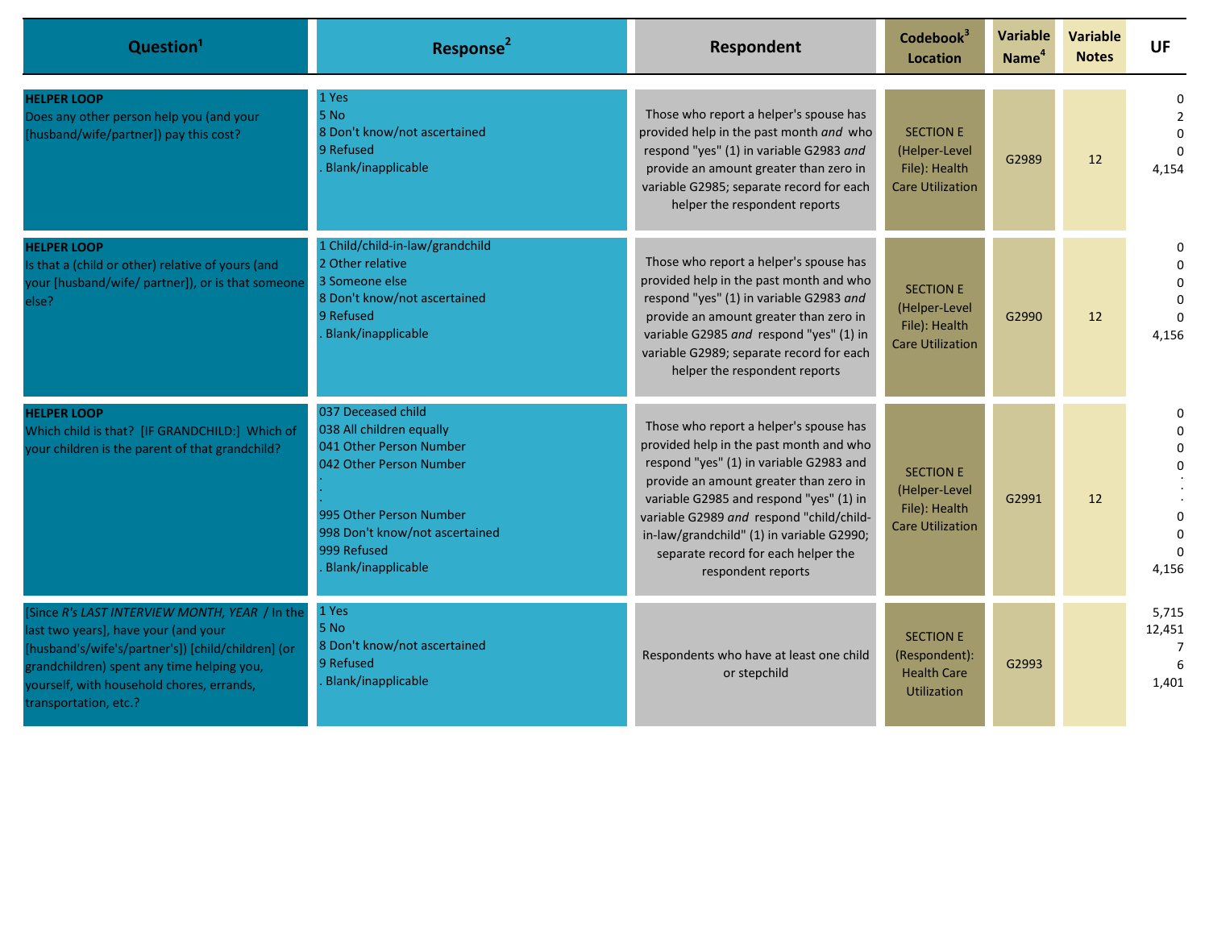| Question[1] | Response[2] | Respondent | Codebook[3] Location | Variable Name[4] | Variable Notes | UF |
|---|---|---|---|---|---|---|
| **HELPER LOOP**<br>Does any other person help you (and your [husband/wife/partner]) pay this cost? | 1 Yes<br>5 No<br>8 Don't know/not ascertained<br>9 Refused<br>. Blank/inapplicable | Those who report a helper's spouse has provided help in the past month *and* who respond "yes" (1) in variable G2983 *and* provide an amount greater than zero in variable G2985; separate record for each helper the respondent reports | SECTION E (Helper-Level File): Health Care Utilization | G2989 | 12 | 0<br>2<br>0<br>0<br>4,154 |
| **HELPER LOOP**<br>Is that a (child or other) relative of yours (and your [husband/wife/ partner]), or is that someone else? | 1 Child/child-in-law/grandchild<br>2 Other relative<br>3 Someone else<br>8 Don't know/not ascertained<br>9 Refused<br>. Blank/inapplicable | Those who report a helper's spouse has provided help in the past month and who respond "yes" (1) in variable G2983 *and* provide an amount greater than zero in variable G2985 *and* respond "yes" (1) in variable G2989; separate record for each helper the respondent reports | SECTION E (Helper-Level File): Health Care Utilization | G2990 | 12 | 0<br>0<br>0<br>0<br>0<br>4,156 |
| **HELPER LOOP**<br>Which child is that? [IF GRANDCHILD:] Which of your children is the parent of that grandchild? | 037 Deceased child<br>038 All children equally<br>041 Other Person Number<br>042 Other Person Number<br>.<br>.<br>.<br>995 Other Person Number<br>998 Don't know/not ascertained<br>999 Refused<br>. Blank/inapplicable | Those who report a helper's spouse has provided help in the past month and who respond "yes" (1) in variable G2983 and provide an amount greater than zero in variable G2985 and respond "yes" (1) in variable G2989 *and* respond "child/child-in-law/grandchild" (1) in variable G2990; separate record for each helper the respondent reports | SECTION E (Helper-Level File): Health Care Utilization | G2991 | 12 | 0<br>0<br>0<br>0<br>.<br>.<br>0<br>0<br>0<br>4,156 |
| [Since *R's LAST INTERVIEW MONTH, YEAR* / In the last two years], have your (and your [husband's/wife's/partner's]) [child/children] (or grandchildren) spent any time helping you, yourself, with household chores, errands, transportation, etc.? | 1 Yes<br>5 No<br>8 Don't know/not ascertained<br>9 Refused<br>. Blank/inapplicable | Respondents who have at least one child or stepchild | SECTION E (Respondent): Health Care Utilization | G2993 | | 5,715<br>12,451<br>7<br>6<br>1,401 |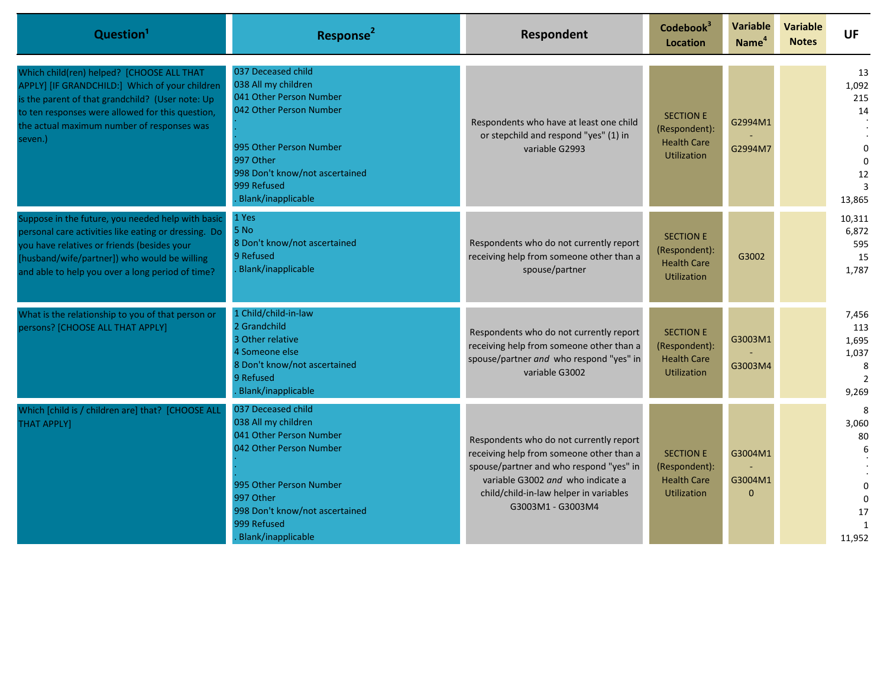| Question[1] | Response[2] | Respondent | Codebook[3] Location | Variable Name[4] | Variable Notes | UF |
|---|---|---|---|---|---|---|
| Which child(ren) helped? [CHOOSE ALL THAT APPLY] [IF GRANDCHILD:] Which of your children is the parent of that grandchild? (User note: Up to ten responses were allowed for this question, the actual maximum number of responses was seven.) | 037 Deceased child<br>038 All my children<br>041 Other Person Number<br>042 Other Person Number<br>.<br>.<br>.<br>995 Other Person Number<br>997 Other<br>998 Don't know/not ascertained<br>999 Refused<br>. Blank/inapplicable | Respondents who have at least one child or stepchild and respond "yes" (1) in variable G2993 | SECTION E (Respondent): Health Care Utilization | G2994M1 - G2994M7 | | 13<br>1,092<br>215<br>14<br>.<br>.<br>.<br>0<br>0<br>12<br>3<br>13,865 |
| Suppose in the future, you needed help with basic personal care activities like eating or dressing. Do you have relatives or friends (besides your [husband/wife/partner]) who would be willing and able to help you over a long period of time? | 1 Yes<br>5 No<br>8 Don't know/not ascertained<br>9 Refused<br>. Blank/inapplicable | Respondents who do not currently report receiving help from someone other than a spouse/partner | SECTION E (Respondent): Health Care Utilization | G3002 | | 10,311<br>6,872<br>595<br>15<br>1,787 |
| What is the relationship to you of that person or persons? [CHOOSE ALL THAT APPLY] | 1 Child/child-in-law<br>2 Grandchild<br>3 Other relative<br>4 Someone else<br>8 Don't know/not ascertained<br>9 Refused<br>. Blank/inapplicable | Respondents who do not currently report receiving help from someone other than a spouse/partner *and* who respond "yes" in variable G3002 | SECTION E (Respondent): Health Care Utilization | G3003M1 - G3003M4 | | 7,456<br>113<br>1,695<br>1,037<br>8<br>2<br>9,269 |
| Which [child is / children are] that? [CHOOSE ALL THAT APPLY] | 037 Deceased child<br>038 All my children<br>041 Other Person Number<br>042 Other Person Number<br>.<br>.<br>.<br>995 Other Person Number<br>997 Other<br>998 Don't know/not ascertained<br>999 Refused<br>. Blank/inapplicable | Respondents who do not currently report receiving help from someone other than a spouse/partner and who respond "yes" in variable G3002 *and* who indicate a child/child-in-law helper in variables G3003M1 - G3003M4 | SECTION E (Respondent): Health Care Utilization | G3004M1 - G3004M10 | | 8<br>3,060<br>80<br>6<br>.<br>.<br>.<br>0<br>0<br>17<br>1<br>11,952 |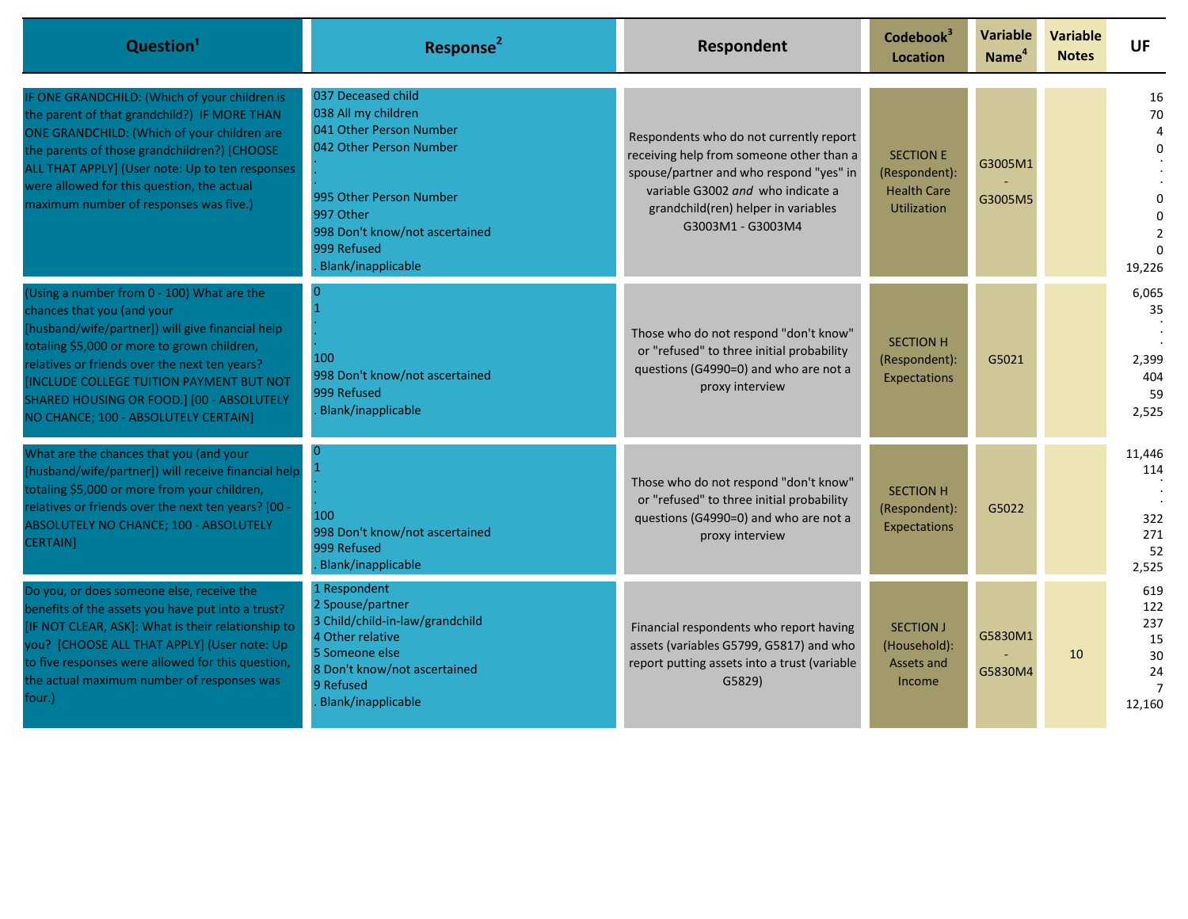| Question[1] | Response[2] | Respondent | Codebook[3] Location | Variable Name[4] | Variable Notes | UF |
|---|---|---|---|---|---|---|
| IF ONE GRANDCHILD: (Which of your children is the parent of that grandchild?) IF MORE THAN ONE GRANDCHILD: (Which of your children are the parents of those grandchildren?) [CHOOSE ALL THAT APPLY] (User note: Up to ten responses were allowed for this question, the actual maximum number of responses was five.) | 037 Deceased child<br>038 All my children<br>041 Other Person Number<br>042 Other Person Number<br>.<br>.<br>995 Other Person Number<br>997 Other<br>998 Don't know/not ascertained<br>999 Refused<br>. Blank/inapplicable | Respondents who do not currently report receiving help from someone other than a spouse/partner and who respond "yes" in variable G3002 *and* who indicate a grandchild(ren) helper in variables G3003M1 - G3003M4 | SECTION E (Respondent): Health Care Utilization | G3005M1 - G3005M5 | | 16<br>70<br>4<br>0<br>.<br>.<br>0<br>0<br>2<br>0<br>19,226 |
| (Using a number from 0 - 100) What are the chances that you (and your [husband/wife/partner]) will give financial help totaling $5,000 or more to grown children, relatives or friends over the next ten years? [INCLUDE COLLEGE TUITION PAYMENT BUT NOT SHARED HOUSING OR FOOD.] [00 - ABSOLUTELY NO CHANCE; 100 - ABSOLUTELY CERTAIN] | 0<br>1<br>.<br>.<br>100<br>998 Don't know/not ascertained<br>999 Refused<br>. Blank/inapplicable | Those who do not respond "don't know" or "refused" to three initial probability questions (G4990=0) and who are not a proxy interview | SECTION H (Respondent): Expectations | G5021 | | 6,065<br>35<br>.<br>.<br>2,399<br>404<br>59<br>2,525 |
| What are the chances that you (and your [husband/wife/partner]) will receive financial help totaling $5,000 or more from your children, relatives or friends over the next ten years? [00 - ABSOLUTELY NO CHANCE; 100 - ABSOLUTELY CERTAIN] | 0<br>1<br>.<br>.<br>100<br>998 Don't know/not ascertained<br>999 Refused<br>. Blank/inapplicable | Those who do not respond "don't know" or "refused" to three initial probability questions (G4990=0) and who are not a proxy interview | SECTION H (Respondent): Expectations | G5022 | | 11,446<br>114<br>.<br>.<br>322<br>271<br>52<br>2,525 |
| Do you, or does someone else, receive the benefits of the assets you have put into a trust? [IF NOT CLEAR, ASK]: What is their relationship to you? [CHOOSE ALL THAT APPLY] (User note: Up to five responses were allowed for this question, the actual maximum number of responses was four.) | 1 Respondent<br>2 Spouse/partner<br>3 Child/child-in-law/grandchild<br>4 Other relative<br>5 Someone else<br>8 Don't know/not ascertained<br>9 Refused<br>. Blank/inapplicable | Financial respondents who report having assets (variables G5799, G5817) and who report putting assets into a trust (variable G5829) | SECTION J (Household): Assets and Income | G5830M1 - G5830M4 | 10 | 619<br>122<br>237<br>15<br>30<br>24<br>7<br>12,160 |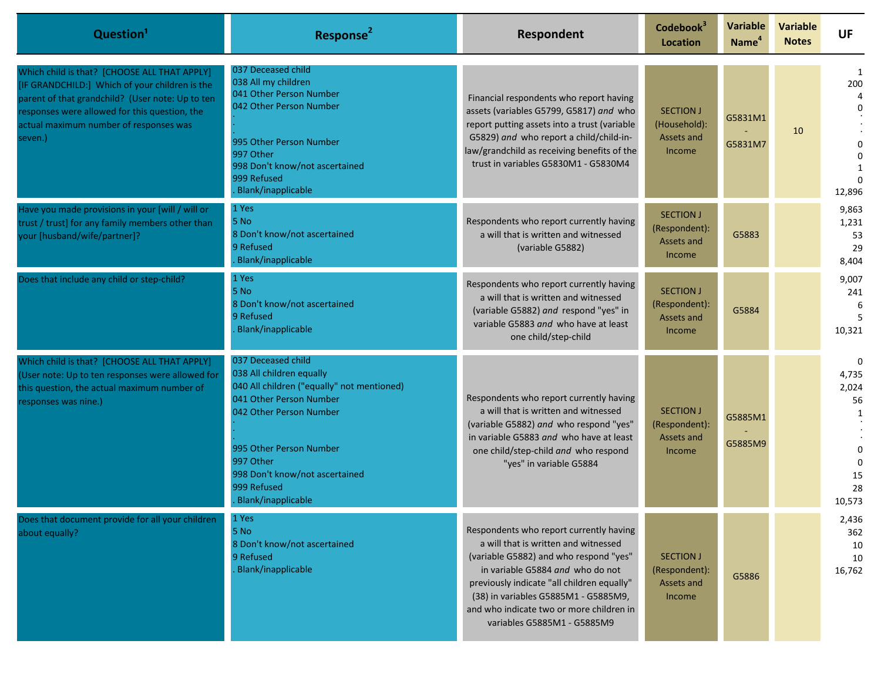| Question[1] | Response[2] | Respondent | Codebook[3] Location | Variable Name[4] | Variable Notes | UF |
|---|---|---|---|---|---|---|
| Which child is that? [CHOOSE ALL THAT APPLY] [IF GRANDCHILD:] Which of your children is the parent of that grandchild? (User note: Up to ten responses were allowed for this question, the actual maximum number of responses was seven.) | 037 Deceased child<br>038 All my children<br>041 Other Person Number<br>042 Other Person Number<br>.<br>.<br>.<br>995 Other Person Number<br>997 Other<br>998 Don't know/not ascertained<br>999 Refused<br>. Blank/inapplicable | Financial respondents who report having assets (variables G5799, G5817) *and* who report putting assets into a trust (variable G5829) *and* who report a child/child-in-law/grandchild as receiving benefits of the trust in variables G5830M1 - G5830M4 | SECTION J (Household): Assets and Income | G5831M1 - G5831M7 | 10 | 1<br>200<br>4<br>0<br>.<br>.<br>.<br>0<br>0<br>1<br>0<br>12,896 |
| Have you made provisions in your [will / will or trust / trust] for any family members other than your [husband/wife/partner]? | 1 Yes<br>5 No<br>8 Don't know/not ascertained<br>9 Refused<br>. Blank/inapplicable | Respondents who report currently having a will that is written and witnessed (variable G5882) | SECTION J (Respondent): Assets and Income | G5883 | | 9,863<br>1,231<br>53<br>29<br>8,404 |
| Does that include any child or step-child? | 1 Yes<br>5 No<br>8 Don't know/not ascertained<br>9 Refused<br>. Blank/inapplicable | Respondents who report currently having a will that is written and witnessed (variable G5882) *and* respond "yes" in variable G5883 *and* who have at least one child/step-child | SECTION J (Respondent): Assets and Income | G5884 | | 9,007<br>241<br>6<br>5<br>10,321 |
| Which child is that? [CHOOSE ALL THAT APPLY] (User note: Up to ten responses were allowed for this question, the actual maximum number of responses was nine.) | 037 Deceased child<br>038 All children equally<br>040 All children ("equally" not mentioned)<br>041 Other Person Number<br>042 Other Person Number<br>.<br>.<br>995 Other Person Number<br>997 Other<br>998 Don't know/not ascertained<br>999 Refused<br>. Blank/inapplicable | Respondents who report currently having a will that is written and witnessed (variable G5882) *and* who respond "yes" in variable G5883 *and* who have at least one child/step-child *and* who respond "yes" in variable G5884 | SECTION J (Respondent): Assets and Income | G5885M1 - G5885M9 | | 0<br>4,735<br>2,024<br>56<br>1<br>.<br>.<br>0<br>0<br>15<br>28<br>10,573 |
| Does that document provide for all your children about equally? | 1 Yes<br>5 No<br>8 Don't know/not ascertained<br>9 Refused<br>. Blank/inapplicable | Respondents who report currently having a will that is written and witnessed (variable G5882) and who respond "yes" in variable G5884 *and* who do not previously indicate "all children equally" (38) in variables G5885M1 - G5885M9, and who indicate two or more children in variables G5885M1 - G5885M9 | SECTION J (Respondent): Assets and Income | G5886 | | 2,436<br>362<br>10<br>10<br>16,762 |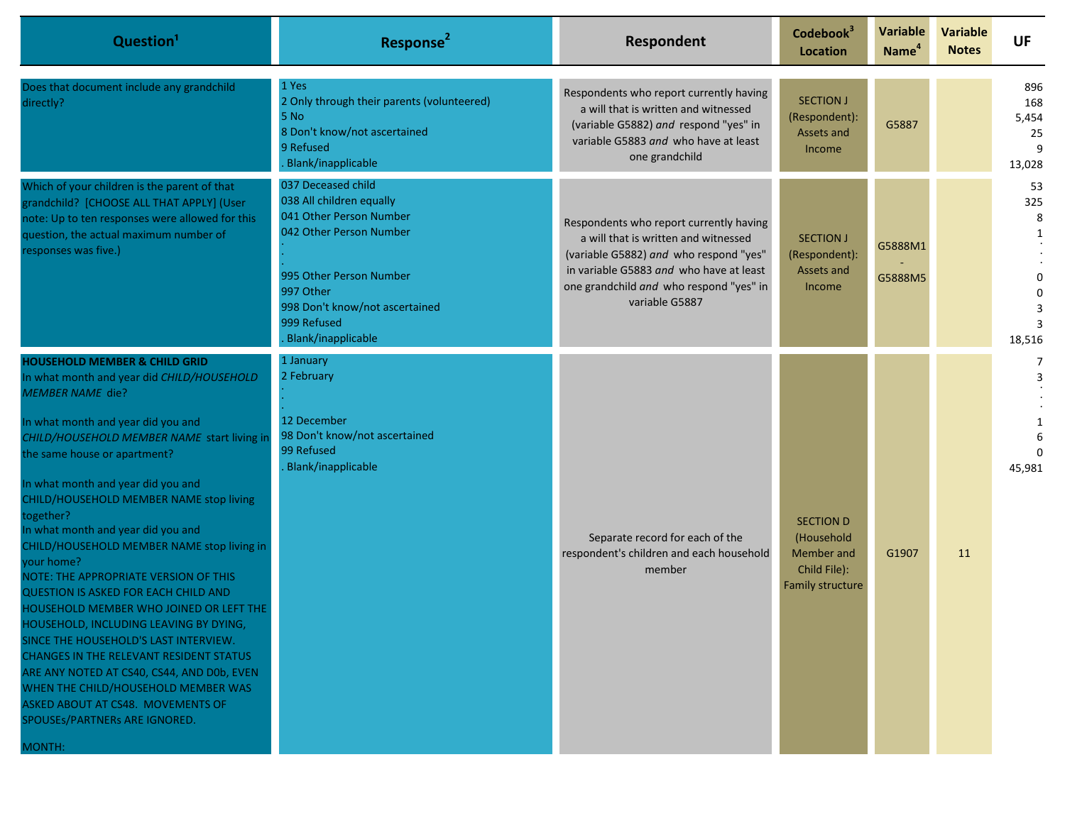| Question[1] | Response[2] | Respondent | Codebook[3] Location | Variable Name[4] | Variable Notes | UF |
|---|---|---|---|---|---|---|
| Does that document include any grandchild directly? | 1 Yes<br>2 Only through their parents (volunteered)<br>5 No<br>8 Don't know/not ascertained<br>9 Refused<br>. Blank/inapplicable | Respondents who report currently having a will that is written and witnessed (variable G5882) *and* respond "yes" in variable G5883 *and* who have at least one grandchild | SECTION J (Respondent): Assets and Income | G5887 | | 896<br>168<br>5,454<br>25<br>9<br>13,028 |
| Which of your children is the parent of that grandchild? [CHOOSE ALL THAT APPLY] (User note: Up to ten responses were allowed for this question, the actual maximum number of responses was five.) | 037 Deceased child<br>038 All children equally<br>041 Other Person Number<br>042 Other Person Number<br>.<br>.<br>.<br>995 Other Person Number<br>997 Other<br>998 Don't know/not ascertained<br>999 Refused<br>. Blank/inapplicable | Respondents who report currently having a will that is written and witnessed (variable G5882) *and* who respond "yes" in variable G5883 *and* who have at least one grandchild *and* who respond "yes" in variable G5887 | SECTION J (Respondent): Assets and Income | G5888M1 - G5888M5 | | 53<br>325<br>8<br>1<br>.<br>.<br>.<br>0<br>0<br>3<br>3<br>18,516 |
| **HOUSEHOLD MEMBER & CHILD GRID**<br>In what month and year did *CHILD/HOUSEHOLD MEMBER NAME* die?<br><br>In what month and year did you and *CHILD/HOUSEHOLD MEMBER NAME* start living in the same house or apartment?<br><br>In what month and year did you and CHILD/HOUSEHOLD MEMBER NAME stop living together?<br>In what month and year did you and CHILD/HOUSEHOLD MEMBER NAME stop living in your home?<br>NOTE: THE APPROPRIATE VERSION OF THIS QUESTION IS ASKED FOR EACH CHILD AND HOUSEHOLD MEMBER WHO JOINED OR LEFT THE HOUSEHOLD, INCLUDING LEAVING BY DYING, SINCE THE HOUSEHOLD'S LAST INTERVIEW. CHANGES IN THE RELEVANT RESIDENT STATUS ARE ANY NOTED AT CS40, CS44, AND D0b, EVEN WHEN THE CHILD/HOUSEHOLD MEMBER WAS ASKED ABOUT AT CS48. MOVEMENTS OF SPOUSEs/PARTNERs ARE IGNORED.<br><br>MONTH: | 1 January<br>2 February<br>.<br>.<br>.<br>12 December<br>98 Don't know/not ascertained<br>99 Refused<br>. Blank/inapplicable | Separate record for each of the respondent's children and each household member | SECTION D (Household Member and Child File): Family structure | G1907 | 11 | 7<br>3<br>.<br>.<br>.<br>1<br>6<br>0<br>45,981 |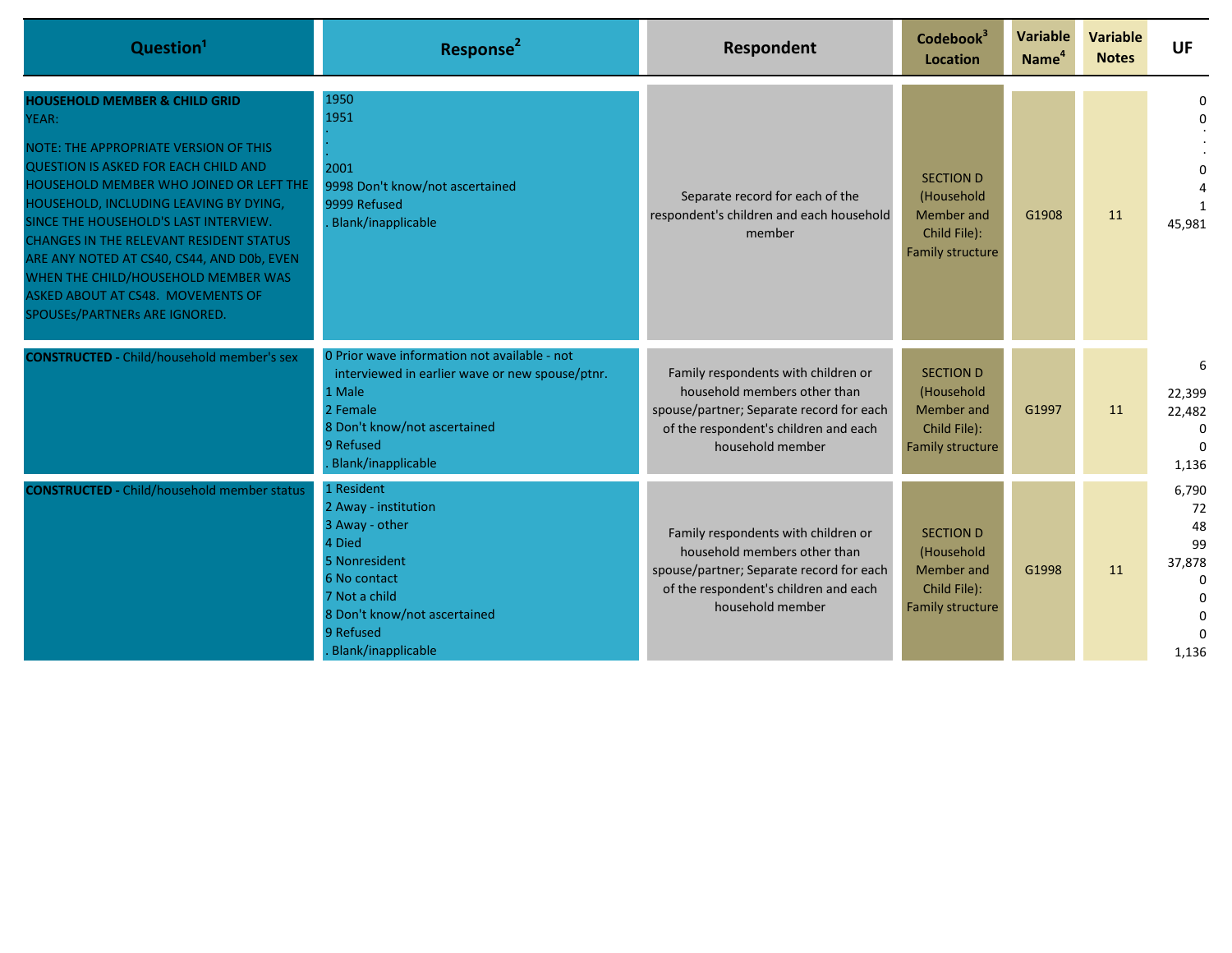| Question[1] | Response[2] | Respondent | Codebook[3] Location | Variable Name[4] | Variable Notes | UF |
|---|---|---|---|---|---|---|
| **HOUSEHOLD MEMBER & CHILD GRID**<br>YEAR:<br><br>NOTE: THE APPROPRIATE VERSION OF THIS QUESTION IS ASKED FOR EACH CHILD AND HOUSEHOLD MEMBER WHO JOINED OR LEFT THE HOUSEHOLD, INCLUDING LEAVING BY DYING, SINCE THE HOUSEHOLD'S LAST INTERVIEW. CHANGES IN THE RELEVANT RESIDENT STATUS ARE ANY NOTED AT CS40, CS44, AND D0b, EVEN WHEN THE CHILD/HOUSEHOLD MEMBER WAS ASKED ABOUT AT CS48. MOVEMENTS OF SPOUSEs/PARTNERs ARE IGNORED. | 1950<br>1951<br>.<br>.<br>.<br>2001<br>9998 Don't know/not ascertained<br>9999 Refused<br>. Blank/inapplicable | Separate record for each of the respondent's children and each household member | SECTION D (Household Member and Child File): Family structure | G1908 | 11 | 0<br>0<br>.<br>.<br>.<br>0<br>4<br>1<br>45,981 |
| **CONSTRUCTED -** Child/household member's sex | 0 Prior wave information not available - not interviewed in earlier wave or new spouse/ptnr.<br>1 Male<br>2 Female<br>8 Don't know/not ascertained<br>9 Refused<br>. Blank/inapplicable | Family respondents with children or household members other than spouse/partner; Separate record for each of the respondent's children and each household member | SECTION D (Household Member and Child File): Family structure | G1997 | 11 | 6<br>22,399<br>22,482<br>0<br>0<br>1,136 |
| **CONSTRUCTED -** Child/household member status | 1 Resident<br>2 Away - institution<br>3 Away - other<br>4 Died<br>5 Nonresident<br>6 No contact<br>7 Not a child<br>8 Don't know/not ascertained<br>9 Refused<br>. Blank/inapplicable | Family respondents with children or household members other than spouse/partner; Separate record for each of the respondent's children and each household member | SECTION D (Household Member and Child File): Family structure | G1998 | 11 | 6,790<br>72<br>48<br>99<br>37,878<br>0<br>0<br>0<br>0<br>1,136 |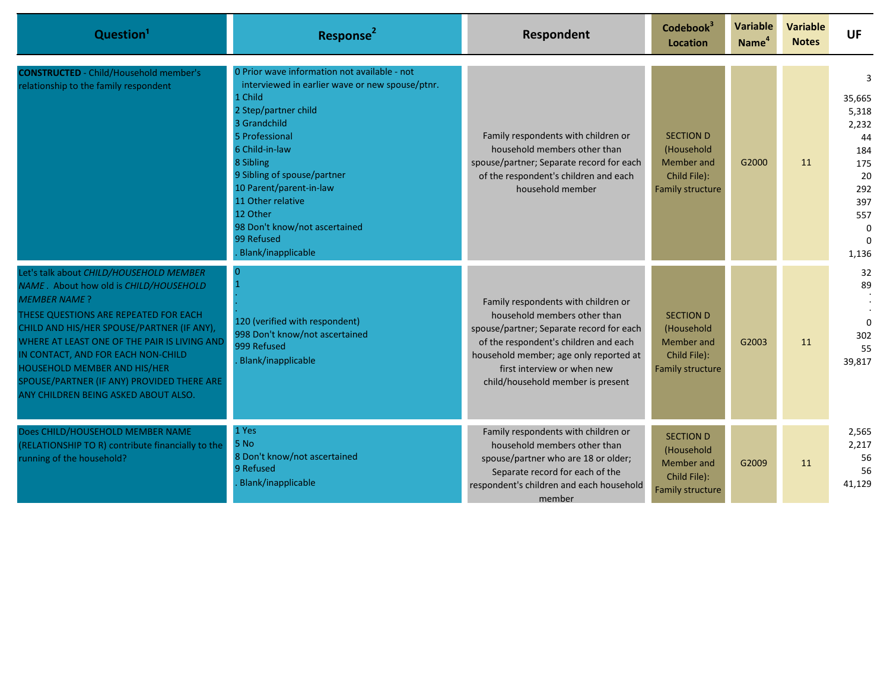| Question[1] | Response[2] | Respondent | Codebook[3] Location | Variable Name[4] | Variable Notes | UF |
|---|---|---|---|---|---|---|
| **CONSTRUCTED** - Child/Household member's relationship to the family respondent | 0 Prior wave information not available - not interviewed in earlier wave or new spouse/ptnr.<br>1 Child<br>2 Step/partner child<br>3 Grandchild<br>5 Professional<br>6 Child-in-law<br>8 Sibling<br>9 Sibling of spouse/partner<br>10 Parent/parent-in-law<br>11 Other relative<br>12 Other<br>98 Don't know/not ascertained<br>99 Refused<br>. Blank/inapplicable | Family respondents with children or household members other than spouse/partner; Separate record for each of the respondent's children and each household member | SECTION D (Household Member and Child File): Family structure | G2000 | 11 | 3<br>35,665<br>5,318<br>2,232<br>44<br>184<br>175<br>20<br>292<br>397<br>557<br>0<br>0<br>1,136 |
| Let's talk about *CHILD/HOUSEHOLD MEMBER NAME* . About how old is *CHILD/HOUSEHOLD MEMBER NAME* ?<br>THESE QUESTIONS ARE REPEATED FOR EACH CHILD AND HIS/HER SPOUSE/PARTNER (IF ANY), WHERE AT LEAST ONE OF THE PAIR IS LIVING AND IN CONTACT, AND FOR EACH NON-CHILD HOUSEHOLD MEMBER AND HIS/HER SPOUSE/PARTNER (IF ANY) PROVIDED THERE ARE ANY CHILDREN BEING ASKED ABOUT ALSO. | 0<br>1<br>.<br>.<br>.<br>120 (verified with respondent)<br>998 Don't know/not ascertained<br>999 Refused<br>. Blank/inapplicable | Family respondents with children or household members other than spouse/partner; Separate record for each of the respondent's children and each household member; age only reported at first interview or when new child/household member is present | SECTION D (Household Member and Child File): Family structure | G2003 | 11 | 32<br>89<br>.<br>.<br>.<br>0<br>302<br>55<br>39,817 |
| Does CHILD/HOUSEHOLD MEMBER NAME (RELATIONSHIP TO R) contribute financially to the running of the household? | 1 Yes<br>5 No<br>8 Don't know/not ascertained<br>9 Refused<br>. Blank/inapplicable | Family respondents with children or household members other than spouse/partner who are 18 or older; Separate record for each of the respondent's children and each household member | SECTION D (Household Member and Child File): Family structure | G2009 | 11 | 2,565<br>2,217<br>56<br>56<br>41,129 |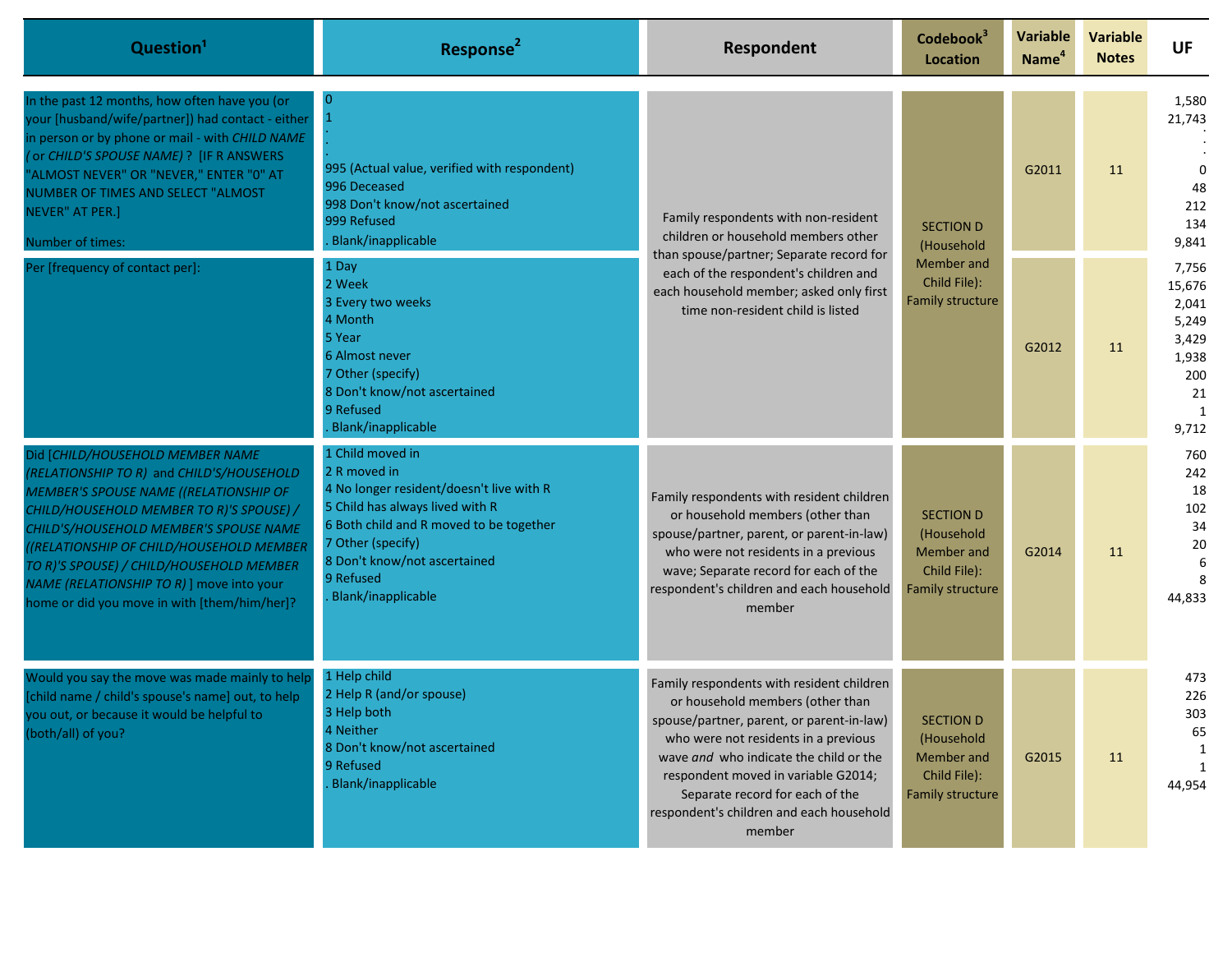| Question[1] | Response[2] | Respondent | Codebook[3] Location | Variable Name[4] | Variable Notes | UF |
|---|---|---|---|---|---|---|
| In the past 12 months, how often have you (or your [husband/wife/partner]) had contact - either in person or by phone or mail - with *CHILD NAME ( or CHILD'S SPOUSE NAME)* ? [IF R ANSWERS "ALMOST NEVER" OR "NEVER," ENTER "0" AT NUMBER OF TIMES AND SELECT "ALMOST NEVER" AT PER.]<br>Number of times: | 0<br>1<br>.<br>.<br>.<br>995 (Actual value, verified with respondent)<br>996 Deceased<br>998 Don't know/not ascertained<br>999 Refused<br>. Blank/inapplicable | Family respondents with non-resident children or household members other than spouse/partner; Separate record for each of the respondent's children and each household member; asked only first time non-resident child is listed | SECTION D (Household Member and Child File): Family structure | G2011 | 11 | 1,580<br>21,743<br>.<br>.<br>0<br>48<br>212<br>134<br>9,841 |
| Per [frequency of contact per]: | 1 Day<br>2 Week<br>3 Every two weeks<br>4 Month<br>5 Year<br>6 Almost never<br>7 Other (specify)<br>8 Don't know/not ascertained<br>9 Refused<br>. Blank/inapplicable | | | G2012 | 11 | 7,756<br>15,676<br>2,041<br>5,249<br>3,429<br>1,938<br>200<br>21<br>1<br>9,712 |
| Did [*CHILD/HOUSEHOLD MEMBER NAME (RELATIONSHIP TO R)* and *CHILD'S/HOUSEHOLD MEMBER'S SPOUSE NAME ((RELATIONSHIP OF CHILD/HOUSEHOLD MEMBER TO R)'S SPOUSE) / CHILD'S/HOUSEHOLD MEMBER'S SPOUSE NAME ((RELATIONSHIP OF CHILD/HOUSEHOLD MEMBER TO R)'S SPOUSE) / CHILD/HOUSEHOLD MEMBER NAME (RELATIONSHIP TO R)* ] move into your home or did you move in with [them/him/her]? | 1 Child moved in<br>2 R moved in<br>4 No longer resident/doesn't live with R<br>5 Child has always lived with R<br>6 Both child and R moved to be together<br>7 Other (specify)<br>8 Don't know/not ascertained<br>9 Refused<br>. Blank/inapplicable | Family respondents with resident children or household members (other than spouse/partner, parent, or parent-in-law) who were not residents in a previous wave; Separate record for each of the respondent's children and each household member | SECTION D (Household Member and Child File): Family structure | G2014 | 11 | 760<br>242<br>18<br>102<br>34<br>20<br>6<br>8<br>44,833 |
| Would you say the move was made mainly to help [child name / child's spouse's name] out, to help you out, or because it would be helpful to (both/all) of you? | 1 Help child<br>2 Help R (and/or spouse)<br>3 Help both<br>4 Neither<br>8 Don't know/not ascertained<br>9 Refused<br>. Blank/inapplicable | Family respondents with resident children or household members (other than spouse/partner, parent, or parent-in-law) who were not residents in a previous wave *and* who indicate the child or the respondent moved in variable G2014; Separate record for each of the respondent's children and each household member | SECTION D (Household Member and Child File): Family structure | G2015 | 11 | 473<br>226<br>303<br>65<br>1<br>1<br>44,954 |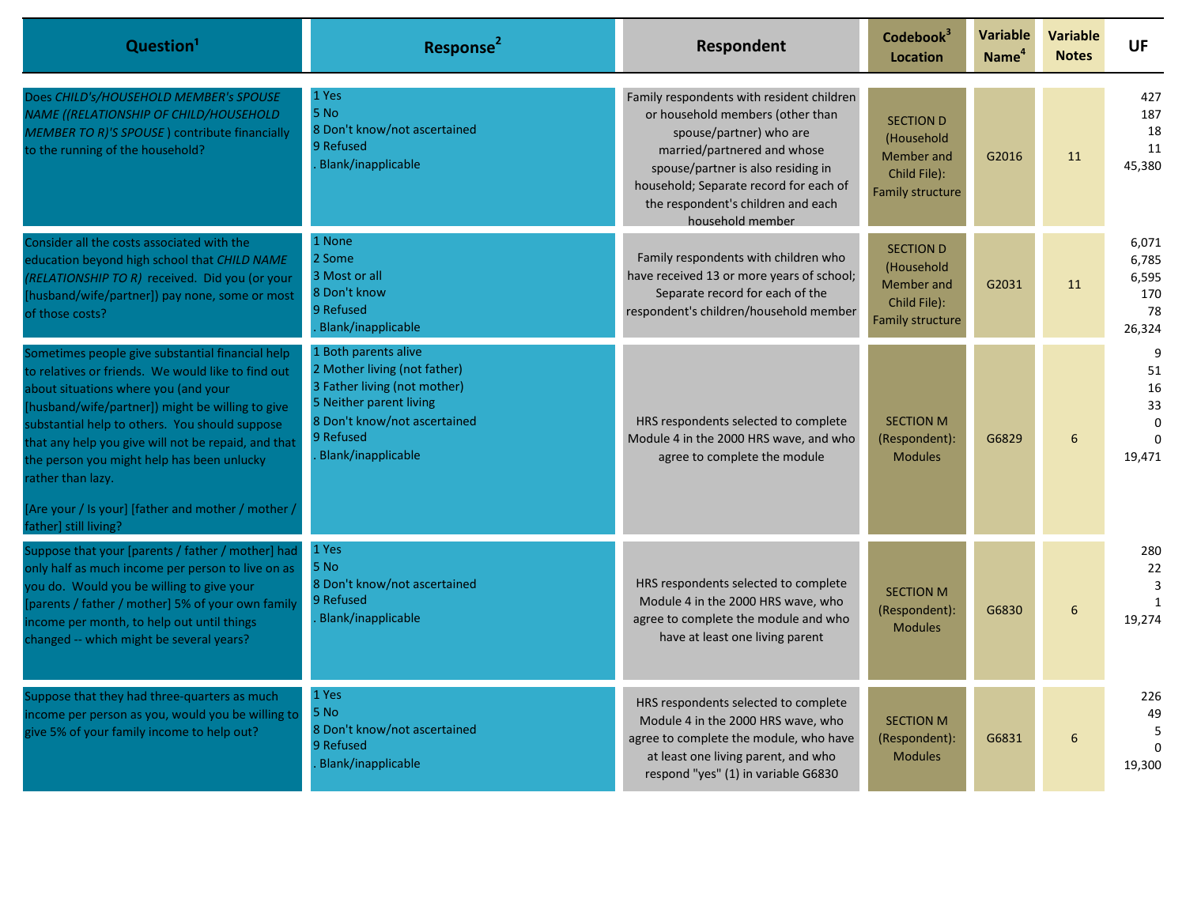| Question[1] | Response[2] | Respondent | Codebook[3] Location | Variable Name[4] | Variable Notes | UF |
|---|---|---|---|---|---|---|
| Does *CHILD's/HOUSEHOLD MEMBER's SPOUSE NAME ((RELATIONSHIP OF CHILD/HOUSEHOLD MEMBER TO R)'S SPOUSE* ) contribute financially to the running of the household? | 1 Yes<br>5 No<br>8 Don't know/not ascertained<br>9 Refused<br>. Blank/inapplicable | Family respondents with resident children or household members (other than spouse/partner) who are married/partnered and whose spouse/partner is also residing in household; Separate record for each of the respondent's children and each household member | SECTION D (Household Member and Child File): Family structure | G2016 | 11 | 427<br>187<br>18<br>11<br>45,380 |
| Consider all the costs associated with the education beyond high school that *CHILD NAME (RELATIONSHIP TO R)* received. Did you (or your [husband/wife/partner]) pay none, some or most of those costs? | 1 None<br>2 Some<br>3 Most or all<br>8 Don't know<br>9 Refused<br>. Blank/inapplicable | Family respondents with children who have received 13 or more years of school; Separate record for each of the respondent's children/household member | SECTION D (Household Member and Child File): Family structure | G2031 | 11 | 6,071<br>6,785<br>6,595<br>170<br>78<br>26,324 |
| Sometimes people give substantial financial help to relatives or friends. We would like to find out about situations where you (and your [husband/wife/partner]) might be willing to give substantial help to others. You should suppose that any help you give will not be repaid, and that the person you might help has been unlucky rather than lazy.<br><br>[Are your / Is your] [father and mother / mother / father] still living? | 1 Both parents alive<br>2 Mother living (not father)<br>3 Father living (not mother)<br>5 Neither parent living<br>8 Don't know/not ascertained<br>9 Refused<br>. Blank/inapplicable | HRS respondents selected to complete Module 4 in the 2000 HRS wave, and who agree to complete the module | SECTION M (Respondent): Modules | G6829 | 6 | 9<br>51<br>16<br>33<br>0<br>0<br>19,471 |
| Suppose that your [parents / father / mother] had only half as much income per person to live on as you do. Would you be willing to give your [parents / father / mother] 5% of your own family income per month, to help out until things changed -- which might be several years? | 1 Yes<br>5 No<br>8 Don't know/not ascertained<br>9 Refused<br>. Blank/inapplicable | HRS respondents selected to complete Module 4 in the 2000 HRS wave, who agree to complete the module and who have at least one living parent | SECTION M (Respondent): Modules | G6830 | 6 | 280<br>22<br>3<br>1<br>19,274 |
| Suppose that they had three-quarters as much income per person as you, would you be willing to give 5% of your family income to help out? | 1 Yes<br>5 No<br>8 Don't know/not ascertained<br>9 Refused<br>. Blank/inapplicable | HRS respondents selected to complete Module 4 in the 2000 HRS wave, who agree to complete the module, who have at least one living parent, and who respond "yes" (1) in variable G6830 | SECTION M (Respondent): Modules | G6831 | 6 | 226<br>49<br>5<br>0<br>19,300 |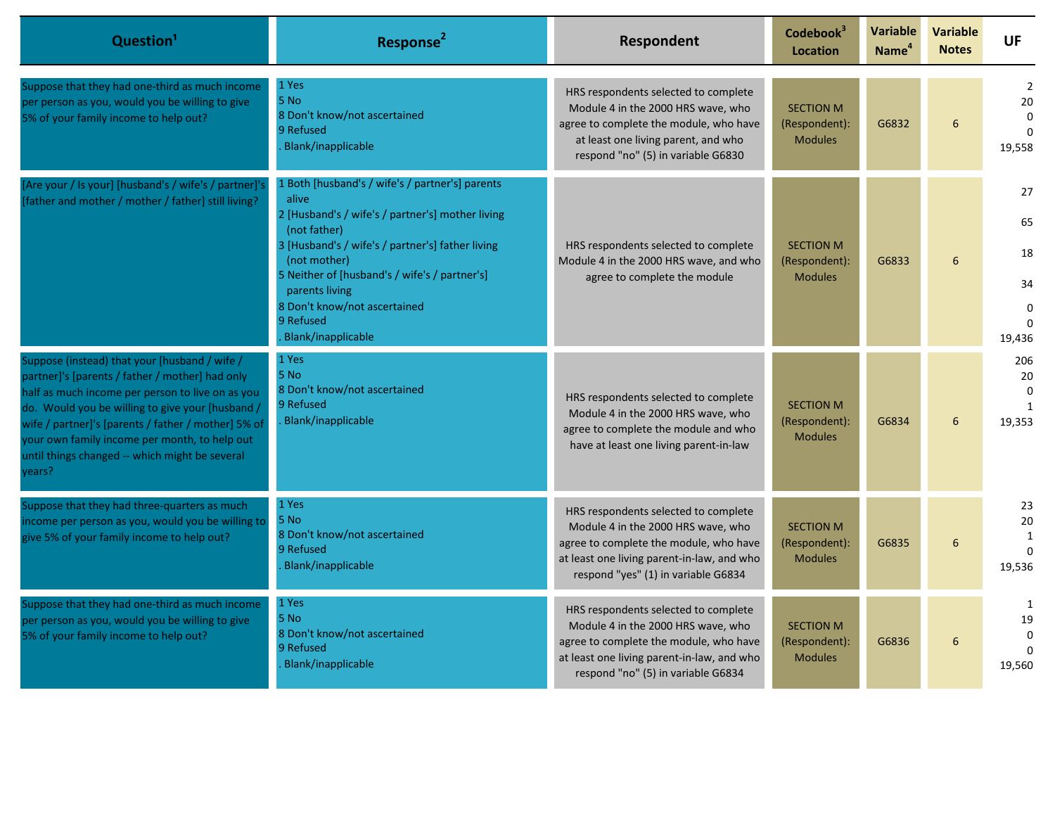| Question[1] | Response[2] | Respondent | Codebook[3] Location | Variable Name[4] | Variable Notes | UF |
|---|---|---|---|---|---|---|
| Suppose that they had one-third as much income per person as you, would you be willing to give 5% of your family income to help out? | 1 Yes<br>5 No<br>8 Don't know/not ascertained<br>9 Refused<br>. Blank/inapplicable | HRS respondents selected to complete Module 4 in the 2000 HRS wave, who agree to complete the module, who have at least one living parent, and who respond "no" (5) in variable G6830 | SECTION M (Respondent): Modules | G6832 | 6 | 2<br>20<br>0<br>0<br>19,558 |
| [Are your / Is your] [husband's / wife's / partner]'s [father and mother / mother / father] still living? | 1 Both [husband's / wife's / partner's] parents alive<br>2 [Husband's / wife's / partner's] mother living (not father)<br>3 [Husband's / wife's / partner's] father living (not mother)<br>5 Neither of [husband's / wife's / partner's] parents living<br>8 Don't know/not ascertained<br>9 Refused<br>. Blank/inapplicable | HRS respondents selected to complete Module 4 in the 2000 HRS wave, and who agree to complete the module | SECTION M (Respondent): Modules | G6833 | 6 | 27<br>65<br>18<br>34<br>0<br>0<br>19,436 |
| Suppose (instead) that your [husband / wife / partner]'s [parents / father / mother] had only half as much income per person to live on as you do. Would you be willing to give your [husband / wife / partner]'s [parents / father / mother] 5% of your own family income per month, to help out until things changed -- which might be several years? | 1 Yes<br>5 No<br>8 Don't know/not ascertained<br>9 Refused<br>. Blank/inapplicable | HRS respondents selected to complete Module 4 in the 2000 HRS wave, who agree to complete the module and who have at least one living parent-in-law | SECTION M (Respondent): Modules | G6834 | 6 | 206<br>20<br>0<br>1<br>19,353 |
| Suppose that they had three-quarters as much income per person as you, would you be willing to give 5% of your family income to help out? | 1 Yes<br>5 No<br>8 Don't know/not ascertained<br>9 Refused<br>. Blank/inapplicable | HRS respondents selected to complete Module 4 in the 2000 HRS wave, who agree to complete the module, who have at least one living parent-in-law, and who respond "yes" (1) in variable G6834 | SECTION M (Respondent): Modules | G6835 | 6 | 23<br>20<br>1<br>0<br>19,536 |
| Suppose that they had one-third as much income per person as you, would you be willing to give 5% of your family income to help out? | 1 Yes<br>5 No<br>8 Don't know/not ascertained<br>9 Refused<br>. Blank/inapplicable | HRS respondents selected to complete Module 4 in the 2000 HRS wave, who agree to complete the module, who have at least one living parent-in-law, and who respond "no" (5) in variable G6834 | SECTION M (Respondent): Modules | G6836 | 6 | 1<br>19<br>0<br>0<br>19,560 |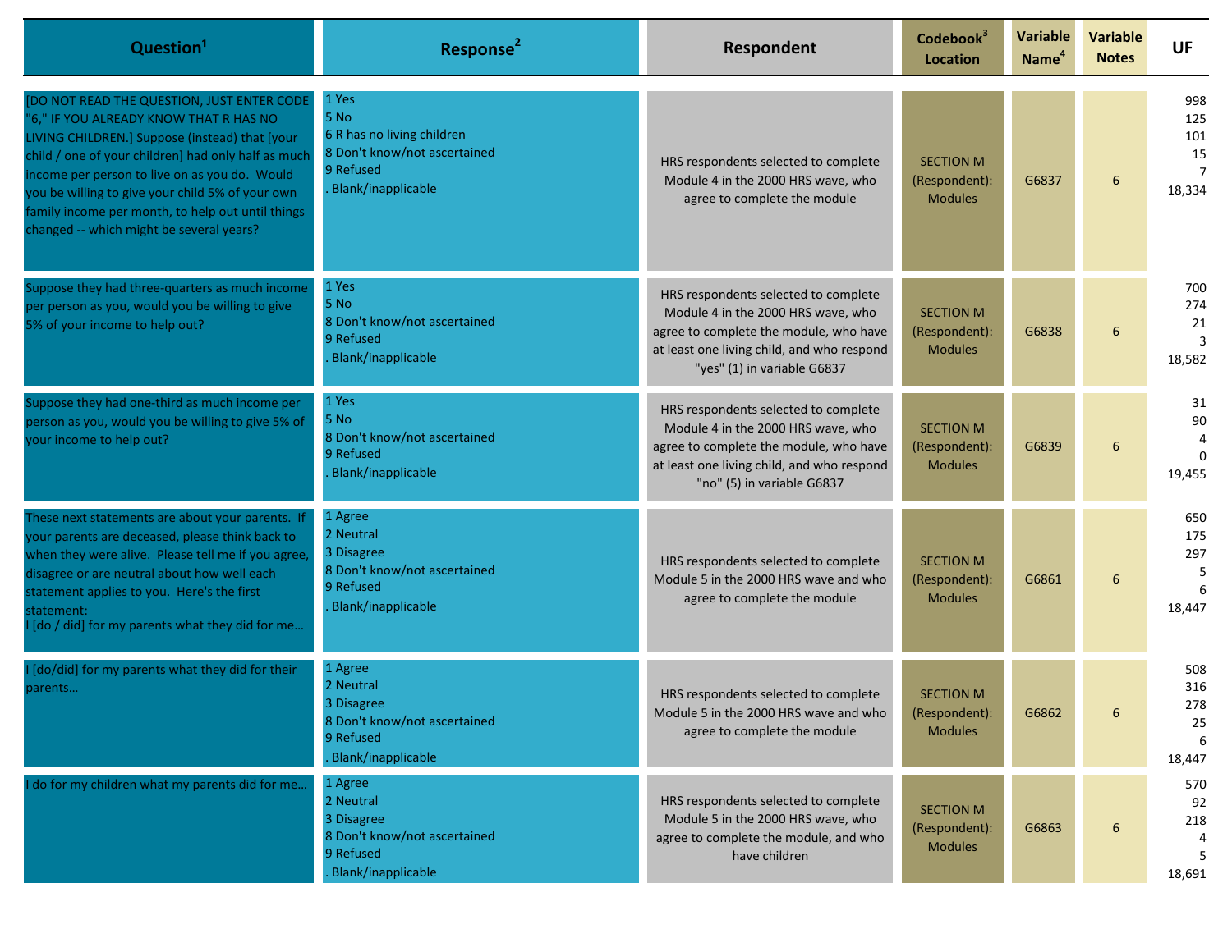| Question[1] | Response[2] | Respondent | Codebook[3] Location | Variable Name[4] | Variable Notes | UF |
|---|---|---|---|---|---|---|
| [DO NOT READ THE QUESTION, JUST ENTER CODE "6," IF YOU ALREADY KNOW THAT R HAS NO LIVING CHILDREN.] Suppose (instead) that [your child / one of your children] had only half as much income per person to live on as you do. Would you be willing to give your child 5% of your own family income per month, to help out until things changed -- which might be several years? | 1 Yes<br>5 No<br>6 R has no living children<br>8 Don't know/not ascertained<br>9 Refused<br>. Blank/inapplicable | HRS respondents selected to complete Module 4 in the 2000 HRS wave, who agree to complete the module | SECTION M (Respondent): Modules | G6837 | 6 | 998<br>125<br>101<br>15<br>7<br>18,334 |
| Suppose they had three-quarters as much income per person as you, would you be willing to give 5% of your income to help out? | 1 Yes<br>5 No<br>8 Don't know/not ascertained<br>9 Refused<br>. Blank/inapplicable | HRS respondents selected to complete Module 4 in the 2000 HRS wave, who agree to complete the module, who have at least one living child, and who respond "yes" (1) in variable G6837 | SECTION M (Respondent): Modules | G6838 | 6 | 700<br>274<br>21<br>3<br>18,582 |
| Suppose they had one-third as much income per person as you, would you be willing to give 5% of your income to help out? | 1 Yes<br>5 No<br>8 Don't know/not ascertained<br>9 Refused<br>. Blank/inapplicable | HRS respondents selected to complete Module 4 in the 2000 HRS wave, who agree to complete the module, who have at least one living child, and who respond "no" (5) in variable G6837 | SECTION M (Respondent): Modules | G6839 | 6 | 31<br>90<br>4<br>0<br>19,455 |
| These next statements are about your parents. If your parents are deceased, please think back to when they were alive. Please tell me if you agree, disagree or are neutral about how well each statement applies to you. Here's the first statement:<br>I [do / did] for my parents what they did for me… | 1 Agree<br>2 Neutral<br>3 Disagree<br>8 Don't know/not ascertained<br>9 Refused<br>. Blank/inapplicable | HRS respondents selected to complete Module 5 in the 2000 HRS wave and who agree to complete the module | SECTION M (Respondent): Modules | G6861 | 6 | 650<br>175<br>297<br>5<br>6<br>18,447 |
| I [do/did] for my parents what they did for their parents… | 1 Agree<br>2 Neutral<br>3 Disagree<br>8 Don't know/not ascertained<br>9 Refused<br>. Blank/inapplicable | HRS respondents selected to complete Module 5 in the 2000 HRS wave and who agree to complete the module | SECTION M (Respondent): Modules | G6862 | 6 | 508<br>316<br>278<br>25<br>6<br>18,447 |
| I do for my children what my parents did for me… | 1 Agree<br>2 Neutral<br>3 Disagree<br>8 Don't know/not ascertained<br>9 Refused<br>. Blank/inapplicable | HRS respondents selected to complete Module 5 in the 2000 HRS wave, who agree to complete the module, and who have children | SECTION M (Respondent): Modules | G6863 | 6 | 570<br>92<br>218<br>4<br>5<br>18,691 |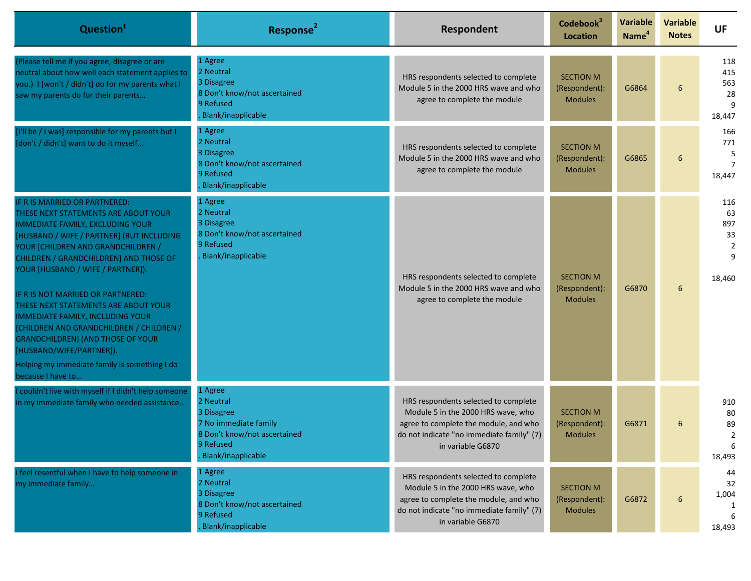| Question[1] | Response[2] | Respondent | Codebook[3] Location | Variable Name[4] | Variable Notes | UF |
|---|---|---|---|---|---|---|
| (Please tell me if you agree, disagree or are neutral about how well each statement applies to you.) I [won't / didn't] do for my parents what I saw my parents do for their parents… | 1 Agree<br>2 Neutral<br>3 Disagree<br>8 Don't know/not ascertained<br>9 Refused<br>. Blank/inapplicable | HRS respondents selected to complete Module 5 in the 2000 HRS wave and who agree to complete the module | SECTION M (Respondent): Modules | G6864 | 6 | 118<br>415<br>563<br>28<br>9<br>18,447 |
| [I'll be / I was] responsible for my parents but I [don't / didn't] want to do it myself… | 1 Agree<br>2 Neutral<br>3 Disagree<br>8 Don't know/not ascertained<br>9 Refused<br>. Blank/inapplicable | HRS respondents selected to complete Module 5 in the 2000 HRS wave and who agree to complete the module | SECTION M (Respondent): Modules | G6865 | 6 | 166<br>771<br>5<br>7<br>18,447 |
| IF R IS MARRIED OR PARTNERED:<br>THESE NEXT STATEMENTS ARE ABOUT YOUR IMMEDIATE FAMILY, EXCLUDING YOUR [HUSBAND / WIFE / PARTNER] (BUT INCLUDING YOUR [CHILDREN AND GRANDCHILDREN / CHILDREN / GRANDCHILDREN] AND THOSE OF YOUR [HUSBAND / WIFE / PARTNER]).<br><br>IF R IS NOT MARRIED OR PARTNERED:<br>THESE NEXT STATEMENTS ARE ABOUT YOUR IMMEDIATE FAMILY, INCLUDING YOUR [CHILDREN AND GRANDCHILDREN / CHILDREN / GRANDCHILDREN] (AND THOSE OF YOUR [HUSBAND/WIFE/PARTNER]).<br>Helping my immediate family is something I do because I have to… | 1 Agree<br>2 Neutral<br>3 Disagree<br>8 Don't know/not ascertained<br>9 Refused<br>. Blank/inapplicable | HRS respondents selected to complete Module 5 in the 2000 HRS wave and who agree to complete the module | SECTION M (Respondent): Modules | G6870 | 6 | 116<br>63<br>897<br>33<br>2<br>9<br><br>18,460 |
| I couldn't live with myself if I didn't help someone in my immediate family who needed assistance… | 1 Agree<br>2 Neutral<br>3 Disagree<br>7 No immediate family<br>8 Don't know/not ascertained<br>9 Refused<br>. Blank/inapplicable | HRS respondents selected to complete Module 5 in the 2000 HRS wave, who agree to complete the module, and who do not indicate "no immediate family" (7) in variable G6870 | SECTION M (Respondent): Modules | G6871 | 6 | 910<br>80<br>89<br>2<br>6<br>18,493 |
| I feel resentful when I have to help someone in my immediate family… | 1 Agree<br>2 Neutral<br>3 Disagree<br>8 Don't know/not ascertained<br>9 Refused<br>. Blank/inapplicable | HRS respondents selected to complete Module 5 in the 2000 HRS wave, who agree to complete the module, and who do not indicate "no immediate family" (7) in variable G6870 | SECTION M (Respondent): Modules | G6872 | 6 | 44<br>32<br>1,004<br>1<br>6<br>18,493 |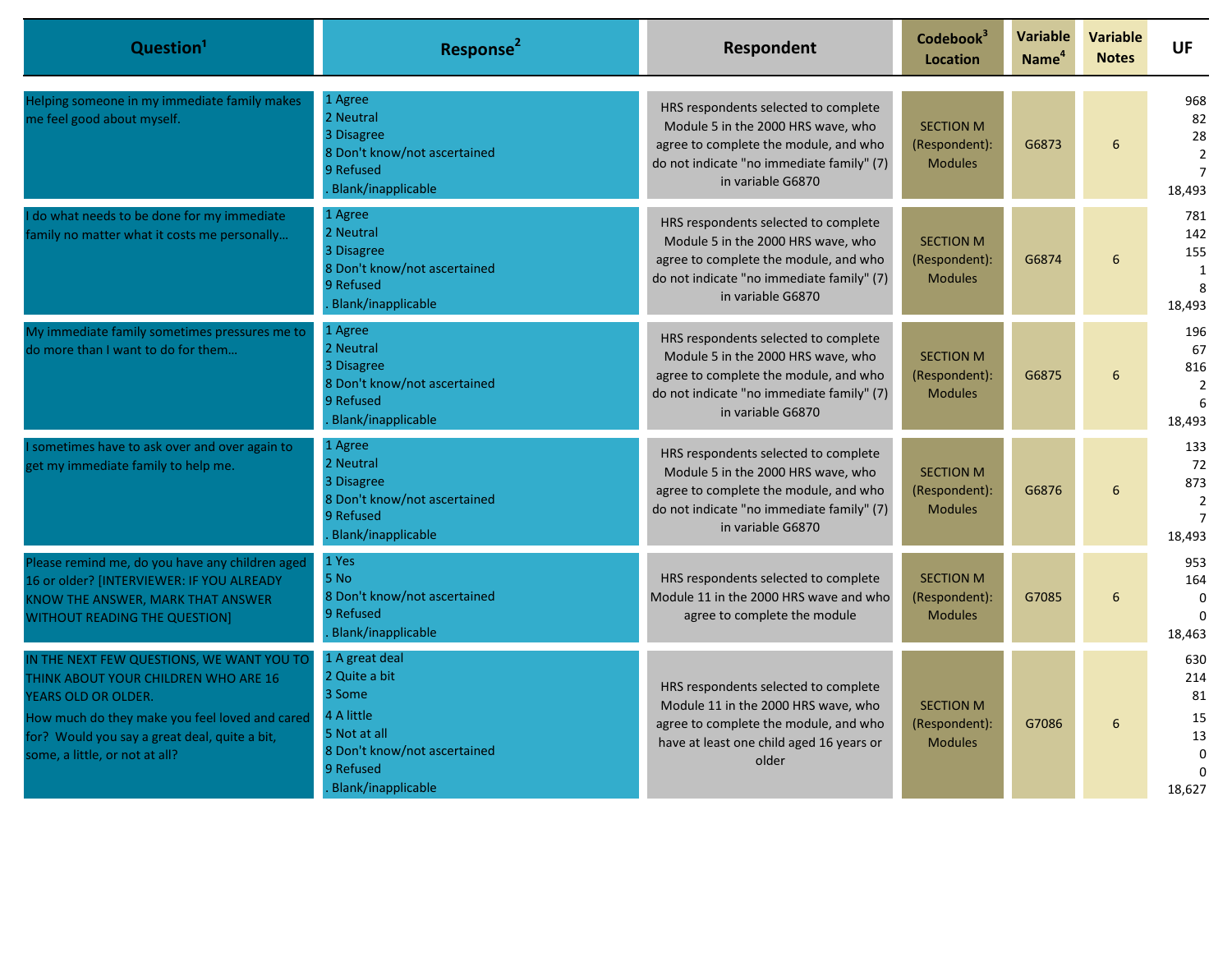| Question[1] | Response[2] | Respondent | Codebook[3] Location | Variable Name[4] | Variable Notes | UF |
|---|---|---|---|---|---|---|
| Helping someone in my immediate family makes me feel good about myself. | 1 Agree<br>2 Neutral<br>3 Disagree<br>8 Don't know/not ascertained<br>9 Refused<br>. Blank/inapplicable | HRS respondents selected to complete Module 5 in the 2000 HRS wave, who agree to complete the module, and who do not indicate "no immediate family" (7) in variable G6870 | SECTION M (Respondent): Modules | G6873 | 6 | 968<br>82<br>28<br>2<br>7<br>18,493 |
| I do what needs to be done for my immediate family no matter what it costs me personally… | 1 Agree<br>2 Neutral<br>3 Disagree<br>8 Don't know/not ascertained<br>9 Refused<br>. Blank/inapplicable | HRS respondents selected to complete Module 5 in the 2000 HRS wave, who agree to complete the module, and who do not indicate "no immediate family" (7) in variable G6870 | SECTION M (Respondent): Modules | G6874 | 6 | 781<br>142<br>155<br>1<br>8<br>18,493 |
| My immediate family sometimes pressures me to do more than I want to do for them… | 1 Agree<br>2 Neutral<br>3 Disagree<br>8 Don't know/not ascertained<br>9 Refused<br>. Blank/inapplicable | HRS respondents selected to complete Module 5 in the 2000 HRS wave, who agree to complete the module, and who do not indicate "no immediate family" (7) in variable G6870 | SECTION M (Respondent): Modules | G6875 | 6 | 196<br>67<br>816<br>2<br>6<br>18,493 |
| I sometimes have to ask over and over again to get my immediate family to help me. | 1 Agree<br>2 Neutral<br>3 Disagree<br>8 Don't know/not ascertained<br>9 Refused<br>. Blank/inapplicable | HRS respondents selected to complete Module 5 in the 2000 HRS wave, who agree to complete the module, and who do not indicate "no immediate family" (7) in variable G6870 | SECTION M (Respondent): Modules | G6876 | 6 | 133<br>72<br>873<br>2<br>7<br>18,493 |
| Please remind me, do you have any children aged 16 or older? [INTERVIEWER: IF YOU ALREADY KNOW THE ANSWER, MARK THAT ANSWER WITHOUT READING THE QUESTION] | 1 Yes<br>5 No<br>8 Don't know/not ascertained<br>9 Refused<br>. Blank/inapplicable | HRS respondents selected to complete Module 11 in the 2000 HRS wave and who agree to complete the module | SECTION M (Respondent): Modules | G7085 | 6 | 953<br>164<br>0<br>0<br>18,463 |
| IN THE NEXT FEW QUESTIONS, WE WANT YOU TO THINK ABOUT YOUR CHILDREN WHO ARE 16 YEARS OLD OR OLDER.<br>How much do they make you feel loved and cared for? Would you say a great deal, quite a bit, some, a little, or not at all? | 1 A great deal<br>2 Quite a bit<br>3 Some<br>4 A little<br>5 Not at all<br>8 Don't know/not ascertained<br>9 Refused<br>. Blank/inapplicable | HRS respondents selected to complete Module 11 in the 2000 HRS wave, who agree to complete the module, and who have at least one child aged 16 years or older | SECTION M (Respondent): Modules | G7086 | 6 | 630<br>214<br>81<br>15<br>13<br>0<br>0<br>18,627 |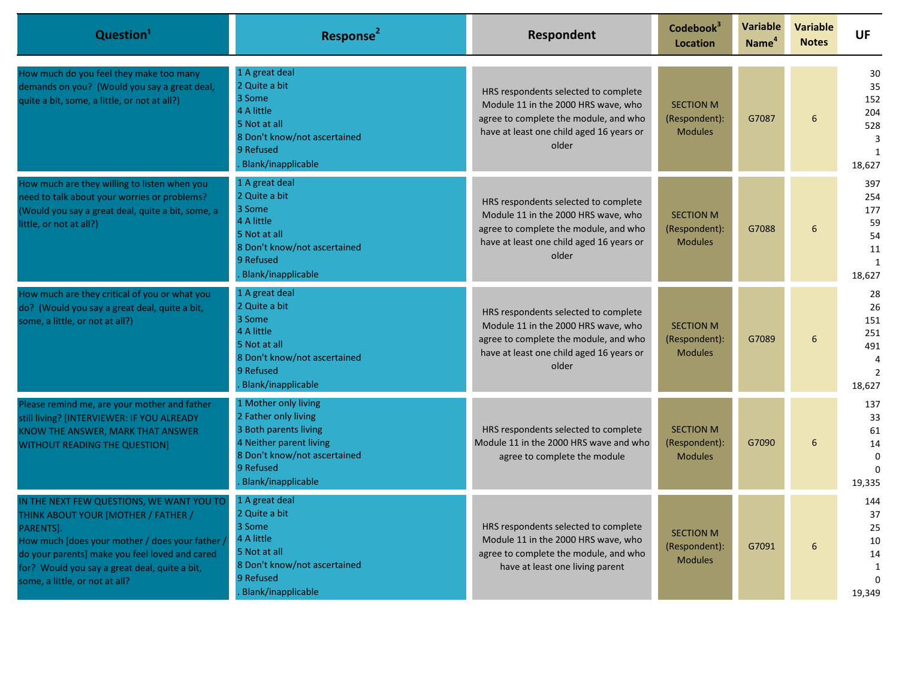| Question[1] | Response[2] | Respondent | Codebook[3] Location | Variable Name[4] | Variable Notes | UF |
|---|---|---|---|---|---|---|
| How much do you feel they make too many demands on you? (Would you say a great deal, quite a bit, some, a little, or not at all?) | 1 A great deal<br>2 Quite a bit<br>3 Some<br>4 A little<br>5 Not at all<br>8 Don't know/not ascertained<br>9 Refused<br>. Blank/inapplicable | HRS respondents selected to complete Module 11 in the 2000 HRS wave, who agree to complete the module, and who have at least one child aged 16 years or older | SECTION M (Respondent): Modules | G7087 | 6 | 30<br>35<br>152<br>204<br>528<br>3<br>1<br>18,627 |
| How much are they willing to listen when you need to talk about your worries or problems? (Would you say a great deal, quite a bit, some, a little, or not at all?) | 1 A great deal<br>2 Quite a bit<br>3 Some<br>4 A little<br>5 Not at all<br>8 Don't know/not ascertained<br>9 Refused<br>. Blank/inapplicable | HRS respondents selected to complete Module 11 in the 2000 HRS wave, who agree to complete the module, and who have at least one child aged 16 years or older | SECTION M (Respondent): Modules | G7088 | 6 | 397<br>254<br>177<br>59<br>54<br>11<br>1<br>18,627 |
| How much are they critical of you or what you do? (Would you say a great deal, quite a bit, some, a little, or not at all?) | 1 A great deal<br>2 Quite a bit<br>3 Some<br>4 A little<br>5 Not at all<br>8 Don't know/not ascertained<br>9 Refused<br>. Blank/inapplicable | HRS respondents selected to complete Module 11 in the 2000 HRS wave, who agree to complete the module, and who have at least one child aged 16 years or older | SECTION M (Respondent): Modules | G7089 | 6 | 28<br>26<br>151<br>251<br>491<br>4<br>2<br>18,627 |
| Please remind me, are your mother and father still living? [INTERVIEWER: IF YOU ALREADY KNOW THE ANSWER, MARK THAT ANSWER WITHOUT READING THE QUESTION] | 1 Mother only living<br>2 Father only living<br>3 Both parents living<br>4 Neither parent living<br>8 Don't know/not ascertained<br>9 Refused<br>. Blank/inapplicable | HRS respondents selected to complete Module 11 in the 2000 HRS wave and who agree to complete the module | SECTION M (Respondent): Modules | G7090 | 6 | 137<br>33<br>61<br>14<br>0<br>0<br>19,335 |
| IN THE NEXT FEW QUESTIONS, WE WANT YOU TO THINK ABOUT YOUR [MOTHER / FATHER / PARENTS].<br>How much [does your mother / does your father / do your parents] make you feel loved and cared for? Would you say a great deal, quite a bit, some, a little, or not at all? | 1 A great deal<br>2 Quite a bit<br>3 Some<br>4 A little<br>5 Not at all<br>8 Don't know/not ascertained<br>9 Refused<br>. Blank/inapplicable | HRS respondents selected to complete Module 11 in the 2000 HRS wave, who agree to complete the module, and who have at least one living parent | SECTION M (Respondent): Modules | G7091 | 6 | 144<br>37<br>25<br>10<br>14<br>1<br>0<br>19,349 |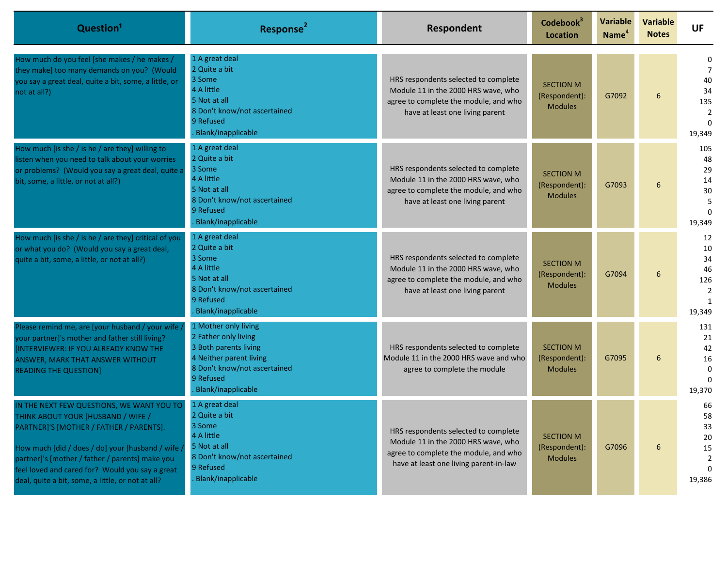| Question[1] | Response[2] | Respondent | Codebook[3] Location | Variable Name[4] | Variable Notes | UF |
|---|---|---|---|---|---|---|
| How much do you feel [she makes / he makes / they make] too many demands on you? (Would you say a great deal, quite a bit, some, a little, or not at all?) | 1 A great deal<br>2 Quite a bit<br>3 Some<br>4 A little<br>5 Not at all<br>8 Don't know/not ascertained<br>9 Refused<br>. Blank/inapplicable | HRS respondents selected to complete Module 11 in the 2000 HRS wave, who agree to complete the module, and who have at least one living parent | SECTION M (Respondent): Modules | G7092 | 6 | 0<br>7<br>40<br>34<br>135<br>2<br>0<br>19,349 |
| How much [is she / is he / are they] willing to listen when you need to talk about your worries or problems? (Would you say a great deal, quite a bit, some, a little, or not at all?) | 1 A great deal<br>2 Quite a bit<br>3 Some<br>4 A little<br>5 Not at all<br>8 Don't know/not ascertained<br>9 Refused<br>. Blank/inapplicable | HRS respondents selected to complete Module 11 in the 2000 HRS wave, who agree to complete the module, and who have at least one living parent | SECTION M (Respondent): Modules | G7093 | 6 | 105<br>48<br>29<br>14<br>30<br>5<br>0<br>19,349 |
| How much [is she / is he / are they] critical of you or what you do? (Would you say a great deal, quite a bit, some, a little, or not at all?) | 1 A great deal<br>2 Quite a bit<br>3 Some<br>4 A little<br>5 Not at all<br>8 Don't know/not ascertained<br>9 Refused<br>. Blank/inapplicable | HRS respondents selected to complete Module 11 in the 2000 HRS wave, who agree to complete the module, and who have at least one living parent | SECTION M (Respondent): Modules | G7094 | 6 | 12<br>10<br>34<br>46<br>126<br>2<br>1<br>19,349 |
| Please remind me, are [your husband / your wife / your partner]'s mother and father still living? [INTERVIEWER: IF YOU ALREADY KNOW THE ANSWER, MARK THAT ANSWER WITHOUT READING THE QUESTION] | 1 Mother only living<br>2 Father only living<br>3 Both parents living<br>4 Neither parent living<br>8 Don't know/not ascertained<br>9 Refused<br>. Blank/inapplicable | HRS respondents selected to complete Module 11 in the 2000 HRS wave and who agree to complete the module | SECTION M (Respondent): Modules | G7095 | 6 | 131<br>21<br>42<br>16<br>0<br>0<br>19,370 |
| IN THE NEXT FEW QUESTIONS, WE WANT YOU TO THINK ABOUT YOUR [HUSBAND / WIFE / PARTNER]'S [MOTHER / FATHER / PARENTS].<br><br>How much [did / does / do] your [husband / wife / partner]'s [mother / father / parents] make you feel loved and cared for? Would you say a great deal, quite a bit, some, a little, or not at all? | 1 A great deal<br>2 Quite a bit<br>3 Some<br>4 A little<br>5 Not at all<br>8 Don't know/not ascertained<br>9 Refused<br>. Blank/inapplicable | HRS respondents selected to complete Module 11 in the 2000 HRS wave, who agree to complete the module, and who have at least one living parent-in-law | SECTION M (Respondent): Modules | G7096 | 6 | 66<br>58<br>33<br>20<br>15<br>2<br>0<br>19,386 |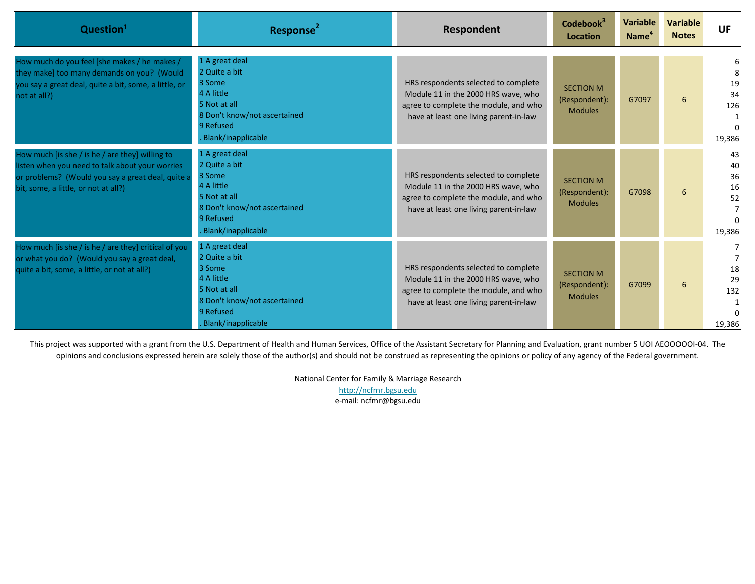| Question[1] | Response[2] | Respondent | Codebook[3] Location | Variable Name[4] | Variable Notes | UF |
|---|---|---|---|---|---|---|
| How much do you feel [she makes / he makes / they make] too many demands on you? (Would you say a great deal, quite a bit, some, a little, or not at all?) | 1 A great deal<br>2 Quite a bit<br>3 Some<br>4 A little<br>5 Not at all<br>8 Don't know/not ascertained<br>9 Refused<br>. Blank/inapplicable | HRS respondents selected to complete Module 11 in the 2000 HRS wave, who agree to complete the module, and who have at least one living parent-in-law | SECTION M (Respondent): Modules | G7097 | 6 | 6<br>8<br>19<br>34<br>126<br>1<br>0<br>19,386 |
| How much [is she / is he / are they] willing to listen when you need to talk about your worries or problems? (Would you say a great deal, quite a bit, some, a little, or not at all?) | 1 A great deal<br>2 Quite a bit<br>3 Some<br>4 A little<br>5 Not at all<br>8 Don't know/not ascertained<br>9 Refused<br>. Blank/inapplicable | HRS respondents selected to complete Module 11 in the 2000 HRS wave, who agree to complete the module, and who have at least one living parent-in-law | SECTION M (Respondent): Modules | G7098 | 6 | 43<br>40<br>36<br>16<br>52<br>7<br>0<br>19,386 |
| How much [is she / is he / are they] critical of you or what you do? (Would you say a great deal, quite a bit, some, a little, or not at all?) | 1 A great deal<br>2 Quite a bit<br>3 Some<br>4 A little<br>5 Not at all<br>8 Don't know/not ascertained<br>9 Refused<br>. Blank/inapplicable | HRS respondents selected to complete Module 11 in the 2000 HRS wave, who agree to complete the module, and who have at least one living parent-in-law | SECTION M (Respondent): Modules | G7099 | 6 | 7<br>7<br>18<br>29<br>132<br>1<br>0<br>19,386 |

This project was supported with a grant from the U.S. Department of Health and Human Services, Office of the Assistant Secretary for Planning and Evaluation, grant number 5 UOI AEOOOOOI-04. The opinions and conclusions expressed herein are solely those of the author(s) and should not be construed as representing the opinions or policy of any agency of the Federal government.

National Center for Family & Marriage Research
http://ncfmr.bgsu.edu
e-mail: ncfmr@bgsu.edu